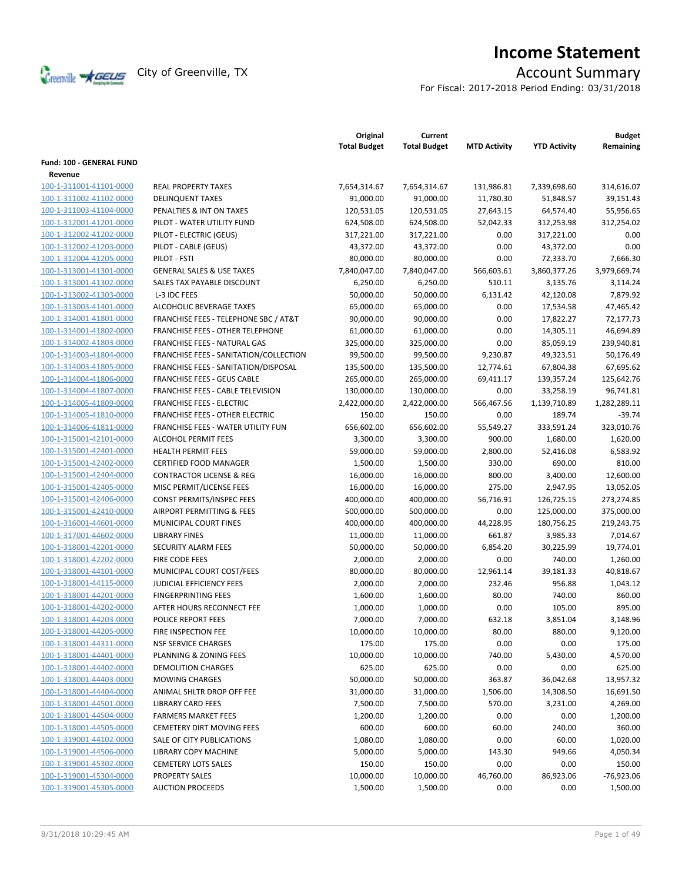# Income Statement

City of Greenville, TX

## Account Summary

For Fiscal: 2017-2018 Period Ending: 03/31/2018

| | | Original Total Budget | Current Total Budget | MTD Activity | YTD Activity | Budget Remaining |
|---|---|---|---|---|---|---|
| **Fund: 100 - GENERAL FUND** | | | | | | |
| **Revenue** | | | | | | |
| 100-1-311001-41101-0000 | REAL PROPERTY TAXES | 7,654,314.67 | 7,654,314.67 | 131,986.81 | 7,339,698.60 | 314,616.07 |
| 100-1-311002-41102-0000 | DELINQUENT TAXES | 91,000.00 | 91,000.00 | 11,780.30 | 51,848.57 | 39,151.43 |
| 100-1-311003-41104-0000 | PENALTIES & INT ON TAXES | 120,531.05 | 120,531.05 | 27,643.15 | 64,574.40 | 55,956.65 |
| 100-1-312001-41201-0000 | PILOT - WATER UTILITY FUND | 624,508.00 | 624,508.00 | 52,042.33 | 312,253.98 | 312,254.02 |
| 100-1-312002-41202-0000 | PILOT - ELECTRIC (GEUS) | 317,221.00 | 317,221.00 | 0.00 | 317,221.00 | 0.00 |
| 100-1-312002-41203-0000 | PILOT - CABLE (GEUS) | 43,372.00 | 43,372.00 | 0.00 | 43,372.00 | 0.00 |
| 100-1-312004-41205-0000 | PILOT - FSTI | 80,000.00 | 80,000.00 | 0.00 | 72,333.70 | 7,666.30 |
| 100-1-313001-41301-0000 | GENERAL SALES & USE TAXES | 7,840,047.00 | 7,840,047.00 | 566,603.61 | 3,860,377.26 | 3,979,669.74 |
| 100-1-313001-41302-0000 | SALES TAX PAYABLE DISCOUNT | 6,250.00 | 6,250.00 | 510.11 | 3,135.76 | 3,114.24 |
| 100-1-313002-41303-0000 | L-3 IDC FEES | 50,000.00 | 50,000.00 | 6,131.42 | 42,120.08 | 7,879.92 |
| 100-1-313003-41401-0000 | ALCOHOLIC BEVERAGE TAXES | 65,000.00 | 65,000.00 | 0.00 | 17,534.58 | 47,465.42 |
| 100-1-314001-41801-0000 | FRANCHISE FEES - TELEPHONE SBC / AT&T | 90,000.00 | 90,000.00 | 0.00 | 17,822.27 | 72,177.73 |
| 100-1-314001-41802-0000 | FRANCHISE FEES - OTHER TELEPHONE | 61,000.00 | 61,000.00 | 0.00 | 14,305.11 | 46,694.89 |
| 100-1-314002-41803-0000 | FRANCHISE FEES - NATURAL GAS | 325,000.00 | 325,000.00 | 0.00 | 85,059.19 | 239,940.81 |
| 100-1-314003-41804-0000 | FRANCHISE FEES - SANITATION/COLLECTION | 99,500.00 | 99,500.00 | 9,230.87 | 49,323.51 | 50,176.49 |
| 100-1-314003-41805-0000 | FRANCHISE FEES - SANITATION/DISPOSAL | 135,500.00 | 135,500.00 | 12,774.61 | 67,804.38 | 67,695.62 |
| 100-1-314004-41806-0000 | FRANCHISE FEES - GEUS CABLE | 265,000.00 | 265,000.00 | 69,411.17 | 139,357.24 | 125,642.76 |
| 100-1-314004-41807-0000 | FRANCHISE FEES - CABLE TELEVISION | 130,000.00 | 130,000.00 | 0.00 | 33,258.19 | 96,741.81 |
| 100-1-314005-41809-0000 | FRANCHISE FEES - ELECTRIC | 2,422,000.00 | 2,422,000.00 | 566,467.56 | 1,139,710.89 | 1,282,289.11 |
| 100-1-314005-41810-0000 | FRANCHISE FEES - OTHER ELECTRIC | 150.00 | 150.00 | 0.00 | 189.74 | -39.74 |
| 100-1-314006-41811-0000 | FRANCHISE FEES - WATER UTILITY FUN | 656,602.00 | 656,602.00 | 55,549.27 | 333,591.24 | 323,010.76 |
| 100-1-315001-42101-0000 | ALCOHOL PERMIT FEES | 3,300.00 | 3,300.00 | 900.00 | 1,680.00 | 1,620.00 |
| 100-1-315001-42401-0000 | HEALTH PERMIT FEES | 59,000.00 | 59,000.00 | 2,800.00 | 52,416.08 | 6,583.92 |
| 100-1-315001-42402-0000 | CERTIFIED FOOD MANAGER | 1,500.00 | 1,500.00 | 330.00 | 690.00 | 810.00 |
| 100-1-315001-42404-0000 | CONTRACTOR LICENSE & REG | 16,000.00 | 16,000.00 | 800.00 | 3,400.00 | 12,600.00 |
| 100-1-315001-42405-0000 | MISC PERMIT/LICENSE FEES | 16,000.00 | 16,000.00 | 275.00 | 2,947.95 | 13,052.05 |
| 100-1-315001-42406-0000 | CONST PERMITS/INSPEC FEES | 400,000.00 | 400,000.00 | 56,716.91 | 126,725.15 | 273,274.85 |
| 100-1-315001-42410-0000 | AIRPORT PERMITTING & FEES | 500,000.00 | 500,000.00 | 0.00 | 125,000.00 | 375,000.00 |
| 100-1-316001-44601-0000 | MUNICIPAL COURT FINES | 400,000.00 | 400,000.00 | 44,228.95 | 180,756.25 | 219,243.75 |
| 100-1-317001-44602-0000 | LIBRARY FINES | 11,000.00 | 11,000.00 | 661.87 | 3,985.33 | 7,014.67 |
| 100-1-318001-42201-0000 | SECURITY ALARM FEES | 50,000.00 | 50,000.00 | 6,854.20 | 30,225.99 | 19,774.01 |
| 100-1-318001-42202-0000 | FIRE CODE FEES | 2,000.00 | 2,000.00 | 0.00 | 740.00 | 1,260.00 |
| 100-1-318001-44101-0000 | MUNICIPAL COURT COST/FEES | 80,000.00 | 80,000.00 | 12,961.14 | 39,181.33 | 40,818.67 |
| 100-1-318001-44115-0000 | JUDICIAL EFFICIENCY FEES | 2,000.00 | 2,000.00 | 232.46 | 956.88 | 1,043.12 |
| 100-1-318001-44201-0000 | FINGERPRINTING FEES | 1,600.00 | 1,600.00 | 80.00 | 740.00 | 860.00 |
| 100-1-318001-44202-0000 | AFTER HOURS RECONNECT FEE | 1,000.00 | 1,000.00 | 0.00 | 105.00 | 895.00 |
| 100-1-318001-44203-0000 | POLICE REPORT FEES | 7,000.00 | 7,000.00 | 632.18 | 3,851.04 | 3,148.96 |
| 100-1-318001-44205-0000 | FIRE INSPECTION FEE | 10,000.00 | 10,000.00 | 80.00 | 880.00 | 9,120.00 |
| 100-1-318001-44311-0000 | NSF SERVICE CHARGES | 175.00 | 175.00 | 0.00 | 0.00 | 175.00 |
| 100-1-318001-44401-0000 | PLANNING & ZONING FEES | 10,000.00 | 10,000.00 | 740.00 | 5,430.00 | 4,570.00 |
| 100-1-318001-44402-0000 | DEMOLITION CHARGES | 625.00 | 625.00 | 0.00 | 0.00 | 625.00 |
| 100-1-318001-44403-0000 | MOWING CHARGES | 50,000.00 | 50,000.00 | 363.87 | 36,042.68 | 13,957.32 |
| 100-1-318001-44404-0000 | ANIMAL SHLTR DROP OFF FEE | 31,000.00 | 31,000.00 | 1,506.00 | 14,308.50 | 16,691.50 |
| 100-1-318001-44501-0000 | LIBRARY CARD FEES | 7,500.00 | 7,500.00 | 570.00 | 3,231.00 | 4,269.00 |
| 100-1-318001-44504-0000 | FARMERS MARKET FEES | 1,200.00 | 1,200.00 | 0.00 | 0.00 | 1,200.00 |
| 100-1-318001-44505-0000 | CEMETERY DIRT MOVING FEES | 600.00 | 600.00 | 60.00 | 240.00 | 360.00 |
| 100-1-319001-44102-0000 | SALE OF CITY PUBLICATIONS | 1,080.00 | 1,080.00 | 0.00 | 60.00 | 1,020.00 |
| 100-1-319001-44506-0000 | LIBRARY COPY MACHINE | 5,000.00 | 5,000.00 | 143.30 | 949.66 | 4,050.34 |
| 100-1-319001-45302-0000 | CEMETERY LOTS SALES | 150.00 | 150.00 | 0.00 | 0.00 | 150.00 |
| 100-1-319001-45304-0000 | PROPERTY SALES | 10,000.00 | 10,000.00 | 46,760.00 | 86,923.06 | -76,923.06 |
| 100-1-319001-45305-0000 | AUCTION PROCEEDS | 1,500.00 | 1,500.00 | 0.00 | 0.00 | 1,500.00 |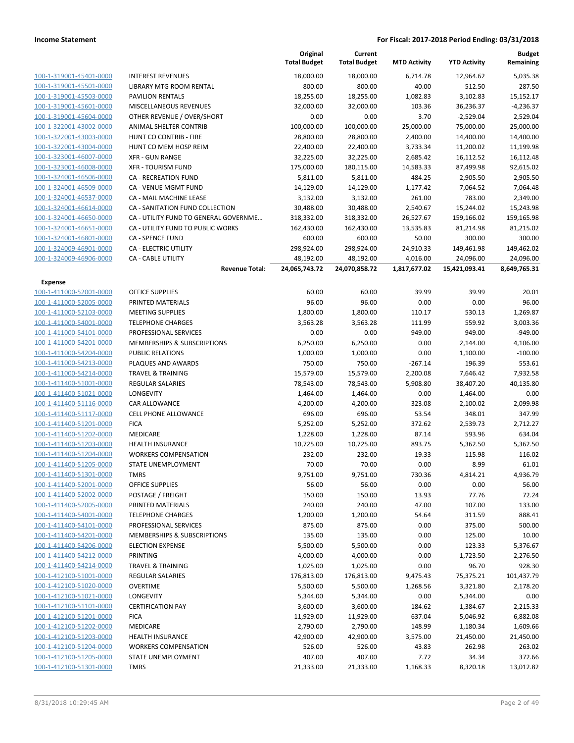**Income Statement** — **For Fiscal: 2017-2018 Period Ending: 03/31/2018**

| | | Original Total Budget | Current Total Budget | MTD Activity | YTD Activity | Budget Remaining |
|---|---|---|---|---|---|---|
| 100-1-319001-45401-0000 | INTEREST REVENUES | 18,000.00 | 18,000.00 | 6,714.78 | 12,964.62 | 5,035.38 |
| 100-1-319001-45501-0000 | LIBRARY MTG ROOM RENTAL | 800.00 | 800.00 | 40.00 | 512.50 | 287.50 |
| 100-1-319001-45503-0000 | PAVILION RENTALS | 18,255.00 | 18,255.00 | 1,082.83 | 3,102.83 | 15,152.17 |
| 100-1-319001-45601-0000 | MISCELLANEOUS REVENUES | 32,000.00 | 32,000.00 | 103.36 | 36,236.37 | -4,236.37 |
| 100-1-319001-45604-0000 | OTHER REVENUE / OVER/SHORT | 0.00 | 0.00 | 3.70 | -2,529.04 | 2,529.04 |
| 100-1-322001-43002-0000 | ANIMAL SHELTER CONTRIB | 100,000.00 | 100,000.00 | 25,000.00 | 75,000.00 | 25,000.00 |
| 100-1-322001-43003-0000 | HUNT CO CONTRIB - FIRE | 28,800.00 | 28,800.00 | 2,400.00 | 14,400.00 | 14,400.00 |
| 100-1-322001-43004-0000 | HUNT CO MEM HOSP REIM | 22,400.00 | 22,400.00 | 3,733.34 | 11,200.02 | 11,199.98 |
| 100-1-323001-46007-0000 | XFR - GUN RANGE | 32,225.00 | 32,225.00 | 2,685.42 | 16,112.52 | 16,112.48 |
| 100-1-323001-46008-0000 | XFR - TOURISM FUND | 175,000.00 | 180,115.00 | 14,583.33 | 87,499.98 | 92,615.02 |
| 100-1-324001-46506-0000 | CA - RECREATION FUND | 5,811.00 | 5,811.00 | 484.25 | 2,905.50 | 2,905.50 |
| 100-1-324001-46509-0000 | CA - VENUE MGMT FUND | 14,129.00 | 14,129.00 | 1,177.42 | 7,064.52 | 7,064.48 |
| 100-1-324001-46537-0000 | CA - MAIL MACHINE LEASE | 3,132.00 | 3,132.00 | 261.00 | 783.00 | 2,349.00 |
| 100-1-324001-46614-0000 | CA - SANITATION FUND COLLECTION | 30,488.00 | 30,488.00 | 2,540.67 | 15,244.02 | 15,243.98 |
| 100-1-324001-46650-0000 | CA - UTILITY FUND TO GENERAL GOVERNME… | 318,332.00 | 318,332.00 | 26,527.67 | 159,166.02 | 159,165.98 |
| 100-1-324001-46651-0000 | CA - UTILITY FUND TO PUBLIC WORKS | 162,430.00 | 162,430.00 | 13,535.83 | 81,214.98 | 81,215.02 |
| 100-1-324001-46801-0000 | CA - SPENCE FUND | 600.00 | 600.00 | 50.00 | 300.00 | 300.00 |
| 100-1-324009-46901-0000 | CA - ELECTRIC UTILITY | 298,924.00 | 298,924.00 | 24,910.33 | 149,461.98 | 149,462.02 |
| 100-1-324009-46906-0000 | CA - CABLE UTILITY | 48,192.00 | 48,192.00 | 4,016.00 | 24,096.00 | 24,096.00 |
| | **Revenue Total:** | **24,065,743.72** | **24,070,858.72** | **1,817,677.02** | **15,421,093.41** | **8,649,765.31** |
| **Expense** | | | | | | |
| 100-1-411000-52001-0000 | OFFICE SUPPLIES | 60.00 | 60.00 | 39.99 | 39.99 | 20.01 |
| 100-1-411000-52005-0000 | PRINTED MATERIALS | 96.00 | 96.00 | 0.00 | 0.00 | 96.00 |
| 100-1-411000-52103-0000 | MEETING SUPPLIES | 1,800.00 | 1,800.00 | 110.17 | 530.13 | 1,269.87 |
| 100-1-411000-54001-0000 | TELEPHONE CHARGES | 3,563.28 | 3,563.28 | 111.99 | 559.92 | 3,003.36 |
| 100-1-411000-54101-0000 | PROFESSIONAL SERVICES | 0.00 | 0.00 | 949.00 | 949.00 | -949.00 |
| 100-1-411000-54201-0000 | MEMBERSHIPS & SUBSCRIPTIONS | 6,250.00 | 6,250.00 | 0.00 | 2,144.00 | 4,106.00 |
| 100-1-411000-54204-0000 | PUBLIC RELATIONS | 1,000.00 | 1,000.00 | 0.00 | 1,100.00 | -100.00 |
| 100-1-411000-54213-0000 | PLAQUES AND AWARDS | 750.00 | 750.00 | -267.14 | 196.39 | 553.61 |
| 100-1-411000-54214-0000 | TRAVEL & TRAINING | 15,579.00 | 15,579.00 | 2,200.08 | 7,646.42 | 7,932.58 |
| 100-1-411400-51001-0000 | REGULAR SALARIES | 78,543.00 | 78,543.00 | 5,908.80 | 38,407.20 | 40,135.80 |
| 100-1-411400-51021-0000 | LONGEVITY | 1,464.00 | 1,464.00 | 0.00 | 1,464.00 | 0.00 |
| 100-1-411400-51116-0000 | CAR ALLOWANCE | 4,200.00 | 4,200.00 | 323.08 | 2,100.02 | 2,099.98 |
| 100-1-411400-51117-0000 | CELL PHONE ALLOWANCE | 696.00 | 696.00 | 53.54 | 348.01 | 347.99 |
| 100-1-411400-51201-0000 | FICA | 5,252.00 | 5,252.00 | 372.62 | 2,539.73 | 2,712.27 |
| 100-1-411400-51202-0000 | MEDICARE | 1,228.00 | 1,228.00 | 87.14 | 593.96 | 634.04 |
| 100-1-411400-51203-0000 | HEALTH INSURANCE | 10,725.00 | 10,725.00 | 893.75 | 5,362.50 | 5,362.50 |
| 100-1-411400-51204-0000 | WORKERS COMPENSATION | 232.00 | 232.00 | 19.33 | 115.98 | 116.02 |
| 100-1-411400-51205-0000 | STATE UNEMPLOYMENT | 70.00 | 70.00 | 0.00 | 8.99 | 61.01 |
| 100-1-411400-51301-0000 | TMRS | 9,751.00 | 9,751.00 | 730.36 | 4,814.21 | 4,936.79 |
| 100-1-411400-52001-0000 | OFFICE SUPPLIES | 56.00 | 56.00 | 0.00 | 0.00 | 56.00 |
| 100-1-411400-52002-0000 | POSTAGE / FREIGHT | 150.00 | 150.00 | 13.93 | 77.76 | 72.24 |
| 100-1-411400-52005-0000 | PRINTED MATERIALS | 240.00 | 240.00 | 47.00 | 107.00 | 133.00 |
| 100-1-411400-54001-0000 | TELEPHONE CHARGES | 1,200.00 | 1,200.00 | 54.64 | 311.59 | 888.41 |
| 100-1-411400-54101-0000 | PROFESSIONAL SERVICES | 875.00 | 875.00 | 0.00 | 375.00 | 500.00 |
| 100-1-411400-54201-0000 | MEMBERSHIPS & SUBSCRIPTIONS | 135.00 | 135.00 | 0.00 | 125.00 | 10.00 |
| 100-1-411400-54206-0000 | ELECTION EXPENSE | 5,500.00 | 5,500.00 | 0.00 | 123.33 | 5,376.67 |
| 100-1-411400-54212-0000 | PRINTING | 4,000.00 | 4,000.00 | 0.00 | 1,723.50 | 2,276.50 |
| 100-1-411400-54214-0000 | TRAVEL & TRAINING | 1,025.00 | 1,025.00 | 0.00 | 96.70 | 928.30 |
| 100-1-412100-51001-0000 | REGULAR SALARIES | 176,813.00 | 176,813.00 | 9,475.43 | 75,375.21 | 101,437.79 |
| 100-1-412100-51020-0000 | OVERTIME | 5,500.00 | 5,500.00 | 1,268.56 | 3,321.80 | 2,178.20 |
| 100-1-412100-51021-0000 | LONGEVITY | 5,344.00 | 5,344.00 | 0.00 | 5,344.00 | 0.00 |
| 100-1-412100-51101-0000 | CERTIFICATION PAY | 3,600.00 | 3,600.00 | 184.62 | 1,384.67 | 2,215.33 |
| 100-1-412100-51201-0000 | FICA | 11,929.00 | 11,929.00 | 637.04 | 5,046.92 | 6,882.08 |
| 100-1-412100-51202-0000 | MEDICARE | 2,790.00 | 2,790.00 | 148.99 | 1,180.34 | 1,609.66 |
| 100-1-412100-51203-0000 | HEALTH INSURANCE | 42,900.00 | 42,900.00 | 3,575.00 | 21,450.00 | 21,450.00 |
| 100-1-412100-51204-0000 | WORKERS COMPENSATION | 526.00 | 526.00 | 43.83 | 262.98 | 263.02 |
| 100-1-412100-51205-0000 | STATE UNEMPLOYMENT | 407.00 | 407.00 | 7.72 | 34.34 | 372.66 |
| 100-1-412100-51301-0000 | TMRS | 21,333.00 | 21,333.00 | 1,168.33 | 8,320.18 | 13,012.82 |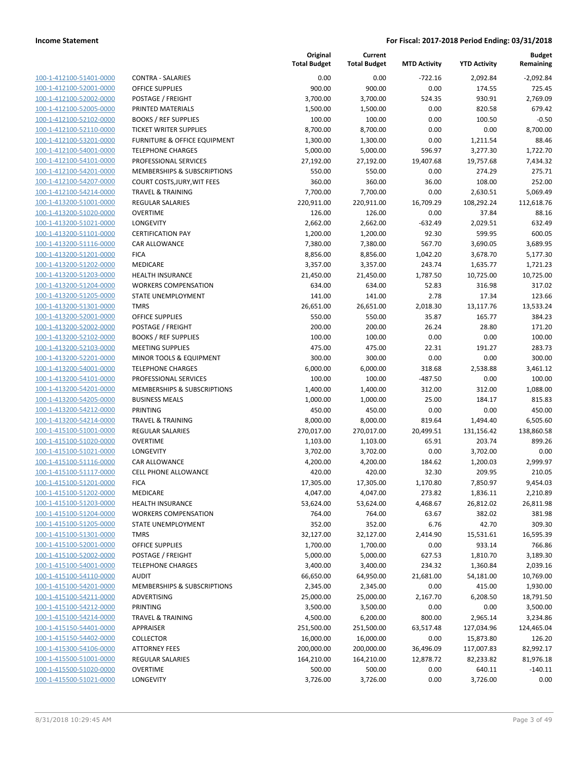**Income Statement** **For Fiscal: 2017-2018 Period Ending: 03/31/2018**

| | | Original Total Budget | Current Total Budget | MTD Activity | YTD Activity | Budget Remaining |
|---|---|---|---|---|---|---|
| 100-1-412100-51401-0000 | CONTRA - SALARIES | 0.00 | 0.00 | -722.16 | 2,092.84 | -2,092.84 |
| 100-1-412100-52001-0000 | OFFICE SUPPLIES | 900.00 | 900.00 | 0.00 | 174.55 | 725.45 |
| 100-1-412100-52002-0000 | POSTAGE / FREIGHT | 3,700.00 | 3,700.00 | 524.35 | 930.91 | 2,769.09 |
| 100-1-412100-52005-0000 | PRINTED MATERIALS | 1,500.00 | 1,500.00 | 0.00 | 820.58 | 679.42 |
| 100-1-412100-52102-0000 | BOOKS / REF SUPPLIES | 100.00 | 100.00 | 0.00 | 100.50 | -0.50 |
| 100-1-412100-52110-0000 | TICKET WRITER SUPPLIES | 8,700.00 | 8,700.00 | 0.00 | 0.00 | 8,700.00 |
| 100-1-412100-53201-0000 | FURNITURE & OFFICE EQUIPMENT | 1,300.00 | 1,300.00 | 0.00 | 1,211.54 | 88.46 |
| 100-1-412100-54001-0000 | TELEPHONE CHARGES | 5,000.00 | 5,000.00 | 596.97 | 3,277.30 | 1,722.70 |
| 100-1-412100-54101-0000 | PROFESSIONAL SERVICES | 27,192.00 | 27,192.00 | 19,407.68 | 19,757.68 | 7,434.32 |
| 100-1-412100-54201-0000 | MEMBERSHIPS & SUBSCRIPTIONS | 550.00 | 550.00 | 0.00 | 274.29 | 275.71 |
| 100-1-412100-54207-0000 | COURT COSTS,JURY,WIT FEES | 360.00 | 360.00 | 36.00 | 108.00 | 252.00 |
| 100-1-412100-54214-0000 | TRAVEL & TRAINING | 7,700.00 | 7,700.00 | 0.00 | 2,630.51 | 5,069.49 |
| 100-1-413200-51001-0000 | REGULAR SALARIES | 220,911.00 | 220,911.00 | 16,709.29 | 108,292.24 | 112,618.76 |
| 100-1-413200-51020-0000 | OVERTIME | 126.00 | 126.00 | 0.00 | 37.84 | 88.16 |
| 100-1-413200-51021-0000 | LONGEVITY | 2,662.00 | 2,662.00 | -632.49 | 2,029.51 | 632.49 |
| 100-1-413200-51101-0000 | CERTIFICATION PAY | 1,200.00 | 1,200.00 | 92.30 | 599.95 | 600.05 |
| 100-1-413200-51116-0000 | CAR ALLOWANCE | 7,380.00 | 7,380.00 | 567.70 | 3,690.05 | 3,689.95 |
| 100-1-413200-51201-0000 | FICA | 8,856.00 | 8,856.00 | 1,042.20 | 3,678.70 | 5,177.30 |
| 100-1-413200-51202-0000 | MEDICARE | 3,357.00 | 3,357.00 | 243.74 | 1,635.77 | 1,721.23 |
| 100-1-413200-51203-0000 | HEALTH INSURANCE | 21,450.00 | 21,450.00 | 1,787.50 | 10,725.00 | 10,725.00 |
| 100-1-413200-51204-0000 | WORKERS COMPENSATION | 634.00 | 634.00 | 52.83 | 316.98 | 317.02 |
| 100-1-413200-51205-0000 | STATE UNEMPLOYMENT | 141.00 | 141.00 | 2.78 | 17.34 | 123.66 |
| 100-1-413200-51301-0000 | TMRS | 26,651.00 | 26,651.00 | 2,018.30 | 13,117.76 | 13,533.24 |
| 100-1-413200-52001-0000 | OFFICE SUPPLIES | 550.00 | 550.00 | 35.87 | 165.77 | 384.23 |
| 100-1-413200-52002-0000 | POSTAGE / FREIGHT | 200.00 | 200.00 | 26.24 | 28.80 | 171.20 |
| 100-1-413200-52102-0000 | BOOKS / REF SUPPLIES | 100.00 | 100.00 | 0.00 | 0.00 | 100.00 |
| 100-1-413200-52103-0000 | MEETING SUPPLIES | 475.00 | 475.00 | 22.31 | 191.27 | 283.73 |
| 100-1-413200-52201-0000 | MINOR TOOLS & EQUIPMENT | 300.00 | 300.00 | 0.00 | 0.00 | 300.00 |
| 100-1-413200-54001-0000 | TELEPHONE CHARGES | 6,000.00 | 6,000.00 | 318.68 | 2,538.88 | 3,461.12 |
| 100-1-413200-54101-0000 | PROFESSIONAL SERVICES | 100.00 | 100.00 | -487.50 | 0.00 | 100.00 |
| 100-1-413200-54201-0000 | MEMBERSHIPS & SUBSCRIPTIONS | 1,400.00 | 1,400.00 | 312.00 | 312.00 | 1,088.00 |
| 100-1-413200-54205-0000 | BUSINESS MEALS | 1,000.00 | 1,000.00 | 25.00 | 184.17 | 815.83 |
| 100-1-413200-54212-0000 | PRINTING | 450.00 | 450.00 | 0.00 | 0.00 | 450.00 |
| 100-1-413200-54214-0000 | TRAVEL & TRAINING | 8,000.00 | 8,000.00 | 819.64 | 1,494.40 | 6,505.60 |
| 100-1-415100-51001-0000 | REGULAR SALARIES | 270,017.00 | 270,017.00 | 20,499.51 | 131,156.42 | 138,860.58 |
| 100-1-415100-51020-0000 | OVERTIME | 1,103.00 | 1,103.00 | 65.91 | 203.74 | 899.26 |
| 100-1-415100-51021-0000 | LONGEVITY | 3,702.00 | 3,702.00 | 0.00 | 3,702.00 | 0.00 |
| 100-1-415100-51116-0000 | CAR ALLOWANCE | 4,200.00 | 4,200.00 | 184.62 | 1,200.03 | 2,999.97 |
| 100-1-415100-51117-0000 | CELL PHONE ALLOWANCE | 420.00 | 420.00 | 32.30 | 209.95 | 210.05 |
| 100-1-415100-51201-0000 | FICA | 17,305.00 | 17,305.00 | 1,170.80 | 7,850.97 | 9,454.03 |
| 100-1-415100-51202-0000 | MEDICARE | 4,047.00 | 4,047.00 | 273.82 | 1,836.11 | 2,210.89 |
| 100-1-415100-51203-0000 | HEALTH INSURANCE | 53,624.00 | 53,624.00 | 4,468.67 | 26,812.02 | 26,811.98 |
| 100-1-415100-51204-0000 | WORKERS COMPENSATION | 764.00 | 764.00 | 63.67 | 382.02 | 381.98 |
| 100-1-415100-51205-0000 | STATE UNEMPLOYMENT | 352.00 | 352.00 | 6.76 | 42.70 | 309.30 |
| 100-1-415100-51301-0000 | TMRS | 32,127.00 | 32,127.00 | 2,414.90 | 15,531.61 | 16,595.39 |
| 100-1-415100-52001-0000 | OFFICE SUPPLIES | 1,700.00 | 1,700.00 | 0.00 | 933.14 | 766.86 |
| 100-1-415100-52002-0000 | POSTAGE / FREIGHT | 5,000.00 | 5,000.00 | 627.53 | 1,810.70 | 3,189.30 |
| 100-1-415100-54001-0000 | TELEPHONE CHARGES | 3,400.00 | 3,400.00 | 234.32 | 1,360.84 | 2,039.16 |
| 100-1-415100-54110-0000 | AUDIT | 66,650.00 | 64,950.00 | 21,681.00 | 54,181.00 | 10,769.00 |
| 100-1-415100-54201-0000 | MEMBERSHIPS & SUBSCRIPTIONS | 2,345.00 | 2,345.00 | 0.00 | 415.00 | 1,930.00 |
| 100-1-415100-54211-0000 | ADVERTISING | 25,000.00 | 25,000.00 | 2,167.70 | 6,208.50 | 18,791.50 |
| 100-1-415100-54212-0000 | PRINTING | 3,500.00 | 3,500.00 | 0.00 | 0.00 | 3,500.00 |
| 100-1-415100-54214-0000 | TRAVEL & TRAINING | 4,500.00 | 6,200.00 | 800.00 | 2,965.14 | 3,234.86 |
| 100-1-415150-54401-0000 | APPRAISER | 251,500.00 | 251,500.00 | 63,517.48 | 127,034.96 | 124,465.04 |
| 100-1-415150-54402-0000 | COLLECTOR | 16,000.00 | 16,000.00 | 0.00 | 15,873.80 | 126.20 |
| 100-1-415300-54106-0000 | ATTORNEY FEES | 200,000.00 | 200,000.00 | 36,496.09 | 117,007.83 | 82,992.17 |
| 100-1-415500-51001-0000 | REGULAR SALARIES | 164,210.00 | 164,210.00 | 12,878.72 | 82,233.82 | 81,976.18 |
| 100-1-415500-51020-0000 | OVERTIME | 500.00 | 500.00 | 0.00 | 640.11 | -140.11 |
| 100-1-415500-51021-0000 | LONGEVITY | 3,726.00 | 3,726.00 | 0.00 | 3,726.00 | 0.00 |

8/31/2018 10:29:45 AM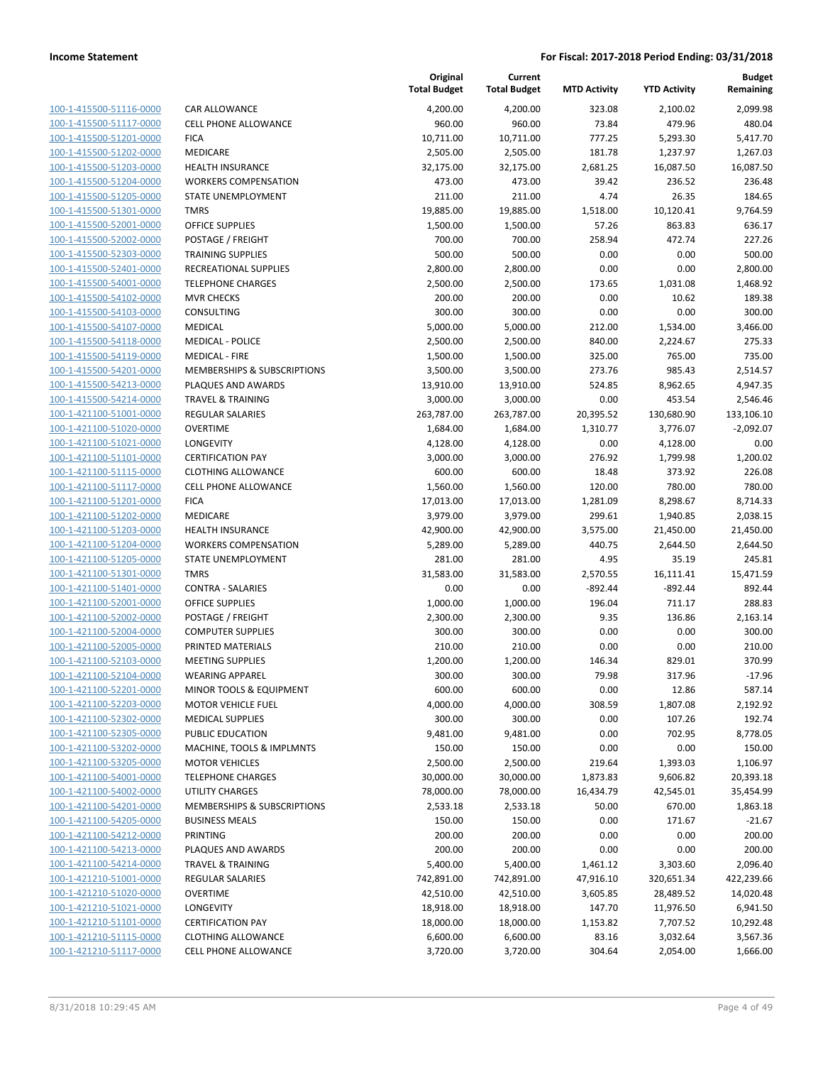**Income Statement** — For Fiscal: 2017-2018 Period Ending: 03/31/2018

| | | Original Total Budget | Current Total Budget | MTD Activity | YTD Activity | Budget Remaining |
|---|---|---|---|---|---|---|
| 100-1-415500-51116-0000 | CAR ALLOWANCE | 4,200.00 | 4,200.00 | 323.08 | 2,100.02 | 2,099.98 |
| 100-1-415500-51117-0000 | CELL PHONE ALLOWANCE | 960.00 | 960.00 | 73.84 | 479.96 | 480.04 |
| 100-1-415500-51201-0000 | FICA | 10,711.00 | 10,711.00 | 777.25 | 5,293.30 | 5,417.70 |
| 100-1-415500-51202-0000 | MEDICARE | 2,505.00 | 2,505.00 | 181.78 | 1,237.97 | 1,267.03 |
| 100-1-415500-51203-0000 | HEALTH INSURANCE | 32,175.00 | 32,175.00 | 2,681.25 | 16,087.50 | 16,087.50 |
| 100-1-415500-51204-0000 | WORKERS COMPENSATION | 473.00 | 473.00 | 39.42 | 236.52 | 236.48 |
| 100-1-415500-51205-0000 | STATE UNEMPLOYMENT | 211.00 | 211.00 | 4.74 | 26.35 | 184.65 |
| 100-1-415500-51301-0000 | TMRS | 19,885.00 | 19,885.00 | 1,518.00 | 10,120.41 | 9,764.59 |
| 100-1-415500-52001-0000 | OFFICE SUPPLIES | 1,500.00 | 1,500.00 | 57.26 | 863.83 | 636.17 |
| 100-1-415500-52002-0000 | POSTAGE / FREIGHT | 700.00 | 700.00 | 258.94 | 472.74 | 227.26 |
| 100-1-415500-52303-0000 | TRAINING SUPPLIES | 500.00 | 500.00 | 0.00 | 0.00 | 500.00 |
| 100-1-415500-52401-0000 | RECREATIONAL SUPPLIES | 2,800.00 | 2,800.00 | 0.00 | 0.00 | 2,800.00 |
| 100-1-415500-54001-0000 | TELEPHONE CHARGES | 2,500.00 | 2,500.00 | 173.65 | 1,031.08 | 1,468.92 |
| 100-1-415500-54102-0000 | MVR CHECKS | 200.00 | 200.00 | 0.00 | 10.62 | 189.38 |
| 100-1-415500-54103-0000 | CONSULTING | 300.00 | 300.00 | 0.00 | 0.00 | 300.00 |
| 100-1-415500-54107-0000 | MEDICAL | 5,000.00 | 5,000.00 | 212.00 | 1,534.00 | 3,466.00 |
| 100-1-415500-54118-0000 | MEDICAL - POLICE | 2,500.00 | 2,500.00 | 840.00 | 2,224.67 | 275.33 |
| 100-1-415500-54119-0000 | MEDICAL - FIRE | 1,500.00 | 1,500.00 | 325.00 | 765.00 | 735.00 |
| 100-1-415500-54201-0000 | MEMBERSHIPS & SUBSCRIPTIONS | 3,500.00 | 3,500.00 | 273.76 | 985.43 | 2,514.57 |
| 100-1-415500-54213-0000 | PLAQUES AND AWARDS | 13,910.00 | 13,910.00 | 524.85 | 8,962.65 | 4,947.35 |
| 100-1-415500-54214-0000 | TRAVEL & TRAINING | 3,000.00 | 3,000.00 | 0.00 | 453.54 | 2,546.46 |
| 100-1-421100-51001-0000 | REGULAR SALARIES | 263,787.00 | 263,787.00 | 20,395.52 | 130,680.90 | 133,106.10 |
| 100-1-421100-51020-0000 | OVERTIME | 1,684.00 | 1,684.00 | 1,310.77 | 3,776.07 | -2,092.07 |
| 100-1-421100-51021-0000 | LONGEVITY | 4,128.00 | 4,128.00 | 0.00 | 4,128.00 | 0.00 |
| 100-1-421100-51101-0000 | CERTIFICATION PAY | 3,000.00 | 3,000.00 | 276.92 | 1,799.98 | 1,200.02 |
| 100-1-421100-51115-0000 | CLOTHING ALLOWANCE | 600.00 | 600.00 | 18.48 | 373.92 | 226.08 |
| 100-1-421100-51117-0000 | CELL PHONE ALLOWANCE | 1,560.00 | 1,560.00 | 120.00 | 780.00 | 780.00 |
| 100-1-421100-51201-0000 | FICA | 17,013.00 | 17,013.00 | 1,281.09 | 8,298.67 | 8,714.33 |
| 100-1-421100-51202-0000 | MEDICARE | 3,979.00 | 3,979.00 | 299.61 | 1,940.85 | 2,038.15 |
| 100-1-421100-51203-0000 | HEALTH INSURANCE | 42,900.00 | 42,900.00 | 3,575.00 | 21,450.00 | 21,450.00 |
| 100-1-421100-51204-0000 | WORKERS COMPENSATION | 5,289.00 | 5,289.00 | 440.75 | 2,644.50 | 2,644.50 |
| 100-1-421100-51205-0000 | STATE UNEMPLOYMENT | 281.00 | 281.00 | 4.95 | 35.19 | 245.81 |
| 100-1-421100-51301-0000 | TMRS | 31,583.00 | 31,583.00 | 2,570.55 | 16,111.41 | 15,471.59 |
| 100-1-421100-51401-0000 | CONTRA - SALARIES | 0.00 | 0.00 | -892.44 | -892.44 | 892.44 |
| 100-1-421100-52001-0000 | OFFICE SUPPLIES | 1,000.00 | 1,000.00 | 196.04 | 711.17 | 288.83 |
| 100-1-421100-52002-0000 | POSTAGE / FREIGHT | 2,300.00 | 2,300.00 | 9.35 | 136.86 | 2,163.14 |
| 100-1-421100-52004-0000 | COMPUTER SUPPLIES | 300.00 | 300.00 | 0.00 | 0.00 | 300.00 |
| 100-1-421100-52005-0000 | PRINTED MATERIALS | 210.00 | 210.00 | 0.00 | 0.00 | 210.00 |
| 100-1-421100-52103-0000 | MEETING SUPPLIES | 1,200.00 | 1,200.00 | 146.34 | 829.01 | 370.99 |
| 100-1-421100-52104-0000 | WEARING APPAREL | 300.00 | 300.00 | 79.98 | 317.96 | -17.96 |
| 100-1-421100-52201-0000 | MINOR TOOLS & EQUIPMENT | 600.00 | 600.00 | 0.00 | 12.86 | 587.14 |
| 100-1-421100-52203-0000 | MOTOR VEHICLE FUEL | 4,000.00 | 4,000.00 | 308.59 | 1,807.08 | 2,192.92 |
| 100-1-421100-52302-0000 | MEDICAL SUPPLIES | 300.00 | 300.00 | 0.00 | 107.26 | 192.74 |
| 100-1-421100-52305-0000 | PUBLIC EDUCATION | 9,481.00 | 9,481.00 | 0.00 | 702.95 | 8,778.05 |
| 100-1-421100-53202-0000 | MACHINE, TOOLS & IMPLMNTS | 150.00 | 150.00 | 0.00 | 0.00 | 150.00 |
| 100-1-421100-53205-0000 | MOTOR VEHICLES | 2,500.00 | 2,500.00 | 219.64 | 1,393.03 | 1,106.97 |
| 100-1-421100-54001-0000 | TELEPHONE CHARGES | 30,000.00 | 30,000.00 | 1,873.83 | 9,606.82 | 20,393.18 |
| 100-1-421100-54002-0000 | UTILITY CHARGES | 78,000.00 | 78,000.00 | 16,434.79 | 42,545.01 | 35,454.99 |
| 100-1-421100-54201-0000 | MEMBERSHIPS & SUBSCRIPTIONS | 2,533.18 | 2,533.18 | 50.00 | 670.00 | 1,863.18 |
| 100-1-421100-54205-0000 | BUSINESS MEALS | 150.00 | 150.00 | 0.00 | 171.67 | -21.67 |
| 100-1-421100-54212-0000 | PRINTING | 200.00 | 200.00 | 0.00 | 0.00 | 200.00 |
| 100-1-421100-54213-0000 | PLAQUES AND AWARDS | 200.00 | 200.00 | 0.00 | 0.00 | 200.00 |
| 100-1-421100-54214-0000 | TRAVEL & TRAINING | 5,400.00 | 5,400.00 | 1,461.12 | 3,303.60 | 2,096.40 |
| 100-1-421210-51001-0000 | REGULAR SALARIES | 742,891.00 | 742,891.00 | 47,916.10 | 320,651.34 | 422,239.66 |
| 100-1-421210-51020-0000 | OVERTIME | 42,510.00 | 42,510.00 | 3,605.85 | 28,489.52 | 14,020.48 |
| 100-1-421210-51021-0000 | LONGEVITY | 18,918.00 | 18,918.00 | 147.70 | 11,976.50 | 6,941.50 |
| 100-1-421210-51101-0000 | CERTIFICATION PAY | 18,000.00 | 18,000.00 | 1,153.82 | 7,707.52 | 10,292.48 |
| 100-1-421210-51115-0000 | CLOTHING ALLOWANCE | 6,600.00 | 6,600.00 | 83.16 | 3,032.64 | 3,567.36 |
| 100-1-421210-51117-0000 | CELL PHONE ALLOWANCE | 3,720.00 | 3,720.00 | 304.64 | 2,054.00 | 1,666.00 |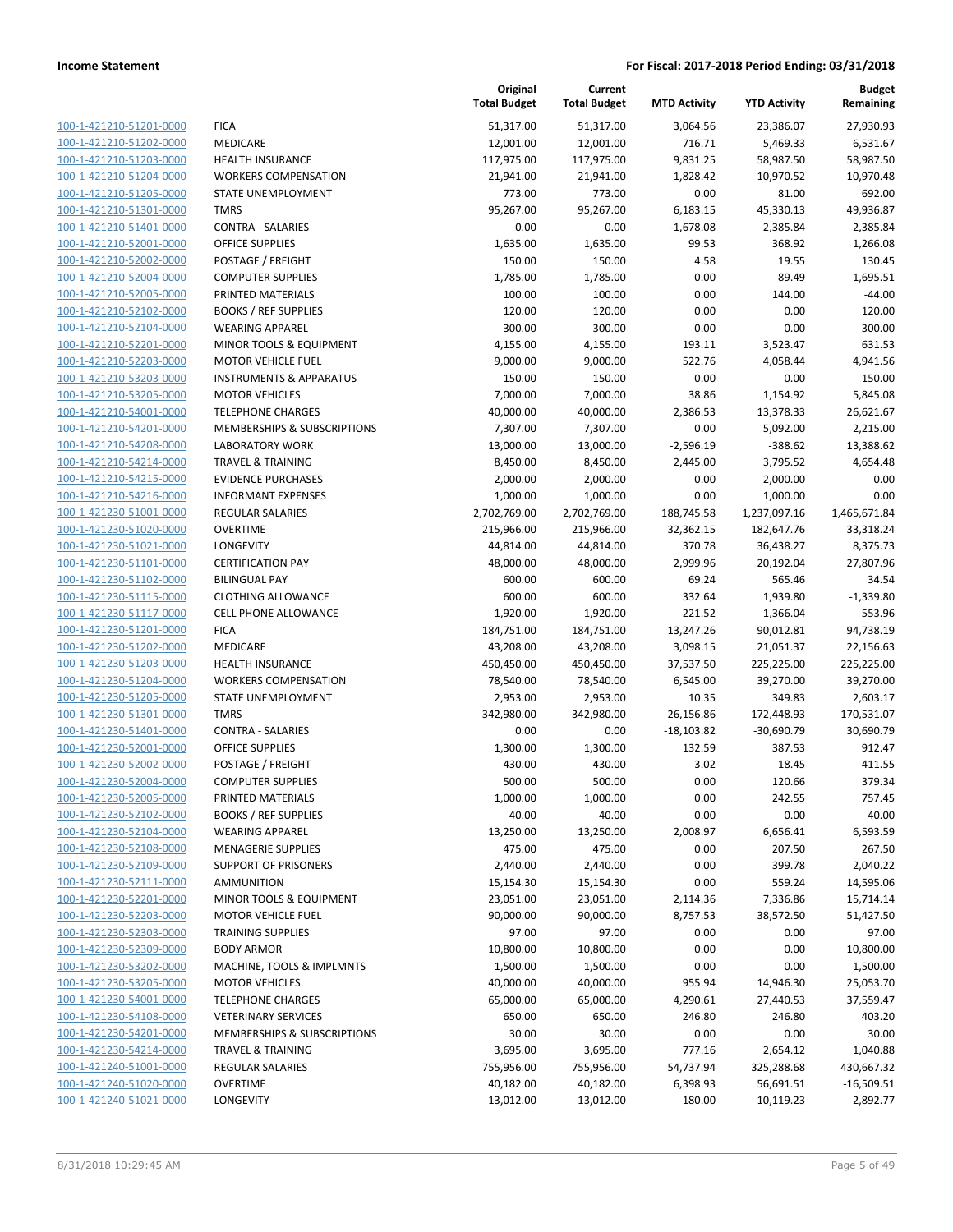**Income Statement** | **For Fiscal: 2017-2018 Period Ending: 03/31/2018**

| | | Original Total Budget | Current Total Budget | MTD Activity | YTD Activity | Budget Remaining |
|---|---|---|---|---|---|---|
| 100-1-421210-51201-0000 | FICA | 51,317.00 | 51,317.00 | 3,064.56 | 23,386.07 | 27,930.93 |
| 100-1-421210-51202-0000 | MEDICARE | 12,001.00 | 12,001.00 | 716.71 | 5,469.33 | 6,531.67 |
| 100-1-421210-51203-0000 | HEALTH INSURANCE | 117,975.00 | 117,975.00 | 9,831.25 | 58,987.50 | 58,987.50 |
| 100-1-421210-51204-0000 | WORKERS COMPENSATION | 21,941.00 | 21,941.00 | 1,828.42 | 10,970.52 | 10,970.48 |
| 100-1-421210-51205-0000 | STATE UNEMPLOYMENT | 773.00 | 773.00 | 0.00 | 81.00 | 692.00 |
| 100-1-421210-51301-0000 | TMRS | 95,267.00 | 95,267.00 | 6,183.15 | 45,330.13 | 49,936.87 |
| 100-1-421210-51401-0000 | CONTRA - SALARIES | 0.00 | 0.00 | -1,678.08 | -2,385.84 | 2,385.84 |
| 100-1-421210-52001-0000 | OFFICE SUPPLIES | 1,635.00 | 1,635.00 | 99.53 | 368.92 | 1,266.08 |
| 100-1-421210-52002-0000 | POSTAGE / FREIGHT | 150.00 | 150.00 | 4.58 | 19.55 | 130.45 |
| 100-1-421210-52004-0000 | COMPUTER SUPPLIES | 1,785.00 | 1,785.00 | 0.00 | 89.49 | 1,695.51 |
| 100-1-421210-52005-0000 | PRINTED MATERIALS | 100.00 | 100.00 | 0.00 | 144.00 | -44.00 |
| 100-1-421210-52102-0000 | BOOKS / REF SUPPLIES | 120.00 | 120.00 | 0.00 | 0.00 | 120.00 |
| 100-1-421210-52104-0000 | WEARING APPAREL | 300.00 | 300.00 | 0.00 | 0.00 | 300.00 |
| 100-1-421210-52201-0000 | MINOR TOOLS & EQUIPMENT | 4,155.00 | 4,155.00 | 193.11 | 3,523.47 | 631.53 |
| 100-1-421210-52203-0000 | MOTOR VEHICLE FUEL | 9,000.00 | 9,000.00 | 522.76 | 4,058.44 | 4,941.56 |
| 100-1-421210-53203-0000 | INSTRUMENTS & APPARATUS | 150.00 | 150.00 | 0.00 | 0.00 | 150.00 |
| 100-1-421210-53205-0000 | MOTOR VEHICLES | 7,000.00 | 7,000.00 | 38.86 | 1,154.92 | 5,845.08 |
| 100-1-421210-54001-0000 | TELEPHONE CHARGES | 40,000.00 | 40,000.00 | 2,386.53 | 13,378.33 | 26,621.67 |
| 100-1-421210-54201-0000 | MEMBERSHIPS & SUBSCRIPTIONS | 7,307.00 | 7,307.00 | 0.00 | 5,092.00 | 2,215.00 |
| 100-1-421210-54208-0000 | LABORATORY WORK | 13,000.00 | 13,000.00 | -2,596.19 | -388.62 | 13,388.62 |
| 100-1-421210-54214-0000 | TRAVEL & TRAINING | 8,450.00 | 8,450.00 | 2,445.00 | 3,795.52 | 4,654.48 |
| 100-1-421210-54215-0000 | EVIDENCE PURCHASES | 2,000.00 | 2,000.00 | 0.00 | 2,000.00 | 0.00 |
| 100-1-421210-54216-0000 | INFORMANT EXPENSES | 1,000.00 | 1,000.00 | 0.00 | 1,000.00 | 0.00 |
| 100-1-421230-51001-0000 | REGULAR SALARIES | 2,702,769.00 | 2,702,769.00 | 188,745.58 | 1,237,097.16 | 1,465,671.84 |
| 100-1-421230-51020-0000 | OVERTIME | 215,966.00 | 215,966.00 | 32,362.15 | 182,647.76 | 33,318.24 |
| 100-1-421230-51021-0000 | LONGEVITY | 44,814.00 | 44,814.00 | 370.78 | 36,438.27 | 8,375.73 |
| 100-1-421230-51101-0000 | CERTIFICATION PAY | 48,000.00 | 48,000.00 | 2,999.96 | 20,192.04 | 27,807.96 |
| 100-1-421230-51102-0000 | BILINGUAL PAY | 600.00 | 600.00 | 69.24 | 565.46 | 34.54 |
| 100-1-421230-51115-0000 | CLOTHING ALLOWANCE | 600.00 | 600.00 | 332.64 | 1,939.80 | -1,339.80 |
| 100-1-421230-51117-0000 | CELL PHONE ALLOWANCE | 1,920.00 | 1,920.00 | 221.52 | 1,366.04 | 553.96 |
| 100-1-421230-51201-0000 | FICA | 184,751.00 | 184,751.00 | 13,247.26 | 90,012.81 | 94,738.19 |
| 100-1-421230-51202-0000 | MEDICARE | 43,208.00 | 43,208.00 | 3,098.15 | 21,051.37 | 22,156.63 |
| 100-1-421230-51203-0000 | HEALTH INSURANCE | 450,450.00 | 450,450.00 | 37,537.50 | 225,225.00 | 225,225.00 |
| 100-1-421230-51204-0000 | WORKERS COMPENSATION | 78,540.00 | 78,540.00 | 6,545.00 | 39,270.00 | 39,270.00 |
| 100-1-421230-51205-0000 | STATE UNEMPLOYMENT | 2,953.00 | 2,953.00 | 10.35 | 349.83 | 2,603.17 |
| 100-1-421230-51301-0000 | TMRS | 342,980.00 | 342,980.00 | 26,156.86 | 172,448.93 | 170,531.07 |
| 100-1-421230-51401-0000 | CONTRA - SALARIES | 0.00 | 0.00 | -18,103.82 | -30,690.79 | 30,690.79 |
| 100-1-421230-52001-0000 | OFFICE SUPPLIES | 1,300.00 | 1,300.00 | 132.59 | 387.53 | 912.47 |
| 100-1-421230-52002-0000 | POSTAGE / FREIGHT | 430.00 | 430.00 | 3.02 | 18.45 | 411.55 |
| 100-1-421230-52004-0000 | COMPUTER SUPPLIES | 500.00 | 500.00 | 0.00 | 120.66 | 379.34 |
| 100-1-421230-52005-0000 | PRINTED MATERIALS | 1,000.00 | 1,000.00 | 0.00 | 242.55 | 757.45 |
| 100-1-421230-52102-0000 | BOOKS / REF SUPPLIES | 40.00 | 40.00 | 0.00 | 0.00 | 40.00 |
| 100-1-421230-52104-0000 | WEARING APPAREL | 13,250.00 | 13,250.00 | 2,008.97 | 6,656.41 | 6,593.59 |
| 100-1-421230-52108-0000 | MENAGERIE SUPPLIES | 475.00 | 475.00 | 0.00 | 207.50 | 267.50 |
| 100-1-421230-52109-0000 | SUPPORT OF PRISONERS | 2,440.00 | 2,440.00 | 0.00 | 399.78 | 2,040.22 |
| 100-1-421230-52111-0000 | AMMUNITION | 15,154.30 | 15,154.30 | 0.00 | 559.24 | 14,595.06 |
| 100-1-421230-52201-0000 | MINOR TOOLS & EQUIPMENT | 23,051.00 | 23,051.00 | 2,114.36 | 7,336.86 | 15,714.14 |
| 100-1-421230-52203-0000 | MOTOR VEHICLE FUEL | 90,000.00 | 90,000.00 | 8,757.53 | 38,572.50 | 51,427.50 |
| 100-1-421230-52303-0000 | TRAINING SUPPLIES | 97.00 | 97.00 | 0.00 | 0.00 | 97.00 |
| 100-1-421230-52309-0000 | BODY ARMOR | 10,800.00 | 10,800.00 | 0.00 | 0.00 | 10,800.00 |
| 100-1-421230-53202-0000 | MACHINE, TOOLS & IMPLMNTS | 1,500.00 | 1,500.00 | 0.00 | 0.00 | 1,500.00 |
| 100-1-421230-53205-0000 | MOTOR VEHICLES | 40,000.00 | 40,000.00 | 955.94 | 14,946.30 | 25,053.70 |
| 100-1-421230-54001-0000 | TELEPHONE CHARGES | 65,000.00 | 65,000.00 | 4,290.61 | 27,440.53 | 37,559.47 |
| 100-1-421230-54108-0000 | VETERINARY SERVICES | 650.00 | 650.00 | 246.80 | 246.80 | 403.20 |
| 100-1-421230-54201-0000 | MEMBERSHIPS & SUBSCRIPTIONS | 30.00 | 30.00 | 0.00 | 0.00 | 30.00 |
| 100-1-421230-54214-0000 | TRAVEL & TRAINING | 3,695.00 | 3,695.00 | 777.16 | 2,654.12 | 1,040.88 |
| 100-1-421240-51001-0000 | REGULAR SALARIES | 755,956.00 | 755,956.00 | 54,737.94 | 325,288.68 | 430,667.32 |
| 100-1-421240-51020-0000 | OVERTIME | 40,182.00 | 40,182.00 | 6,398.93 | 56,691.51 | -16,509.51 |
| 100-1-421240-51021-0000 | LONGEVITY | 13,012.00 | 13,012.00 | 180.00 | 10,119.23 | 2,892.77 |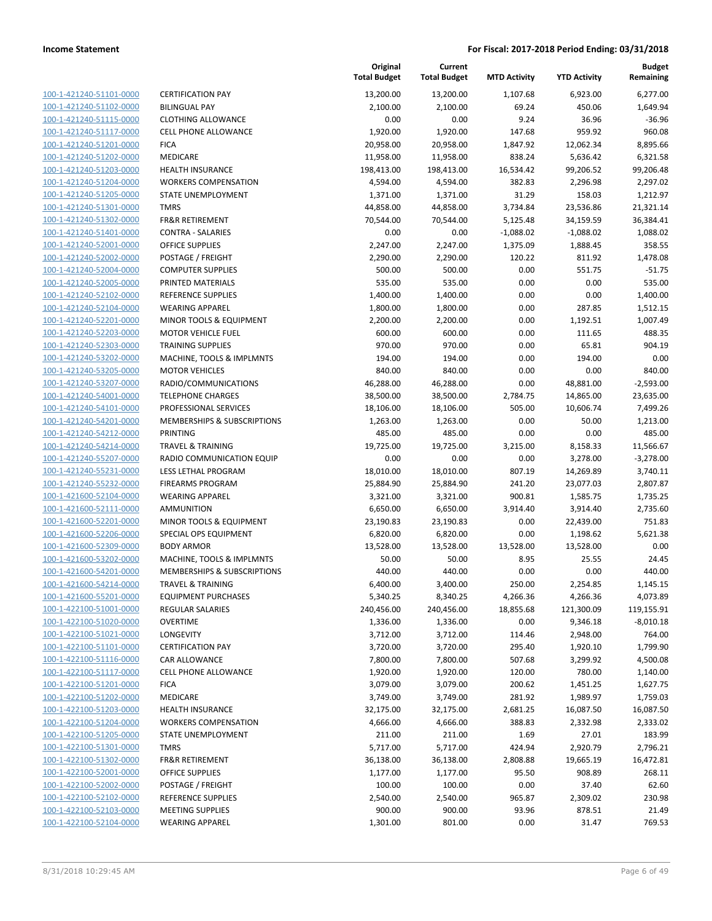**Income Statement** — For Fiscal: 2017-2018 Period Ending: 03/31/2018

| | | Original Total Budget | Current Total Budget | MTD Activity | YTD Activity | Budget Remaining |
|---|---|---|---|---|---|---|
| 100-1-421240-51101-0000 | CERTIFICATION PAY | 13,200.00 | 13,200.00 | 1,107.68 | 6,923.00 | 6,277.00 |
| 100-1-421240-51102-0000 | BILINGUAL PAY | 2,100.00 | 2,100.00 | 69.24 | 450.06 | 1,649.94 |
| 100-1-421240-51115-0000 | CLOTHING ALLOWANCE | 0.00 | 0.00 | 9.24 | 36.96 | -36.96 |
| 100-1-421240-51117-0000 | CELL PHONE ALLOWANCE | 1,920.00 | 1,920.00 | 147.68 | 959.92 | 960.08 |
| 100-1-421240-51201-0000 | FICA | 20,958.00 | 20,958.00 | 1,847.92 | 12,062.34 | 8,895.66 |
| 100-1-421240-51202-0000 | MEDICARE | 11,958.00 | 11,958.00 | 838.24 | 5,636.42 | 6,321.58 |
| 100-1-421240-51203-0000 | HEALTH INSURANCE | 198,413.00 | 198,413.00 | 16,534.42 | 99,206.52 | 99,206.48 |
| 100-1-421240-51204-0000 | WORKERS COMPENSATION | 4,594.00 | 4,594.00 | 382.83 | 2,296.98 | 2,297.02 |
| 100-1-421240-51205-0000 | STATE UNEMPLOYMENT | 1,371.00 | 1,371.00 | 31.29 | 158.03 | 1,212.97 |
| 100-1-421240-51301-0000 | TMRS | 44,858.00 | 44,858.00 | 3,734.84 | 23,536.86 | 21,321.14 |
| 100-1-421240-51302-0000 | FR&R RETIREMENT | 70,544.00 | 70,544.00 | 5,125.48 | 34,159.59 | 36,384.41 |
| 100-1-421240-51401-0000 | CONTRA - SALARIES | 0.00 | 0.00 | -1,088.02 | -1,088.02 | 1,088.02 |
| 100-1-421240-52001-0000 | OFFICE SUPPLIES | 2,247.00 | 2,247.00 | 1,375.09 | 1,888.45 | 358.55 |
| 100-1-421240-52002-0000 | POSTAGE / FREIGHT | 2,290.00 | 2,290.00 | 120.22 | 811.92 | 1,478.08 |
| 100-1-421240-52004-0000 | COMPUTER SUPPLIES | 500.00 | 500.00 | 0.00 | 551.75 | -51.75 |
| 100-1-421240-52005-0000 | PRINTED MATERIALS | 535.00 | 535.00 | 0.00 | 0.00 | 535.00 |
| 100-1-421240-52102-0000 | REFERENCE SUPPLIES | 1,400.00 | 1,400.00 | 0.00 | 0.00 | 1,400.00 |
| 100-1-421240-52104-0000 | WEARING APPAREL | 1,800.00 | 1,800.00 | 0.00 | 287.85 | 1,512.15 |
| 100-1-421240-52201-0000 | MINOR TOOLS & EQUIPMENT | 2,200.00 | 2,200.00 | 0.00 | 1,192.51 | 1,007.49 |
| 100-1-421240-52203-0000 | MOTOR VEHICLE FUEL | 600.00 | 600.00 | 0.00 | 111.65 | 488.35 |
| 100-1-421240-52303-0000 | TRAINING SUPPLIES | 970.00 | 970.00 | 0.00 | 65.81 | 904.19 |
| 100-1-421240-53202-0000 | MACHINE, TOOLS & IMPLMNTS | 194.00 | 194.00 | 0.00 | 194.00 | 0.00 |
| 100-1-421240-53205-0000 | MOTOR VEHICLES | 840.00 | 840.00 | 0.00 | 0.00 | 840.00 |
| 100-1-421240-53207-0000 | RADIO/COMMUNICATIONS | 46,288.00 | 46,288.00 | 0.00 | 48,881.00 | -2,593.00 |
| 100-1-421240-54001-0000 | TELEPHONE CHARGES | 38,500.00 | 38,500.00 | 2,784.75 | 14,865.00 | 23,635.00 |
| 100-1-421240-54101-0000 | PROFESSIONAL SERVICES | 18,106.00 | 18,106.00 | 505.00 | 10,606.74 | 7,499.26 |
| 100-1-421240-54201-0000 | MEMBERSHIPS & SUBSCRIPTIONS | 1,263.00 | 1,263.00 | 0.00 | 50.00 | 1,213.00 |
| 100-1-421240-54212-0000 | PRINTING | 485.00 | 485.00 | 0.00 | 0.00 | 485.00 |
| 100-1-421240-54214-0000 | TRAVEL & TRAINING | 19,725.00 | 19,725.00 | 3,215.00 | 8,158.33 | 11,566.67 |
| 100-1-421240-55207-0000 | RADIO COMMUNICATION EQUIP | 0.00 | 0.00 | 0.00 | 3,278.00 | -3,278.00 |
| 100-1-421240-55231-0000 | LESS LETHAL PROGRAM | 18,010.00 | 18,010.00 | 807.19 | 14,269.89 | 3,740.11 |
| 100-1-421240-55232-0000 | FIREARMS PROGRAM | 25,884.90 | 25,884.90 | 241.20 | 23,077.03 | 2,807.87 |
| 100-1-421600-52104-0000 | WEARING APPAREL | 3,321.00 | 3,321.00 | 900.81 | 1,585.75 | 1,735.25 |
| 100-1-421600-52111-0000 | AMMUNITION | 6,650.00 | 6,650.00 | 3,914.40 | 3,914.40 | 2,735.60 |
| 100-1-421600-52201-0000 | MINOR TOOLS & EQUIPMENT | 23,190.83 | 23,190.83 | 0.00 | 22,439.00 | 751.83 |
| 100-1-421600-52206-0000 | SPECIAL OPS EQUIPMENT | 6,820.00 | 6,820.00 | 0.00 | 1,198.62 | 5,621.38 |
| 100-1-421600-52309-0000 | BODY ARMOR | 13,528.00 | 13,528.00 | 13,528.00 | 13,528.00 | 0.00 |
| 100-1-421600-53202-0000 | MACHINE, TOOLS & IMPLMNTS | 50.00 | 50.00 | 8.95 | 25.55 | 24.45 |
| 100-1-421600-54201-0000 | MEMBERSHIPS & SUBSCRIPTIONS | 440.00 | 440.00 | 0.00 | 0.00 | 440.00 |
| 100-1-421600-54214-0000 | TRAVEL & TRAINING | 6,400.00 | 3,400.00 | 250.00 | 2,254.85 | 1,145.15 |
| 100-1-421600-55201-0000 | EQUIPMENT PURCHASES | 5,340.25 | 8,340.25 | 4,266.36 | 4,266.36 | 4,073.89 |
| 100-1-422100-51001-0000 | REGULAR SALARIES | 240,456.00 | 240,456.00 | 18,855.68 | 121,300.09 | 119,155.91 |
| 100-1-422100-51020-0000 | OVERTIME | 1,336.00 | 1,336.00 | 0.00 | 9,346.18 | -8,010.18 |
| 100-1-422100-51021-0000 | LONGEVITY | 3,712.00 | 3,712.00 | 114.46 | 2,948.00 | 764.00 |
| 100-1-422100-51101-0000 | CERTIFICATION PAY | 3,720.00 | 3,720.00 | 295.40 | 1,920.10 | 1,799.90 |
| 100-1-422100-51116-0000 | CAR ALLOWANCE | 7,800.00 | 7,800.00 | 507.68 | 3,299.92 | 4,500.08 |
| 100-1-422100-51117-0000 | CELL PHONE ALLOWANCE | 1,920.00 | 1,920.00 | 120.00 | 780.00 | 1,140.00 |
| 100-1-422100-51201-0000 | FICA | 3,079.00 | 3,079.00 | 200.62 | 1,451.25 | 1,627.75 |
| 100-1-422100-51202-0000 | MEDICARE | 3,749.00 | 3,749.00 | 281.92 | 1,989.97 | 1,759.03 |
| 100-1-422100-51203-0000 | HEALTH INSURANCE | 32,175.00 | 32,175.00 | 2,681.25 | 16,087.50 | 16,087.50 |
| 100-1-422100-51204-0000 | WORKERS COMPENSATION | 4,666.00 | 4,666.00 | 388.83 | 2,332.98 | 2,333.02 |
| 100-1-422100-51205-0000 | STATE UNEMPLOYMENT | 211.00 | 211.00 | 1.69 | 27.01 | 183.99 |
| 100-1-422100-51301-0000 | TMRS | 5,717.00 | 5,717.00 | 424.94 | 2,920.79 | 2,796.21 |
| 100-1-422100-51302-0000 | FR&R RETIREMENT | 36,138.00 | 36,138.00 | 2,808.88 | 19,665.19 | 16,472.81 |
| 100-1-422100-52001-0000 | OFFICE SUPPLIES | 1,177.00 | 1,177.00 | 95.50 | 908.89 | 268.11 |
| 100-1-422100-52002-0000 | POSTAGE / FREIGHT | 100.00 | 100.00 | 0.00 | 37.40 | 62.60 |
| 100-1-422100-52102-0000 | REFERENCE SUPPLIES | 2,540.00 | 2,540.00 | 965.87 | 2,309.02 | 230.98 |
| 100-1-422100-52103-0000 | MEETING SUPPLIES | 900.00 | 900.00 | 93.96 | 878.51 | 21.49 |
| 100-1-422100-52104-0000 | WEARING APPAREL | 1,301.00 | 801.00 | 0.00 | 31.47 | 769.53 |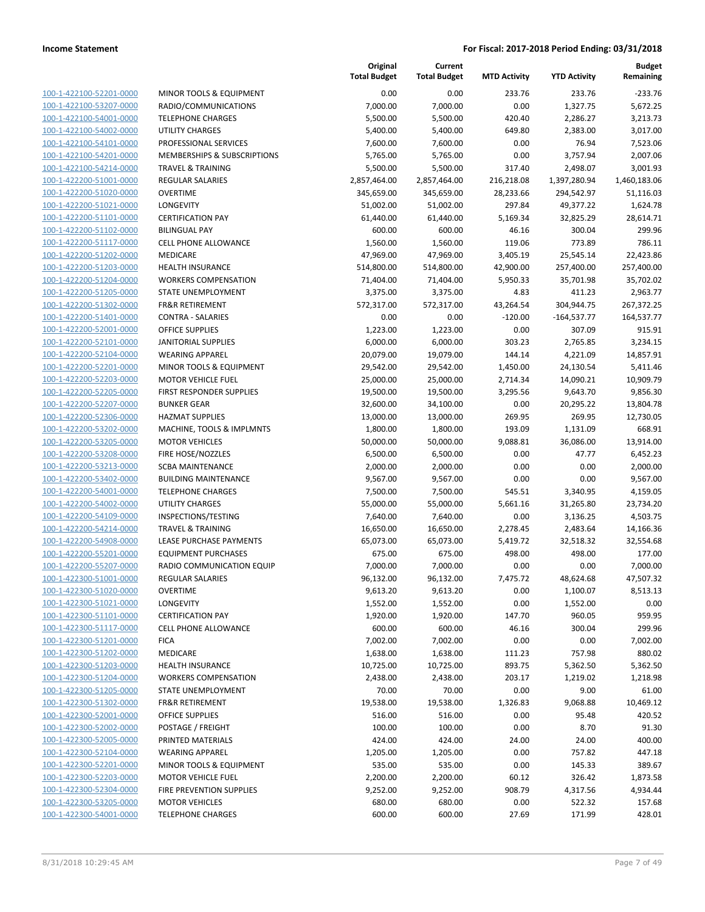| | | Original Total Budget | Current Total Budget | MTD Activity | YTD Activity | Budget Remaining |
|---|---|---|---|---|---|---|
| 100-1-422100-52201-0000 | MINOR TOOLS & EQUIPMENT | 0.00 | 0.00 | 233.76 | 233.76 | -233.76 |
| 100-1-422100-53207-0000 | RADIO/COMMUNICATIONS | 7,000.00 | 7,000.00 | 0.00 | 1,327.75 | 5,672.25 |
| 100-1-422100-54001-0000 | TELEPHONE CHARGES | 5,500.00 | 5,500.00 | 420.40 | 2,286.27 | 3,213.73 |
| 100-1-422100-54002-0000 | UTILITY CHARGES | 5,400.00 | 5,400.00 | 649.80 | 2,383.00 | 3,017.00 |
| 100-1-422100-54101-0000 | PROFESSIONAL SERVICES | 7,600.00 | 7,600.00 | 0.00 | 76.94 | 7,523.06 |
| 100-1-422100-54201-0000 | MEMBERSHIPS & SUBSCRIPTIONS | 5,765.00 | 5,765.00 | 0.00 | 3,757.94 | 2,007.06 |
| 100-1-422100-54214-0000 | TRAVEL & TRAINING | 5,500.00 | 5,500.00 | 317.40 | 2,498.07 | 3,001.93 |
| 100-1-422200-51001-0000 | REGULAR SALARIES | 2,857,464.00 | 2,857,464.00 | 216,218.08 | 1,397,280.94 | 1,460,183.06 |
| 100-1-422200-51020-0000 | OVERTIME | 345,659.00 | 345,659.00 | 28,233.66 | 294,542.97 | 51,116.03 |
| 100-1-422200-51021-0000 | LONGEVITY | 51,002.00 | 51,002.00 | 297.84 | 49,377.22 | 1,624.78 |
| 100-1-422200-51101-0000 | CERTIFICATION PAY | 61,440.00 | 61,440.00 | 5,169.34 | 32,825.29 | 28,614.71 |
| 100-1-422200-51102-0000 | BILINGUAL PAY | 600.00 | 600.00 | 46.16 | 300.04 | 299.96 |
| 100-1-422200-51117-0000 | CELL PHONE ALLOWANCE | 1,560.00 | 1,560.00 | 119.06 | 773.89 | 786.11 |
| 100-1-422200-51202-0000 | MEDICARE | 47,969.00 | 47,969.00 | 3,405.19 | 25,545.14 | 22,423.86 |
| 100-1-422200-51203-0000 | HEALTH INSURANCE | 514,800.00 | 514,800.00 | 42,900.00 | 257,400.00 | 257,400.00 |
| 100-1-422200-51204-0000 | WORKERS COMPENSATION | 71,404.00 | 71,404.00 | 5,950.33 | 35,701.98 | 35,702.02 |
| 100-1-422200-51205-0000 | STATE UNEMPLOYMENT | 3,375.00 | 3,375.00 | 4.83 | 411.23 | 2,963.77 |
| 100-1-422200-51302-0000 | FR&R RETIREMENT | 572,317.00 | 572,317.00 | 43,264.54 | 304,944.75 | 267,372.25 |
| 100-1-422200-51401-0000 | CONTRA - SALARIES | 0.00 | 0.00 | -120.00 | -164,537.77 | 164,537.77 |
| 100-1-422200-52001-0000 | OFFICE SUPPLIES | 1,223.00 | 1,223.00 | 0.00 | 307.09 | 915.91 |
| 100-1-422200-52101-0000 | JANITORIAL SUPPLIES | 6,000.00 | 6,000.00 | 303.23 | 2,765.85 | 3,234.15 |
| 100-1-422200-52104-0000 | WEARING APPAREL | 20,079.00 | 19,079.00 | 144.14 | 4,221.09 | 14,857.91 |
| 100-1-422200-52201-0000 | MINOR TOOLS & EQUIPMENT | 29,542.00 | 29,542.00 | 1,450.00 | 24,130.54 | 5,411.46 |
| 100-1-422200-52203-0000 | MOTOR VEHICLE FUEL | 25,000.00 | 25,000.00 | 2,714.34 | 14,090.21 | 10,909.79 |
| 100-1-422200-52205-0000 | FIRST RESPONDER SUPPLIES | 19,500.00 | 19,500.00 | 3,295.56 | 9,643.70 | 9,856.30 |
| 100-1-422200-52207-0000 | BUNKER GEAR | 32,600.00 | 34,100.00 | 0.00 | 20,295.22 | 13,804.78 |
| 100-1-422200-52306-0000 | HAZMAT SUPPLIES | 13,000.00 | 13,000.00 | 269.95 | 269.95 | 12,730.05 |
| 100-1-422200-53202-0000 | MACHINE, TOOLS & IMPLMNTS | 1,800.00 | 1,800.00 | 193.09 | 1,131.09 | 668.91 |
| 100-1-422200-53205-0000 | MOTOR VEHICLES | 50,000.00 | 50,000.00 | 9,088.81 | 36,086.00 | 13,914.00 |
| 100-1-422200-53208-0000 | FIRE HOSE/NOZZLES | 6,500.00 | 6,500.00 | 0.00 | 47.77 | 6,452.23 |
| 100-1-422200-53213-0000 | SCBA MAINTENANCE | 2,000.00 | 2,000.00 | 0.00 | 0.00 | 2,000.00 |
| 100-1-422200-53402-0000 | BUILDING MAINTENANCE | 9,567.00 | 9,567.00 | 0.00 | 0.00 | 9,567.00 |
| 100-1-422200-54001-0000 | TELEPHONE CHARGES | 7,500.00 | 7,500.00 | 545.51 | 3,340.95 | 4,159.05 |
| 100-1-422200-54002-0000 | UTILITY CHARGES | 55,000.00 | 55,000.00 | 5,661.16 | 31,265.80 | 23,734.20 |
| 100-1-422200-54109-0000 | INSPECTIONS/TESTING | 7,640.00 | 7,640.00 | 0.00 | 3,136.25 | 4,503.75 |
| 100-1-422200-54214-0000 | TRAVEL & TRAINING | 16,650.00 | 16,650.00 | 2,278.45 | 2,483.64 | 14,166.36 |
| 100-1-422200-54908-0000 | LEASE PURCHASE PAYMENTS | 65,073.00 | 65,073.00 | 5,419.72 | 32,518.32 | 32,554.68 |
| 100-1-422200-55201-0000 | EQUIPMENT PURCHASES | 675.00 | 675.00 | 498.00 | 498.00 | 177.00 |
| 100-1-422200-55207-0000 | RADIO COMMUNICATION EQUIP | 7,000.00 | 7,000.00 | 0.00 | 0.00 | 7,000.00 |
| 100-1-422300-51001-0000 | REGULAR SALARIES | 96,132.00 | 96,132.00 | 7,475.72 | 48,624.68 | 47,507.32 |
| 100-1-422300-51020-0000 | OVERTIME | 9,613.20 | 9,613.20 | 0.00 | 1,100.07 | 8,513.13 |
| 100-1-422300-51021-0000 | LONGEVITY | 1,552.00 | 1,552.00 | 0.00 | 1,552.00 | 0.00 |
| 100-1-422300-51101-0000 | CERTIFICATION PAY | 1,920.00 | 1,920.00 | 147.70 | 960.05 | 959.95 |
| 100-1-422300-51117-0000 | CELL PHONE ALLOWANCE | 600.00 | 600.00 | 46.16 | 300.04 | 299.96 |
| 100-1-422300-51201-0000 | FICA | 7,002.00 | 7,002.00 | 0.00 | 0.00 | 7,002.00 |
| 100-1-422300-51202-0000 | MEDICARE | 1,638.00 | 1,638.00 | 111.23 | 757.98 | 880.02 |
| 100-1-422300-51203-0000 | HEALTH INSURANCE | 10,725.00 | 10,725.00 | 893.75 | 5,362.50 | 5,362.50 |
| 100-1-422300-51204-0000 | WORKERS COMPENSATION | 2,438.00 | 2,438.00 | 203.17 | 1,219.02 | 1,218.98 |
| 100-1-422300-51205-0000 | STATE UNEMPLOYMENT | 70.00 | 70.00 | 0.00 | 9.00 | 61.00 |
| 100-1-422300-51302-0000 | FR&R RETIREMENT | 19,538.00 | 19,538.00 | 1,326.83 | 9,068.88 | 10,469.12 |
| 100-1-422300-52001-0000 | OFFICE SUPPLIES | 516.00 | 516.00 | 0.00 | 95.48 | 420.52 |
| 100-1-422300-52002-0000 | POSTAGE / FREIGHT | 100.00 | 100.00 | 0.00 | 8.70 | 91.30 |
| 100-1-422300-52005-0000 | PRINTED MATERIALS | 424.00 | 424.00 | 24.00 | 24.00 | 400.00 |
| 100-1-422300-52104-0000 | WEARING APPAREL | 1,205.00 | 1,205.00 | 0.00 | 757.82 | 447.18 |
| 100-1-422300-52201-0000 | MINOR TOOLS & EQUIPMENT | 535.00 | 535.00 | 0.00 | 145.33 | 389.67 |
| 100-1-422300-52203-0000 | MOTOR VEHICLE FUEL | 2,200.00 | 2,200.00 | 60.12 | 326.42 | 1,873.58 |
| 100-1-422300-52304-0000 | FIRE PREVENTION SUPPLIES | 9,252.00 | 9,252.00 | 908.79 | 4,317.56 | 4,934.44 |
| 100-1-422300-53205-0000 | MOTOR VEHICLES | 680.00 | 680.00 | 0.00 | 522.32 | 157.68 |
| 100-1-422300-54001-0000 | TELEPHONE CHARGES | 600.00 | 600.00 | 27.69 | 171.99 | 428.01 |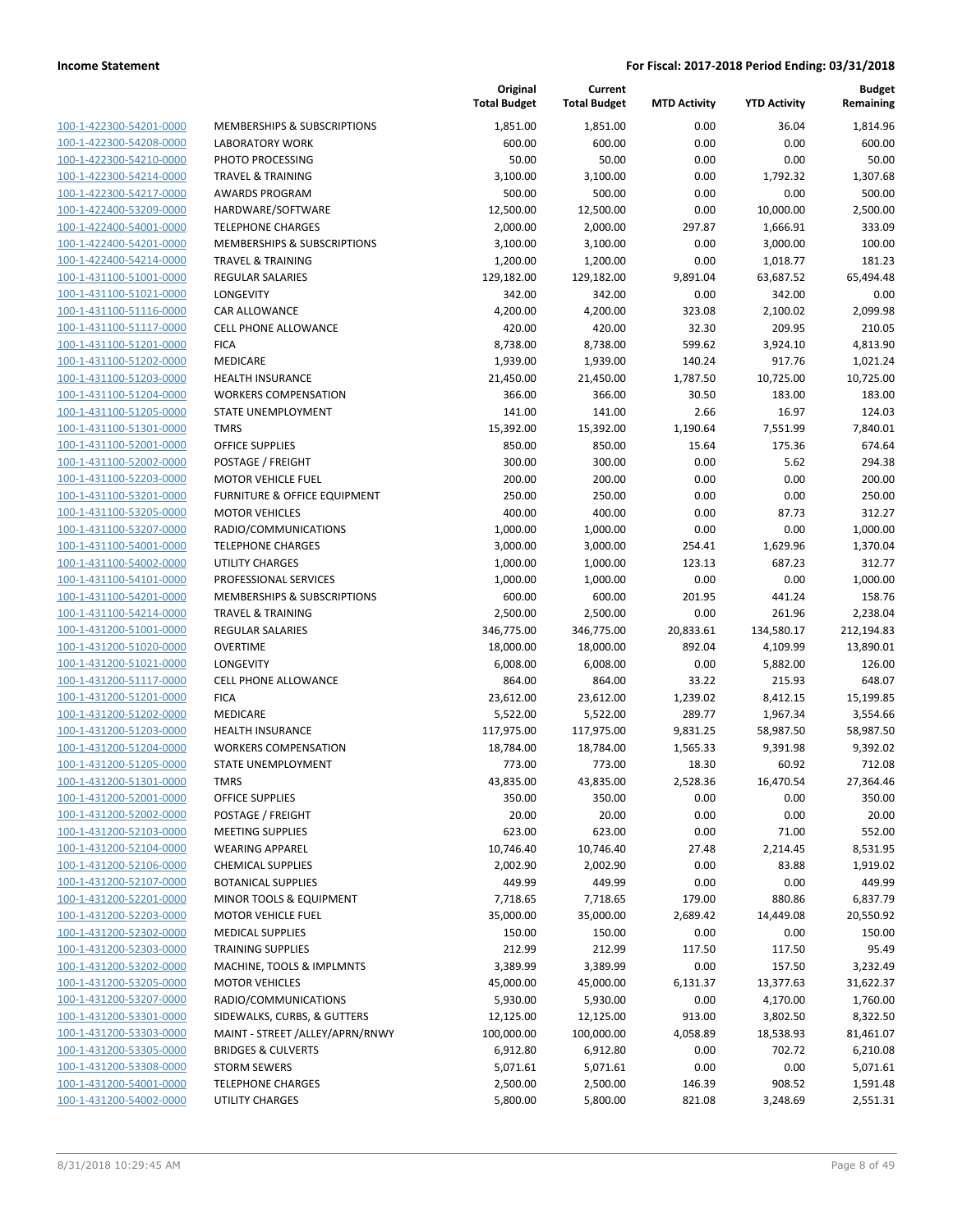**Income Statement** — For Fiscal: 2017-2018 Period Ending: 03/31/2018

| | | Original Total Budget | Current Total Budget | MTD Activity | YTD Activity | Budget Remaining |
|---|---|---|---|---|---|---|
| 100-1-422300-54201-0000 | MEMBERSHIPS & SUBSCRIPTIONS | 1,851.00 | 1,851.00 | 0.00 | 36.04 | 1,814.96 |
| 100-1-422300-54208-0000 | LABORATORY WORK | 600.00 | 600.00 | 0.00 | 0.00 | 600.00 |
| 100-1-422300-54210-0000 | PHOTO PROCESSING | 50.00 | 50.00 | 0.00 | 0.00 | 50.00 |
| 100-1-422300-54214-0000 | TRAVEL & TRAINING | 3,100.00 | 3,100.00 | 0.00 | 1,792.32 | 1,307.68 |
| 100-1-422300-54217-0000 | AWARDS PROGRAM | 500.00 | 500.00 | 0.00 | 0.00 | 500.00 |
| 100-1-422400-53209-0000 | HARDWARE/SOFTWARE | 12,500.00 | 12,500.00 | 0.00 | 10,000.00 | 2,500.00 |
| 100-1-422400-54001-0000 | TELEPHONE CHARGES | 2,000.00 | 2,000.00 | 297.87 | 1,666.91 | 333.09 |
| 100-1-422400-54201-0000 | MEMBERSHIPS & SUBSCRIPTIONS | 3,100.00 | 3,100.00 | 0.00 | 3,000.00 | 100.00 |
| 100-1-422400-54214-0000 | TRAVEL & TRAINING | 1,200.00 | 1,200.00 | 0.00 | 1,018.77 | 181.23 |
| 100-1-431100-51001-0000 | REGULAR SALARIES | 129,182.00 | 129,182.00 | 9,891.04 | 63,687.52 | 65,494.48 |
| 100-1-431100-51021-0000 | LONGEVITY | 342.00 | 342.00 | 0.00 | 342.00 | 0.00 |
| 100-1-431100-51116-0000 | CAR ALLOWANCE | 4,200.00 | 4,200.00 | 323.08 | 2,100.02 | 2,099.98 |
| 100-1-431100-51117-0000 | CELL PHONE ALLOWANCE | 420.00 | 420.00 | 32.30 | 209.95 | 210.05 |
| 100-1-431100-51201-0000 | FICA | 8,738.00 | 8,738.00 | 599.62 | 3,924.10 | 4,813.90 |
| 100-1-431100-51202-0000 | MEDICARE | 1,939.00 | 1,939.00 | 140.24 | 917.76 | 1,021.24 |
| 100-1-431100-51203-0000 | HEALTH INSURANCE | 21,450.00 | 21,450.00 | 1,787.50 | 10,725.00 | 10,725.00 |
| 100-1-431100-51204-0000 | WORKERS COMPENSATION | 366.00 | 366.00 | 30.50 | 183.00 | 183.00 |
| 100-1-431100-51205-0000 | STATE UNEMPLOYMENT | 141.00 | 141.00 | 2.66 | 16.97 | 124.03 |
| 100-1-431100-51301-0000 | TMRS | 15,392.00 | 15,392.00 | 1,190.64 | 7,551.99 | 7,840.01 |
| 100-1-431100-52001-0000 | OFFICE SUPPLIES | 850.00 | 850.00 | 15.64 | 175.36 | 674.64 |
| 100-1-431100-52002-0000 | POSTAGE / FREIGHT | 300.00 | 300.00 | 0.00 | 5.62 | 294.38 |
| 100-1-431100-52203-0000 | MOTOR VEHICLE FUEL | 200.00 | 200.00 | 0.00 | 0.00 | 200.00 |
| 100-1-431100-53201-0000 | FURNITURE & OFFICE EQUIPMENT | 250.00 | 250.00 | 0.00 | 0.00 | 250.00 |
| 100-1-431100-53205-0000 | MOTOR VEHICLES | 400.00 | 400.00 | 0.00 | 87.73 | 312.27 |
| 100-1-431100-53207-0000 | RADIO/COMMUNICATIONS | 1,000.00 | 1,000.00 | 0.00 | 0.00 | 1,000.00 |
| 100-1-431100-54001-0000 | TELEPHONE CHARGES | 3,000.00 | 3,000.00 | 254.41 | 1,629.96 | 1,370.04 |
| 100-1-431100-54002-0000 | UTILITY CHARGES | 1,000.00 | 1,000.00 | 123.13 | 687.23 | 312.77 |
| 100-1-431100-54101-0000 | PROFESSIONAL SERVICES | 1,000.00 | 1,000.00 | 0.00 | 0.00 | 1,000.00 |
| 100-1-431100-54201-0000 | MEMBERSHIPS & SUBSCRIPTIONS | 600.00 | 600.00 | 201.95 | 441.24 | 158.76 |
| 100-1-431100-54214-0000 | TRAVEL & TRAINING | 2,500.00 | 2,500.00 | 0.00 | 261.96 | 2,238.04 |
| 100-1-431200-51001-0000 | REGULAR SALARIES | 346,775.00 | 346,775.00 | 20,833.61 | 134,580.17 | 212,194.83 |
| 100-1-431200-51020-0000 | OVERTIME | 18,000.00 | 18,000.00 | 892.04 | 4,109.99 | 13,890.01 |
| 100-1-431200-51021-0000 | LONGEVITY | 6,008.00 | 6,008.00 | 0.00 | 5,882.00 | 126.00 |
| 100-1-431200-51117-0000 | CELL PHONE ALLOWANCE | 864.00 | 864.00 | 33.22 | 215.93 | 648.07 |
| 100-1-431200-51201-0000 | FICA | 23,612.00 | 23,612.00 | 1,239.02 | 8,412.15 | 15,199.85 |
| 100-1-431200-51202-0000 | MEDICARE | 5,522.00 | 5,522.00 | 289.77 | 1,967.34 | 3,554.66 |
| 100-1-431200-51203-0000 | HEALTH INSURANCE | 117,975.00 | 117,975.00 | 9,831.25 | 58,987.50 | 58,987.50 |
| 100-1-431200-51204-0000 | WORKERS COMPENSATION | 18,784.00 | 18,784.00 | 1,565.33 | 9,391.98 | 9,392.02 |
| 100-1-431200-51205-0000 | STATE UNEMPLOYMENT | 773.00 | 773.00 | 18.30 | 60.92 | 712.08 |
| 100-1-431200-51301-0000 | TMRS | 43,835.00 | 43,835.00 | 2,528.36 | 16,470.54 | 27,364.46 |
| 100-1-431200-52001-0000 | OFFICE SUPPLIES | 350.00 | 350.00 | 0.00 | 0.00 | 350.00 |
| 100-1-431200-52002-0000 | POSTAGE / FREIGHT | 20.00 | 20.00 | 0.00 | 0.00 | 20.00 |
| 100-1-431200-52103-0000 | MEETING SUPPLIES | 623.00 | 623.00 | 0.00 | 71.00 | 552.00 |
| 100-1-431200-52104-0000 | WEARING APPAREL | 10,746.40 | 10,746.40 | 27.48 | 2,214.45 | 8,531.95 |
| 100-1-431200-52106-0000 | CHEMICAL SUPPLIES | 2,002.90 | 2,002.90 | 0.00 | 83.88 | 1,919.02 |
| 100-1-431200-52107-0000 | BOTANICAL SUPPLIES | 449.99 | 449.99 | 0.00 | 0.00 | 449.99 |
| 100-1-431200-52201-0000 | MINOR TOOLS & EQUIPMENT | 7,718.65 | 7,718.65 | 179.00 | 880.86 | 6,837.79 |
| 100-1-431200-52203-0000 | MOTOR VEHICLE FUEL | 35,000.00 | 35,000.00 | 2,689.42 | 14,449.08 | 20,550.92 |
| 100-1-431200-52302-0000 | MEDICAL SUPPLIES | 150.00 | 150.00 | 0.00 | 0.00 | 150.00 |
| 100-1-431200-52303-0000 | TRAINING SUPPLIES | 212.99 | 212.99 | 117.50 | 117.50 | 95.49 |
| 100-1-431200-53202-0000 | MACHINE, TOOLS & IMPLMNTS | 3,389.99 | 3,389.99 | 0.00 | 157.50 | 3,232.49 |
| 100-1-431200-53205-0000 | MOTOR VEHICLES | 45,000.00 | 45,000.00 | 6,131.37 | 13,377.63 | 31,622.37 |
| 100-1-431200-53207-0000 | RADIO/COMMUNICATIONS | 5,930.00 | 5,930.00 | 0.00 | 4,170.00 | 1,760.00 |
| 100-1-431200-53301-0000 | SIDEWALKS, CURBS, & GUTTERS | 12,125.00 | 12,125.00 | 913.00 | 3,802.50 | 8,322.50 |
| 100-1-431200-53303-0000 | MAINT - STREET /ALLEY/APRN/RNWY | 100,000.00 | 100,000.00 | 4,058.89 | 18,538.93 | 81,461.07 |
| 100-1-431200-53305-0000 | BRIDGES & CULVERTS | 6,912.80 | 6,912.80 | 0.00 | 702.72 | 6,210.08 |
| 100-1-431200-53308-0000 | STORM SEWERS | 5,071.61 | 5,071.61 | 0.00 | 0.00 | 5,071.61 |
| 100-1-431200-54001-0000 | TELEPHONE CHARGES | 2,500.00 | 2,500.00 | 146.39 | 908.52 | 1,591.48 |
| 100-1-431200-54002-0000 | UTILITY CHARGES | 5,800.00 | 5,800.00 | 821.08 | 3,248.69 | 2,551.31 |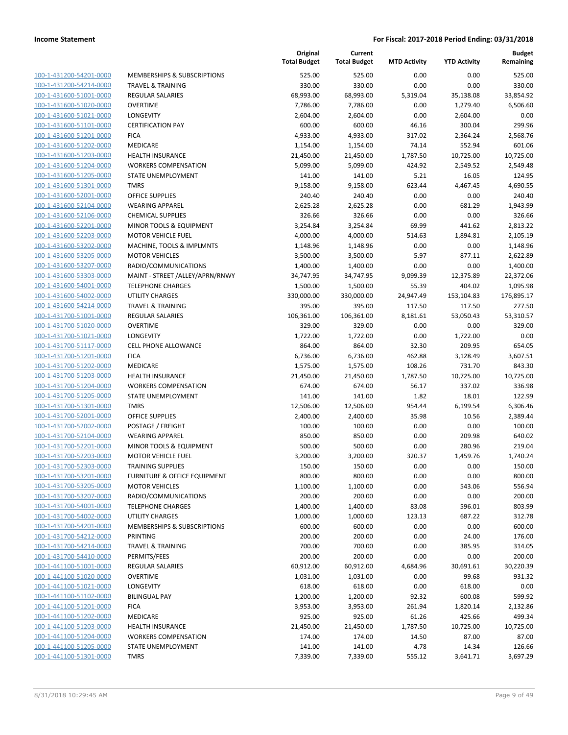**Income Statement** | **For Fiscal: 2017-2018 Period Ending: 03/31/2018**

| | | Original Total Budget | Current Total Budget | MTD Activity | YTD Activity | Budget Remaining |
|---|---|---|---|---|---|---|
| 100-1-431200-54201-0000 | MEMBERSHIPS & SUBSCRIPTIONS | 525.00 | 525.00 | 0.00 | 0.00 | 525.00 |
| 100-1-431200-54214-0000 | TRAVEL & TRAINING | 330.00 | 330.00 | 0.00 | 0.00 | 330.00 |
| 100-1-431600-51001-0000 | REGULAR SALARIES | 68,993.00 | 68,993.00 | 5,319.04 | 35,138.08 | 33,854.92 |
| 100-1-431600-51020-0000 | OVERTIME | 7,786.00 | 7,786.00 | 0.00 | 1,279.40 | 6,506.60 |
| 100-1-431600-51021-0000 | LONGEVITY | 2,604.00 | 2,604.00 | 0.00 | 2,604.00 | 0.00 |
| 100-1-431600-51101-0000 | CERTIFICATION PAY | 600.00 | 600.00 | 46.16 | 300.04 | 299.96 |
| 100-1-431600-51201-0000 | FICA | 4,933.00 | 4,933.00 | 317.02 | 2,364.24 | 2,568.76 |
| 100-1-431600-51202-0000 | MEDICARE | 1,154.00 | 1,154.00 | 74.14 | 552.94 | 601.06 |
| 100-1-431600-51203-0000 | HEALTH INSURANCE | 21,450.00 | 21,450.00 | 1,787.50 | 10,725.00 | 10,725.00 |
| 100-1-431600-51204-0000 | WORKERS COMPENSATION | 5,099.00 | 5,099.00 | 424.92 | 2,549.52 | 2,549.48 |
| 100-1-431600-51205-0000 | STATE UNEMPLOYMENT | 141.00 | 141.00 | 5.21 | 16.05 | 124.95 |
| 100-1-431600-51301-0000 | TMRS | 9,158.00 | 9,158.00 | 623.44 | 4,467.45 | 4,690.55 |
| 100-1-431600-52001-0000 | OFFICE SUPPLIES | 240.40 | 240.40 | 0.00 | 0.00 | 240.40 |
| 100-1-431600-52104-0000 | WEARING APPAREL | 2,625.28 | 2,625.28 | 0.00 | 681.29 | 1,943.99 |
| 100-1-431600-52106-0000 | CHEMICAL SUPPLIES | 326.66 | 326.66 | 0.00 | 0.00 | 326.66 |
| 100-1-431600-52201-0000 | MINOR TOOLS & EQUIPMENT | 3,254.84 | 3,254.84 | 69.99 | 441.62 | 2,813.22 |
| 100-1-431600-52203-0000 | MOTOR VEHICLE FUEL | 4,000.00 | 4,000.00 | 514.63 | 1,894.81 | 2,105.19 |
| 100-1-431600-53202-0000 | MACHINE, TOOLS & IMPLMNTS | 1,148.96 | 1,148.96 | 0.00 | 0.00 | 1,148.96 |
| 100-1-431600-53205-0000 | MOTOR VEHICLES | 3,500.00 | 3,500.00 | 5.97 | 877.11 | 2,622.89 |
| 100-1-431600-53207-0000 | RADIO/COMMUNICATIONS | 1,400.00 | 1,400.00 | 0.00 | 0.00 | 1,400.00 |
| 100-1-431600-53303-0000 | MAINT - STREET /ALLEY/APRN/RNWY | 34,747.95 | 34,747.95 | 9,099.39 | 12,375.89 | 22,372.06 |
| 100-1-431600-54001-0000 | TELEPHONE CHARGES | 1,500.00 | 1,500.00 | 55.39 | 404.02 | 1,095.98 |
| 100-1-431600-54002-0000 | UTILITY CHARGES | 330,000.00 | 330,000.00 | 24,947.49 | 153,104.83 | 176,895.17 |
| 100-1-431600-54214-0000 | TRAVEL & TRAINING | 395.00 | 395.00 | 117.50 | 117.50 | 277.50 |
| 100-1-431700-51001-0000 | REGULAR SALARIES | 106,361.00 | 106,361.00 | 8,181.61 | 53,050.43 | 53,310.57 |
| 100-1-431700-51020-0000 | OVERTIME | 329.00 | 329.00 | 0.00 | 0.00 | 329.00 |
| 100-1-431700-51021-0000 | LONGEVITY | 1,722.00 | 1,722.00 | 0.00 | 1,722.00 | 0.00 |
| 100-1-431700-51117-0000 | CELL PHONE ALLOWANCE | 864.00 | 864.00 | 32.30 | 209.95 | 654.05 |
| 100-1-431700-51201-0000 | FICA | 6,736.00 | 6,736.00 | 462.88 | 3,128.49 | 3,607.51 |
| 100-1-431700-51202-0000 | MEDICARE | 1,575.00 | 1,575.00 | 108.26 | 731.70 | 843.30 |
| 100-1-431700-51203-0000 | HEALTH INSURANCE | 21,450.00 | 21,450.00 | 1,787.50 | 10,725.00 | 10,725.00 |
| 100-1-431700-51204-0000 | WORKERS COMPENSATION | 674.00 | 674.00 | 56.17 | 337.02 | 336.98 |
| 100-1-431700-51205-0000 | STATE UNEMPLOYMENT | 141.00 | 141.00 | 1.82 | 18.01 | 122.99 |
| 100-1-431700-51301-0000 | TMRS | 12,506.00 | 12,506.00 | 954.44 | 6,199.54 | 6,306.46 |
| 100-1-431700-52001-0000 | OFFICE SUPPLIES | 2,400.00 | 2,400.00 | 35.98 | 10.56 | 2,389.44 |
| 100-1-431700-52002-0000 | POSTAGE / FREIGHT | 100.00 | 100.00 | 0.00 | 0.00 | 100.00 |
| 100-1-431700-52104-0000 | WEARING APPAREL | 850.00 | 850.00 | 0.00 | 209.98 | 640.02 |
| 100-1-431700-52201-0000 | MINOR TOOLS & EQUIPMENT | 500.00 | 500.00 | 0.00 | 280.96 | 219.04 |
| 100-1-431700-52203-0000 | MOTOR VEHICLE FUEL | 3,200.00 | 3,200.00 | 320.37 | 1,459.76 | 1,740.24 |
| 100-1-431700-52303-0000 | TRAINING SUPPLIES | 150.00 | 150.00 | 0.00 | 0.00 | 150.00 |
| 100-1-431700-53201-0000 | FURNITURE & OFFICE EQUIPMENT | 800.00 | 800.00 | 0.00 | 0.00 | 800.00 |
| 100-1-431700-53205-0000 | MOTOR VEHICLES | 1,100.00 | 1,100.00 | 0.00 | 543.06 | 556.94 |
| 100-1-431700-53207-0000 | RADIO/COMMUNICATIONS | 200.00 | 200.00 | 0.00 | 0.00 | 200.00 |
| 100-1-431700-54001-0000 | TELEPHONE CHARGES | 1,400.00 | 1,400.00 | 83.08 | 596.01 | 803.99 |
| 100-1-431700-54002-0000 | UTILITY CHARGES | 1,000.00 | 1,000.00 | 123.13 | 687.22 | 312.78 |
| 100-1-431700-54201-0000 | MEMBERSHIPS & SUBSCRIPTIONS | 600.00 | 600.00 | 0.00 | 0.00 | 600.00 |
| 100-1-431700-54212-0000 | PRINTING | 200.00 | 200.00 | 0.00 | 24.00 | 176.00 |
| 100-1-431700-54214-0000 | TRAVEL & TRAINING | 700.00 | 700.00 | 0.00 | 385.95 | 314.05 |
| 100-1-431700-54410-0000 | PERMITS/FEES | 200.00 | 200.00 | 0.00 | 0.00 | 200.00 |
| 100-1-441100-51001-0000 | REGULAR SALARIES | 60,912.00 | 60,912.00 | 4,684.96 | 30,691.61 | 30,220.39 |
| 100-1-441100-51020-0000 | OVERTIME | 1,031.00 | 1,031.00 | 0.00 | 99.68 | 931.32 |
| 100-1-441100-51021-0000 | LONGEVITY | 618.00 | 618.00 | 0.00 | 618.00 | 0.00 |
| 100-1-441100-51102-0000 | BILINGUAL PAY | 1,200.00 | 1,200.00 | 92.32 | 600.08 | 599.92 |
| 100-1-441100-51201-0000 | FICA | 3,953.00 | 3,953.00 | 261.94 | 1,820.14 | 2,132.86 |
| 100-1-441100-51202-0000 | MEDICARE | 925.00 | 925.00 | 61.26 | 425.66 | 499.34 |
| 100-1-441100-51203-0000 | HEALTH INSURANCE | 21,450.00 | 21,450.00 | 1,787.50 | 10,725.00 | 10,725.00 |
| 100-1-441100-51204-0000 | WORKERS COMPENSATION | 174.00 | 174.00 | 14.50 | 87.00 | 87.00 |
| 100-1-441100-51205-0000 | STATE UNEMPLOYMENT | 141.00 | 141.00 | 4.78 | 14.34 | 126.66 |
| 100-1-441100-51301-0000 | TMRS | 7,339.00 | 7,339.00 | 555.12 | 3,641.71 | 3,697.29 |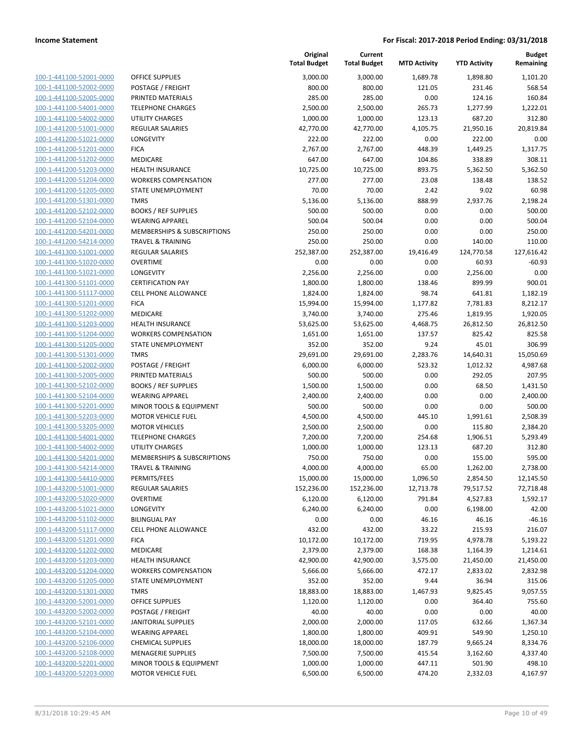**Income Statement** | **For Fiscal: 2017-2018 Period Ending: 03/31/2018**

| | | Original Total Budget | Current Total Budget | MTD Activity | YTD Activity | Budget Remaining |
|---|---|---|---|---|---|---|
| 100-1-441100-52001-0000 | OFFICE SUPPLIES | 3,000.00 | 3,000.00 | 1,689.78 | 1,898.80 | 1,101.20 |
| 100-1-441100-52002-0000 | POSTAGE / FREIGHT | 800.00 | 800.00 | 121.05 | 231.46 | 568.54 |
| 100-1-441100-52005-0000 | PRINTED MATERIALS | 285.00 | 285.00 | 0.00 | 124.16 | 160.84 |
| 100-1-441100-54001-0000 | TELEPHONE CHARGES | 2,500.00 | 2,500.00 | 265.73 | 1,277.99 | 1,222.01 |
| 100-1-441100-54002-0000 | UTILITY CHARGES | 1,000.00 | 1,000.00 | 123.13 | 687.20 | 312.80 |
| 100-1-441200-51001-0000 | REGULAR SALARIES | 42,770.00 | 42,770.00 | 4,105.75 | 21,950.16 | 20,819.84 |
| 100-1-441200-51021-0000 | LONGEVITY | 222.00 | 222.00 | 0.00 | 222.00 | 0.00 |
| 100-1-441200-51201-0000 | FICA | 2,767.00 | 2,767.00 | 448.39 | 1,449.25 | 1,317.75 |
| 100-1-441200-51202-0000 | MEDICARE | 647.00 | 647.00 | 104.86 | 338.89 | 308.11 |
| 100-1-441200-51203-0000 | HEALTH INSURANCE | 10,725.00 | 10,725.00 | 893.75 | 5,362.50 | 5,362.50 |
| 100-1-441200-51204-0000 | WORKERS COMPENSATION | 277.00 | 277.00 | 23.08 | 138.48 | 138.52 |
| 100-1-441200-51205-0000 | STATE UNEMPLOYMENT | 70.00 | 70.00 | 2.42 | 9.02 | 60.98 |
| 100-1-441200-51301-0000 | TMRS | 5,136.00 | 5,136.00 | 888.99 | 2,937.76 | 2,198.24 |
| 100-1-441200-52102-0000 | BOOKS / REF SUPPLIES | 500.00 | 500.00 | 0.00 | 0.00 | 500.00 |
| 100-1-441200-52104-0000 | WEARING APPAREL | 500.04 | 500.04 | 0.00 | 0.00 | 500.04 |
| 100-1-441200-54201-0000 | MEMBERSHIPS & SUBSCRIPTIONS | 250.00 | 250.00 | 0.00 | 0.00 | 250.00 |
| 100-1-441200-54214-0000 | TRAVEL & TRAINING | 250.00 | 250.00 | 0.00 | 140.00 | 110.00 |
| 100-1-441300-51001-0000 | REGULAR SALARIES | 252,387.00 | 252,387.00 | 19,416.49 | 124,770.58 | 127,616.42 |
| 100-1-441300-51020-0000 | OVERTIME | 0.00 | 0.00 | 0.00 | 60.93 | -60.93 |
| 100-1-441300-51021-0000 | LONGEVITY | 2,256.00 | 2,256.00 | 0.00 | 2,256.00 | 0.00 |
| 100-1-441300-51101-0000 | CERTIFICATION PAY | 1,800.00 | 1,800.00 | 138.46 | 899.99 | 900.01 |
| 100-1-441300-51117-0000 | CELL PHONE ALLOWANCE | 1,824.00 | 1,824.00 | 98.74 | 641.81 | 1,182.19 |
| 100-1-441300-51201-0000 | FICA | 15,994.00 | 15,994.00 | 1,177.82 | 7,781.83 | 8,212.17 |
| 100-1-441300-51202-0000 | MEDICARE | 3,740.00 | 3,740.00 | 275.46 | 1,819.95 | 1,920.05 |
| 100-1-441300-51203-0000 | HEALTH INSURANCE | 53,625.00 | 53,625.00 | 4,468.75 | 26,812.50 | 26,812.50 |
| 100-1-441300-51204-0000 | WORKERS COMPENSATION | 1,651.00 | 1,651.00 | 137.57 | 825.42 | 825.58 |
| 100-1-441300-51205-0000 | STATE UNEMPLOYMENT | 352.00 | 352.00 | 9.24 | 45.01 | 306.99 |
| 100-1-441300-51301-0000 | TMRS | 29,691.00 | 29,691.00 | 2,283.76 | 14,640.31 | 15,050.69 |
| 100-1-441300-52002-0000 | POSTAGE / FREIGHT | 6,000.00 | 6,000.00 | 523.32 | 1,012.32 | 4,987.68 |
| 100-1-441300-52005-0000 | PRINTED MATERIALS | 500.00 | 500.00 | 0.00 | 292.05 | 207.95 |
| 100-1-441300-52102-0000 | BOOKS / REF SUPPLIES | 1,500.00 | 1,500.00 | 0.00 | 68.50 | 1,431.50 |
| 100-1-441300-52104-0000 | WEARING APPAREL | 2,400.00 | 2,400.00 | 0.00 | 0.00 | 2,400.00 |
| 100-1-441300-52201-0000 | MINOR TOOLS & EQUIPMENT | 500.00 | 500.00 | 0.00 | 0.00 | 500.00 |
| 100-1-441300-52203-0000 | MOTOR VEHICLE FUEL | 4,500.00 | 4,500.00 | 445.10 | 1,991.61 | 2,508.39 |
| 100-1-441300-53205-0000 | MOTOR VEHICLES | 2,500.00 | 2,500.00 | 0.00 | 115.80 | 2,384.20 |
| 100-1-441300-54001-0000 | TELEPHONE CHARGES | 7,200.00 | 7,200.00 | 254.68 | 1,906.51 | 5,293.49 |
| 100-1-441300-54002-0000 | UTILITY CHARGES | 1,000.00 | 1,000.00 | 123.13 | 687.20 | 312.80 |
| 100-1-441300-54201-0000 | MEMBERSHIPS & SUBSCRIPTIONS | 750.00 | 750.00 | 0.00 | 155.00 | 595.00 |
| 100-1-441300-54214-0000 | TRAVEL & TRAINING | 4,000.00 | 4,000.00 | 65.00 | 1,262.00 | 2,738.00 |
| 100-1-441300-54410-0000 | PERMITS/FEES | 15,000.00 | 15,000.00 | 1,096.50 | 2,854.50 | 12,145.50 |
| 100-1-443200-51001-0000 | REGULAR SALARIES | 152,236.00 | 152,236.00 | 12,713.78 | 79,517.52 | 72,718.48 |
| 100-1-443200-51020-0000 | OVERTIME | 6,120.00 | 6,120.00 | 791.84 | 4,527.83 | 1,592.17 |
| 100-1-443200-51021-0000 | LONGEVITY | 6,240.00 | 6,240.00 | 0.00 | 6,198.00 | 42.00 |
| 100-1-443200-51102-0000 | BILINGUAL PAY | 0.00 | 0.00 | 46.16 | 46.16 | -46.16 |
| 100-1-443200-51117-0000 | CELL PHONE ALLOWANCE | 432.00 | 432.00 | 33.22 | 215.93 | 216.07 |
| 100-1-443200-51201-0000 | FICA | 10,172.00 | 10,172.00 | 719.95 | 4,978.78 | 5,193.22 |
| 100-1-443200-51202-0000 | MEDICARE | 2,379.00 | 2,379.00 | 168.38 | 1,164.39 | 1,214.61 |
| 100-1-443200-51203-0000 | HEALTH INSURANCE | 42,900.00 | 42,900.00 | 3,575.00 | 21,450.00 | 21,450.00 |
| 100-1-443200-51204-0000 | WORKERS COMPENSATION | 5,666.00 | 5,666.00 | 472.17 | 2,833.02 | 2,832.98 |
| 100-1-443200-51205-0000 | STATE UNEMPLOYMENT | 352.00 | 352.00 | 9.44 | 36.94 | 315.06 |
| 100-1-443200-51301-0000 | TMRS | 18,883.00 | 18,883.00 | 1,467.93 | 9,825.45 | 9,057.55 |
| 100-1-443200-52001-0000 | OFFICE SUPPLIES | 1,120.00 | 1,120.00 | 0.00 | 364.40 | 755.60 |
| 100-1-443200-52002-0000 | POSTAGE / FREIGHT | 40.00 | 40.00 | 0.00 | 0.00 | 40.00 |
| 100-1-443200-52101-0000 | JANITORIAL SUPPLIES | 2,000.00 | 2,000.00 | 117.05 | 632.66 | 1,367.34 |
| 100-1-443200-52104-0000 | WEARING APPAREL | 1,800.00 | 1,800.00 | 409.91 | 549.90 | 1,250.10 |
| 100-1-443200-52106-0000 | CHEMICAL SUPPLIES | 18,000.00 | 18,000.00 | 187.79 | 9,665.24 | 8,334.76 |
| 100-1-443200-52108-0000 | MENAGERIE SUPPLIES | 7,500.00 | 7,500.00 | 415.54 | 3,162.60 | 4,337.40 |
| 100-1-443200-52201-0000 | MINOR TOOLS & EQUIPMENT | 1,000.00 | 1,000.00 | 447.11 | 501.90 | 498.10 |
| 100-1-443200-52203-0000 | MOTOR VEHICLE FUEL | 6,500.00 | 6,500.00 | 474.20 | 2,332.03 | 4,167.97 |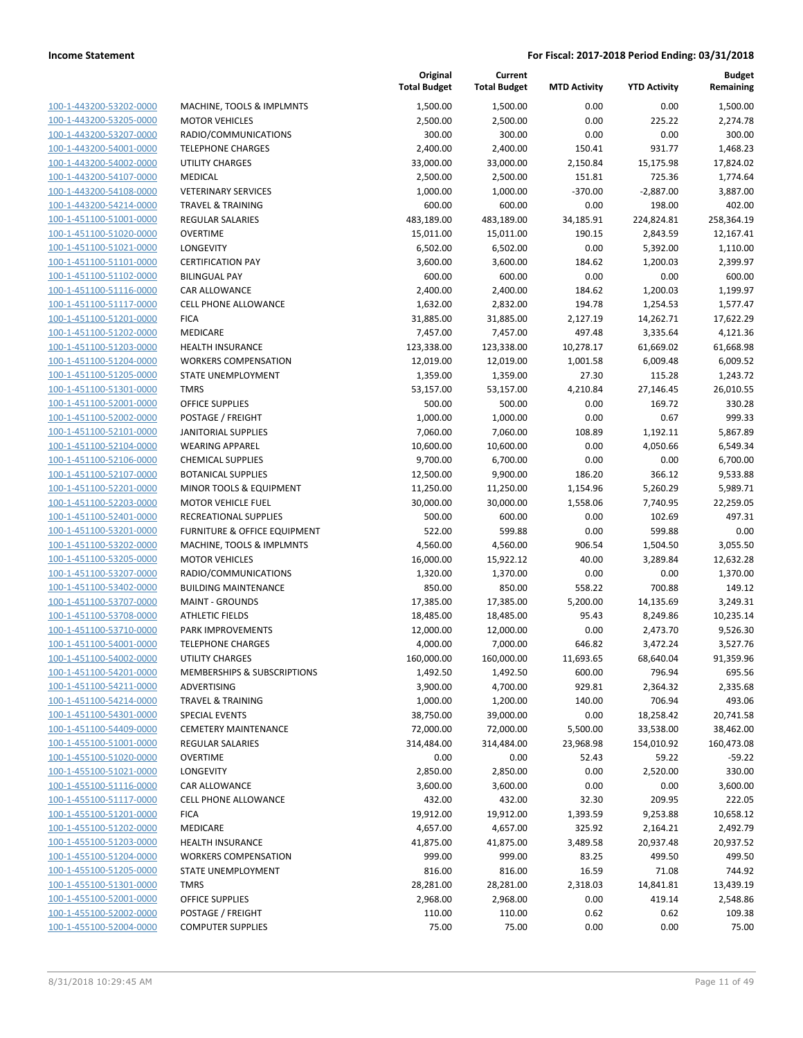**Income Statement** | **For Fiscal: 2017-2018 Period Ending: 03/31/2018**

| | | Original Total Budget | Current Total Budget | MTD Activity | YTD Activity | Budget Remaining |
|---|---|---|---|---|---|---|
| 100-1-443200-53202-0000 | MACHINE, TOOLS & IMPLMNTS | 1,500.00 | 1,500.00 | 0.00 | 0.00 | 1,500.00 |
| 100-1-443200-53205-0000 | MOTOR VEHICLES | 2,500.00 | 2,500.00 | 0.00 | 225.22 | 2,274.78 |
| 100-1-443200-53207-0000 | RADIO/COMMUNICATIONS | 300.00 | 300.00 | 0.00 | 0.00 | 300.00 |
| 100-1-443200-54001-0000 | TELEPHONE CHARGES | 2,400.00 | 2,400.00 | 150.41 | 931.77 | 1,468.23 |
| 100-1-443200-54002-0000 | UTILITY CHARGES | 33,000.00 | 33,000.00 | 2,150.84 | 15,175.98 | 17,824.02 |
| 100-1-443200-54107-0000 | MEDICAL | 2,500.00 | 2,500.00 | 151.81 | 725.36 | 1,774.64 |
| 100-1-443200-54108-0000 | VETERINARY SERVICES | 1,000.00 | 1,000.00 | -370.00 | -2,887.00 | 3,887.00 |
| 100-1-443200-54214-0000 | TRAVEL & TRAINING | 600.00 | 600.00 | 0.00 | 198.00 | 402.00 |
| 100-1-451100-51001-0000 | REGULAR SALARIES | 483,189.00 | 483,189.00 | 34,185.91 | 224,824.81 | 258,364.19 |
| 100-1-451100-51020-0000 | OVERTIME | 15,011.00 | 15,011.00 | 190.15 | 2,843.59 | 12,167.41 |
| 100-1-451100-51021-0000 | LONGEVITY | 6,502.00 | 6,502.00 | 0.00 | 5,392.00 | 1,110.00 |
| 100-1-451100-51101-0000 | CERTIFICATION PAY | 3,600.00 | 3,600.00 | 184.62 | 1,200.03 | 2,399.97 |
| 100-1-451100-51102-0000 | BILINGUAL PAY | 600.00 | 600.00 | 0.00 | 0.00 | 600.00 |
| 100-1-451100-51116-0000 | CAR ALLOWANCE | 2,400.00 | 2,400.00 | 184.62 | 1,200.03 | 1,199.97 |
| 100-1-451100-51117-0000 | CELL PHONE ALLOWANCE | 1,632.00 | 2,832.00 | 194.78 | 1,254.53 | 1,577.47 |
| 100-1-451100-51201-0000 | FICA | 31,885.00 | 31,885.00 | 2,127.19 | 14,262.71 | 17,622.29 |
| 100-1-451100-51202-0000 | MEDICARE | 7,457.00 | 7,457.00 | 497.48 | 3,335.64 | 4,121.36 |
| 100-1-451100-51203-0000 | HEALTH INSURANCE | 123,338.00 | 123,338.00 | 10,278.17 | 61,669.02 | 61,668.98 |
| 100-1-451100-51204-0000 | WORKERS COMPENSATION | 12,019.00 | 12,019.00 | 1,001.58 | 6,009.48 | 6,009.52 |
| 100-1-451100-51205-0000 | STATE UNEMPLOYMENT | 1,359.00 | 1,359.00 | 27.30 | 115.28 | 1,243.72 |
| 100-1-451100-51301-0000 | TMRS | 53,157.00 | 53,157.00 | 4,210.84 | 27,146.45 | 26,010.55 |
| 100-1-451100-52001-0000 | OFFICE SUPPLIES | 500.00 | 500.00 | 0.00 | 169.72 | 330.28 |
| 100-1-451100-52002-0000 | POSTAGE / FREIGHT | 1,000.00 | 1,000.00 | 0.00 | 0.67 | 999.33 |
| 100-1-451100-52101-0000 | JANITORIAL SUPPLIES | 7,060.00 | 7,060.00 | 108.89 | 1,192.11 | 5,867.89 |
| 100-1-451100-52104-0000 | WEARING APPAREL | 10,600.00 | 10,600.00 | 0.00 | 4,050.66 | 6,549.34 |
| 100-1-451100-52106-0000 | CHEMICAL SUPPLIES | 9,700.00 | 6,700.00 | 0.00 | 0.00 | 6,700.00 |
| 100-1-451100-52107-0000 | BOTANICAL SUPPLIES | 12,500.00 | 9,900.00 | 186.20 | 366.12 | 9,533.88 |
| 100-1-451100-52201-0000 | MINOR TOOLS & EQUIPMENT | 11,250.00 | 11,250.00 | 1,154.96 | 5,260.29 | 5,989.71 |
| 100-1-451100-52203-0000 | MOTOR VEHICLE FUEL | 30,000.00 | 30,000.00 | 1,558.06 | 7,740.95 | 22,259.05 |
| 100-1-451100-52401-0000 | RECREATIONAL SUPPLIES | 500.00 | 600.00 | 0.00 | 102.69 | 497.31 |
| 100-1-451100-53201-0000 | FURNITURE & OFFICE EQUIPMENT | 522.00 | 599.88 | 0.00 | 599.88 | 0.00 |
| 100-1-451100-53202-0000 | MACHINE, TOOLS & IMPLMNTS | 4,560.00 | 4,560.00 | 906.54 | 1,504.50 | 3,055.50 |
| 100-1-451100-53205-0000 | MOTOR VEHICLES | 16,000.00 | 15,922.12 | 40.00 | 3,289.84 | 12,632.28 |
| 100-1-451100-53207-0000 | RADIO/COMMUNICATIONS | 1,320.00 | 1,370.00 | 0.00 | 0.00 | 1,370.00 |
| 100-1-451100-53402-0000 | BUILDING MAINTENANCE | 850.00 | 850.00 | 558.22 | 700.88 | 149.12 |
| 100-1-451100-53707-0000 | MAINT - GROUNDS | 17,385.00 | 17,385.00 | 5,200.00 | 14,135.69 | 3,249.31 |
| 100-1-451100-53708-0000 | ATHLETIC FIELDS | 18,485.00 | 18,485.00 | 95.43 | 8,249.86 | 10,235.14 |
| 100-1-451100-53710-0000 | PARK IMPROVEMENTS | 12,000.00 | 12,000.00 | 0.00 | 2,473.70 | 9,526.30 |
| 100-1-451100-54001-0000 | TELEPHONE CHARGES | 4,000.00 | 7,000.00 | 646.82 | 3,472.24 | 3,527.76 |
| 100-1-451100-54002-0000 | UTILITY CHARGES | 160,000.00 | 160,000.00 | 11,693.65 | 68,640.04 | 91,359.96 |
| 100-1-451100-54201-0000 | MEMBERSHIPS & SUBSCRIPTIONS | 1,492.50 | 1,492.50 | 600.00 | 796.94 | 695.56 |
| 100-1-451100-54211-0000 | ADVERTISING | 3,900.00 | 4,700.00 | 929.81 | 2,364.32 | 2,335.68 |
| 100-1-451100-54214-0000 | TRAVEL & TRAINING | 1,000.00 | 1,200.00 | 140.00 | 706.94 | 493.06 |
| 100-1-451100-54301-0000 | SPECIAL EVENTS | 38,750.00 | 39,000.00 | 0.00 | 18,258.42 | 20,741.58 |
| 100-1-451100-54409-0000 | CEMETERY MAINTENANCE | 72,000.00 | 72,000.00 | 5,500.00 | 33,538.00 | 38,462.00 |
| 100-1-455100-51001-0000 | REGULAR SALARIES | 314,484.00 | 314,484.00 | 23,968.98 | 154,010.92 | 160,473.08 |
| 100-1-455100-51020-0000 | OVERTIME | 0.00 | 0.00 | 52.43 | 59.22 | -59.22 |
| 100-1-455100-51021-0000 | LONGEVITY | 2,850.00 | 2,850.00 | 0.00 | 2,520.00 | 330.00 |
| 100-1-455100-51116-0000 | CAR ALLOWANCE | 3,600.00 | 3,600.00 | 0.00 | 0.00 | 3,600.00 |
| 100-1-455100-51117-0000 | CELL PHONE ALLOWANCE | 432.00 | 432.00 | 32.30 | 209.95 | 222.05 |
| 100-1-455100-51201-0000 | FICA | 19,912.00 | 19,912.00 | 1,393.59 | 9,253.88 | 10,658.12 |
| 100-1-455100-51202-0000 | MEDICARE | 4,657.00 | 4,657.00 | 325.92 | 2,164.21 | 2,492.79 |
| 100-1-455100-51203-0000 | HEALTH INSURANCE | 41,875.00 | 41,875.00 | 3,489.58 | 20,937.48 | 20,937.52 |
| 100-1-455100-51204-0000 | WORKERS COMPENSATION | 999.00 | 999.00 | 83.25 | 499.50 | 499.50 |
| 100-1-455100-51205-0000 | STATE UNEMPLOYMENT | 816.00 | 816.00 | 16.59 | 71.08 | 744.92 |
| 100-1-455100-51301-0000 | TMRS | 28,281.00 | 28,281.00 | 2,318.03 | 14,841.81 | 13,439.19 |
| 100-1-455100-52001-0000 | OFFICE SUPPLIES | 2,968.00 | 2,968.00 | 0.00 | 419.14 | 2,548.86 |
| 100-1-455100-52002-0000 | POSTAGE / FREIGHT | 110.00 | 110.00 | 0.62 | 0.62 | 109.38 |
| 100-1-455100-52004-0000 | COMPUTER SUPPLIES | 75.00 | 75.00 | 0.00 | 0.00 | 75.00 |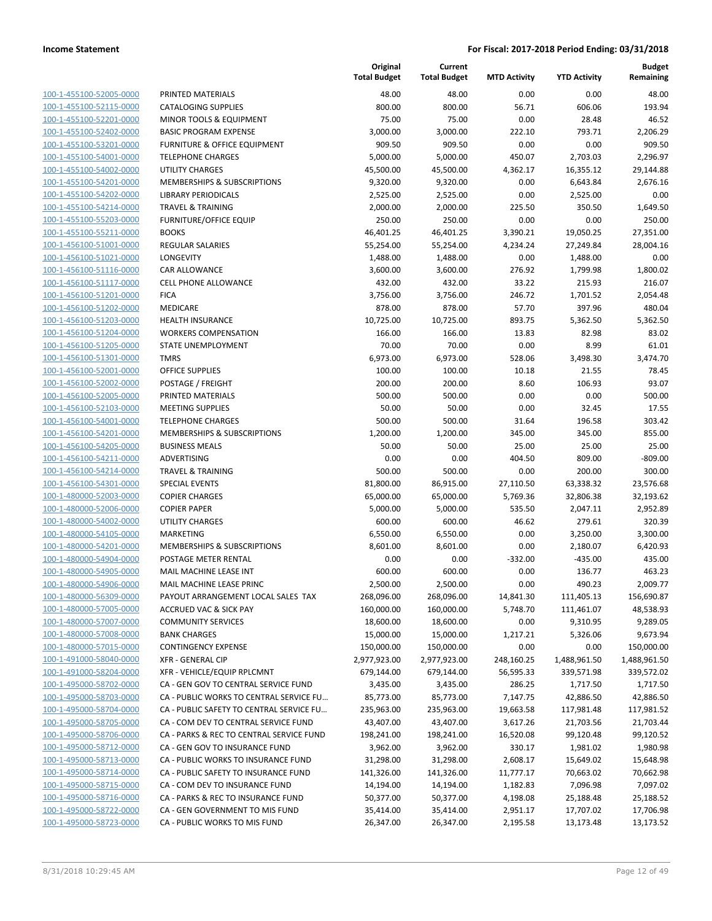**Income Statement** — **For Fiscal: 2017-2018 Period Ending: 03/31/2018**

| | | Original Total Budget | Current Total Budget | MTD Activity | YTD Activity | Budget Remaining |
|---|---|---|---|---|---|---|
| 100-1-455100-52005-0000 | PRINTED MATERIALS | 48.00 | 48.00 | 0.00 | 0.00 | 48.00 |
| 100-1-455100-52115-0000 | CATALOGING SUPPLIES | 800.00 | 800.00 | 56.71 | 606.06 | 193.94 |
| 100-1-455100-52201-0000 | MINOR TOOLS & EQUIPMENT | 75.00 | 75.00 | 0.00 | 28.48 | 46.52 |
| 100-1-455100-52402-0000 | BASIC PROGRAM EXPENSE | 3,000.00 | 3,000.00 | 222.10 | 793.71 | 2,206.29 |
| 100-1-455100-53201-0000 | FURNITURE & OFFICE EQUIPMENT | 909.50 | 909.50 | 0.00 | 0.00 | 909.50 |
| 100-1-455100-54001-0000 | TELEPHONE CHARGES | 5,000.00 | 5,000.00 | 450.07 | 2,703.03 | 2,296.97 |
| 100-1-455100-54002-0000 | UTILITY CHARGES | 45,500.00 | 45,500.00 | 4,362.17 | 16,355.12 | 29,144.88 |
| 100-1-455100-54201-0000 | MEMBERSHIPS & SUBSCRIPTIONS | 9,320.00 | 9,320.00 | 0.00 | 6,643.84 | 2,676.16 |
| 100-1-455100-54202-0000 | LIBRARY PERIODICALS | 2,525.00 | 2,525.00 | 0.00 | 2,525.00 | 0.00 |
| 100-1-455100-54214-0000 | TRAVEL & TRAINING | 2,000.00 | 2,000.00 | 225.50 | 350.50 | 1,649.50 |
| 100-1-455100-55203-0000 | FURNITURE/OFFICE EQUIP | 250.00 | 250.00 | 0.00 | 0.00 | 250.00 |
| 100-1-455100-55211-0000 | BOOKS | 46,401.25 | 46,401.25 | 3,390.21 | 19,050.25 | 27,351.00 |
| 100-1-456100-51001-0000 | REGULAR SALARIES | 55,254.00 | 55,254.00 | 4,234.24 | 27,249.84 | 28,004.16 |
| 100-1-456100-51021-0000 | LONGEVITY | 1,488.00 | 1,488.00 | 0.00 | 1,488.00 | 0.00 |
| 100-1-456100-51116-0000 | CAR ALLOWANCE | 3,600.00 | 3,600.00 | 276.92 | 1,799.98 | 1,800.02 |
| 100-1-456100-51117-0000 | CELL PHONE ALLOWANCE | 432.00 | 432.00 | 33.22 | 215.93 | 216.07 |
| 100-1-456100-51201-0000 | FICA | 3,756.00 | 3,756.00 | 246.72 | 1,701.52 | 2,054.48 |
| 100-1-456100-51202-0000 | MEDICARE | 878.00 | 878.00 | 57.70 | 397.96 | 480.04 |
| 100-1-456100-51203-0000 | HEALTH INSURANCE | 10,725.00 | 10,725.00 | 893.75 | 5,362.50 | 5,362.50 |
| 100-1-456100-51204-0000 | WORKERS COMPENSATION | 166.00 | 166.00 | 13.83 | 82.98 | 83.02 |
| 100-1-456100-51205-0000 | STATE UNEMPLOYMENT | 70.00 | 70.00 | 0.00 | 8.99 | 61.01 |
| 100-1-456100-51301-0000 | TMRS | 6,973.00 | 6,973.00 | 528.06 | 3,498.30 | 3,474.70 |
| 100-1-456100-52001-0000 | OFFICE SUPPLIES | 100.00 | 100.00 | 10.18 | 21.55 | 78.45 |
| 100-1-456100-52002-0000 | POSTAGE / FREIGHT | 200.00 | 200.00 | 8.60 | 106.93 | 93.07 |
| 100-1-456100-52005-0000 | PRINTED MATERIALS | 500.00 | 500.00 | 0.00 | 0.00 | 500.00 |
| 100-1-456100-52103-0000 | MEETING SUPPLIES | 50.00 | 50.00 | 0.00 | 32.45 | 17.55 |
| 100-1-456100-54001-0000 | TELEPHONE CHARGES | 500.00 | 500.00 | 31.64 | 196.58 | 303.42 |
| 100-1-456100-54201-0000 | MEMBERSHIPS & SUBSCRIPTIONS | 1,200.00 | 1,200.00 | 345.00 | 345.00 | 855.00 |
| 100-1-456100-54205-0000 | BUSINESS MEALS | 50.00 | 50.00 | 25.00 | 25.00 | 25.00 |
| 100-1-456100-54211-0000 | ADVERTISING | 0.00 | 0.00 | 404.50 | 809.00 | -809.00 |
| 100-1-456100-54214-0000 | TRAVEL & TRAINING | 500.00 | 500.00 | 0.00 | 200.00 | 300.00 |
| 100-1-456100-54301-0000 | SPECIAL EVENTS | 81,800.00 | 86,915.00 | 27,110.50 | 63,338.32 | 23,576.68 |
| 100-1-480000-52003-0000 | COPIER CHARGES | 65,000.00 | 65,000.00 | 5,769.36 | 32,806.38 | 32,193.62 |
| 100-1-480000-52006-0000 | COPIER PAPER | 5,000.00 | 5,000.00 | 535.50 | 2,047.11 | 2,952.89 |
| 100-1-480000-54002-0000 | UTILITY CHARGES | 600.00 | 600.00 | 46.62 | 279.61 | 320.39 |
| 100-1-480000-54105-0000 | MARKETING | 6,550.00 | 6,550.00 | 0.00 | 3,250.00 | 3,300.00 |
| 100-1-480000-54201-0000 | MEMBERSHIPS & SUBSCRIPTIONS | 8,601.00 | 8,601.00 | 0.00 | 2,180.07 | 6,420.93 |
| 100-1-480000-54904-0000 | POSTAGE METER RENTAL | 0.00 | 0.00 | -332.00 | -435.00 | 435.00 |
| 100-1-480000-54905-0000 | MAIL MACHINE LEASE INT | 600.00 | 600.00 | 0.00 | 136.77 | 463.23 |
| 100-1-480000-54906-0000 | MAIL MACHINE LEASE PRINC | 2,500.00 | 2,500.00 | 0.00 | 490.23 | 2,009.77 |
| 100-1-480000-56309-0000 | PAYOUT ARRANGEMENT LOCAL SALES TAX | 268,096.00 | 268,096.00 | 14,841.30 | 111,405.13 | 156,690.87 |
| 100-1-480000-57005-0000 | ACCRUED VAC & SICK PAY | 160,000.00 | 160,000.00 | 5,748.70 | 111,461.07 | 48,538.93 |
| 100-1-480000-57007-0000 | COMMUNITY SERVICES | 18,600.00 | 18,600.00 | 0.00 | 9,310.95 | 9,289.05 |
| 100-1-480000-57008-0000 | BANK CHARGES | 15,000.00 | 15,000.00 | 1,217.21 | 5,326.06 | 9,673.94 |
| 100-1-480000-57015-0000 | CONTINGENCY EXPENSE | 150,000.00 | 150,000.00 | 0.00 | 0.00 | 150,000.00 |
| 100-1-491000-58040-0000 | XFR - GENERAL CIP | 2,977,923.00 | 2,977,923.00 | 248,160.25 | 1,488,961.50 | 1,488,961.50 |
| 100-1-491000-58204-0000 | XFR - VEHICLE/EQUIP RPLCMNT | 679,144.00 | 679,144.00 | 56,595.33 | 339,571.98 | 339,572.02 |
| 100-1-495000-58702-0000 | CA - GEN GOV TO CENTRAL SERVICE FUND | 3,435.00 | 3,435.00 | 286.25 | 1,717.50 | 1,717.50 |
| 100-1-495000-58703-0000 | CA - PUBLIC WORKS TO CENTRAL SERVICE FU… | 85,773.00 | 85,773.00 | 7,147.75 | 42,886.50 | 42,886.50 |
| 100-1-495000-58704-0000 | CA - PUBLIC SAFETY TO CENTRAL SERVICE FU… | 235,963.00 | 235,963.00 | 19,663.58 | 117,981.48 | 117,981.52 |
| 100-1-495000-58705-0000 | CA - COM DEV TO CENTRAL SERVICE FUND | 43,407.00 | 43,407.00 | 3,617.26 | 21,703.56 | 21,703.44 |
| 100-1-495000-58706-0000 | CA - PARKS & REC TO CENTRAL SERVICE FUND | 198,241.00 | 198,241.00 | 16,520.08 | 99,120.48 | 99,120.52 |
| 100-1-495000-58712-0000 | CA - GEN GOV TO INSURANCE FUND | 3,962.00 | 3,962.00 | 330.17 | 1,981.02 | 1,980.98 |
| 100-1-495000-58713-0000 | CA - PUBLIC WORKS TO INSURANCE FUND | 31,298.00 | 31,298.00 | 2,608.17 | 15,649.02 | 15,648.98 |
| 100-1-495000-58714-0000 | CA - PUBLIC SAFETY TO INSURANCE FUND | 141,326.00 | 141,326.00 | 11,777.17 | 70,663.02 | 70,662.98 |
| 100-1-495000-58715-0000 | CA - COM DEV TO INSURANCE FUND | 14,194.00 | 14,194.00 | 1,182.83 | 7,096.98 | 7,097.02 |
| 100-1-495000-58716-0000 | CA - PARKS & REC TO INSURANCE FUND | 50,377.00 | 50,377.00 | 4,198.08 | 25,188.48 | 25,188.52 |
| 100-1-495000-58722-0000 | CA - GEN GOVERNMENT TO MIS FUND | 35,414.00 | 35,414.00 | 2,951.17 | 17,707.02 | 17,706.98 |
| 100-1-495000-58723-0000 | CA - PUBLIC WORKS TO MIS FUND | 26,347.00 | 26,347.00 | 2,195.58 | 13,173.48 | 13,173.52 |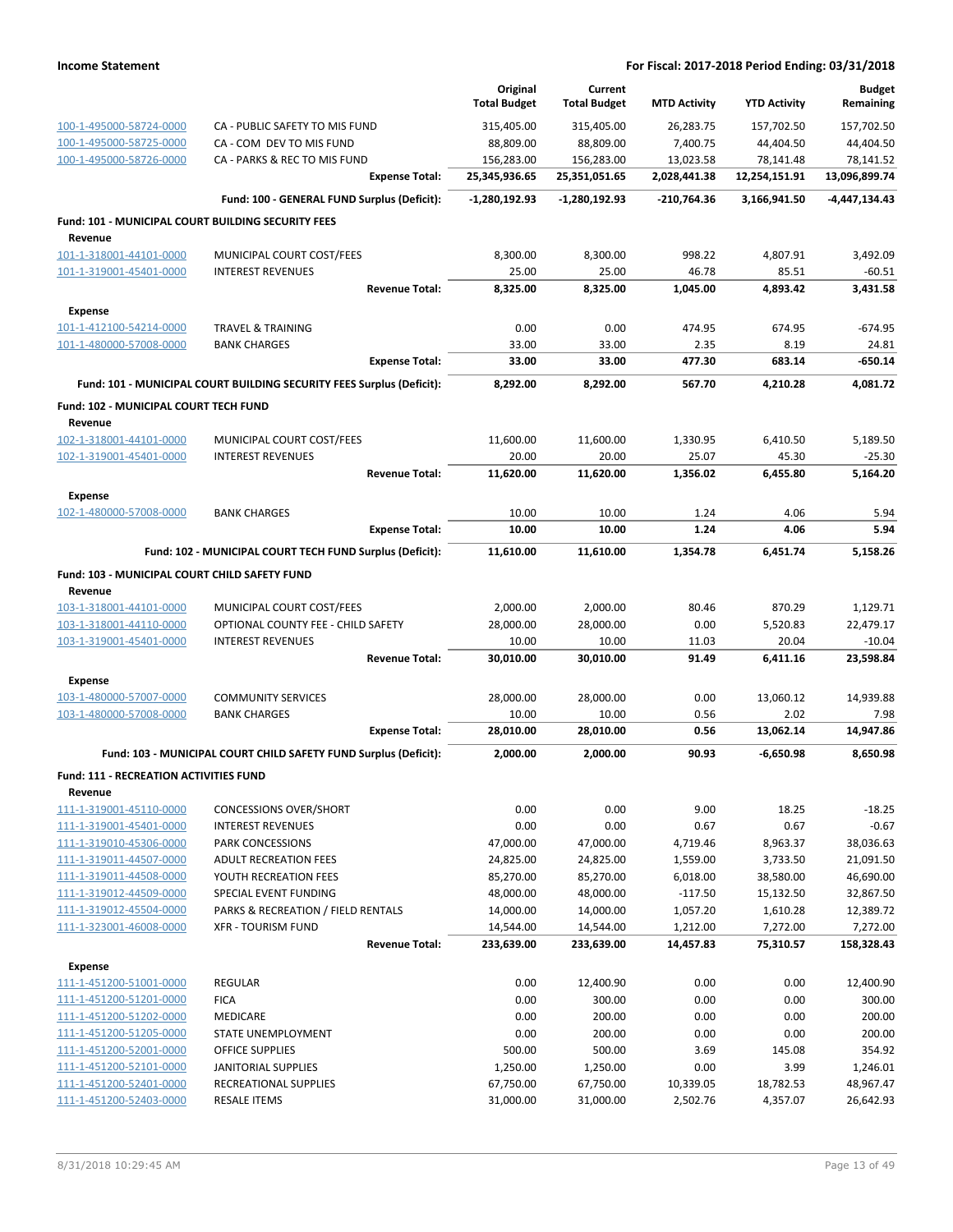**Income Statement** — **For Fiscal: 2017-2018 Period Ending: 03/31/2018**

| | | Original Total Budget | Current Total Budget | MTD Activity | YTD Activity | Budget Remaining |
|---|---|---|---|---|---|---|
| 100-1-495000-58724-0000 | CA - PUBLIC SAFETY TO MIS FUND | 315,405.00 | 315,405.00 | 26,283.75 | 157,702.50 | 157,702.50 |
| 100-1-495000-58725-0000 | CA - COM DEV TO MIS FUND | 88,809.00 | 88,809.00 | 7,400.75 | 44,404.50 | 44,404.50 |
| 100-1-495000-58726-0000 | CA - PARKS & REC TO MIS FUND | 156,283.00 | 156,283.00 | 13,023.58 | 78,141.48 | 78,141.52 |
| | **Expense Total:** | **25,345,936.65** | **25,351,051.65** | **2,028,441.38** | **12,254,151.91** | **13,096,899.74** |
| | **Fund: 100 - GENERAL FUND Surplus (Deficit):** | **-1,280,192.93** | **-1,280,192.93** | **-210,764.36** | **3,166,941.50** | **-4,447,134.43** |
| **Fund: 101 - MUNICIPAL COURT BUILDING SECURITY FEES** | | | | | | |
| **Revenue** | | | | | | |
| 101-1-318001-44101-0000 | MUNICIPAL COURT COST/FEES | 8,300.00 | 8,300.00 | 998.22 | 4,807.91 | 3,492.09 |
| 101-1-319001-45401-0000 | INTEREST REVENUES | 25.00 | 25.00 | 46.78 | 85.51 | -60.51 |
| | **Revenue Total:** | **8,325.00** | **8,325.00** | **1,045.00** | **4,893.42** | **3,431.58** |
| **Expense** | | | | | | |
| 101-1-412100-54214-0000 | TRAVEL & TRAINING | 0.00 | 0.00 | 474.95 | 674.95 | -674.95 |
| 101-1-480000-57008-0000 | BANK CHARGES | 33.00 | 33.00 | 2.35 | 8.19 | 24.81 |
| | **Expense Total:** | **33.00** | **33.00** | **477.30** | **683.14** | **-650.14** |
| | **Fund: 101 - MUNICIPAL COURT BUILDING SECURITY FEES Surplus (Deficit):** | **8,292.00** | **8,292.00** | **567.70** | **4,210.28** | **4,081.72** |
| **Fund: 102 - MUNICIPAL COURT TECH FUND** | | | | | | |
| **Revenue** | | | | | | |
| 102-1-318001-44101-0000 | MUNICIPAL COURT COST/FEES | 11,600.00 | 11,600.00 | 1,330.95 | 6,410.50 | 5,189.50 |
| 102-1-319001-45401-0000 | INTEREST REVENUES | 20.00 | 20.00 | 25.07 | 45.30 | -25.30 |
| | **Revenue Total:** | **11,620.00** | **11,620.00** | **1,356.02** | **6,455.80** | **5,164.20** |
| **Expense** | | | | | | |
| 102-1-480000-57008-0000 | BANK CHARGES | 10.00 | 10.00 | 1.24 | 4.06 | 5.94 |
| | **Expense Total:** | **10.00** | **10.00** | **1.24** | **4.06** | **5.94** |
| | **Fund: 102 - MUNICIPAL COURT TECH FUND Surplus (Deficit):** | **11,610.00** | **11,610.00** | **1,354.78** | **6,451.74** | **5,158.26** |
| **Fund: 103 - MUNICIPAL COURT CHILD SAFETY FUND** | | | | | | |
| **Revenue** | | | | | | |
| 103-1-318001-44101-0000 | MUNICIPAL COURT COST/FEES | 2,000.00 | 2,000.00 | 80.46 | 870.29 | 1,129.71 |
| 103-1-318001-44110-0000 | OPTIONAL COUNTY FEE - CHILD SAFETY | 28,000.00 | 28,000.00 | 0.00 | 5,520.83 | 22,479.17 |
| 103-1-319001-45401-0000 | INTEREST REVENUES | 10.00 | 10.00 | 11.03 | 20.04 | -10.04 |
| | **Revenue Total:** | **30,010.00** | **30,010.00** | **91.49** | **6,411.16** | **23,598.84** |
| **Expense** | | | | | | |
| 103-1-480000-57007-0000 | COMMUNITY SERVICES | 28,000.00 | 28,000.00 | 0.00 | 13,060.12 | 14,939.88 |
| 103-1-480000-57008-0000 | BANK CHARGES | 10.00 | 10.00 | 0.56 | 2.02 | 7.98 |
| | **Expense Total:** | **28,010.00** | **28,010.00** | **0.56** | **13,062.14** | **14,947.86** |
| | **Fund: 103 - MUNICIPAL COURT CHILD SAFETY FUND Surplus (Deficit):** | **2,000.00** | **2,000.00** | **90.93** | **-6,650.98** | **8,650.98** |
| **Fund: 111 - RECREATION ACTIVITIES FUND** | | | | | | |
| **Revenue** | | | | | | |
| 111-1-319001-45110-0000 | CONCESSIONS OVER/SHORT | 0.00 | 0.00 | 9.00 | 18.25 | -18.25 |
| 111-1-319001-45401-0000 | INTEREST REVENUES | 0.00 | 0.00 | 0.67 | 0.67 | -0.67 |
| 111-1-319010-45306-0000 | PARK CONCESSIONS | 47,000.00 | 47,000.00 | 4,719.46 | 8,963.37 | 38,036.63 |
| 111-1-319011-44507-0000 | ADULT RECREATION FEES | 24,825.00 | 24,825.00 | 1,559.00 | 3,733.50 | 21,091.50 |
| 111-1-319011-44508-0000 | YOUTH RECREATION FEES | 85,270.00 | 85,270.00 | 6,018.00 | 38,580.00 | 46,690.00 |
| 111-1-319012-44509-0000 | SPECIAL EVENT FUNDING | 48,000.00 | 48,000.00 | -117.50 | 15,132.50 | 32,867.50 |
| 111-1-319012-45504-0000 | PARKS & RECREATION / FIELD RENTALS | 14,000.00 | 14,000.00 | 1,057.20 | 1,610.28 | 12,389.72 |
| 111-1-323001-46008-0000 | XFR - TOURISM FUND | 14,544.00 | 14,544.00 | 1,212.00 | 7,272.00 | 7,272.00 |
| | **Revenue Total:** | **233,639.00** | **233,639.00** | **14,457.83** | **75,310.57** | **158,328.43** |
| **Expense** | | | | | | |
| 111-1-451200-51001-0000 | REGULAR | 0.00 | 12,400.90 | 0.00 | 0.00 | 12,400.90 |
| 111-1-451200-51201-0000 | FICA | 0.00 | 300.00 | 0.00 | 0.00 | 300.00 |
| 111-1-451200-51202-0000 | MEDICARE | 0.00 | 200.00 | 0.00 | 0.00 | 200.00 |
| 111-1-451200-51205-0000 | STATE UNEMPLOYMENT | 0.00 | 200.00 | 0.00 | 0.00 | 200.00 |
| 111-1-451200-52001-0000 | OFFICE SUPPLIES | 500.00 | 500.00 | 3.69 | 145.08 | 354.92 |
| 111-1-451200-52101-0000 | JANITORIAL SUPPLIES | 1,250.00 | 1,250.00 | 0.00 | 3.99 | 1,246.01 |
| 111-1-451200-52401-0000 | RECREATIONAL SUPPLIES | 67,750.00 | 67,750.00 | 10,339.05 | 18,782.53 | 48,967.47 |
| 111-1-451200-52403-0000 | RESALE ITEMS | 31,000.00 | 31,000.00 | 2,502.76 | 4,357.07 | 26,642.93 |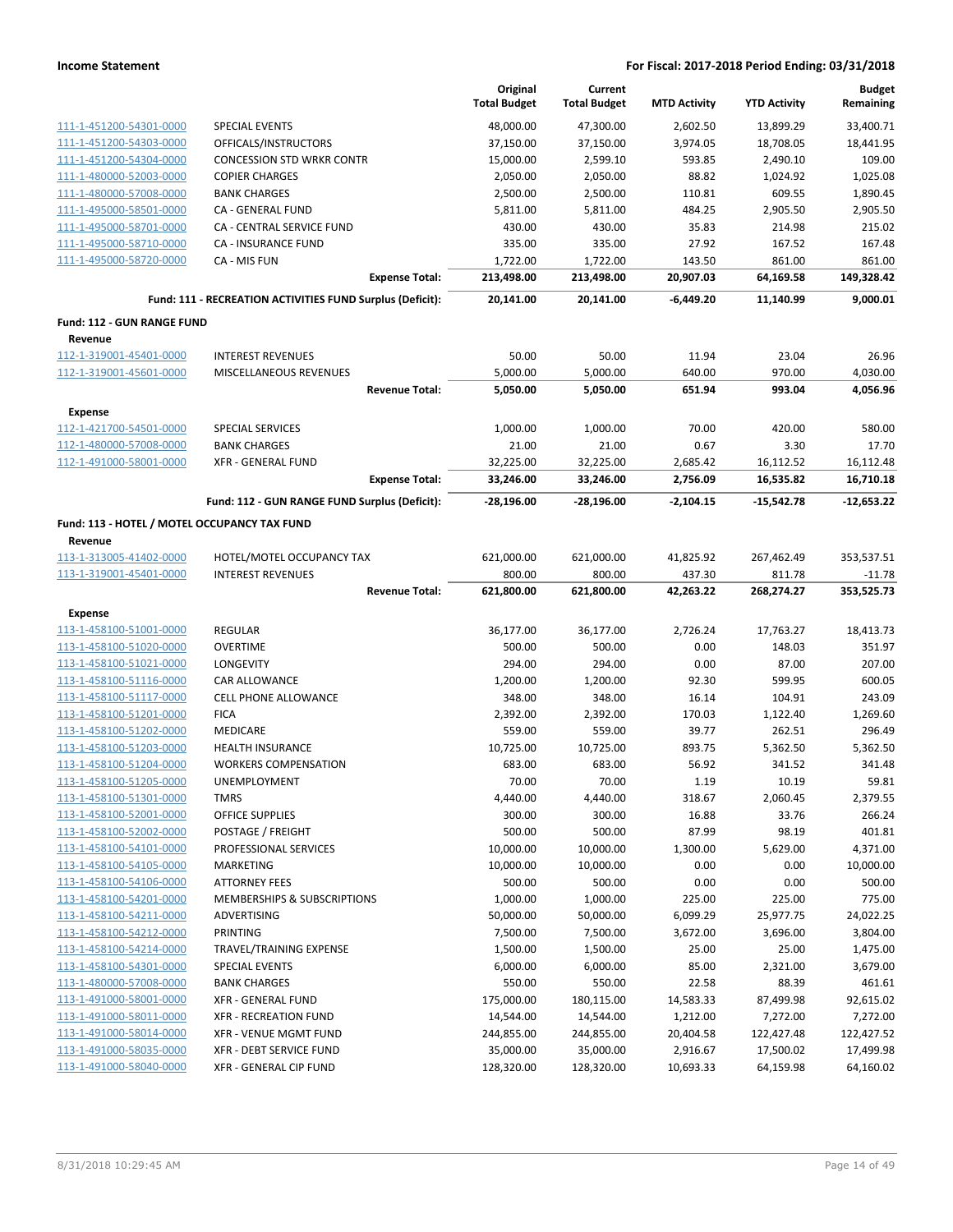| | | Original Total Budget | Current Total Budget | MTD Activity | YTD Activity | Budget Remaining |
|---|---|---|---|---|---|---|
| 111-1-451200-54301-0000 | SPECIAL EVENTS | 48,000.00 | 47,300.00 | 2,602.50 | 13,899.29 | 33,400.71 |
| 111-1-451200-54303-0000 | OFFICALS/INSTRUCTORS | 37,150.00 | 37,150.00 | 3,974.05 | 18,708.05 | 18,441.95 |
| 111-1-451200-54304-0000 | CONCESSION STD WRKR CONTR | 15,000.00 | 2,599.10 | 593.85 | 2,490.10 | 109.00 |
| 111-1-480000-52003-0000 | COPIER CHARGES | 2,050.00 | 2,050.00 | 88.82 | 1,024.92 | 1,025.08 |
| 111-1-480000-57008-0000 | BANK CHARGES | 2,500.00 | 2,500.00 | 110.81 | 609.55 | 1,890.45 |
| 111-1-495000-58501-0000 | CA - GENERAL FUND | 5,811.00 | 5,811.00 | 484.25 | 2,905.50 | 2,905.50 |
| 111-1-495000-58701-0000 | CA - CENTRAL SERVICE FUND | 430.00 | 430.00 | 35.83 | 214.98 | 215.02 |
| 111-1-495000-58710-0000 | CA - INSURANCE FUND | 335.00 | 335.00 | 27.92 | 167.52 | 167.48 |
| 111-1-495000-58720-0000 | CA - MIS FUN | 1,722.00 | 1,722.00 | 143.50 | 861.00 | 861.00 |
| | **Expense Total:** | **213,498.00** | **213,498.00** | **20,907.03** | **64,169.58** | **149,328.42** |
| | **Fund: 111 - RECREATION ACTIVITIES FUND Surplus (Deficit):** | **20,141.00** | **20,141.00** | **-6,449.20** | **11,140.99** | **9,000.01** |
| **Fund: 112 - GUN RANGE FUND** | | | | | | |
| **Revenue** | | | | | | |
| 112-1-319001-45401-0000 | INTEREST REVENUES | 50.00 | 50.00 | 11.94 | 23.04 | 26.96 |
| 112-1-319001-45601-0000 | MISCELLANEOUS REVENUES | 5,000.00 | 5,000.00 | 640.00 | 970.00 | 4,030.00 |
| | **Revenue Total:** | **5,050.00** | **5,050.00** | **651.94** | **993.04** | **4,056.96** |
| **Expense** | | | | | | |
| 112-1-421700-54501-0000 | SPECIAL SERVICES | 1,000.00 | 1,000.00 | 70.00 | 420.00 | 580.00 |
| 112-1-480000-57008-0000 | BANK CHARGES | 21.00 | 21.00 | 0.67 | 3.30 | 17.70 |
| 112-1-491000-58001-0000 | XFR - GENERAL FUND | 32,225.00 | 32,225.00 | 2,685.42 | 16,112.52 | 16,112.48 |
| | **Expense Total:** | **33,246.00** | **33,246.00** | **2,756.09** | **16,535.82** | **16,710.18** |
| | **Fund: 112 - GUN RANGE FUND Surplus (Deficit):** | **-28,196.00** | **-28,196.00** | **-2,104.15** | **-15,542.78** | **-12,653.22** |
| **Fund: 113 - HOTEL / MOTEL OCCUPANCY TAX FUND** | | | | | | |
| **Revenue** | | | | | | |
| 113-1-313005-41402-0000 | HOTEL/MOTEL OCCUPANCY TAX | 621,000.00 | 621,000.00 | 41,825.92 | 267,462.49 | 353,537.51 |
| 113-1-319001-45401-0000 | INTEREST REVENUES | 800.00 | 800.00 | 437.30 | 811.78 | -11.78 |
| | **Revenue Total:** | **621,800.00** | **621,800.00** | **42,263.22** | **268,274.27** | **353,525.73** |
| **Expense** | | | | | | |
| 113-1-458100-51001-0000 | REGULAR | 36,177.00 | 36,177.00 | 2,726.24 | 17,763.27 | 18,413.73 |
| 113-1-458100-51020-0000 | OVERTIME | 500.00 | 500.00 | 0.00 | 148.03 | 351.97 |
| 113-1-458100-51021-0000 | LONGEVITY | 294.00 | 294.00 | 0.00 | 87.00 | 207.00 |
| 113-1-458100-51116-0000 | CAR ALLOWANCE | 1,200.00 | 1,200.00 | 92.30 | 599.95 | 600.05 |
| 113-1-458100-51117-0000 | CELL PHONE ALLOWANCE | 348.00 | 348.00 | 16.14 | 104.91 | 243.09 |
| 113-1-458100-51201-0000 | FICA | 2,392.00 | 2,392.00 | 170.03 | 1,122.40 | 1,269.60 |
| 113-1-458100-51202-0000 | MEDICARE | 559.00 | 559.00 | 39.77 | 262.51 | 296.49 |
| 113-1-458100-51203-0000 | HEALTH INSURANCE | 10,725.00 | 10,725.00 | 893.75 | 5,362.50 | 5,362.50 |
| 113-1-458100-51204-0000 | WORKERS COMPENSATION | 683.00 | 683.00 | 56.92 | 341.52 | 341.48 |
| 113-1-458100-51205-0000 | UNEMPLOYMENT | 70.00 | 70.00 | 1.19 | 10.19 | 59.81 |
| 113-1-458100-51301-0000 | TMRS | 4,440.00 | 4,440.00 | 318.67 | 2,060.45 | 2,379.55 |
| 113-1-458100-52001-0000 | OFFICE SUPPLIES | 300.00 | 300.00 | 16.88 | 33.76 | 266.24 |
| 113-1-458100-52002-0000 | POSTAGE / FREIGHT | 500.00 | 500.00 | 87.99 | 98.19 | 401.81 |
| 113-1-458100-54101-0000 | PROFESSIONAL SERVICES | 10,000.00 | 10,000.00 | 1,300.00 | 5,629.00 | 4,371.00 |
| 113-1-458100-54105-0000 | MARKETING | 10,000.00 | 10,000.00 | 0.00 | 0.00 | 10,000.00 |
| 113-1-458100-54106-0000 | ATTORNEY FEES | 500.00 | 500.00 | 0.00 | 0.00 | 500.00 |
| 113-1-458100-54201-0000 | MEMBERSHIPS & SUBSCRIPTIONS | 1,000.00 | 1,000.00 | 225.00 | 225.00 | 775.00 |
| 113-1-458100-54211-0000 | ADVERTISING | 50,000.00 | 50,000.00 | 6,099.29 | 25,977.75 | 24,022.25 |
| 113-1-458100-54212-0000 | PRINTING | 7,500.00 | 7,500.00 | 3,672.00 | 3,696.00 | 3,804.00 |
| 113-1-458100-54214-0000 | TRAVEL/TRAINING EXPENSE | 1,500.00 | 1,500.00 | 25.00 | 25.00 | 1,475.00 |
| 113-1-458100-54301-0000 | SPECIAL EVENTS | 6,000.00 | 6,000.00 | 85.00 | 2,321.00 | 3,679.00 |
| 113-1-480000-57008-0000 | BANK CHARGES | 550.00 | 550.00 | 22.58 | 88.39 | 461.61 |
| 113-1-491000-58001-0000 | XFR - GENERAL FUND | 175,000.00 | 180,115.00 | 14,583.33 | 87,499.98 | 92,615.02 |
| 113-1-491000-58011-0000 | XFR - RECREATION FUND | 14,544.00 | 14,544.00 | 1,212.00 | 7,272.00 | 7,272.00 |
| 113-1-491000-58014-0000 | XFR - VENUE MGMT FUND | 244,855.00 | 244,855.00 | 20,404.58 | 122,427.48 | 122,427.52 |
| 113-1-491000-58035-0000 | XFR - DEBT SERVICE FUND | 35,000.00 | 35,000.00 | 2,916.67 | 17,500.02 | 17,499.98 |
| 113-1-491000-58040-0000 | XFR - GENERAL CIP FUND | 128,320.00 | 128,320.00 | 10,693.33 | 64,159.98 | 64,160.02 |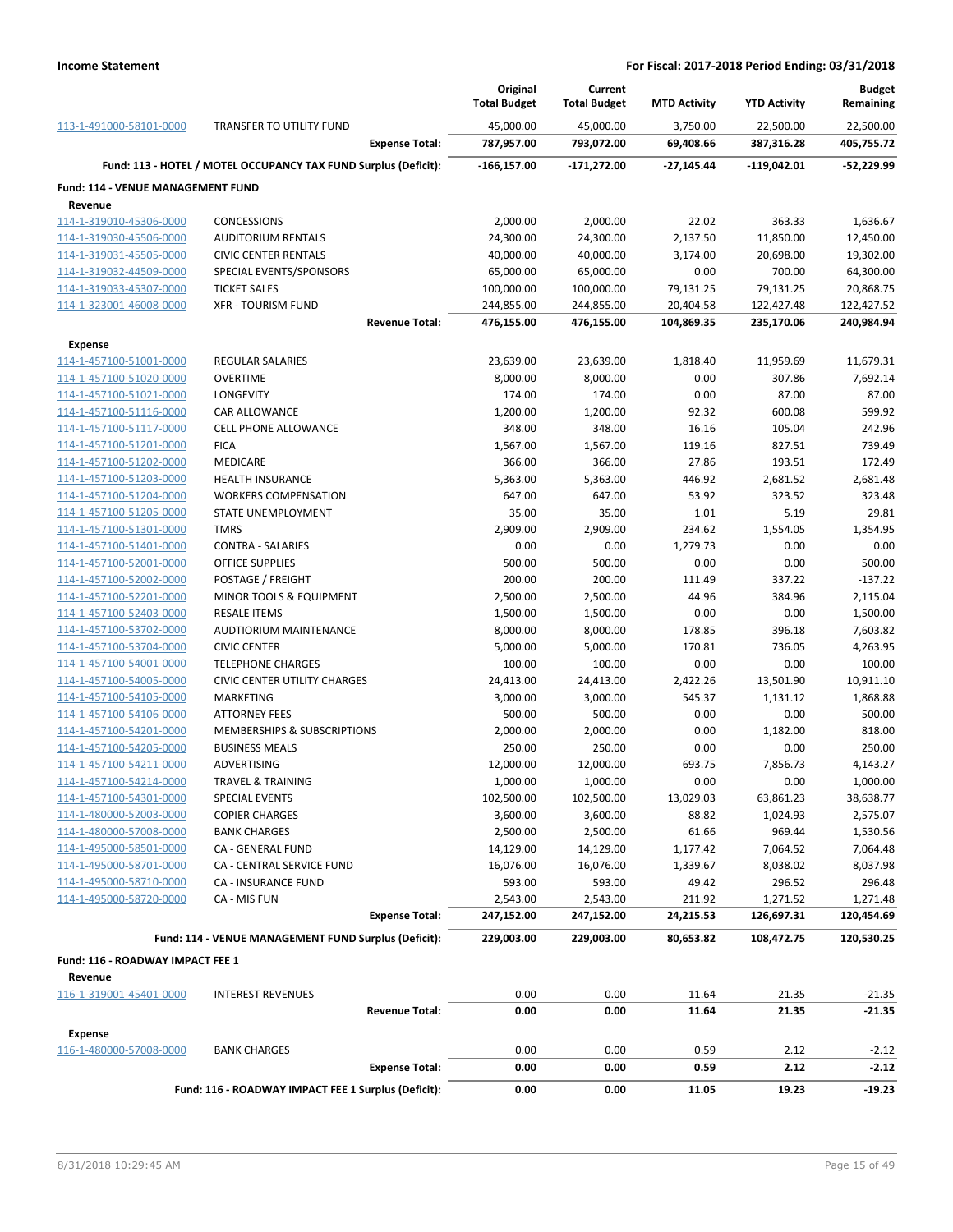**Income Statement** — **For Fiscal: 2017-2018 Period Ending: 03/31/2018**

| | | Original Total Budget | Current Total Budget | MTD Activity | YTD Activity | Budget Remaining |
|---|---|---|---|---|---|---|
| 113-1-491000-58101-0000 | TRANSFER TO UTILITY FUND | 45,000.00 | 45,000.00 | 3,750.00 | 22,500.00 | 22,500.00 |
| | **Expense Total:** | **787,957.00** | **793,072.00** | **69,408.66** | **387,316.28** | **405,755.72** |
| | **Fund: 113 - HOTEL / MOTEL OCCUPANCY TAX FUND Surplus (Deficit):** | **-166,157.00** | **-171,272.00** | **-27,145.44** | **-119,042.01** | **-52,229.99** |
| **Fund: 114 - VENUE MANAGEMENT FUND** | | | | | | |
| **Revenue** | | | | | | |
| 114-1-319010-45306-0000 | CONCESSIONS | 2,000.00 | 2,000.00 | 22.02 | 363.33 | 1,636.67 |
| 114-1-319030-45506-0000 | AUDITORIUM RENTALS | 24,300.00 | 24,300.00 | 2,137.50 | 11,850.00 | 12,450.00 |
| 114-1-319031-45505-0000 | CIVIC CENTER RENTALS | 40,000.00 | 40,000.00 | 3,174.00 | 20,698.00 | 19,302.00 |
| 114-1-319032-44509-0000 | SPECIAL EVENTS/SPONSORS | 65,000.00 | 65,000.00 | 0.00 | 700.00 | 64,300.00 |
| 114-1-319033-45307-0000 | TICKET SALES | 100,000.00 | 100,000.00 | 79,131.25 | 79,131.25 | 20,868.75 |
| 114-1-323001-46008-0000 | XFR - TOURISM FUND | 244,855.00 | 244,855.00 | 20,404.58 | 122,427.48 | 122,427.52 |
| | **Revenue Total:** | **476,155.00** | **476,155.00** | **104,869.35** | **235,170.06** | **240,984.94** |
| **Expense** | | | | | | |
| 114-1-457100-51001-0000 | REGULAR SALARIES | 23,639.00 | 23,639.00 | 1,818.40 | 11,959.69 | 11,679.31 |
| 114-1-457100-51020-0000 | OVERTIME | 8,000.00 | 8,000.00 | 0.00 | 307.86 | 7,692.14 |
| 114-1-457100-51021-0000 | LONGEVITY | 174.00 | 174.00 | 0.00 | 87.00 | 87.00 |
| 114-1-457100-51116-0000 | CAR ALLOWANCE | 1,200.00 | 1,200.00 | 92.32 | 600.08 | 599.92 |
| 114-1-457100-51117-0000 | CELL PHONE ALLOWANCE | 348.00 | 348.00 | 16.16 | 105.04 | 242.96 |
| 114-1-457100-51201-0000 | FICA | 1,567.00 | 1,567.00 | 119.16 | 827.51 | 739.49 |
| 114-1-457100-51202-0000 | MEDICARE | 366.00 | 366.00 | 27.86 | 193.51 | 172.49 |
| 114-1-457100-51203-0000 | HEALTH INSURANCE | 5,363.00 | 5,363.00 | 446.92 | 2,681.52 | 2,681.48 |
| 114-1-457100-51204-0000 | WORKERS COMPENSATION | 647.00 | 647.00 | 53.92 | 323.52 | 323.48 |
| 114-1-457100-51205-0000 | STATE UNEMPLOYMENT | 35.00 | 35.00 | 1.01 | 5.19 | 29.81 |
| 114-1-457100-51301-0000 | TMRS | 2,909.00 | 2,909.00 | 234.62 | 1,554.05 | 1,354.95 |
| 114-1-457100-51401-0000 | CONTRA - SALARIES | 0.00 | 0.00 | 1,279.73 | 0.00 | 0.00 |
| 114-1-457100-52001-0000 | OFFICE SUPPLIES | 500.00 | 500.00 | 0.00 | 0.00 | 500.00 |
| 114-1-457100-52002-0000 | POSTAGE / FREIGHT | 200.00 | 200.00 | 111.49 | 337.22 | -137.22 |
| 114-1-457100-52201-0000 | MINOR TOOLS & EQUIPMENT | 2,500.00 | 2,500.00 | 44.96 | 384.96 | 2,115.04 |
| 114-1-457100-52403-0000 | RESALE ITEMS | 1,500.00 | 1,500.00 | 0.00 | 0.00 | 1,500.00 |
| 114-1-457100-53702-0000 | AUDTIORIUM MAINTENANCE | 8,000.00 | 8,000.00 | 178.85 | 396.18 | 7,603.82 |
| 114-1-457100-53704-0000 | CIVIC CENTER | 5,000.00 | 5,000.00 | 170.81 | 736.05 | 4,263.95 |
| 114-1-457100-54001-0000 | TELEPHONE CHARGES | 100.00 | 100.00 | 0.00 | 0.00 | 100.00 |
| 114-1-457100-54005-0000 | CIVIC CENTER UTILITY CHARGES | 24,413.00 | 24,413.00 | 2,422.26 | 13,501.90 | 10,911.10 |
| 114-1-457100-54105-0000 | MARKETING | 3,000.00 | 3,000.00 | 545.37 | 1,131.12 | 1,868.88 |
| 114-1-457100-54106-0000 | ATTORNEY FEES | 500.00 | 500.00 | 0.00 | 0.00 | 500.00 |
| 114-1-457100-54201-0000 | MEMBERSHIPS & SUBSCRIPTIONS | 2,000.00 | 2,000.00 | 0.00 | 1,182.00 | 818.00 |
| 114-1-457100-54205-0000 | BUSINESS MEALS | 250.00 | 250.00 | 0.00 | 0.00 | 250.00 |
| 114-1-457100-54211-0000 | ADVERTISING | 12,000.00 | 12,000.00 | 693.75 | 7,856.73 | 4,143.27 |
| 114-1-457100-54214-0000 | TRAVEL & TRAINING | 1,000.00 | 1,000.00 | 0.00 | 0.00 | 1,000.00 |
| 114-1-457100-54301-0000 | SPECIAL EVENTS | 102,500.00 | 102,500.00 | 13,029.03 | 63,861.23 | 38,638.77 |
| 114-1-480000-52003-0000 | COPIER CHARGES | 3,600.00 | 3,600.00 | 88.82 | 1,024.93 | 2,575.07 |
| 114-1-480000-57008-0000 | BANK CHARGES | 2,500.00 | 2,500.00 | 61.66 | 969.44 | 1,530.56 |
| 114-1-495000-58501-0000 | CA - GENERAL FUND | 14,129.00 | 14,129.00 | 1,177.42 | 7,064.52 | 7,064.48 |
| 114-1-495000-58701-0000 | CA - CENTRAL SERVICE FUND | 16,076.00 | 16,076.00 | 1,339.67 | 8,038.02 | 8,037.98 |
| 114-1-495000-58710-0000 | CA - INSURANCE FUND | 593.00 | 593.00 | 49.42 | 296.52 | 296.48 |
| 114-1-495000-58720-0000 | CA - MIS FUN | 2,543.00 | 2,543.00 | 211.92 | 1,271.52 | 1,271.48 |
| | **Expense Total:** | **247,152.00** | **247,152.00** | **24,215.53** | **126,697.31** | **120,454.69** |
| | **Fund: 114 - VENUE MANAGEMENT FUND Surplus (Deficit):** | **229,003.00** | **229,003.00** | **80,653.82** | **108,472.75** | **120,530.25** |
| **Fund: 116 - ROADWAY IMPACT FEE 1** | | | | | | |
| **Revenue** | | | | | | |
| 116-1-319001-45401-0000 | INTEREST REVENUES | 0.00 | 0.00 | 11.64 | 21.35 | -21.35 |
| | **Revenue Total:** | **0.00** | **0.00** | **11.64** | **21.35** | **-21.35** |
| **Expense** | | | | | | |
| 116-1-480000-57008-0000 | BANK CHARGES | 0.00 | 0.00 | 0.59 | 2.12 | -2.12 |
| | **Expense Total:** | **0.00** | **0.00** | **0.59** | **2.12** | **-2.12** |
| | **Fund: 116 - ROADWAY IMPACT FEE 1 Surplus (Deficit):** | **0.00** | **0.00** | **11.05** | **19.23** | **-19.23** |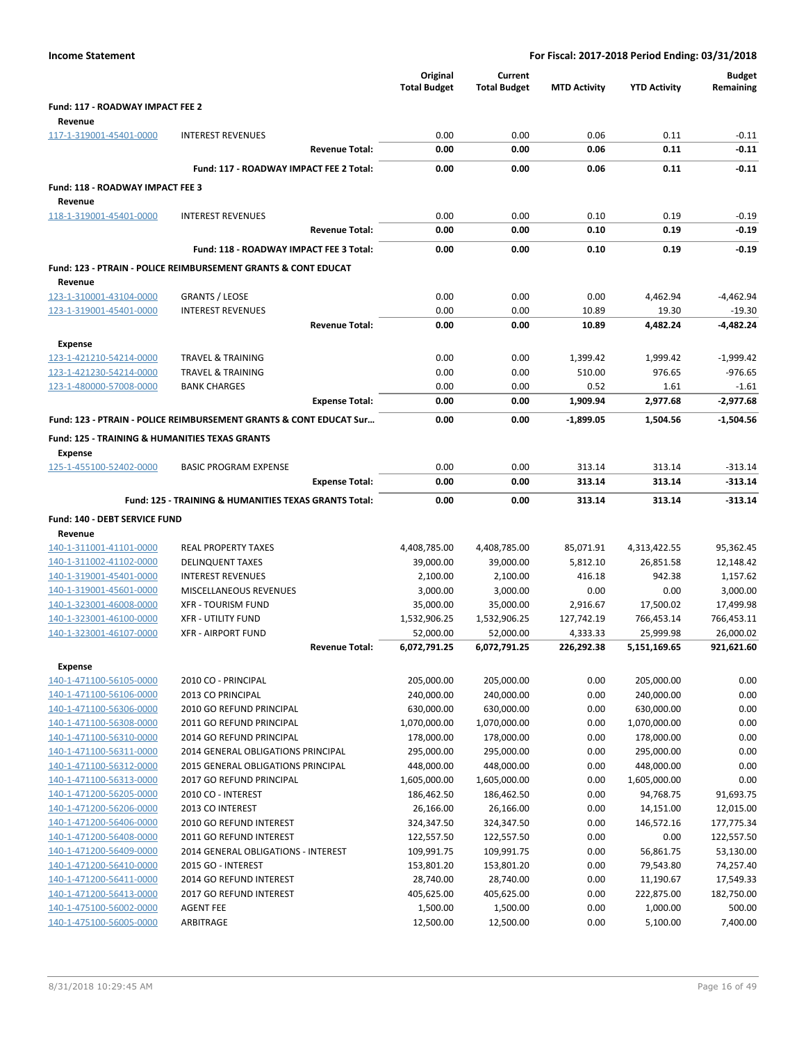**Income Statement** — **For Fiscal: 2017-2018 Period Ending: 03/31/2018**

| | | Original Total Budget | Current Total Budget | MTD Activity | YTD Activity | Budget Remaining |
|---|---|---|---|---|---|---|
| **Fund: 117 - ROADWAY IMPACT FEE 2** | | | | | | |
| **Revenue** | | | | | | |
| 117-1-319001-45401-0000 | INTEREST REVENUES | 0.00 | 0.00 | 0.06 | 0.11 | -0.11 |
| | **Revenue Total:** | **0.00** | **0.00** | **0.06** | **0.11** | **-0.11** |
| | **Fund: 117 - ROADWAY IMPACT FEE 2 Total:** | **0.00** | **0.00** | **0.06** | **0.11** | **-0.11** |
| **Fund: 118 - ROADWAY IMPACT FEE 3** | | | | | | |
| **Revenue** | | | | | | |
| 118-1-319001-45401-0000 | INTEREST REVENUES | 0.00 | 0.00 | 0.10 | 0.19 | -0.19 |
| | **Revenue Total:** | **0.00** | **0.00** | **0.10** | **0.19** | **-0.19** |
| | **Fund: 118 - ROADWAY IMPACT FEE 3 Total:** | **0.00** | **0.00** | **0.10** | **0.19** | **-0.19** |
| **Fund: 123 - PTRAIN - POLICE REIMBURSEMENT GRANTS & CONT EDUCAT** | | | | | | |
| **Revenue** | | | | | | |
| 123-1-310001-43104-0000 | GRANTS / LEOSE | 0.00 | 0.00 | 0.00 | 4,462.94 | -4,462.94 |
| 123-1-319001-45401-0000 | INTEREST REVENUES | 0.00 | 0.00 | 10.89 | 19.30 | -19.30 |
| | **Revenue Total:** | **0.00** | **0.00** | **10.89** | **4,482.24** | **-4,482.24** |
| **Expense** | | | | | | |
| 123-1-421210-54214-0000 | TRAVEL & TRAINING | 0.00 | 0.00 | 1,399.42 | 1,999.42 | -1,999.42 |
| 123-1-421230-54214-0000 | TRAVEL & TRAINING | 0.00 | 0.00 | 510.00 | 976.65 | -976.65 |
| 123-1-480000-57008-0000 | BANK CHARGES | 0.00 | 0.00 | 0.52 | 1.61 | -1.61 |
| | **Expense Total:** | **0.00** | **0.00** | **1,909.94** | **2,977.68** | **-2,977.68** |
| **Fund: 123 - PTRAIN - POLICE REIMBURSEMENT GRANTS & CONT EDUCAT Sur...** | | **0.00** | **0.00** | **-1,899.05** | **1,504.56** | **-1,504.56** |
| **Fund: 125 - TRAINING & HUMANITIES TEXAS GRANTS** | | | | | | |
| **Expense** | | | | | | |
| 125-1-455100-52402-0000 | BASIC PROGRAM EXPENSE | 0.00 | 0.00 | 313.14 | 313.14 | -313.14 |
| | **Expense Total:** | **0.00** | **0.00** | **313.14** | **313.14** | **-313.14** |
| | **Fund: 125 - TRAINING & HUMANITIES TEXAS GRANTS Total:** | **0.00** | **0.00** | **313.14** | **313.14** | **-313.14** |
| **Fund: 140 - DEBT SERVICE FUND** | | | | | | |
| **Revenue** | | | | | | |
| 140-1-311001-41101-0000 | REAL PROPERTY TAXES | 4,408,785.00 | 4,408,785.00 | 85,071.91 | 4,313,422.55 | 95,362.45 |
| 140-1-311002-41102-0000 | DELINQUENT TAXES | 39,000.00 | 39,000.00 | 5,812.10 | 26,851.58 | 12,148.42 |
| 140-1-319001-45401-0000 | INTEREST REVENUES | 2,100.00 | 2,100.00 | 416.18 | 942.38 | 1,157.62 |
| 140-1-319001-45601-0000 | MISCELLANEOUS REVENUES | 3,000.00 | 3,000.00 | 0.00 | 0.00 | 3,000.00 |
| 140-1-323001-46008-0000 | XFR - TOURISM FUND | 35,000.00 | 35,000.00 | 2,916.67 | 17,500.02 | 17,499.98 |
| 140-1-323001-46100-0000 | XFR - UTILITY FUND | 1,532,906.25 | 1,532,906.25 | 127,742.19 | 766,453.14 | 766,453.11 |
| 140-1-323001-46107-0000 | XFR - AIRPORT FUND | 52,000.00 | 52,000.00 | 4,333.33 | 25,999.98 | 26,000.02 |
| | **Revenue Total:** | **6,072,791.25** | **6,072,791.25** | **226,292.38** | **5,151,169.65** | **921,621.60** |
| **Expense** | | | | | | |
| 140-1-471100-56105-0000 | 2010 CO - PRINCIPAL | 205,000.00 | 205,000.00 | 0.00 | 205,000.00 | 0.00 |
| 140-1-471100-56106-0000 | 2013 CO PRINCIPAL | 240,000.00 | 240,000.00 | 0.00 | 240,000.00 | 0.00 |
| 140-1-471100-56306-0000 | 2010 GO REFUND PRINCIPAL | 630,000.00 | 630,000.00 | 0.00 | 630,000.00 | 0.00 |
| 140-1-471100-56308-0000 | 2011 GO REFUND PRINCIPAL | 1,070,000.00 | 1,070,000.00 | 0.00 | 1,070,000.00 | 0.00 |
| 140-1-471100-56310-0000 | 2014 GO REFUND PRINCIPAL | 178,000.00 | 178,000.00 | 0.00 | 178,000.00 | 0.00 |
| 140-1-471100-56311-0000 | 2014 GENERAL OBLIGATIONS PRINCIPAL | 295,000.00 | 295,000.00 | 0.00 | 295,000.00 | 0.00 |
| 140-1-471100-56312-0000 | 2015 GENERAL OBLIGATIONS PRINCIPAL | 448,000.00 | 448,000.00 | 0.00 | 448,000.00 | 0.00 |
| 140-1-471100-56313-0000 | 2017 GO REFUND PRINCIPAL | 1,605,000.00 | 1,605,000.00 | 0.00 | 1,605,000.00 | 0.00 |
| 140-1-471200-56205-0000 | 2010 CO - INTEREST | 186,462.50 | 186,462.50 | 0.00 | 94,768.75 | 91,693.75 |
| 140-1-471200-56206-0000 | 2013 CO INTEREST | 26,166.00 | 26,166.00 | 0.00 | 14,151.00 | 12,015.00 |
| 140-1-471200-56406-0000 | 2010 GO REFUND INTEREST | 324,347.50 | 324,347.50 | 0.00 | 146,572.16 | 177,775.34 |
| 140-1-471200-56408-0000 | 2011 GO REFUND INTEREST | 122,557.50 | 122,557.50 | 0.00 | 0.00 | 122,557.50 |
| 140-1-471200-56409-0000 | 2014 GENERAL OBLIGATIONS - INTEREST | 109,991.75 | 109,991.75 | 0.00 | 56,861.75 | 53,130.00 |
| 140-1-471200-56410-0000 | 2015 GO - INTEREST | 153,801.20 | 153,801.20 | 0.00 | 79,543.80 | 74,257.40 |
| 140-1-471200-56411-0000 | 2014 GO REFUND INTEREST | 28,740.00 | 28,740.00 | 0.00 | 11,190.67 | 17,549.33 |
| 140-1-471200-56413-0000 | 2017 GO REFUND INTEREST | 405,625.00 | 405,625.00 | 0.00 | 222,875.00 | 182,750.00 |
| 140-1-475100-56002-0000 | AGENT FEE | 1,500.00 | 1,500.00 | 0.00 | 1,000.00 | 500.00 |
| 140-1-475100-56005-0000 | ARBITRAGE | 12,500.00 | 12,500.00 | 0.00 | 5,100.00 | 7,400.00 |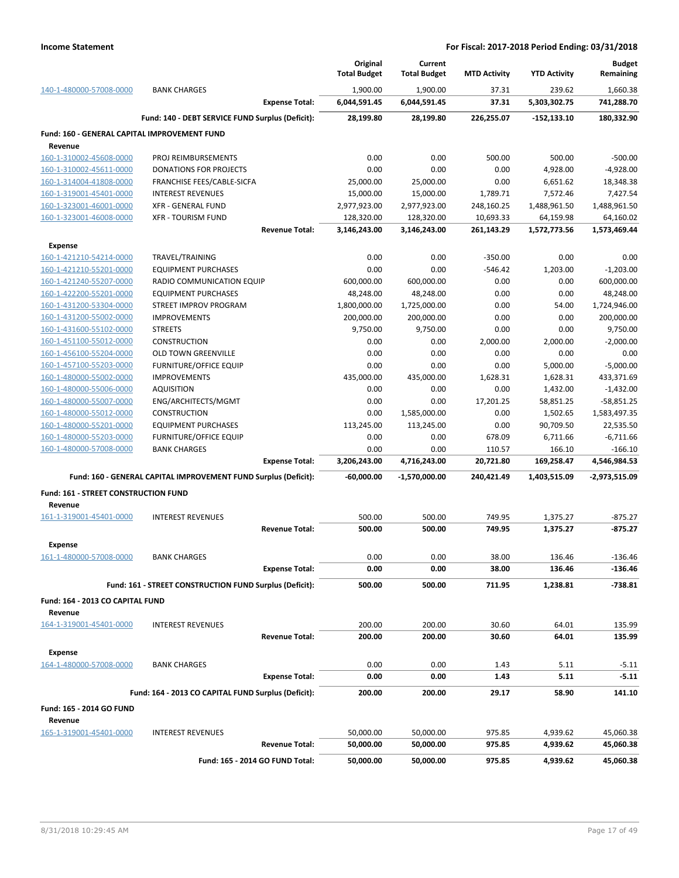**Income Statement** — **For Fiscal: 2017-2018 Period Ending: 03/31/2018**

| | | Original Total Budget | Current Total Budget | MTD Activity | YTD Activity | Budget Remaining |
|---|---|---|---|---|---|---|
| 140-1-480000-57008-0000 | BANK CHARGES | 1,900.00 | 1,900.00 | 37.31 | 239.62 | 1,660.38 |
| | **Expense Total:** | **6,044,591.45** | **6,044,591.45** | **37.31** | **5,303,302.75** | **741,288.70** |
| | **Fund: 140 - DEBT SERVICE FUND Surplus (Deficit):** | **28,199.80** | **28,199.80** | **226,255.07** | **-152,133.10** | **180,332.90** |
| **Fund: 160 - GENERAL CAPITAL IMPROVEMENT FUND** | | | | | | |
| **Revenue** | | | | | | |
| 160-1-310002-45608-0000 | PROJ REIMBURSEMENTS | 0.00 | 0.00 | 500.00 | 500.00 | -500.00 |
| 160-1-310002-45611-0000 | DONATIONS FOR PROJECTS | 0.00 | 0.00 | 0.00 | 4,928.00 | -4,928.00 |
| 160-1-314004-41808-0000 | FRANCHISE FEES/CABLE-SICFA | 25,000.00 | 25,000.00 | 0.00 | 6,651.62 | 18,348.38 |
| 160-1-319001-45401-0000 | INTEREST REVENUES | 15,000.00 | 15,000.00 | 1,789.71 | 7,572.46 | 7,427.54 |
| 160-1-323001-46001-0000 | XFR - GENERAL FUND | 2,977,923.00 | 2,977,923.00 | 248,160.25 | 1,488,961.50 | 1,488,961.50 |
| 160-1-323001-46008-0000 | XFR - TOURISM FUND | 128,320.00 | 128,320.00 | 10,693.33 | 64,159.98 | 64,160.02 |
| | **Revenue Total:** | **3,146,243.00** | **3,146,243.00** | **261,143.29** | **1,572,773.56** | **1,573,469.44** |
| **Expense** | | | | | | |
| 160-1-421210-54214-0000 | TRAVEL/TRAINING | 0.00 | 0.00 | -350.00 | 0.00 | 0.00 |
| 160-1-421210-55201-0000 | EQUIPMENT PURCHASES | 0.00 | 0.00 | -546.42 | 1,203.00 | -1,203.00 |
| 160-1-421240-55207-0000 | RADIO COMMUNICATION EQUIP | 600,000.00 | 600,000.00 | 0.00 | 0.00 | 600,000.00 |
| 160-1-422200-55201-0000 | EQUIPMENT PURCHASES | 48,248.00 | 48,248.00 | 0.00 | 0.00 | 48,248.00 |
| 160-1-431200-53304-0000 | STREET IMPROV PROGRAM | 1,800,000.00 | 1,725,000.00 | 0.00 | 54.00 | 1,724,946.00 |
| 160-1-431200-55002-0000 | IMPROVEMENTS | 200,000.00 | 200,000.00 | 0.00 | 0.00 | 200,000.00 |
| 160-1-431600-55102-0000 | STREETS | 9,750.00 | 9,750.00 | 0.00 | 0.00 | 9,750.00 |
| 160-1-451100-55012-0000 | CONSTRUCTION | 0.00 | 0.00 | 2,000.00 | 2,000.00 | -2,000.00 |
| 160-1-456100-55204-0000 | OLD TOWN GREENVILLE | 0.00 | 0.00 | 0.00 | 0.00 | 0.00 |
| 160-1-457100-55203-0000 | FURNITURE/OFFICE EQUIP | 0.00 | 0.00 | 0.00 | 5,000.00 | -5,000.00 |
| 160-1-480000-55002-0000 | IMPROVEMENTS | 435,000.00 | 435,000.00 | 1,628.31 | 1,628.31 | 433,371.69 |
| 160-1-480000-55006-0000 | AQUISITION | 0.00 | 0.00 | 0.00 | 1,432.00 | -1,432.00 |
| 160-1-480000-55007-0000 | ENG/ARCHITECTS/MGMT | 0.00 | 0.00 | 17,201.25 | 58,851.25 | -58,851.25 |
| 160-1-480000-55012-0000 | CONSTRUCTION | 0.00 | 1,585,000.00 | 0.00 | 1,502.65 | 1,583,497.35 |
| 160-1-480000-55201-0000 | EQUIPMENT PURCHASES | 113,245.00 | 113,245.00 | 0.00 | 90,709.50 | 22,535.50 |
| 160-1-480000-55203-0000 | FURNITURE/OFFICE EQUIP | 0.00 | 0.00 | 678.09 | 6,711.66 | -6,711.66 |
| 160-1-480000-57008-0000 | BANK CHARGES | 0.00 | 0.00 | 110.57 | 166.10 | -166.10 |
| | **Expense Total:** | **3,206,243.00** | **4,716,243.00** | **20,721.80** | **169,258.47** | **4,546,984.53** |
| | **Fund: 160 - GENERAL CAPITAL IMPROVEMENT FUND Surplus (Deficit):** | **-60,000.00** | **-1,570,000.00** | **240,421.49** | **1,403,515.09** | **-2,973,515.09** |
| **Fund: 161 - STREET CONSTRUCTION FUND** | | | | | | |
| **Revenue** | | | | | | |
| 161-1-319001-45401-0000 | INTEREST REVENUES | 500.00 | 500.00 | 749.95 | 1,375.27 | -875.27 |
| | **Revenue Total:** | **500.00** | **500.00** | **749.95** | **1,375.27** | **-875.27** |
| **Expense** | | | | | | |
| 161-1-480000-57008-0000 | BANK CHARGES | 0.00 | 0.00 | 38.00 | 136.46 | -136.46 |
| | **Expense Total:** | **0.00** | **0.00** | **38.00** | **136.46** | **-136.46** |
| | **Fund: 161 - STREET CONSTRUCTION FUND Surplus (Deficit):** | **500.00** | **500.00** | **711.95** | **1,238.81** | **-738.81** |
| **Fund: 164 - 2013 CO CAPITAL FUND** | | | | | | |
| **Revenue** | | | | | | |
| 164-1-319001-45401-0000 | INTEREST REVENUES | 200.00 | 200.00 | 30.60 | 64.01 | 135.99 |
| | **Revenue Total:** | **200.00** | **200.00** | **30.60** | **64.01** | **135.99** |
| **Expense** | | | | | | |
| 164-1-480000-57008-0000 | BANK CHARGES | 0.00 | 0.00 | 1.43 | 5.11 | -5.11 |
| | **Expense Total:** | **0.00** | **0.00** | **1.43** | **5.11** | **-5.11** |
| | **Fund: 164 - 2013 CO CAPITAL FUND Surplus (Deficit):** | **200.00** | **200.00** | **29.17** | **58.90** | **141.10** |
| **Fund: 165 - 2014 GO FUND** | | | | | | |
| **Revenue** | | | | | | |
| 165-1-319001-45401-0000 | INTEREST REVENUES | 50,000.00 | 50,000.00 | 975.85 | 4,939.62 | 45,060.38 |
| | **Revenue Total:** | **50,000.00** | **50,000.00** | **975.85** | **4,939.62** | **45,060.38** |
| | **Fund: 165 - 2014 GO FUND Total:** | **50,000.00** | **50,000.00** | **975.85** | **4,939.62** | **45,060.38** |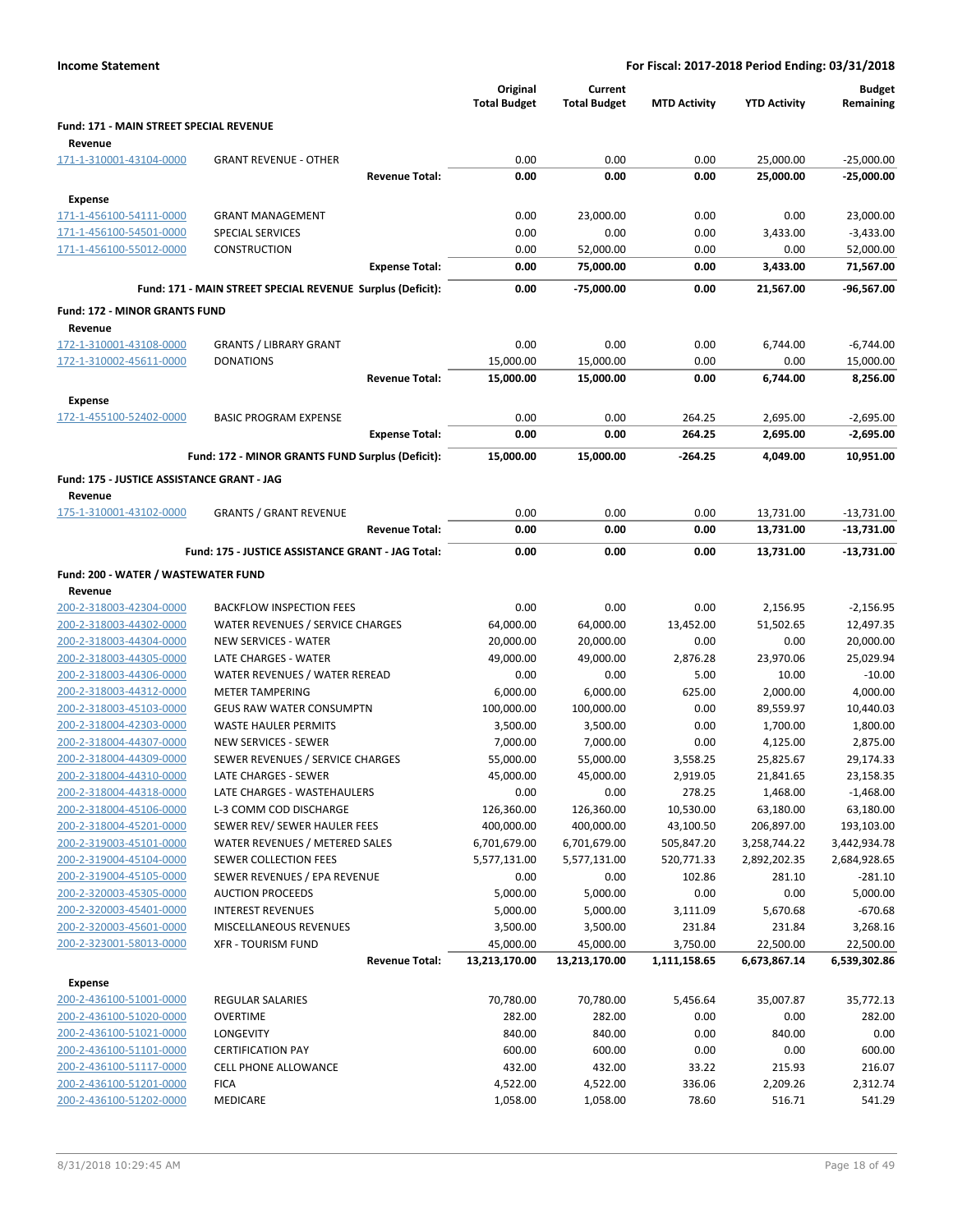**Income Statement** — **For Fiscal: 2017-2018 Period Ending: 03/31/2018**

| | | Original Total Budget | Current Total Budget | MTD Activity | YTD Activity | Budget Remaining |
|---|---|---|---|---|---|---|
| **Fund: 171 - MAIN STREET SPECIAL REVENUE** | | | | | | |
| **Revenue** | | | | | | |
| 171-1-310001-43104-0000 | GRANT REVENUE - OTHER | 0.00 | 0.00 | 0.00 | 25,000.00 | -25,000.00 |
| | **Revenue Total:** | **0.00** | **0.00** | **0.00** | **25,000.00** | **-25,000.00** |
| **Expense** | | | | | | |
| 171-1-456100-54111-0000 | GRANT MANAGEMENT | 0.00 | 23,000.00 | 0.00 | 0.00 | 23,000.00 |
| 171-1-456100-54501-0000 | SPECIAL SERVICES | 0.00 | 0.00 | 0.00 | 3,433.00 | -3,433.00 |
| 171-1-456100-55012-0000 | CONSTRUCTION | 0.00 | 52,000.00 | 0.00 | 0.00 | 52,000.00 |
| | **Expense Total:** | **0.00** | **75,000.00** | **0.00** | **3,433.00** | **71,567.00** |
| | **Fund: 171 - MAIN STREET SPECIAL REVENUE Surplus (Deficit):** | **0.00** | **-75,000.00** | **0.00** | **21,567.00** | **-96,567.00** |
| **Fund: 172 - MINOR GRANTS FUND** | | | | | | |
| **Revenue** | | | | | | |
| 172-1-310001-43108-0000 | GRANTS / LIBRARY GRANT | 0.00 | 0.00 | 0.00 | 6,744.00 | -6,744.00 |
| 172-1-310002-45611-0000 | DONATIONS | 15,000.00 | 15,000.00 | 0.00 | 0.00 | 15,000.00 |
| | **Revenue Total:** | **15,000.00** | **15,000.00** | **0.00** | **6,744.00** | **8,256.00** |
| **Expense** | | | | | | |
| 172-1-455100-52402-0000 | BASIC PROGRAM EXPENSE | 0.00 | 0.00 | 264.25 | 2,695.00 | -2,695.00 |
| | **Expense Total:** | **0.00** | **0.00** | **264.25** | **2,695.00** | **-2,695.00** |
| | **Fund: 172 - MINOR GRANTS FUND Surplus (Deficit):** | **15,000.00** | **15,000.00** | **-264.25** | **4,049.00** | **10,951.00** |
| **Fund: 175 - JUSTICE ASSISTANCE GRANT - JAG** | | | | | | |
| **Revenue** | | | | | | |
| 175-1-310001-43102-0000 | GRANTS / GRANT REVENUE | 0.00 | 0.00 | 0.00 | 13,731.00 | -13,731.00 |
| | **Revenue Total:** | **0.00** | **0.00** | **0.00** | **13,731.00** | **-13,731.00** |
| | **Fund: 175 - JUSTICE ASSISTANCE GRANT - JAG Total:** | **0.00** | **0.00** | **0.00** | **13,731.00** | **-13,731.00** |
| **Fund: 200 - WATER / WASTEWATER FUND** | | | | | | |
| **Revenue** | | | | | | |
| 200-2-318003-42304-0000 | BACKFLOW INSPECTION FEES | 0.00 | 0.00 | 0.00 | 2,156.95 | -2,156.95 |
| 200-2-318003-44302-0000 | WATER REVENUES / SERVICE CHARGES | 64,000.00 | 64,000.00 | 13,452.00 | 51,502.65 | 12,497.35 |
| 200-2-318003-44304-0000 | NEW SERVICES - WATER | 20,000.00 | 20,000.00 | 0.00 | 0.00 | 20,000.00 |
| 200-2-318003-44305-0000 | LATE CHARGES - WATER | 49,000.00 | 49,000.00 | 2,876.28 | 23,970.06 | 25,029.94 |
| 200-2-318003-44306-0000 | WATER REVENUES / WATER REREAD | 0.00 | 0.00 | 5.00 | 10.00 | -10.00 |
| 200-2-318003-44312-0000 | METER TAMPERING | 6,000.00 | 6,000.00 | 625.00 | 2,000.00 | 4,000.00 |
| 200-2-318003-45103-0000 | GEUS RAW WATER CONSUMPTN | 100,000.00 | 100,000.00 | 0.00 | 89,559.97 | 10,440.03 |
| 200-2-318004-42303-0000 | WASTE HAULER PERMITS | 3,500.00 | 3,500.00 | 0.00 | 1,700.00 | 1,800.00 |
| 200-2-318004-44307-0000 | NEW SERVICES - SEWER | 7,000.00 | 7,000.00 | 0.00 | 4,125.00 | 2,875.00 |
| 200-2-318004-44309-0000 | SEWER REVENUES / SERVICE CHARGES | 55,000.00 | 55,000.00 | 3,558.25 | 25,825.67 | 29,174.33 |
| 200-2-318004-44310-0000 | LATE CHARGES - SEWER | 45,000.00 | 45,000.00 | 2,919.05 | 21,841.65 | 23,158.35 |
| 200-2-318004-44318-0000 | LATE CHARGES - WASTEHAULERS | 0.00 | 0.00 | 278.25 | 1,468.00 | -1,468.00 |
| 200-2-318004-45106-0000 | L-3 COMM COD DISCHARGE | 126,360.00 | 126,360.00 | 10,530.00 | 63,180.00 | 63,180.00 |
| 200-2-318004-45201-0000 | SEWER REV/ SEWER HAULER FEES | 400,000.00 | 400,000.00 | 43,100.50 | 206,897.00 | 193,103.00 |
| 200-2-319003-45101-0000 | WATER REVENUES / METERED SALES | 6,701,679.00 | 6,701,679.00 | 505,847.20 | 3,258,744.22 | 3,442,934.78 |
| 200-2-319004-45104-0000 | SEWER COLLECTION FEES | 5,577,131.00 | 5,577,131.00 | 520,771.33 | 2,892,202.35 | 2,684,928.65 |
| 200-2-319004-45105-0000 | SEWER REVENUES / EPA REVENUE | 0.00 | 0.00 | 102.86 | 281.10 | -281.10 |
| 200-2-320003-45305-0000 | AUCTION PROCEEDS | 5,000.00 | 5,000.00 | 0.00 | 0.00 | 5,000.00 |
| 200-2-320003-45401-0000 | INTEREST REVENUES | 5,000.00 | 5,000.00 | 3,111.09 | 5,670.68 | -670.68 |
| 200-2-320003-45601-0000 | MISCELLANEOUS REVENUES | 3,500.00 | 3,500.00 | 231.84 | 231.84 | 3,268.16 |
| 200-2-323001-58013-0000 | XFR - TOURISM FUND | 45,000.00 | 45,000.00 | 3,750.00 | 22,500.00 | 22,500.00 |
| | **Revenue Total:** | **13,213,170.00** | **13,213,170.00** | **1,111,158.65** | **6,673,867.14** | **6,539,302.86** |
| **Expense** | | | | | | |
| 200-2-436100-51001-0000 | REGULAR SALARIES | 70,780.00 | 70,780.00 | 5,456.64 | 35,007.87 | 35,772.13 |
| 200-2-436100-51020-0000 | OVERTIME | 282.00 | 282.00 | 0.00 | 0.00 | 282.00 |
| 200-2-436100-51021-0000 | LONGEVITY | 840.00 | 840.00 | 0.00 | 840.00 | 0.00 |
| 200-2-436100-51101-0000 | CERTIFICATION PAY | 600.00 | 600.00 | 0.00 | 0.00 | 600.00 |
| 200-2-436100-51117-0000 | CELL PHONE ALLOWANCE | 432.00 | 432.00 | 33.22 | 215.93 | 216.07 |
| 200-2-436100-51201-0000 | FICA | 4,522.00 | 4,522.00 | 336.06 | 2,209.26 | 2,312.74 |
| 200-2-436100-51202-0000 | MEDICARE | 1,058.00 | 1,058.00 | 78.60 | 516.71 | 541.29 |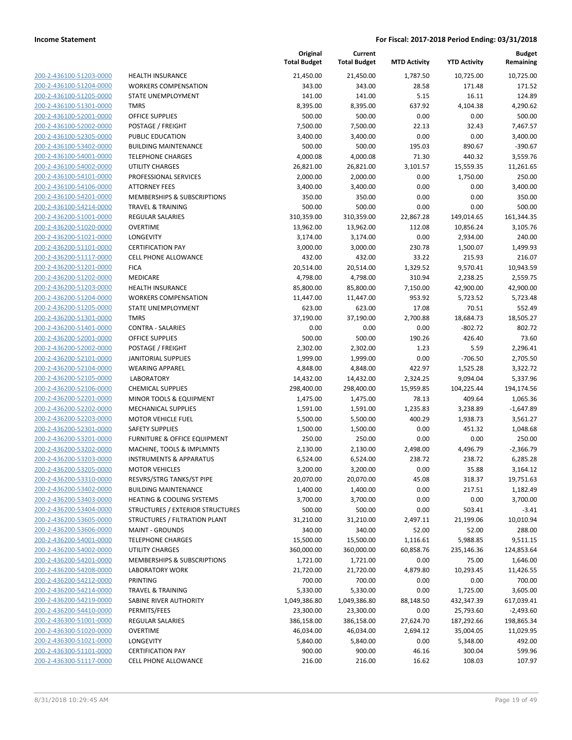**Income Statement** **For Fiscal: 2017-2018 Period Ending: 03/31/2018**

| | | Original Total Budget | Current Total Budget | MTD Activity | YTD Activity | Budget Remaining |
|---|---|---|---|---|---|---|
| 200-2-436100-51203-0000 | HEALTH INSURANCE | 21,450.00 | 21,450.00 | 1,787.50 | 10,725.00 | 10,725.00 |
| 200-2-436100-51204-0000 | WORKERS COMPENSATION | 343.00 | 343.00 | 28.58 | 171.48 | 171.52 |
| 200-2-436100-51205-0000 | STATE UNEMPLOYMENT | 141.00 | 141.00 | 5.15 | 16.11 | 124.89 |
| 200-2-436100-51301-0000 | TMRS | 8,395.00 | 8,395.00 | 637.92 | 4,104.38 | 4,290.62 |
| 200-2-436100-52001-0000 | OFFICE SUPPLIES | 500.00 | 500.00 | 0.00 | 0.00 | 500.00 |
| 200-2-436100-52002-0000 | POSTAGE / FREIGHT | 7,500.00 | 7,500.00 | 22.13 | 32.43 | 7,467.57 |
| 200-2-436100-52305-0000 | PUBLIC EDUCATION | 3,400.00 | 3,400.00 | 0.00 | 0.00 | 3,400.00 |
| 200-2-436100-53402-0000 | BUILDING MAINTENANCE | 500.00 | 500.00 | 195.03 | 890.67 | -390.67 |
| 200-2-436100-54001-0000 | TELEPHONE CHARGES | 4,000.08 | 4,000.08 | 71.30 | 440.32 | 3,559.76 |
| 200-2-436100-54002-0000 | UTILITY CHARGES | 26,821.00 | 26,821.00 | 3,101.57 | 15,559.35 | 11,261.65 |
| 200-2-436100-54101-0000 | PROFESSIONAL SERVICES | 2,000.00 | 2,000.00 | 0.00 | 1,750.00 | 250.00 |
| 200-2-436100-54106-0000 | ATTORNEY FEES | 3,400.00 | 3,400.00 | 0.00 | 0.00 | 3,400.00 |
| 200-2-436100-54201-0000 | MEMBERSHIPS & SUBSCRIPTIONS | 350.00 | 350.00 | 0.00 | 0.00 | 350.00 |
| 200-2-436100-54214-0000 | TRAVEL & TRAINING | 500.00 | 500.00 | 0.00 | 0.00 | 500.00 |
| 200-2-436200-51001-0000 | REGULAR SALARIES | 310,359.00 | 310,359.00 | 22,867.28 | 149,014.65 | 161,344.35 |
| 200-2-436200-51020-0000 | OVERTIME | 13,962.00 | 13,962.00 | 112.08 | 10,856.24 | 3,105.76 |
| 200-2-436200-51021-0000 | LONGEVITY | 3,174.00 | 3,174.00 | 0.00 | 2,934.00 | 240.00 |
| 200-2-436200-51101-0000 | CERTIFICATION PAY | 3,000.00 | 3,000.00 | 230.78 | 1,500.07 | 1,499.93 |
| 200-2-436200-51117-0000 | CELL PHONE ALLOWANCE | 432.00 | 432.00 | 33.22 | 215.93 | 216.07 |
| 200-2-436200-51201-0000 | FICA | 20,514.00 | 20,514.00 | 1,329.52 | 9,570.41 | 10,943.59 |
| 200-2-436200-51202-0000 | MEDICARE | 4,798.00 | 4,798.00 | 310.94 | 2,238.25 | 2,559.75 |
| 200-2-436200-51203-0000 | HEALTH INSURANCE | 85,800.00 | 85,800.00 | 7,150.00 | 42,900.00 | 42,900.00 |
| 200-2-436200-51204-0000 | WORKERS COMPENSATION | 11,447.00 | 11,447.00 | 953.92 | 5,723.52 | 5,723.48 |
| 200-2-436200-51205-0000 | STATE UNEMPLOYMENT | 623.00 | 623.00 | 17.08 | 70.51 | 552.49 |
| 200-2-436200-51301-0000 | TMRS | 37,190.00 | 37,190.00 | 2,700.88 | 18,684.73 | 18,505.27 |
| 200-2-436200-51401-0000 | CONTRA - SALARIES | 0.00 | 0.00 | 0.00 | -802.72 | 802.72 |
| 200-2-436200-52001-0000 | OFFICE SUPPLIES | 500.00 | 500.00 | 190.26 | 426.40 | 73.60 |
| 200-2-436200-52002-0000 | POSTAGE / FREIGHT | 2,302.00 | 2,302.00 | 1.23 | 5.59 | 2,296.41 |
| 200-2-436200-52101-0000 | JANITORIAL SUPPLIES | 1,999.00 | 1,999.00 | 0.00 | -706.50 | 2,705.50 |
| 200-2-436200-52104-0000 | WEARING APPAREL | 4,848.00 | 4,848.00 | 422.97 | 1,525.28 | 3,322.72 |
| 200-2-436200-52105-0000 | LABORATORY | 14,432.00 | 14,432.00 | 2,324.25 | 9,094.04 | 5,337.96 |
| 200-2-436200-52106-0000 | CHEMICAL SUPPLIES | 298,400.00 | 298,400.00 | 15,959.85 | 104,225.44 | 194,174.56 |
| 200-2-436200-52201-0000 | MINOR TOOLS & EQUIPMENT | 1,475.00 | 1,475.00 | 78.13 | 409.64 | 1,065.36 |
| 200-2-436200-52202-0000 | MECHANICAL SUPPLIES | 1,591.00 | 1,591.00 | 1,235.83 | 3,238.89 | -1,647.89 |
| 200-2-436200-52203-0000 | MOTOR VEHICLE FUEL | 5,500.00 | 5,500.00 | 400.29 | 1,938.73 | 3,561.27 |
| 200-2-436200-52301-0000 | SAFETY SUPPLIES | 1,500.00 | 1,500.00 | 0.00 | 451.32 | 1,048.68 |
| 200-2-436200-53201-0000 | FURNITURE & OFFICE EQUIPMENT | 250.00 | 250.00 | 0.00 | 0.00 | 250.00 |
| 200-2-436200-53202-0000 | MACHINE, TOOLS & IMPLMNTS | 2,130.00 | 2,130.00 | 2,498.00 | 4,496.79 | -2,366.79 |
| 200-2-436200-53203-0000 | INSTRUMENTS & APPARATUS | 6,524.00 | 6,524.00 | 238.72 | 238.72 | 6,285.28 |
| 200-2-436200-53205-0000 | MOTOR VEHICLES | 3,200.00 | 3,200.00 | 0.00 | 35.88 | 3,164.12 |
| 200-2-436200-53310-0000 | RESVRS/STRG TANKS/ST PIPE | 20,070.00 | 20,070.00 | 45.08 | 318.37 | 19,751.63 |
| 200-2-436200-53402-0000 | BUILDING MAINTENANCE | 1,400.00 | 1,400.00 | 0.00 | 217.51 | 1,182.49 |
| 200-2-436200-53403-0000 | HEATING & COOLING SYSTEMS | 3,700.00 | 3,700.00 | 0.00 | 0.00 | 3,700.00 |
| 200-2-436200-53404-0000 | STRUCTURES / EXTERIOR STRUCTURES | 500.00 | 500.00 | 0.00 | 503.41 | -3.41 |
| 200-2-436200-53605-0000 | STRUCTURES / FILTRATION PLANT | 31,210.00 | 31,210.00 | 2,497.11 | 21,199.06 | 10,010.94 |
| 200-2-436200-53606-0000 | MAINT - GROUNDS | 340.00 | 340.00 | 52.00 | 52.00 | 288.00 |
| 200-2-436200-54001-0000 | TELEPHONE CHARGES | 15,500.00 | 15,500.00 | 1,116.61 | 5,988.85 | 9,511.15 |
| 200-2-436200-54002-0000 | UTILITY CHARGES | 360,000.00 | 360,000.00 | 60,858.76 | 235,146.36 | 124,853.64 |
| 200-2-436200-54201-0000 | MEMBERSHIPS & SUBSCRIPTIONS | 1,721.00 | 1,721.00 | 0.00 | 75.00 | 1,646.00 |
| 200-2-436200-54208-0000 | LABORATORY WORK | 21,720.00 | 21,720.00 | 4,879.80 | 10,293.45 | 11,426.55 |
| 200-2-436200-54212-0000 | PRINTING | 700.00 | 700.00 | 0.00 | 0.00 | 700.00 |
| 200-2-436200-54214-0000 | TRAVEL & TRAINING | 5,330.00 | 5,330.00 | 0.00 | 1,725.00 | 3,605.00 |
| 200-2-436200-54219-0000 | SABINE RIVER AUTHORITY | 1,049,386.80 | 1,049,386.80 | 88,148.50 | 432,347.39 | 617,039.41 |
| 200-2-436200-54410-0000 | PERMITS/FEES | 23,300.00 | 23,300.00 | 0.00 | 25,793.60 | -2,493.60 |
| 200-2-436300-51001-0000 | REGULAR SALARIES | 386,158.00 | 386,158.00 | 27,624.70 | 187,292.66 | 198,865.34 |
| 200-2-436300-51020-0000 | OVERTIME | 46,034.00 | 46,034.00 | 2,694.12 | 35,004.05 | 11,029.95 |
| 200-2-436300-51021-0000 | LONGEVITY | 5,840.00 | 5,840.00 | 0.00 | 5,348.00 | 492.00 |
| 200-2-436300-51101-0000 | CERTIFICATION PAY | 900.00 | 900.00 | 46.16 | 300.04 | 599.96 |
| 200-2-436300-51117-0000 | CELL PHONE ALLOWANCE | 216.00 | 216.00 | 16.62 | 108.03 | 107.97 |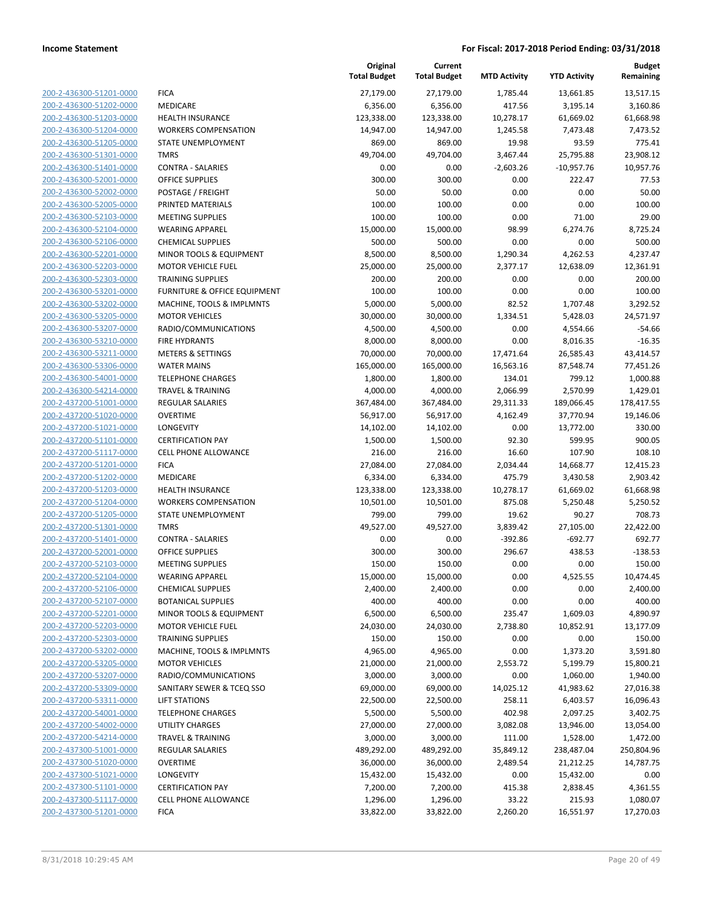**Income Statement** | **For Fiscal: 2017-2018 Period Ending: 03/31/2018**

| | | Original Total Budget | Current Total Budget | MTD Activity | YTD Activity | Budget Remaining |
|---|---|---|---|---|---|---|
| 200-2-436300-51201-0000 | FICA | 27,179.00 | 27,179.00 | 1,785.44 | 13,661.85 | 13,517.15 |
| 200-2-436300-51202-0000 | MEDICARE | 6,356.00 | 6,356.00 | 417.56 | 3,195.14 | 3,160.86 |
| 200-2-436300-51203-0000 | HEALTH INSURANCE | 123,338.00 | 123,338.00 | 10,278.17 | 61,669.02 | 61,668.98 |
| 200-2-436300-51204-0000 | WORKERS COMPENSATION | 14,947.00 | 14,947.00 | 1,245.58 | 7,473.48 | 7,473.52 |
| 200-2-436300-51205-0000 | STATE UNEMPLOYMENT | 869.00 | 869.00 | 19.98 | 93.59 | 775.41 |
| 200-2-436300-51301-0000 | TMRS | 49,704.00 | 49,704.00 | 3,467.44 | 25,795.88 | 23,908.12 |
| 200-2-436300-51401-0000 | CONTRA - SALARIES | 0.00 | 0.00 | -2,603.26 | -10,957.76 | 10,957.76 |
| 200-2-436300-52001-0000 | OFFICE SUPPLIES | 300.00 | 300.00 | 0.00 | 222.47 | 77.53 |
| 200-2-436300-52002-0000 | POSTAGE / FREIGHT | 50.00 | 50.00 | 0.00 | 0.00 | 50.00 |
| 200-2-436300-52005-0000 | PRINTED MATERIALS | 100.00 | 100.00 | 0.00 | 0.00 | 100.00 |
| 200-2-436300-52103-0000 | MEETING SUPPLIES | 100.00 | 100.00 | 0.00 | 71.00 | 29.00 |
| 200-2-436300-52104-0000 | WEARING APPAREL | 15,000.00 | 15,000.00 | 98.99 | 6,274.76 | 8,725.24 |
| 200-2-436300-52106-0000 | CHEMICAL SUPPLIES | 500.00 | 500.00 | 0.00 | 0.00 | 500.00 |
| 200-2-436300-52201-0000 | MINOR TOOLS & EQUIPMENT | 8,500.00 | 8,500.00 | 1,290.34 | 4,262.53 | 4,237.47 |
| 200-2-436300-52203-0000 | MOTOR VEHICLE FUEL | 25,000.00 | 25,000.00 | 2,377.17 | 12,638.09 | 12,361.91 |
| 200-2-436300-52303-0000 | TRAINING SUPPLIES | 200.00 | 200.00 | 0.00 | 0.00 | 200.00 |
| 200-2-436300-53201-0000 | FURNITURE & OFFICE EQUIPMENT | 100.00 | 100.00 | 0.00 | 0.00 | 100.00 |
| 200-2-436300-53202-0000 | MACHINE, TOOLS & IMPLMNTS | 5,000.00 | 5,000.00 | 82.52 | 1,707.48 | 3,292.52 |
| 200-2-436300-53205-0000 | MOTOR VEHICLES | 30,000.00 | 30,000.00 | 1,334.51 | 5,428.03 | 24,571.97 |
| 200-2-436300-53207-0000 | RADIO/COMMUNICATIONS | 4,500.00 | 4,500.00 | 0.00 | 4,554.66 | -54.66 |
| 200-2-436300-53210-0000 | FIRE HYDRANTS | 8,000.00 | 8,000.00 | 0.00 | 8,016.35 | -16.35 |
| 200-2-436300-53211-0000 | METERS & SETTINGS | 70,000.00 | 70,000.00 | 17,471.64 | 26,585.43 | 43,414.57 |
| 200-2-436300-53306-0000 | WATER MAINS | 165,000.00 | 165,000.00 | 16,563.16 | 87,548.74 | 77,451.26 |
| 200-2-436300-54001-0000 | TELEPHONE CHARGES | 1,800.00 | 1,800.00 | 134.01 | 799.12 | 1,000.88 |
| 200-2-436300-54214-0000 | TRAVEL & TRAINING | 4,000.00 | 4,000.00 | 2,066.99 | 2,570.99 | 1,429.01 |
| 200-2-437200-51001-0000 | REGULAR SALARIES | 367,484.00 | 367,484.00 | 29,311.33 | 189,066.45 | 178,417.55 |
| 200-2-437200-51020-0000 | OVERTIME | 56,917.00 | 56,917.00 | 4,162.49 | 37,770.94 | 19,146.06 |
| 200-2-437200-51021-0000 | LONGEVITY | 14,102.00 | 14,102.00 | 0.00 | 13,772.00 | 330.00 |
| 200-2-437200-51101-0000 | CERTIFICATION PAY | 1,500.00 | 1,500.00 | 92.30 | 599.95 | 900.05 |
| 200-2-437200-51117-0000 | CELL PHONE ALLOWANCE | 216.00 | 216.00 | 16.60 | 107.90 | 108.10 |
| 200-2-437200-51201-0000 | FICA | 27,084.00 | 27,084.00 | 2,034.44 | 14,668.77 | 12,415.23 |
| 200-2-437200-51202-0000 | MEDICARE | 6,334.00 | 6,334.00 | 475.79 | 3,430.58 | 2,903.42 |
| 200-2-437200-51203-0000 | HEALTH INSURANCE | 123,338.00 | 123,338.00 | 10,278.17 | 61,669.02 | 61,668.98 |
| 200-2-437200-51204-0000 | WORKERS COMPENSATION | 10,501.00 | 10,501.00 | 875.08 | 5,250.48 | 5,250.52 |
| 200-2-437200-51205-0000 | STATE UNEMPLOYMENT | 799.00 | 799.00 | 19.62 | 90.27 | 708.73 |
| 200-2-437200-51301-0000 | TMRS | 49,527.00 | 49,527.00 | 3,839.42 | 27,105.00 | 22,422.00 |
| 200-2-437200-51401-0000 | CONTRA - SALARIES | 0.00 | 0.00 | -392.86 | -692.77 | 692.77 |
| 200-2-437200-52001-0000 | OFFICE SUPPLIES | 300.00 | 300.00 | 296.67 | 438.53 | -138.53 |
| 200-2-437200-52103-0000 | MEETING SUPPLIES | 150.00 | 150.00 | 0.00 | 0.00 | 150.00 |
| 200-2-437200-52104-0000 | WEARING APPAREL | 15,000.00 | 15,000.00 | 0.00 | 4,525.55 | 10,474.45 |
| 200-2-437200-52106-0000 | CHEMICAL SUPPLIES | 2,400.00 | 2,400.00 | 0.00 | 0.00 | 2,400.00 |
| 200-2-437200-52107-0000 | BOTANICAL SUPPLIES | 400.00 | 400.00 | 0.00 | 0.00 | 400.00 |
| 200-2-437200-52201-0000 | MINOR TOOLS & EQUIPMENT | 6,500.00 | 6,500.00 | 235.47 | 1,609.03 | 4,890.97 |
| 200-2-437200-52203-0000 | MOTOR VEHICLE FUEL | 24,030.00 | 24,030.00 | 2,738.80 | 10,852.91 | 13,177.09 |
| 200-2-437200-52303-0000 | TRAINING SUPPLIES | 150.00 | 150.00 | 0.00 | 0.00 | 150.00 |
| 200-2-437200-53202-0000 | MACHINE, TOOLS & IMPLMNTS | 4,965.00 | 4,965.00 | 0.00 | 1,373.20 | 3,591.80 |
| 200-2-437200-53205-0000 | MOTOR VEHICLES | 21,000.00 | 21,000.00 | 2,553.72 | 5,199.79 | 15,800.21 |
| 200-2-437200-53207-0000 | RADIO/COMMUNICATIONS | 3,000.00 | 3,000.00 | 0.00 | 1,060.00 | 1,940.00 |
| 200-2-437200-53309-0000 | SANITARY SEWER & TCEQ SSO | 69,000.00 | 69,000.00 | 14,025.12 | 41,983.62 | 27,016.38 |
| 200-2-437200-53311-0000 | LIFT STATIONS | 22,500.00 | 22,500.00 | 258.11 | 6,403.57 | 16,096.43 |
| 200-2-437200-54001-0000 | TELEPHONE CHARGES | 5,500.00 | 5,500.00 | 402.98 | 2,097.25 | 3,402.75 |
| 200-2-437200-54002-0000 | UTILITY CHARGES | 27,000.00 | 27,000.00 | 3,082.08 | 13,946.00 | 13,054.00 |
| 200-2-437200-54214-0000 | TRAVEL & TRAINING | 3,000.00 | 3,000.00 | 111.00 | 1,528.00 | 1,472.00 |
| 200-2-437300-51001-0000 | REGULAR SALARIES | 489,292.00 | 489,292.00 | 35,849.12 | 238,487.04 | 250,804.96 |
| 200-2-437300-51020-0000 | OVERTIME | 36,000.00 | 36,000.00 | 2,489.54 | 21,212.25 | 14,787.75 |
| 200-2-437300-51021-0000 | LONGEVITY | 15,432.00 | 15,432.00 | 0.00 | 15,432.00 | 0.00 |
| 200-2-437300-51101-0000 | CERTIFICATION PAY | 7,200.00 | 7,200.00 | 415.38 | 2,838.45 | 4,361.55 |
| 200-2-437300-51117-0000 | CELL PHONE ALLOWANCE | 1,296.00 | 1,296.00 | 33.22 | 215.93 | 1,080.07 |
| 200-2-437300-51201-0000 | FICA | 33,822.00 | 33,822.00 | 2,260.20 | 16,551.97 | 17,270.03 |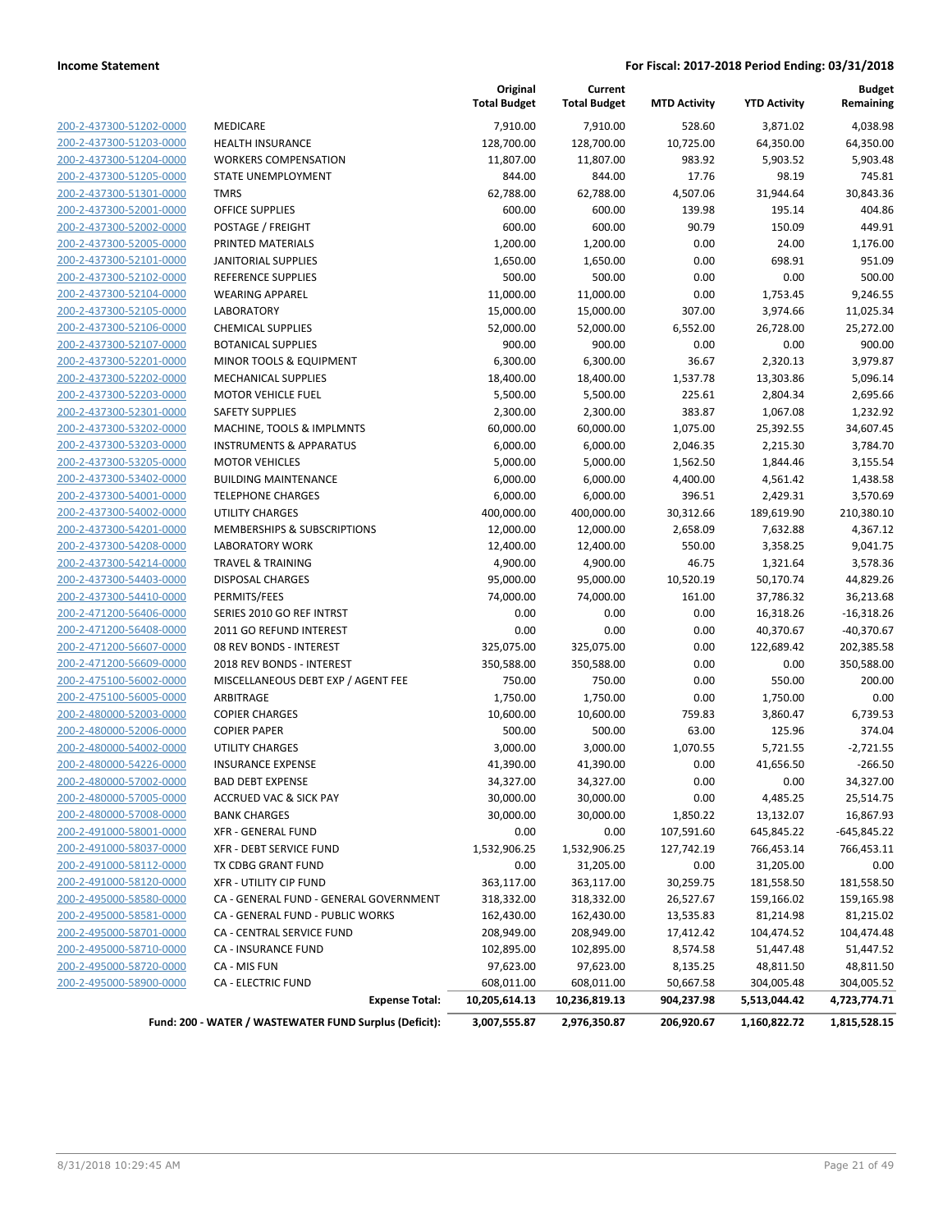**Income Statement** | **For Fiscal: 2017-2018 Period Ending: 03/31/2018**

| | | Original Total Budget | Current Total Budget | MTD Activity | YTD Activity | Budget Remaining |
|---|---|---|---|---|---|---|
| 200-2-437300-51202-0000 | MEDICARE | 7,910.00 | 7,910.00 | 528.60 | 3,871.02 | 4,038.98 |
| 200-2-437300-51203-0000 | HEALTH INSURANCE | 128,700.00 | 128,700.00 | 10,725.00 | 64,350.00 | 64,350.00 |
| 200-2-437300-51204-0000 | WORKERS COMPENSATION | 11,807.00 | 11,807.00 | 983.92 | 5,903.52 | 5,903.48 |
| 200-2-437300-51205-0000 | STATE UNEMPLOYMENT | 844.00 | 844.00 | 17.76 | 98.19 | 745.81 |
| 200-2-437300-51301-0000 | TMRS | 62,788.00 | 62,788.00 | 4,507.06 | 31,944.64 | 30,843.36 |
| 200-2-437300-52001-0000 | OFFICE SUPPLIES | 600.00 | 600.00 | 139.98 | 195.14 | 404.86 |
| 200-2-437300-52002-0000 | POSTAGE / FREIGHT | 600.00 | 600.00 | 90.79 | 150.09 | 449.91 |
| 200-2-437300-52005-0000 | PRINTED MATERIALS | 1,200.00 | 1,200.00 | 0.00 | 24.00 | 1,176.00 |
| 200-2-437300-52101-0000 | JANITORIAL SUPPLIES | 1,650.00 | 1,650.00 | 0.00 | 698.91 | 951.09 |
| 200-2-437300-52102-0000 | REFERENCE SUPPLIES | 500.00 | 500.00 | 0.00 | 0.00 | 500.00 |
| 200-2-437300-52104-0000 | WEARING APPAREL | 11,000.00 | 11,000.00 | 0.00 | 1,753.45 | 9,246.55 |
| 200-2-437300-52105-0000 | LABORATORY | 15,000.00 | 15,000.00 | 307.00 | 3,974.66 | 11,025.34 |
| 200-2-437300-52106-0000 | CHEMICAL SUPPLIES | 52,000.00 | 52,000.00 | 6,552.00 | 26,728.00 | 25,272.00 |
| 200-2-437300-52107-0000 | BOTANICAL SUPPLIES | 900.00 | 900.00 | 0.00 | 0.00 | 900.00 |
| 200-2-437300-52201-0000 | MINOR TOOLS & EQUIPMENT | 6,300.00 | 6,300.00 | 36.67 | 2,320.13 | 3,979.87 |
| 200-2-437300-52202-0000 | MECHANICAL SUPPLIES | 18,400.00 | 18,400.00 | 1,537.78 | 13,303.86 | 5,096.14 |
| 200-2-437300-52203-0000 | MOTOR VEHICLE FUEL | 5,500.00 | 5,500.00 | 225.61 | 2,804.34 | 2,695.66 |
| 200-2-437300-52301-0000 | SAFETY SUPPLIES | 2,300.00 | 2,300.00 | 383.87 | 1,067.08 | 1,232.92 |
| 200-2-437300-53202-0000 | MACHINE, TOOLS & IMPLMNTS | 60,000.00 | 60,000.00 | 1,075.00 | 25,392.55 | 34,607.45 |
| 200-2-437300-53203-0000 | INSTRUMENTS & APPARATUS | 6,000.00 | 6,000.00 | 2,046.35 | 2,215.30 | 3,784.70 |
| 200-2-437300-53205-0000 | MOTOR VEHICLES | 5,000.00 | 5,000.00 | 1,562.50 | 1,844.46 | 3,155.54 |
| 200-2-437300-53402-0000 | BUILDING MAINTENANCE | 6,000.00 | 6,000.00 | 4,400.00 | 4,561.42 | 1,438.58 |
| 200-2-437300-54001-0000 | TELEPHONE CHARGES | 6,000.00 | 6,000.00 | 396.51 | 2,429.31 | 3,570.69 |
| 200-2-437300-54002-0000 | UTILITY CHARGES | 400,000.00 | 400,000.00 | 30,312.66 | 189,619.90 | 210,380.10 |
| 200-2-437300-54201-0000 | MEMBERSHIPS & SUBSCRIPTIONS | 12,000.00 | 12,000.00 | 2,658.09 | 7,632.88 | 4,367.12 |
| 200-2-437300-54208-0000 | LABORATORY WORK | 12,400.00 | 12,400.00 | 550.00 | 3,358.25 | 9,041.75 |
| 200-2-437300-54214-0000 | TRAVEL & TRAINING | 4,900.00 | 4,900.00 | 46.75 | 1,321.64 | 3,578.36 |
| 200-2-437300-54403-0000 | DISPOSAL CHARGES | 95,000.00 | 95,000.00 | 10,520.19 | 50,170.74 | 44,829.26 |
| 200-2-437300-54410-0000 | PERMITS/FEES | 74,000.00 | 74,000.00 | 161.00 | 37,786.32 | 36,213.68 |
| 200-2-471200-56406-0000 | SERIES 2010 GO REF INTRST | 0.00 | 0.00 | 0.00 | 16,318.26 | -16,318.26 |
| 200-2-471200-56408-0000 | 2011 GO REFUND INTEREST | 0.00 | 0.00 | 0.00 | 40,370.67 | -40,370.67 |
| 200-2-471200-56607-0000 | 08 REV BONDS - INTEREST | 325,075.00 | 325,075.00 | 0.00 | 122,689.42 | 202,385.58 |
| 200-2-471200-56609-0000 | 2018 REV BONDS - INTEREST | 350,588.00 | 350,588.00 | 0.00 | 0.00 | 350,588.00 |
| 200-2-475100-56002-0000 | MISCELLANEOUS DEBT EXP / AGENT FEE | 750.00 | 750.00 | 0.00 | 550.00 | 200.00 |
| 200-2-475100-56005-0000 | ARBITRAGE | 1,750.00 | 1,750.00 | 0.00 | 1,750.00 | 0.00 |
| 200-2-480000-52003-0000 | COPIER CHARGES | 10,600.00 | 10,600.00 | 759.83 | 3,860.47 | 6,739.53 |
| 200-2-480000-52006-0000 | COPIER PAPER | 500.00 | 500.00 | 63.00 | 125.96 | 374.04 |
| 200-2-480000-54002-0000 | UTILITY CHARGES | 3,000.00 | 3,000.00 | 1,070.55 | 5,721.55 | -2,721.55 |
| 200-2-480000-54226-0000 | INSURANCE EXPENSE | 41,390.00 | 41,390.00 | 0.00 | 41,656.50 | -266.50 |
| 200-2-480000-57002-0000 | BAD DEBT EXPENSE | 34,327.00 | 34,327.00 | 0.00 | 0.00 | 34,327.00 |
| 200-2-480000-57005-0000 | ACCRUED VAC & SICK PAY | 30,000.00 | 30,000.00 | 0.00 | 4,485.25 | 25,514.75 |
| 200-2-480000-57008-0000 | BANK CHARGES | 30,000.00 | 30,000.00 | 1,850.22 | 13,132.07 | 16,867.93 |
| 200-2-491000-58001-0000 | XFR - GENERAL FUND | 0.00 | 0.00 | 107,591.60 | 645,845.22 | -645,845.22 |
| 200-2-491000-58037-0000 | XFR - DEBT SERVICE FUND | 1,532,906.25 | 1,532,906.25 | 127,742.19 | 766,453.14 | 766,453.11 |
| 200-2-491000-58112-0000 | TX CDBG GRANT FUND | 0.00 | 31,205.00 | 0.00 | 31,205.00 | 0.00 |
| 200-2-491000-58120-0000 | XFR - UTILITY CIP FUND | 363,117.00 | 363,117.00 | 30,259.75 | 181,558.50 | 181,558.50 |
| 200-2-495000-58580-0000 | CA - GENERAL FUND - GENERAL GOVERNMENT | 318,332.00 | 318,332.00 | 26,527.67 | 159,166.02 | 159,165.98 |
| 200-2-495000-58581-0000 | CA - GENERAL FUND - PUBLIC WORKS | 162,430.00 | 162,430.00 | 13,535.83 | 81,214.98 | 81,215.02 |
| 200-2-495000-58701-0000 | CA - CENTRAL SERVICE FUND | 208,949.00 | 208,949.00 | 17,412.42 | 104,474.52 | 104,474.48 |
| 200-2-495000-58710-0000 | CA - INSURANCE FUND | 102,895.00 | 102,895.00 | 8,574.58 | 51,447.48 | 51,447.52 |
| 200-2-495000-58720-0000 | CA - MIS FUN | 97,623.00 | 97,623.00 | 8,135.25 | 48,811.50 | 48,811.50 |
| 200-2-495000-58900-0000 | CA - ELECTRIC FUND | 608,011.00 | 608,011.00 | 50,667.58 | 304,005.48 | 304,005.52 |
| | **Expense Total:** | **10,205,614.13** | **10,236,819.13** | **904,237.98** | **5,513,044.42** | **4,723,774.71** |
| | **Fund: 200 - WATER / WASTEWATER FUND Surplus (Deficit):** | **3,007,555.87** | **2,976,350.87** | **206,920.67** | **1,160,822.72** | **1,815,528.15** |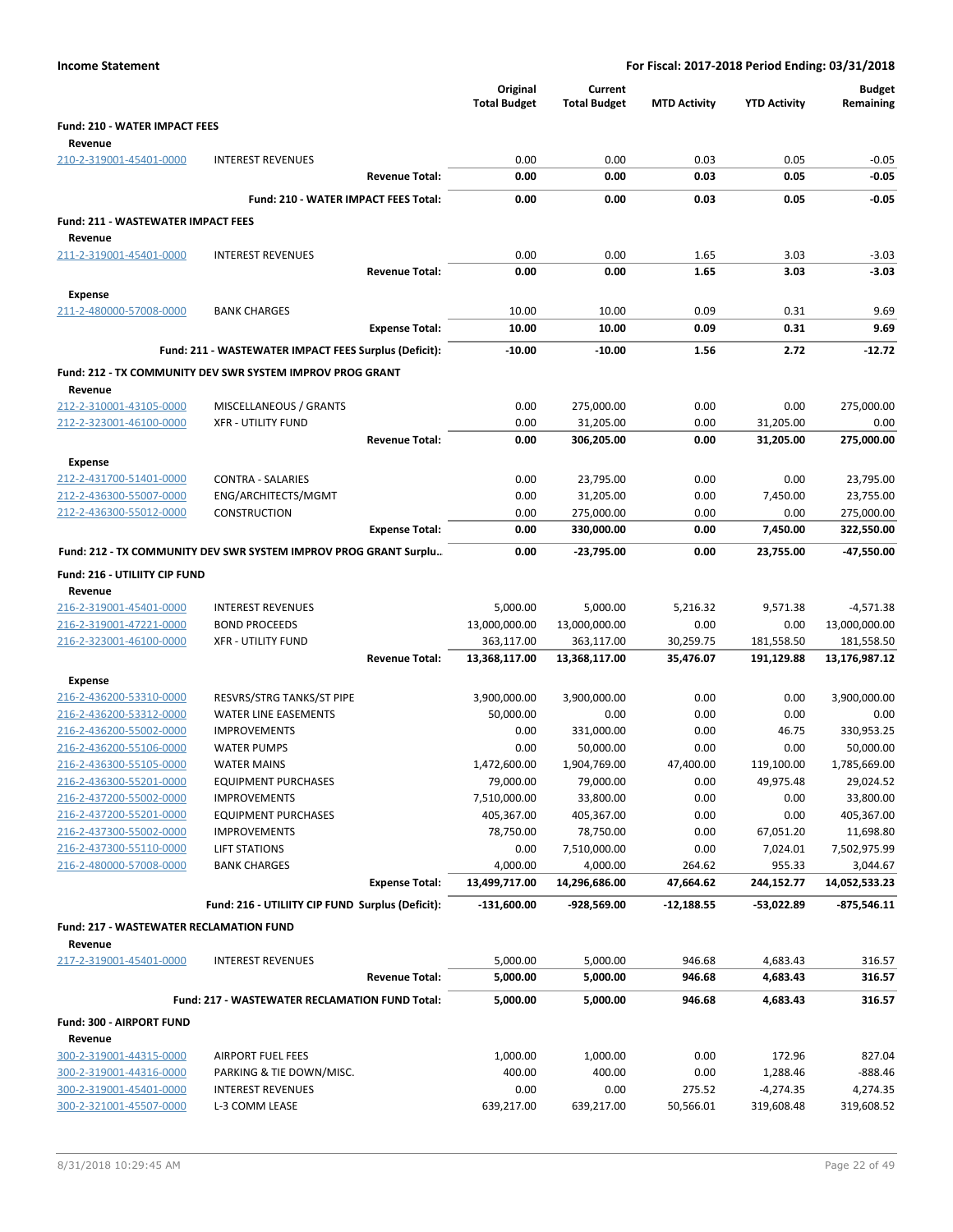**Income Statement** — **For Fiscal: 2017-2018 Period Ending: 03/31/2018**

| | | Original Total Budget | Current Total Budget | MTD Activity | YTD Activity | Budget Remaining |
|---|---|---|---|---|---|---|
| **Fund: 210 - WATER IMPACT FEES** | | | | | | |
| **Revenue** | | | | | | |
| 210-2-319001-45401-0000 | INTEREST REVENUES | 0.00 | 0.00 | 0.03 | 0.05 | -0.05 |
| | **Revenue Total:** | **0.00** | **0.00** | **0.03** | **0.05** | **-0.05** |
| | **Fund: 210 - WATER IMPACT FEES Total:** | **0.00** | **0.00** | **0.03** | **0.05** | **-0.05** |
| **Fund: 211 - WASTEWATER IMPACT FEES** | | | | | | |
| **Revenue** | | | | | | |
| 211-2-319001-45401-0000 | INTEREST REVENUES | 0.00 | 0.00 | 1.65 | 3.03 | -3.03 |
| | **Revenue Total:** | **0.00** | **0.00** | **1.65** | **3.03** | **-3.03** |
| **Expense** | | | | | | |
| 211-2-480000-57008-0000 | BANK CHARGES | 10.00 | 10.00 | 0.09 | 0.31 | 9.69 |
| | **Expense Total:** | **10.00** | **10.00** | **0.09** | **0.31** | **9.69** |
| | **Fund: 211 - WASTEWATER IMPACT FEES Surplus (Deficit):** | **-10.00** | **-10.00** | **1.56** | **2.72** | **-12.72** |
| **Fund: 212 - TX COMMUNITY DEV SWR SYSTEM IMPROV PROG GRANT** | | | | | | |
| **Revenue** | | | | | | |
| 212-2-310001-43105-0000 | MISCELLANEOUS / GRANTS | 0.00 | 275,000.00 | 0.00 | 0.00 | 275,000.00 |
| 212-2-323001-46100-0000 | XFR - UTILITY FUND | 0.00 | 31,205.00 | 0.00 | 31,205.00 | 0.00 |
| | **Revenue Total:** | **0.00** | **306,205.00** | **0.00** | **31,205.00** | **275,000.00** |
| **Expense** | | | | | | |
| 212-2-431700-51401-0000 | CONTRA - SALARIES | 0.00 | 23,795.00 | 0.00 | 0.00 | 23,795.00 |
| 212-2-436300-55007-0000 | ENG/ARCHITECTS/MGMT | 0.00 | 31,205.00 | 0.00 | 7,450.00 | 23,755.00 |
| 212-2-436300-55012-0000 | CONSTRUCTION | 0.00 | 275,000.00 | 0.00 | 0.00 | 275,000.00 |
| | **Expense Total:** | **0.00** | **330,000.00** | **0.00** | **7,450.00** | **322,550.00** |
| | **Fund: 212 - TX COMMUNITY DEV SWR SYSTEM IMPROV PROG GRANT Surplu..** | **0.00** | **-23,795.00** | **0.00** | **23,755.00** | **-47,550.00** |
| **Fund: 216 - UTILIITY CIP FUND** | | | | | | |
| **Revenue** | | | | | | |
| 216-2-319001-45401-0000 | INTEREST REVENUES | 5,000.00 | 5,000.00 | 5,216.32 | 9,571.38 | -4,571.38 |
| 216-2-319001-47221-0000 | BOND PROCEEDS | 13,000,000.00 | 13,000,000.00 | 0.00 | 0.00 | 13,000,000.00 |
| 216-2-323001-46100-0000 | XFR - UTILITY FUND | 363,117.00 | 363,117.00 | 30,259.75 | 181,558.50 | 181,558.50 |
| | **Revenue Total:** | **13,368,117.00** | **13,368,117.00** | **35,476.07** | **191,129.88** | **13,176,987.12** |
| **Expense** | | | | | | |
| 216-2-436200-53310-0000 | RESVRS/STRG TANKS/ST PIPE | 3,900,000.00 | 3,900,000.00 | 0.00 | 0.00 | 3,900,000.00 |
| 216-2-436200-53312-0000 | WATER LINE EASEMENTS | 50,000.00 | 0.00 | 0.00 | 0.00 | 0.00 |
| 216-2-436200-55002-0000 | IMPROVEMENTS | 0.00 | 331,000.00 | 0.00 | 46.75 | 330,953.25 |
| 216-2-436200-55106-0000 | WATER PUMPS | 0.00 | 50,000.00 | 0.00 | 0.00 | 50,000.00 |
| 216-2-436300-55105-0000 | WATER MAINS | 1,472,600.00 | 1,904,769.00 | 47,400.00 | 119,100.00 | 1,785,669.00 |
| 216-2-436300-55201-0000 | EQUIPMENT PURCHASES | 79,000.00 | 79,000.00 | 0.00 | 49,975.48 | 29,024.52 |
| 216-2-437200-55002-0000 | IMPROVEMENTS | 7,510,000.00 | 33,800.00 | 0.00 | 0.00 | 33,800.00 |
| 216-2-437200-55201-0000 | EQUIPMENT PURCHASES | 405,367.00 | 405,367.00 | 0.00 | 0.00 | 405,367.00 |
| 216-2-437300-55002-0000 | IMPROVEMENTS | 78,750.00 | 78,750.00 | 0.00 | 67,051.20 | 11,698.80 |
| 216-2-437300-55110-0000 | LIFT STATIONS | 0.00 | 7,510,000.00 | 0.00 | 7,024.01 | 7,502,975.99 |
| 216-2-480000-57008-0000 | BANK CHARGES | 4,000.00 | 4,000.00 | 264.62 | 955.33 | 3,044.67 |
| | **Expense Total:** | **13,499,717.00** | **14,296,686.00** | **47,664.62** | **244,152.77** | **14,052,533.23** |
| | **Fund: 216 - UTILIITY CIP FUND Surplus (Deficit):** | **-131,600.00** | **-928,569.00** | **-12,188.55** | **-53,022.89** | **-875,546.11** |
| **Fund: 217 - WASTEWATER RECLAMATION FUND** | | | | | | |
| **Revenue** | | | | | | |
| 217-2-319001-45401-0000 | INTEREST REVENUES | 5,000.00 | 5,000.00 | 946.68 | 4,683.43 | 316.57 |
| | **Revenue Total:** | **5,000.00** | **5,000.00** | **946.68** | **4,683.43** | **316.57** |
| | **Fund: 217 - WASTEWATER RECLAMATION FUND Total:** | **5,000.00** | **5,000.00** | **946.68** | **4,683.43** | **316.57** |
| **Fund: 300 - AIRPORT FUND** | | | | | | |
| **Revenue** | | | | | | |
| 300-2-319001-44315-0000 | AIRPORT FUEL FEES | 1,000.00 | 1,000.00 | 0.00 | 172.96 | 827.04 |
| 300-2-319001-44316-0000 | PARKING & TIE DOWN/MISC. | 400.00 | 400.00 | 0.00 | 1,288.46 | -888.46 |
| 300-2-319001-45401-0000 | INTEREST REVENUES | 0.00 | 0.00 | 275.52 | -4,274.35 | 4,274.35 |
| 300-2-321001-45507-0000 | L-3 COMM LEASE | 639,217.00 | 639,217.00 | 50,566.01 | 319,608.48 | 319,608.52 |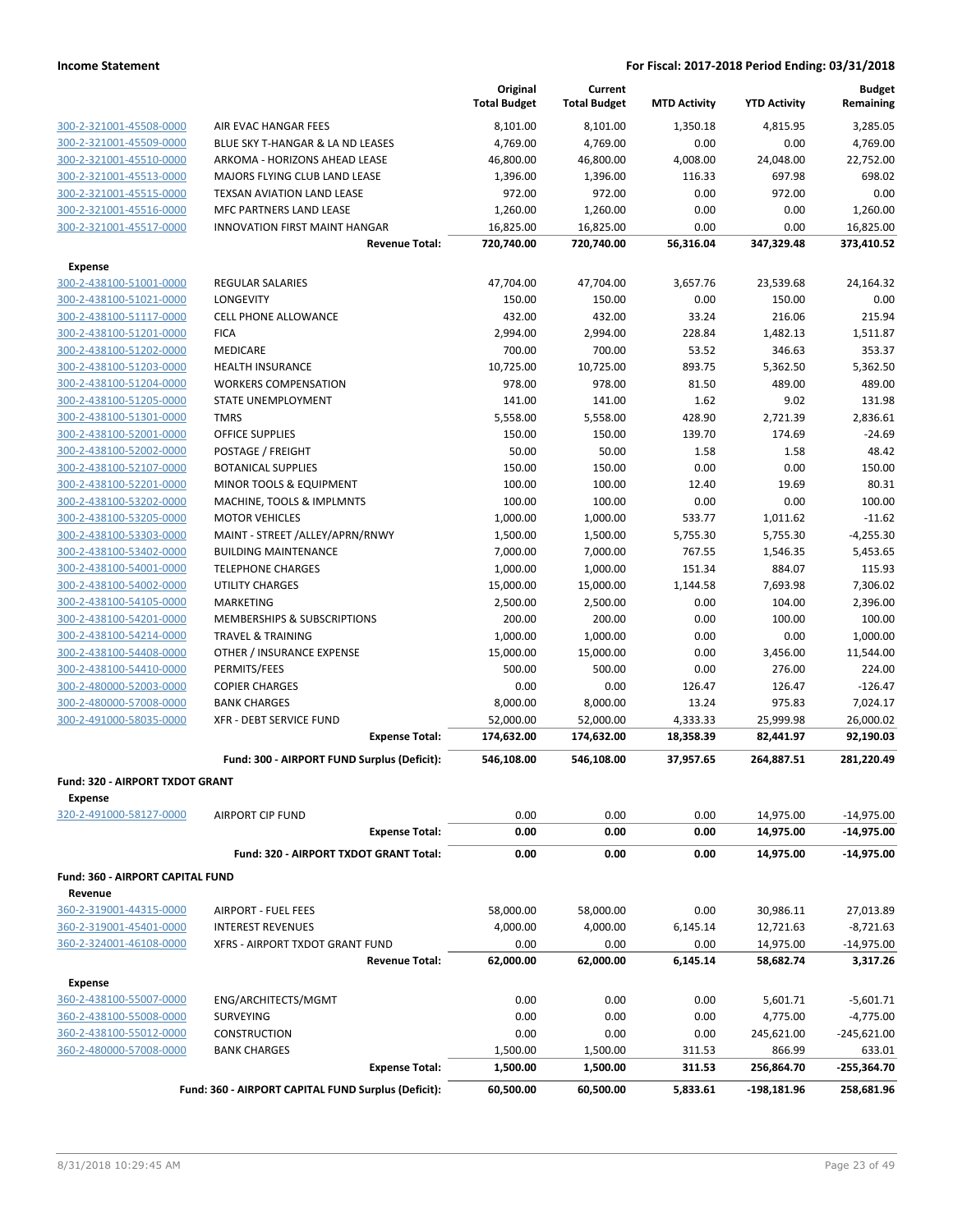| | | Original Total Budget | Current Total Budget | MTD Activity | YTD Activity | Budget Remaining |
|---|---|---|---|---|---|---|
| 300-2-321001-45508-0000 | AIR EVAC HANGAR FEES | 8,101.00 | 8,101.00 | 1,350.18 | 4,815.95 | 3,285.05 |
| 300-2-321001-45509-0000 | BLUE SKY T-HANGAR & LA ND LEASES | 4,769.00 | 4,769.00 | 0.00 | 0.00 | 4,769.00 |
| 300-2-321001-45510-0000 | ARKOMA - HORIZONS AHEAD LEASE | 46,800.00 | 46,800.00 | 4,008.00 | 24,048.00 | 22,752.00 |
| 300-2-321001-45513-0000 | MAJORS FLYING CLUB LAND LEASE | 1,396.00 | 1,396.00 | 116.33 | 697.98 | 698.02 |
| 300-2-321001-45515-0000 | TEXSAN AVIATION LAND LEASE | 972.00 | 972.00 | 0.00 | 972.00 | 0.00 |
| 300-2-321001-45516-0000 | MFC PARTNERS LAND LEASE | 1,260.00 | 1,260.00 | 0.00 | 0.00 | 1,260.00 |
| 300-2-321001-45517-0000 | INNOVATION FIRST MAINT HANGAR | 16,825.00 | 16,825.00 | 0.00 | 0.00 | 16,825.00 |
| | **Revenue Total:** | **720,740.00** | **720,740.00** | **56,316.04** | **347,329.48** | **373,410.52** |
| **Expense** | | | | | | |
| 300-2-438100-51001-0000 | REGULAR SALARIES | 47,704.00 | 47,704.00 | 3,657.76 | 23,539.68 | 24,164.32 |
| 300-2-438100-51021-0000 | LONGEVITY | 150.00 | 150.00 | 0.00 | 150.00 | 0.00 |
| 300-2-438100-51117-0000 | CELL PHONE ALLOWANCE | 432.00 | 432.00 | 33.24 | 216.06 | 215.94 |
| 300-2-438100-51201-0000 | FICA | 2,994.00 | 2,994.00 | 228.84 | 1,482.13 | 1,511.87 |
| 300-2-438100-51202-0000 | MEDICARE | 700.00 | 700.00 | 53.52 | 346.63 | 353.37 |
| 300-2-438100-51203-0000 | HEALTH INSURANCE | 10,725.00 | 10,725.00 | 893.75 | 5,362.50 | 5,362.50 |
| 300-2-438100-51204-0000 | WORKERS COMPENSATION | 978.00 | 978.00 | 81.50 | 489.00 | 489.00 |
| 300-2-438100-51205-0000 | STATE UNEMPLOYMENT | 141.00 | 141.00 | 1.62 | 9.02 | 131.98 |
| 300-2-438100-51301-0000 | TMRS | 5,558.00 | 5,558.00 | 428.90 | 2,721.39 | 2,836.61 |
| 300-2-438100-52001-0000 | OFFICE SUPPLIES | 150.00 | 150.00 | 139.70 | 174.69 | -24.69 |
| 300-2-438100-52002-0000 | POSTAGE / FREIGHT | 50.00 | 50.00 | 1.58 | 1.58 | 48.42 |
| 300-2-438100-52107-0000 | BOTANICAL SUPPLIES | 150.00 | 150.00 | 0.00 | 0.00 | 150.00 |
| 300-2-438100-52201-0000 | MINOR TOOLS & EQUIPMENT | 100.00 | 100.00 | 12.40 | 19.69 | 80.31 |
| 300-2-438100-53202-0000 | MACHINE, TOOLS & IMPLMNTS | 100.00 | 100.00 | 0.00 | 0.00 | 100.00 |
| 300-2-438100-53205-0000 | MOTOR VEHICLES | 1,000.00 | 1,000.00 | 533.77 | 1,011.62 | -11.62 |
| 300-2-438100-53303-0000 | MAINT - STREET /ALLEY/APRN/RNWY | 1,500.00 | 1,500.00 | 5,755.30 | 5,755.30 | -4,255.30 |
| 300-2-438100-53402-0000 | BUILDING MAINTENANCE | 7,000.00 | 7,000.00 | 767.55 | 1,546.35 | 5,453.65 |
| 300-2-438100-54001-0000 | TELEPHONE CHARGES | 1,000.00 | 1,000.00 | 151.34 | 884.07 | 115.93 |
| 300-2-438100-54002-0000 | UTILITY CHARGES | 15,000.00 | 15,000.00 | 1,144.58 | 7,693.98 | 7,306.02 |
| 300-2-438100-54105-0000 | MARKETING | 2,500.00 | 2,500.00 | 0.00 | 104.00 | 2,396.00 |
| 300-2-438100-54201-0000 | MEMBERSHIPS & SUBSCRIPTIONS | 200.00 | 200.00 | 0.00 | 100.00 | 100.00 |
| 300-2-438100-54214-0000 | TRAVEL & TRAINING | 1,000.00 | 1,000.00 | 0.00 | 0.00 | 1,000.00 |
| 300-2-438100-54408-0000 | OTHER / INSURANCE EXPENSE | 15,000.00 | 15,000.00 | 0.00 | 3,456.00 | 11,544.00 |
| 300-2-438100-54410-0000 | PERMITS/FEES | 500.00 | 500.00 | 0.00 | 276.00 | 224.00 |
| 300-2-480000-52003-0000 | COPIER CHARGES | 0.00 | 0.00 | 126.47 | 126.47 | -126.47 |
| 300-2-480000-57008-0000 | BANK CHARGES | 8,000.00 | 8,000.00 | 13.24 | 975.83 | 7,024.17 |
| 300-2-491000-58035-0000 | XFR - DEBT SERVICE FUND | 52,000.00 | 52,000.00 | 4,333.33 | 25,999.98 | 26,000.02 |
| | **Expense Total:** | **174,632.00** | **174,632.00** | **18,358.39** | **82,441.97** | **92,190.03** |
| | **Fund: 300 - AIRPORT FUND Surplus (Deficit):** | **546,108.00** | **546,108.00** | **37,957.65** | **264,887.51** | **281,220.49** |
| **Fund: 320 - AIRPORT TXDOT GRANT** | | | | | | |
| **Expense** | | | | | | |
| 320-2-491000-58127-0000 | AIRPORT CIP FUND | 0.00 | 0.00 | 0.00 | 14,975.00 | -14,975.00 |
| | **Expense Total:** | **0.00** | **0.00** | **0.00** | **14,975.00** | **-14,975.00** |
| | **Fund: 320 - AIRPORT TXDOT GRANT Total:** | **0.00** | **0.00** | **0.00** | **14,975.00** | **-14,975.00** |
| **Fund: 360 - AIRPORT CAPITAL FUND** | | | | | | |
| **Revenue** | | | | | | |
| 360-2-319001-44315-0000 | AIRPORT - FUEL FEES | 58,000.00 | 58,000.00 | 0.00 | 30,986.11 | 27,013.89 |
| 360-2-319001-45401-0000 | INTEREST REVENUES | 4,000.00 | 4,000.00 | 6,145.14 | 12,721.63 | -8,721.63 |
| 360-2-324001-46108-0000 | XFRS - AIRPORT TXDOT GRANT FUND | 0.00 | 0.00 | 0.00 | 14,975.00 | -14,975.00 |
| | **Revenue Total:** | **62,000.00** | **62,000.00** | **6,145.14** | **58,682.74** | **3,317.26** |
| **Expense** | | | | | | |
| 360-2-438100-55007-0000 | ENG/ARCHITECTS/MGMT | 0.00 | 0.00 | 0.00 | 5,601.71 | -5,601.71 |
| 360-2-438100-55008-0000 | SURVEYING | 0.00 | 0.00 | 0.00 | 4,775.00 | -4,775.00 |
| 360-2-438100-55012-0000 | CONSTRUCTION | 0.00 | 0.00 | 0.00 | 245,621.00 | -245,621.00 |
| 360-2-480000-57008-0000 | BANK CHARGES | 1,500.00 | 1,500.00 | 311.53 | 866.99 | 633.01 |
| | **Expense Total:** | **1,500.00** | **1,500.00** | **311.53** | **256,864.70** | **-255,364.70** |
| | **Fund: 360 - AIRPORT CAPITAL FUND Surplus (Deficit):** | **60,500.00** | **60,500.00** | **5,833.61** | **-198,181.96** | **258,681.96** |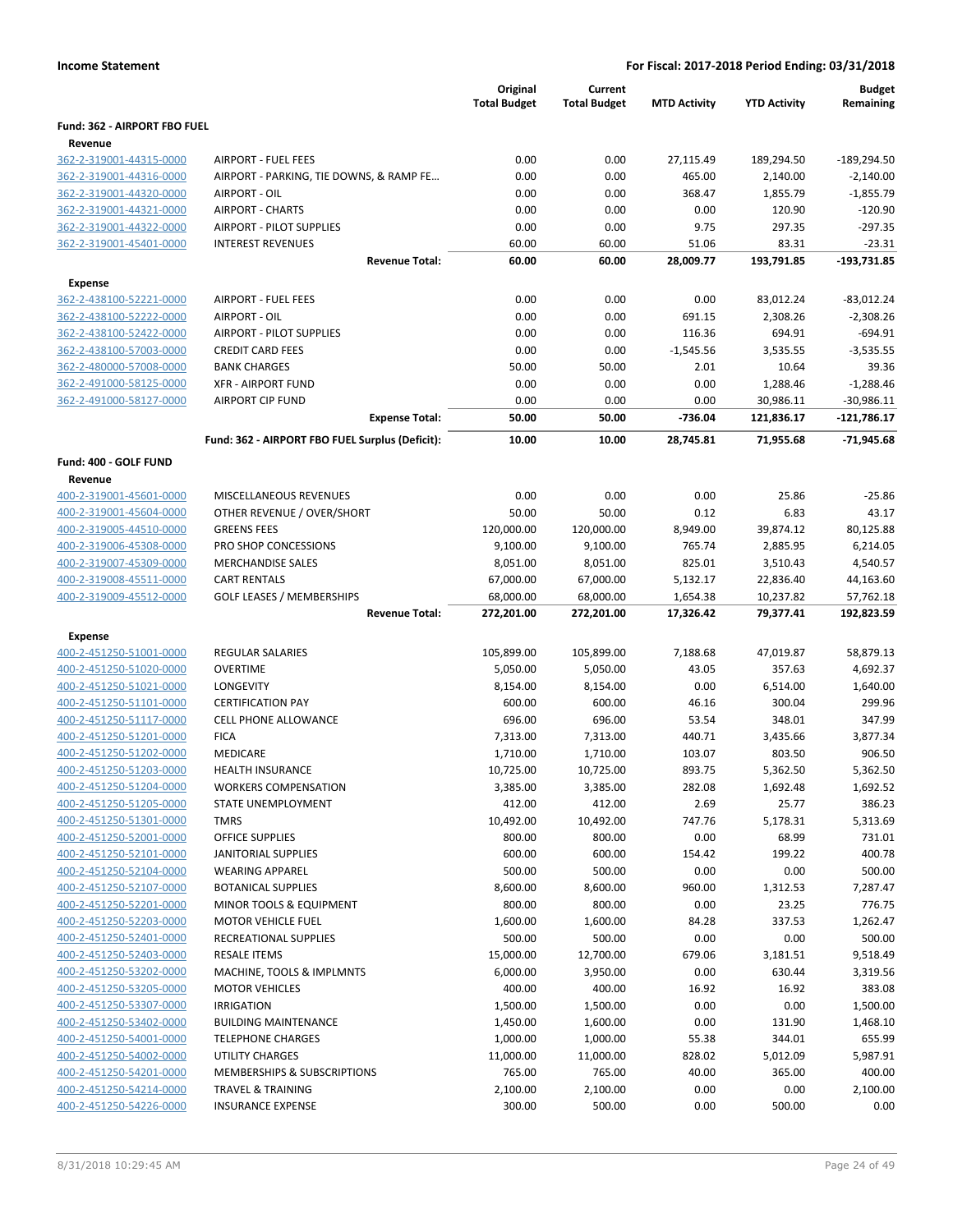**Income Statement** | **For Fiscal: 2017-2018 Period Ending: 03/31/2018**

| | | Original Total Budget | Current Total Budget | MTD Activity | YTD Activity | Budget Remaining |
|---|---|---|---|---|---|---|
| **Fund: 362 - AIRPORT FBO FUEL** | | | | | | |
| **Revenue** | | | | | | |
| 362-2-319001-44315-0000 | AIRPORT - FUEL FEES | 0.00 | 0.00 | 27,115.49 | 189,294.50 | -189,294.50 |
| 362-2-319001-44316-0000 | AIRPORT - PARKING, TIE DOWNS, & RAMP FE… | 0.00 | 0.00 | 465.00 | 2,140.00 | -2,140.00 |
| 362-2-319001-44320-0000 | AIRPORT - OIL | 0.00 | 0.00 | 368.47 | 1,855.79 | -1,855.79 |
| 362-2-319001-44321-0000 | AIRPORT - CHARTS | 0.00 | 0.00 | 0.00 | 120.90 | -120.90 |
| 362-2-319001-44322-0000 | AIRPORT - PILOT SUPPLIES | 0.00 | 0.00 | 9.75 | 297.35 | -297.35 |
| 362-2-319001-45401-0000 | INTEREST REVENUES | 60.00 | 60.00 | 51.06 | 83.31 | -23.31 |
| | **Revenue Total:** | **60.00** | **60.00** | **28,009.77** | **193,791.85** | **-193,731.85** |
| **Expense** | | | | | | |
| 362-2-438100-52221-0000 | AIRPORT - FUEL FEES | 0.00 | 0.00 | 0.00 | 83,012.24 | -83,012.24 |
| 362-2-438100-52222-0000 | AIRPORT - OIL | 0.00 | 0.00 | 691.15 | 2,308.26 | -2,308.26 |
| 362-2-438100-52422-0000 | AIRPORT - PILOT SUPPLIES | 0.00 | 0.00 | 116.36 | 694.91 | -694.91 |
| 362-2-438100-57003-0000 | CREDIT CARD FEES | 0.00 | 0.00 | -1,545.56 | 3,535.55 | -3,535.55 |
| 362-2-480000-57008-0000 | BANK CHARGES | 50.00 | 50.00 | 2.01 | 10.64 | 39.36 |
| 362-2-491000-58125-0000 | XFR - AIRPORT FUND | 0.00 | 0.00 | 0.00 | 1,288.46 | -1,288.46 |
| 362-2-491000-58127-0000 | AIRPORT CIP FUND | 0.00 | 0.00 | 0.00 | 30,986.11 | -30,986.11 |
| | **Expense Total:** | **50.00** | **50.00** | **-736.04** | **121,836.17** | **-121,786.17** |
| | **Fund: 362 - AIRPORT FBO FUEL Surplus (Deficit):** | **10.00** | **10.00** | **28,745.81** | **71,955.68** | **-71,945.68** |
| **Fund: 400 - GOLF FUND** | | | | | | |
| **Revenue** | | | | | | |
| 400-2-319001-45601-0000 | MISCELLANEOUS REVENUES | 0.00 | 0.00 | 0.00 | 25.86 | -25.86 |
| 400-2-319001-45604-0000 | OTHER REVENUE / OVER/SHORT | 50.00 | 50.00 | 0.12 | 6.83 | 43.17 |
| 400-2-319005-44510-0000 | GREENS FEES | 120,000.00 | 120,000.00 | 8,949.00 | 39,874.12 | 80,125.88 |
| 400-2-319006-45308-0000 | PRO SHOP CONCESSIONS | 9,100.00 | 9,100.00 | 765.74 | 2,885.95 | 6,214.05 |
| 400-2-319007-45309-0000 | MERCHANDISE SALES | 8,051.00 | 8,051.00 | 825.01 | 3,510.43 | 4,540.57 |
| 400-2-319008-45511-0000 | CART RENTALS | 67,000.00 | 67,000.00 | 5,132.17 | 22,836.40 | 44,163.60 |
| 400-2-319009-45512-0000 | GOLF LEASES / MEMBERSHIPS | 68,000.00 | 68,000.00 | 1,654.38 | 10,237.82 | 57,762.18 |
| | **Revenue Total:** | **272,201.00** | **272,201.00** | **17,326.42** | **79,377.41** | **192,823.59** |
| **Expense** | | | | | | |
| 400-2-451250-51001-0000 | REGULAR SALARIES | 105,899.00 | 105,899.00 | 7,188.68 | 47,019.87 | 58,879.13 |
| 400-2-451250-51020-0000 | OVERTIME | 5,050.00 | 5,050.00 | 43.05 | 357.63 | 4,692.37 |
| 400-2-451250-51021-0000 | LONGEVITY | 8,154.00 | 8,154.00 | 0.00 | 6,514.00 | 1,640.00 |
| 400-2-451250-51101-0000 | CERTIFICATION PAY | 600.00 | 600.00 | 46.16 | 300.04 | 299.96 |
| 400-2-451250-51117-0000 | CELL PHONE ALLOWANCE | 696.00 | 696.00 | 53.54 | 348.01 | 347.99 |
| 400-2-451250-51201-0000 | FICA | 7,313.00 | 7,313.00 | 440.71 | 3,435.66 | 3,877.34 |
| 400-2-451250-51202-0000 | MEDICARE | 1,710.00 | 1,710.00 | 103.07 | 803.50 | 906.50 |
| 400-2-451250-51203-0000 | HEALTH INSURANCE | 10,725.00 | 10,725.00 | 893.75 | 5,362.50 | 5,362.50 |
| 400-2-451250-51204-0000 | WORKERS COMPENSATION | 3,385.00 | 3,385.00 | 282.08 | 1,692.48 | 1,692.52 |
| 400-2-451250-51205-0000 | STATE UNEMPLOYMENT | 412.00 | 412.00 | 2.69 | 25.77 | 386.23 |
| 400-2-451250-51301-0000 | TMRS | 10,492.00 | 10,492.00 | 747.76 | 5,178.31 | 5,313.69 |
| 400-2-451250-52001-0000 | OFFICE SUPPLIES | 800.00 | 800.00 | 0.00 | 68.99 | 731.01 |
| 400-2-451250-52101-0000 | JANITORIAL SUPPLIES | 600.00 | 600.00 | 154.42 | 199.22 | 400.78 |
| 400-2-451250-52104-0000 | WEARING APPAREL | 500.00 | 500.00 | 0.00 | 0.00 | 500.00 |
| 400-2-451250-52107-0000 | BOTANICAL SUPPLIES | 8,600.00 | 8,600.00 | 960.00 | 1,312.53 | 7,287.47 |
| 400-2-451250-52201-0000 | MINOR TOOLS & EQUIPMENT | 800.00 | 800.00 | 0.00 | 23.25 | 776.75 |
| 400-2-451250-52203-0000 | MOTOR VEHICLE FUEL | 1,600.00 | 1,600.00 | 84.28 | 337.53 | 1,262.47 |
| 400-2-451250-52401-0000 | RECREATIONAL SUPPLIES | 500.00 | 500.00 | 0.00 | 0.00 | 500.00 |
| 400-2-451250-52403-0000 | RESALE ITEMS | 15,000.00 | 12,700.00 | 679.06 | 3,181.51 | 9,518.49 |
| 400-2-451250-53202-0000 | MACHINE, TOOLS & IMPLMNTS | 6,000.00 | 3,950.00 | 0.00 | 630.44 | 3,319.56 |
| 400-2-451250-53205-0000 | MOTOR VEHICLES | 400.00 | 400.00 | 16.92 | 16.92 | 383.08 |
| 400-2-451250-53307-0000 | IRRIGATION | 1,500.00 | 1,500.00 | 0.00 | 0.00 | 1,500.00 |
| 400-2-451250-53402-0000 | BUILDING MAINTENANCE | 1,450.00 | 1,600.00 | 0.00 | 131.90 | 1,468.10 |
| 400-2-451250-54001-0000 | TELEPHONE CHARGES | 1,000.00 | 1,000.00 | 55.38 | 344.01 | 655.99 |
| 400-2-451250-54002-0000 | UTILITY CHARGES | 11,000.00 | 11,000.00 | 828.02 | 5,012.09 | 5,987.91 |
| 400-2-451250-54201-0000 | MEMBERSHIPS & SUBSCRIPTIONS | 765.00 | 765.00 | 40.00 | 365.00 | 400.00 |
| 400-2-451250-54214-0000 | TRAVEL & TRAINING | 2,100.00 | 2,100.00 | 0.00 | 0.00 | 2,100.00 |
| 400-2-451250-54226-0000 | INSURANCE EXPENSE | 300.00 | 500.00 | 0.00 | 500.00 | 0.00 |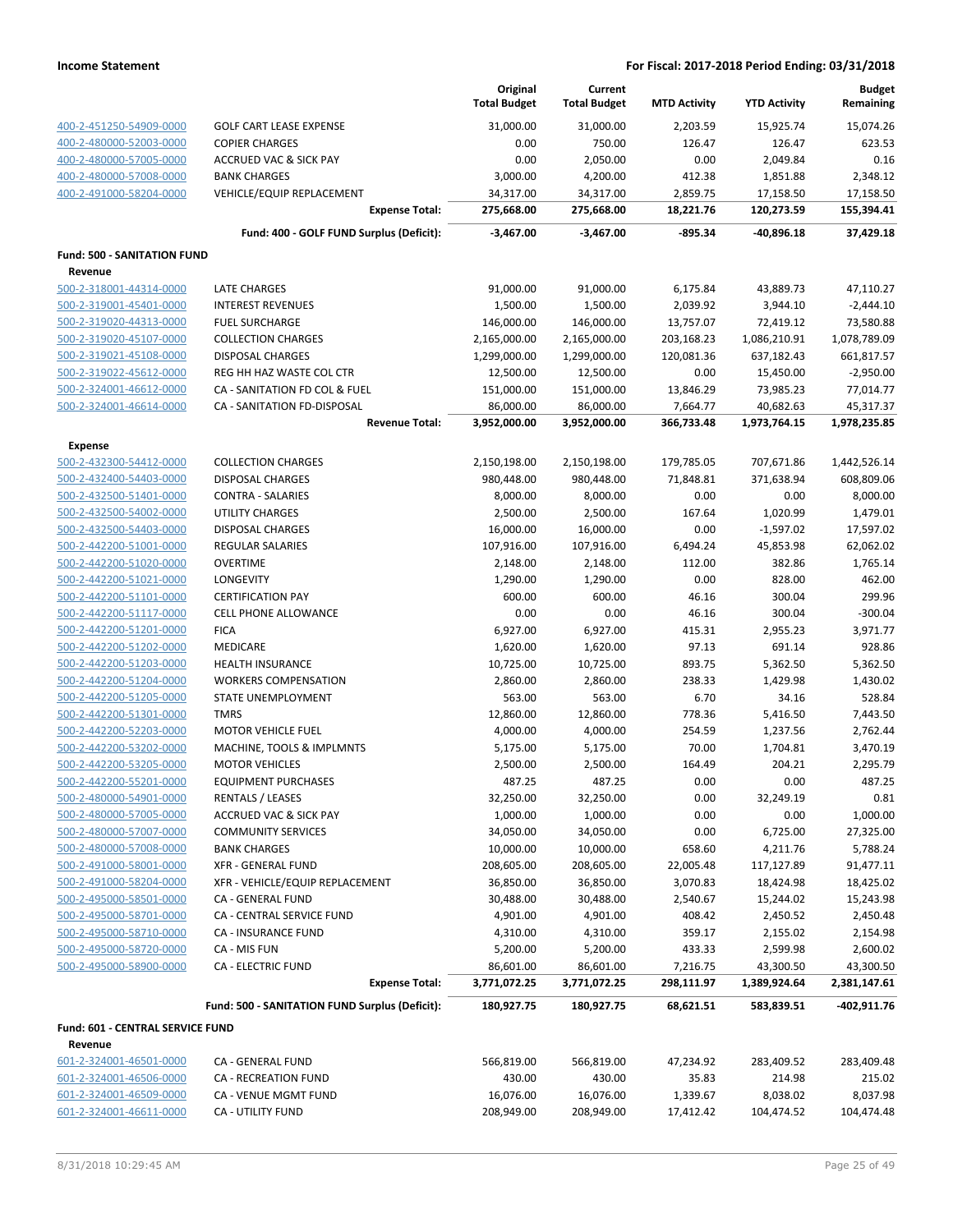**Income Statement** — **For Fiscal: 2017-2018 Period Ending: 03/31/2018**

| | | Original Total Budget | Current Total Budget | MTD Activity | YTD Activity | Budget Remaining |
|---|---|---|---|---|---|---|
| 400-2-451250-54909-0000 | GOLF CART LEASE EXPENSE | 31,000.00 | 31,000.00 | 2,203.59 | 15,925.74 | 15,074.26 |
| 400-2-480000-52003-0000 | COPIER CHARGES | 0.00 | 750.00 | 126.47 | 126.47 | 623.53 |
| 400-2-480000-57005-0000 | ACCRUED VAC & SICK PAY | 0.00 | 2,050.00 | 0.00 | 2,049.84 | 0.16 |
| 400-2-480000-57008-0000 | BANK CHARGES | 3,000.00 | 4,200.00 | 412.38 | 1,851.88 | 2,348.12 |
| 400-2-491000-58204-0000 | VEHICLE/EQUIP REPLACEMENT | 34,317.00 | 34,317.00 | 2,859.75 | 17,158.50 | 17,158.50 |
| | **Expense Total:** | **275,668.00** | **275,668.00** | **18,221.76** | **120,273.59** | **155,394.41** |
| | **Fund: 400 - GOLF FUND Surplus (Deficit):** | **-3,467.00** | **-3,467.00** | **-895.34** | **-40,896.18** | **37,429.18** |
| **Fund: 500 - SANITATION FUND** | | | | | | |
| **Revenue** | | | | | | |
| 500-2-318001-44314-0000 | LATE CHARGES | 91,000.00 | 91,000.00 | 6,175.84 | 43,889.73 | 47,110.27 |
| 500-2-319001-45401-0000 | INTEREST REVENUES | 1,500.00 | 1,500.00 | 2,039.92 | 3,944.10 | -2,444.10 |
| 500-2-319020-44313-0000 | FUEL SURCHARGE | 146,000.00 | 146,000.00 | 13,757.07 | 72,419.12 | 73,580.88 |
| 500-2-319020-45107-0000 | COLLECTION CHARGES | 2,165,000.00 | 2,165,000.00 | 203,168.23 | 1,086,210.91 | 1,078,789.09 |
| 500-2-319021-45108-0000 | DISPOSAL CHARGES | 1,299,000.00 | 1,299,000.00 | 120,081.36 | 637,182.43 | 661,817.57 |
| 500-2-319022-45612-0000 | REG HH HAZ WASTE COL CTR | 12,500.00 | 12,500.00 | 0.00 | 15,450.00 | -2,950.00 |
| 500-2-324001-46612-0000 | CA - SANITATION FD COL & FUEL | 151,000.00 | 151,000.00 | 13,846.29 | 73,985.23 | 77,014.77 |
| 500-2-324001-46614-0000 | CA - SANITATION FD-DISPOSAL | 86,000.00 | 86,000.00 | 7,664.77 | 40,682.63 | 45,317.37 |
| | **Revenue Total:** | **3,952,000.00** | **3,952,000.00** | **366,733.48** | **1,973,764.15** | **1,978,235.85** |
| **Expense** | | | | | | |
| 500-2-432300-54412-0000 | COLLECTION CHARGES | 2,150,198.00 | 2,150,198.00 | 179,785.05 | 707,671.86 | 1,442,526.14 |
| 500-2-432400-54403-0000 | DISPOSAL CHARGES | 980,448.00 | 980,448.00 | 71,848.81 | 371,638.94 | 608,809.06 |
| 500-2-432500-51401-0000 | CONTRA - SALARIES | 8,000.00 | 8,000.00 | 0.00 | 0.00 | 8,000.00 |
| 500-2-432500-54002-0000 | UTILITY CHARGES | 2,500.00 | 2,500.00 | 167.64 | 1,020.99 | 1,479.01 |
| 500-2-432500-54403-0000 | DISPOSAL CHARGES | 16,000.00 | 16,000.00 | 0.00 | -1,597.02 | 17,597.02 |
| 500-2-442200-51001-0000 | REGULAR SALARIES | 107,916.00 | 107,916.00 | 6,494.24 | 45,853.98 | 62,062.02 |
| 500-2-442200-51020-0000 | OVERTIME | 2,148.00 | 2,148.00 | 112.00 | 382.86 | 1,765.14 |
| 500-2-442200-51021-0000 | LONGEVITY | 1,290.00 | 1,290.00 | 0.00 | 828.00 | 462.00 |
| 500-2-442200-51101-0000 | CERTIFICATION PAY | 600.00 | 600.00 | 46.16 | 300.04 | 299.96 |
| 500-2-442200-51117-0000 | CELL PHONE ALLOWANCE | 0.00 | 0.00 | 46.16 | 300.04 | -300.04 |
| 500-2-442200-51201-0000 | FICA | 6,927.00 | 6,927.00 | 415.31 | 2,955.23 | 3,971.77 |
| 500-2-442200-51202-0000 | MEDICARE | 1,620.00 | 1,620.00 | 97.13 | 691.14 | 928.86 |
| 500-2-442200-51203-0000 | HEALTH INSURANCE | 10,725.00 | 10,725.00 | 893.75 | 5,362.50 | 5,362.50 |
| 500-2-442200-51204-0000 | WORKERS COMPENSATION | 2,860.00 | 2,860.00 | 238.33 | 1,429.98 | 1,430.02 |
| 500-2-442200-51205-0000 | STATE UNEMPLOYMENT | 563.00 | 563.00 | 6.70 | 34.16 | 528.84 |
| 500-2-442200-51301-0000 | TMRS | 12,860.00 | 12,860.00 | 778.36 | 5,416.50 | 7,443.50 |
| 500-2-442200-52203-0000 | MOTOR VEHICLE FUEL | 4,000.00 | 4,000.00 | 254.59 | 1,237.56 | 2,762.44 |
| 500-2-442200-53202-0000 | MACHINE, TOOLS & IMPLMNTS | 5,175.00 | 5,175.00 | 70.00 | 1,704.81 | 3,470.19 |
| 500-2-442200-53205-0000 | MOTOR VEHICLES | 2,500.00 | 2,500.00 | 164.49 | 204.21 | 2,295.79 |
| 500-2-442200-55201-0000 | EQUIPMENT PURCHASES | 487.25 | 487.25 | 0.00 | 0.00 | 487.25 |
| 500-2-480000-54901-0000 | RENTALS / LEASES | 32,250.00 | 32,250.00 | 0.00 | 32,249.19 | 0.81 |
| 500-2-480000-57005-0000 | ACCRUED VAC & SICK PAY | 1,000.00 | 1,000.00 | 0.00 | 0.00 | 1,000.00 |
| 500-2-480000-57007-0000 | COMMUNITY SERVICES | 34,050.00 | 34,050.00 | 0.00 | 6,725.00 | 27,325.00 |
| 500-2-480000-57008-0000 | BANK CHARGES | 10,000.00 | 10,000.00 | 658.60 | 4,211.76 | 5,788.24 |
| 500-2-491000-58001-0000 | XFR - GENERAL FUND | 208,605.00 | 208,605.00 | 22,005.48 | 117,127.89 | 91,477.11 |
| 500-2-491000-58204-0000 | XFR - VEHICLE/EQUIP REPLACEMENT | 36,850.00 | 36,850.00 | 3,070.83 | 18,424.98 | 18,425.02 |
| 500-2-495000-58501-0000 | CA - GENERAL FUND | 30,488.00 | 30,488.00 | 2,540.67 | 15,244.02 | 15,243.98 |
| 500-2-495000-58701-0000 | CA - CENTRAL SERVICE FUND | 4,901.00 | 4,901.00 | 408.42 | 2,450.52 | 2,450.48 |
| 500-2-495000-58710-0000 | CA - INSURANCE FUND | 4,310.00 | 4,310.00 | 359.17 | 2,155.02 | 2,154.98 |
| 500-2-495000-58720-0000 | CA - MIS FUN | 5,200.00 | 5,200.00 | 433.33 | 2,599.98 | 2,600.02 |
| 500-2-495000-58900-0000 | CA - ELECTRIC FUND | 86,601.00 | 86,601.00 | 7,216.75 | 43,300.50 | 43,300.50 |
| | **Expense Total:** | **3,771,072.25** | **3,771,072.25** | **298,111.97** | **1,389,924.64** | **2,381,147.61** |
| | **Fund: 500 - SANITATION FUND Surplus (Deficit):** | **180,927.75** | **180,927.75** | **68,621.51** | **583,839.51** | **-402,911.76** |
| **Fund: 601 - CENTRAL SERVICE FUND** | | | | | | |
| **Revenue** | | | | | | |
| 601-2-324001-46501-0000 | CA - GENERAL FUND | 566,819.00 | 566,819.00 | 47,234.92 | 283,409.52 | 283,409.48 |
| 601-2-324001-46506-0000 | CA - RECREATION FUND | 430.00 | 430.00 | 35.83 | 214.98 | 215.02 |
| 601-2-324001-46509-0000 | CA - VENUE MGMT FUND | 16,076.00 | 16,076.00 | 1,339.67 | 8,038.02 | 8,037.98 |
| 601-2-324001-46611-0000 | CA - UTILITY FUND | 208,949.00 | 208,949.00 | 17,412.42 | 104,474.52 | 104,474.48 |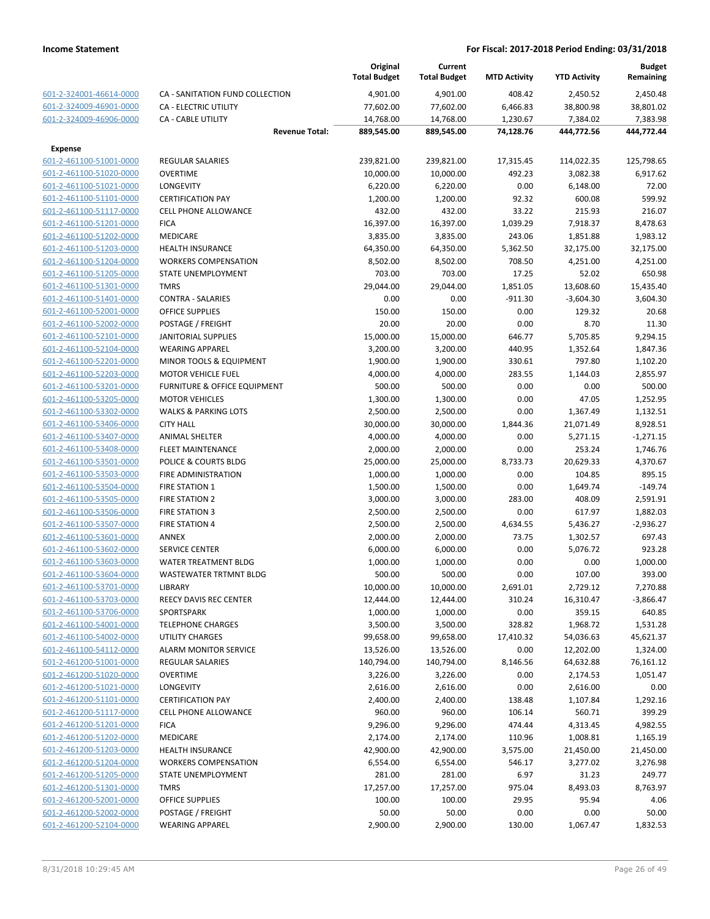**Income Statement** | **For Fiscal: 2017-2018 Period Ending: 03/31/2018**

| | | Original Total Budget | Current Total Budget | MTD Activity | YTD Activity | Budget Remaining |
|---|---|---|---|---|---|---|
| 601-2-324001-46614-0000 | CA - SANITATION FUND COLLECTION | 4,901.00 | 4,901.00 | 408.42 | 2,450.52 | 2,450.48 |
| 601-2-324009-46901-0000 | CA - ELECTRIC UTILITY | 77,602.00 | 77,602.00 | 6,466.83 | 38,800.98 | 38,801.02 |
| 601-2-324009-46906-0000 | CA - CABLE UTILITY | 14,768.00 | 14,768.00 | 1,230.67 | 7,384.02 | 7,383.98 |
| | **Revenue Total:** | **889,545.00** | **889,545.00** | **74,128.76** | **444,772.56** | **444,772.44** |
| **Expense** | | | | | | |
| 601-2-461100-51001-0000 | REGULAR SALARIES | 239,821.00 | 239,821.00 | 17,315.45 | 114,022.35 | 125,798.65 |
| 601-2-461100-51020-0000 | OVERTIME | 10,000.00 | 10,000.00 | 492.23 | 3,082.38 | 6,917.62 |
| 601-2-461100-51021-0000 | LONGEVITY | 6,220.00 | 6,220.00 | 0.00 | 6,148.00 | 72.00 |
| 601-2-461100-51101-0000 | CERTIFICATION PAY | 1,200.00 | 1,200.00 | 92.32 | 600.08 | 599.92 |
| 601-2-461100-51117-0000 | CELL PHONE ALLOWANCE | 432.00 | 432.00 | 33.22 | 215.93 | 216.07 |
| 601-2-461100-51201-0000 | FICA | 16,397.00 | 16,397.00 | 1,039.29 | 7,918.37 | 8,478.63 |
| 601-2-461100-51202-0000 | MEDICARE | 3,835.00 | 3,835.00 | 243.06 | 1,851.88 | 1,983.12 |
| 601-2-461100-51203-0000 | HEALTH INSURANCE | 64,350.00 | 64,350.00 | 5,362.50 | 32,175.00 | 32,175.00 |
| 601-2-461100-51204-0000 | WORKERS COMPENSATION | 8,502.00 | 8,502.00 | 708.50 | 4,251.00 | 4,251.00 |
| 601-2-461100-51205-0000 | STATE UNEMPLOYMENT | 703.00 | 703.00 | 17.25 | 52.02 | 650.98 |
| 601-2-461100-51301-0000 | TMRS | 29,044.00 | 29,044.00 | 1,851.05 | 13,608.60 | 15,435.40 |
| 601-2-461100-51401-0000 | CONTRA - SALARIES | 0.00 | 0.00 | -911.30 | -3,604.30 | 3,604.30 |
| 601-2-461100-52001-0000 | OFFICE SUPPLIES | 150.00 | 150.00 | 0.00 | 129.32 | 20.68 |
| 601-2-461100-52002-0000 | POSTAGE / FREIGHT | 20.00 | 20.00 | 0.00 | 8.70 | 11.30 |
| 601-2-461100-52101-0000 | JANITORIAL SUPPLIES | 15,000.00 | 15,000.00 | 646.77 | 5,705.85 | 9,294.15 |
| 601-2-461100-52104-0000 | WEARING APPAREL | 3,200.00 | 3,200.00 | 440.95 | 1,352.64 | 1,847.36 |
| 601-2-461100-52201-0000 | MINOR TOOLS & EQUIPMENT | 1,900.00 | 1,900.00 | 330.61 | 797.80 | 1,102.20 |
| 601-2-461100-52203-0000 | MOTOR VEHICLE FUEL | 4,000.00 | 4,000.00 | 283.55 | 1,144.03 | 2,855.97 |
| 601-2-461100-53201-0000 | FURNITURE & OFFICE EQUIPMENT | 500.00 | 500.00 | 0.00 | 0.00 | 500.00 |
| 601-2-461100-53205-0000 | MOTOR VEHICLES | 1,300.00 | 1,300.00 | 0.00 | 47.05 | 1,252.95 |
| 601-2-461100-53302-0000 | WALKS & PARKING LOTS | 2,500.00 | 2,500.00 | 0.00 | 1,367.49 | 1,132.51 |
| 601-2-461100-53406-0000 | CITY HALL | 30,000.00 | 30,000.00 | 1,844.36 | 21,071.49 | 8,928.51 |
| 601-2-461100-53407-0000 | ANIMAL SHELTER | 4,000.00 | 4,000.00 | 0.00 | 5,271.15 | -1,271.15 |
| 601-2-461100-53408-0000 | FLEET MAINTENANCE | 2,000.00 | 2,000.00 | 0.00 | 253.24 | 1,746.76 |
| 601-2-461100-53501-0000 | POLICE & COURTS BLDG | 25,000.00 | 25,000.00 | 8,733.73 | 20,629.33 | 4,370.67 |
| 601-2-461100-53503-0000 | FIRE ADMINISTRATION | 1,000.00 | 1,000.00 | 0.00 | 104.85 | 895.15 |
| 601-2-461100-53504-0000 | FIRE STATION 1 | 1,500.00 | 1,500.00 | 0.00 | 1,649.74 | -149.74 |
| 601-2-461100-53505-0000 | FIRE STATION 2 | 3,000.00 | 3,000.00 | 283.00 | 408.09 | 2,591.91 |
| 601-2-461100-53506-0000 | FIRE STATION 3 | 2,500.00 | 2,500.00 | 0.00 | 617.97 | 1,882.03 |
| 601-2-461100-53507-0000 | FIRE STATION 4 | 2,500.00 | 2,500.00 | 4,634.55 | 5,436.27 | -2,936.27 |
| 601-2-461100-53601-0000 | ANNEX | 2,000.00 | 2,000.00 | 73.75 | 1,302.57 | 697.43 |
| 601-2-461100-53602-0000 | SERVICE CENTER | 6,000.00 | 6,000.00 | 0.00 | 5,076.72 | 923.28 |
| 601-2-461100-53603-0000 | WATER TREATMENT BLDG | 1,000.00 | 1,000.00 | 0.00 | 0.00 | 1,000.00 |
| 601-2-461100-53604-0000 | WASTEWATER TRTMNT BLDG | 500.00 | 500.00 | 0.00 | 107.00 | 393.00 |
| 601-2-461100-53701-0000 | LIBRARY | 10,000.00 | 10,000.00 | 2,691.01 | 2,729.12 | 7,270.88 |
| 601-2-461100-53703-0000 | REECY DAVIS REC CENTER | 12,444.00 | 12,444.00 | 310.24 | 16,310.47 | -3,866.47 |
| 601-2-461100-53706-0000 | SPORTSPARK | 1,000.00 | 1,000.00 | 0.00 | 359.15 | 640.85 |
| 601-2-461100-54001-0000 | TELEPHONE CHARGES | 3,500.00 | 3,500.00 | 328.82 | 1,968.72 | 1,531.28 |
| 601-2-461100-54002-0000 | UTILITY CHARGES | 99,658.00 | 99,658.00 | 17,410.32 | 54,036.63 | 45,621.37 |
| 601-2-461100-54112-0000 | ALARM MONITOR SERVICE | 13,526.00 | 13,526.00 | 0.00 | 12,202.00 | 1,324.00 |
| 601-2-461200-51001-0000 | REGULAR SALARIES | 140,794.00 | 140,794.00 | 8,146.56 | 64,632.88 | 76,161.12 |
| 601-2-461200-51020-0000 | OVERTIME | 3,226.00 | 3,226.00 | 0.00 | 2,174.53 | 1,051.47 |
| 601-2-461200-51021-0000 | LONGEVITY | 2,616.00 | 2,616.00 | 0.00 | 2,616.00 | 0.00 |
| 601-2-461200-51101-0000 | CERTIFICATION PAY | 2,400.00 | 2,400.00 | 138.48 | 1,107.84 | 1,292.16 |
| 601-2-461200-51117-0000 | CELL PHONE ALLOWANCE | 960.00 | 960.00 | 106.14 | 560.71 | 399.29 |
| 601-2-461200-51201-0000 | FICA | 9,296.00 | 9,296.00 | 474.44 | 4,313.45 | 4,982.55 |
| 601-2-461200-51202-0000 | MEDICARE | 2,174.00 | 2,174.00 | 110.96 | 1,008.81 | 1,165.19 |
| 601-2-461200-51203-0000 | HEALTH INSURANCE | 42,900.00 | 42,900.00 | 3,575.00 | 21,450.00 | 21,450.00 |
| 601-2-461200-51204-0000 | WORKERS COMPENSATION | 6,554.00 | 6,554.00 | 546.17 | 3,277.02 | 3,276.98 |
| 601-2-461200-51205-0000 | STATE UNEMPLOYMENT | 281.00 | 281.00 | 6.97 | 31.23 | 249.77 |
| 601-2-461200-51301-0000 | TMRS | 17,257.00 | 17,257.00 | 975.04 | 8,493.03 | 8,763.97 |
| 601-2-461200-52001-0000 | OFFICE SUPPLIES | 100.00 | 100.00 | 29.95 | 95.94 | 4.06 |
| 601-2-461200-52002-0000 | POSTAGE / FREIGHT | 50.00 | 50.00 | 0.00 | 0.00 | 50.00 |
| 601-2-461200-52104-0000 | WEARING APPAREL | 2,900.00 | 2,900.00 | 130.00 | 1,067.47 | 1,832.53 |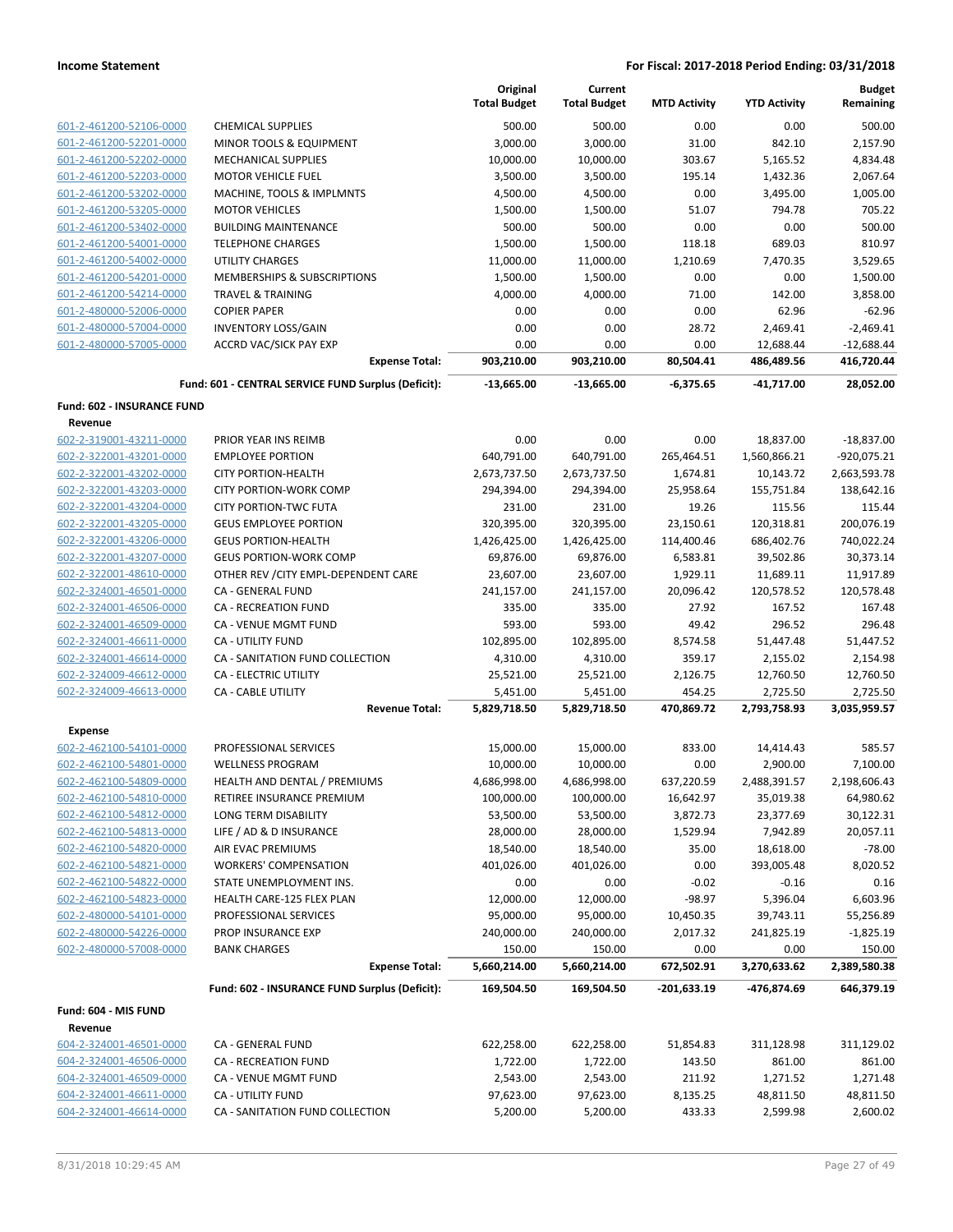| | | Original Total Budget | Current Total Budget | MTD Activity | YTD Activity | Budget Remaining |
|---|---|---|---|---|---|---|
| 601-2-461200-52106-0000 | CHEMICAL SUPPLIES | 500.00 | 500.00 | 0.00 | 0.00 | 500.00 |
| 601-2-461200-52201-0000 | MINOR TOOLS & EQUIPMENT | 3,000.00 | 3,000.00 | 31.00 | 842.10 | 2,157.90 |
| 601-2-461200-52202-0000 | MECHANICAL SUPPLIES | 10,000.00 | 10,000.00 | 303.67 | 5,165.52 | 4,834.48 |
| 601-2-461200-52203-0000 | MOTOR VEHICLE FUEL | 3,500.00 | 3,500.00 | 195.14 | 1,432.36 | 2,067.64 |
| 601-2-461200-53202-0000 | MACHINE, TOOLS & IMPLMNTS | 4,500.00 | 4,500.00 | 0.00 | 3,495.00 | 1,005.00 |
| 601-2-461200-53205-0000 | MOTOR VEHICLES | 1,500.00 | 1,500.00 | 51.07 | 794.78 | 705.22 |
| 601-2-461200-53402-0000 | BUILDING MAINTENANCE | 500.00 | 500.00 | 0.00 | 0.00 | 500.00 |
| 601-2-461200-54001-0000 | TELEPHONE CHARGES | 1,500.00 | 1,500.00 | 118.18 | 689.03 | 810.97 |
| 601-2-461200-54002-0000 | UTILITY CHARGES | 11,000.00 | 11,000.00 | 1,210.69 | 7,470.35 | 3,529.65 |
| 601-2-461200-54201-0000 | MEMBERSHIPS & SUBSCRIPTIONS | 1,500.00 | 1,500.00 | 0.00 | 0.00 | 1,500.00 |
| 601-2-461200-54214-0000 | TRAVEL & TRAINING | 4,000.00 | 4,000.00 | 71.00 | 142.00 | 3,858.00 |
| 601-2-480000-52006-0000 | COPIER PAPER | 0.00 | 0.00 | 0.00 | 62.96 | -62.96 |
| 601-2-480000-57004-0000 | INVENTORY LOSS/GAIN | 0.00 | 0.00 | 28.72 | 2,469.41 | -2,469.41 |
| 601-2-480000-57005-0000 | ACCRD VAC/SICK PAY EXP | 0.00 | 0.00 | 0.00 | 12,688.44 | -12,688.44 |
| | **Expense Total:** | **903,210.00** | **903,210.00** | **80,504.41** | **486,489.56** | **416,720.44** |
| | **Fund: 601 - CENTRAL SERVICE FUND Surplus (Deficit):** | **-13,665.00** | **-13,665.00** | **-6,375.65** | **-41,717.00** | **28,052.00** |
| **Fund: 602 - INSURANCE FUND** | | | | | | |
| **Revenue** | | | | | | |
| 602-2-319001-43211-0000 | PRIOR YEAR INS REIMB | 0.00 | 0.00 | 0.00 | 18,837.00 | -18,837.00 |
| 602-2-322001-43201-0000 | EMPLOYEE PORTION | 640,791.00 | 640,791.00 | 265,464.51 | 1,560,866.21 | -920,075.21 |
| 602-2-322001-43202-0000 | CITY PORTION-HEALTH | 2,673,737.50 | 2,673,737.50 | 1,674.81 | 10,143.72 | 2,663,593.78 |
| 602-2-322001-43203-0000 | CITY PORTION-WORK COMP | 294,394.00 | 294,394.00 | 25,958.64 | 155,751.84 | 138,642.16 |
| 602-2-322001-43204-0000 | CITY PORTION-TWC FUTA | 231.00 | 231.00 | 19.26 | 115.56 | 115.44 |
| 602-2-322001-43205-0000 | GEUS EMPLOYEE PORTION | 320,395.00 | 320,395.00 | 23,150.61 | 120,318.81 | 200,076.19 |
| 602-2-322001-43206-0000 | GEUS PORTION-HEALTH | 1,426,425.00 | 1,426,425.00 | 114,400.46 | 686,402.76 | 740,022.24 |
| 602-2-322001-43207-0000 | GEUS PORTION-WORK COMP | 69,876.00 | 69,876.00 | 6,583.81 | 39,502.86 | 30,373.14 |
| 602-2-322001-48610-0000 | OTHER REV /CITY EMPL-DEPENDENT CARE | 23,607.00 | 23,607.00 | 1,929.11 | 11,689.11 | 11,917.89 |
| 602-2-324001-46501-0000 | CA - GENERAL FUND | 241,157.00 | 241,157.00 | 20,096.42 | 120,578.52 | 120,578.48 |
| 602-2-324001-46506-0000 | CA - RECREATION FUND | 335.00 | 335.00 | 27.92 | 167.52 | 167.48 |
| 602-2-324001-46509-0000 | CA - VENUE MGMT FUND | 593.00 | 593.00 | 49.42 | 296.52 | 296.48 |
| 602-2-324001-46611-0000 | CA - UTILITY FUND | 102,895.00 | 102,895.00 | 8,574.58 | 51,447.48 | 51,447.52 |
| 602-2-324001-46614-0000 | CA - SANITATION FUND COLLECTION | 4,310.00 | 4,310.00 | 359.17 | 2,155.02 | 2,154.98 |
| 602-2-324009-46612-0000 | CA - ELECTRIC UTILITY | 25,521.00 | 25,521.00 | 2,126.75 | 12,760.50 | 12,760.50 |
| 602-2-324009-46613-0000 | CA - CABLE UTILITY | 5,451.00 | 5,451.00 | 454.25 | 2,725.50 | 2,725.50 |
| | **Revenue Total:** | **5,829,718.50** | **5,829,718.50** | **470,869.72** | **2,793,758.93** | **3,035,959.57** |
| **Expense** | | | | | | |
| 602-2-462100-54101-0000 | PROFESSIONAL SERVICES | 15,000.00 | 15,000.00 | 833.00 | 14,414.43 | 585.57 |
| 602-2-462100-54801-0000 | WELLNESS PROGRAM | 10,000.00 | 10,000.00 | 0.00 | 2,900.00 | 7,100.00 |
| 602-2-462100-54809-0000 | HEALTH AND DENTAL / PREMIUMS | 4,686,998.00 | 4,686,998.00 | 637,220.59 | 2,488,391.57 | 2,198,606.43 |
| 602-2-462100-54810-0000 | RETIREE INSURANCE PREMIUM | 100,000.00 | 100,000.00 | 16,642.97 | 35,019.38 | 64,980.62 |
| 602-2-462100-54812-0000 | LONG TERM DISABILITY | 53,500.00 | 53,500.00 | 3,872.73 | 23,377.69 | 30,122.31 |
| 602-2-462100-54813-0000 | LIFE / AD & D INSURANCE | 28,000.00 | 28,000.00 | 1,529.94 | 7,942.89 | 20,057.11 |
| 602-2-462100-54820-0000 | AIR EVAC PREMIUMS | 18,540.00 | 18,540.00 | 35.00 | 18,618.00 | -78.00 |
| 602-2-462100-54821-0000 | WORKERS' COMPENSATION | 401,026.00 | 401,026.00 | 0.00 | 393,005.48 | 8,020.52 |
| 602-2-462100-54822-0000 | STATE UNEMPLOYMENT INS. | 0.00 | 0.00 | -0.02 | -0.16 | 0.16 |
| 602-2-462100-54823-0000 | HEALTH CARE-125 FLEX PLAN | 12,000.00 | 12,000.00 | -98.97 | 5,396.04 | 6,603.96 |
| 602-2-480000-54101-0000 | PROFESSIONAL SERVICES | 95,000.00 | 95,000.00 | 10,450.35 | 39,743.11 | 55,256.89 |
| 602-2-480000-54226-0000 | PROP INSURANCE EXP | 240,000.00 | 240,000.00 | 2,017.32 | 241,825.19 | -1,825.19 |
| 602-2-480000-57008-0000 | BANK CHARGES | 150.00 | 150.00 | 0.00 | 0.00 | 150.00 |
| | **Expense Total:** | **5,660,214.00** | **5,660,214.00** | **672,502.91** | **3,270,633.62** | **2,389,580.38** |
| | **Fund: 602 - INSURANCE FUND Surplus (Deficit):** | **169,504.50** | **169,504.50** | **-201,633.19** | **-476,874.69** | **646,379.19** |
| **Fund: 604 - MIS FUND** | | | | | | |
| **Revenue** | | | | | | |
| 604-2-324001-46501-0000 | CA - GENERAL FUND | 622,258.00 | 622,258.00 | 51,854.83 | 311,128.98 | 311,129.02 |
| 604-2-324001-46506-0000 | CA - RECREATION FUND | 1,722.00 | 1,722.00 | 143.50 | 861.00 | 861.00 |
| 604-2-324001-46509-0000 | CA - VENUE MGMT FUND | 2,543.00 | 2,543.00 | 211.92 | 1,271.52 | 1,271.48 |
| 604-2-324001-46611-0000 | CA - UTILITY FUND | 97,623.00 | 97,623.00 | 8,135.25 | 48,811.50 | 48,811.50 |
| 604-2-324001-46614-0000 | CA - SANITATION FUND COLLECTION | 5,200.00 | 5,200.00 | 433.33 | 2,599.98 | 2,600.02 |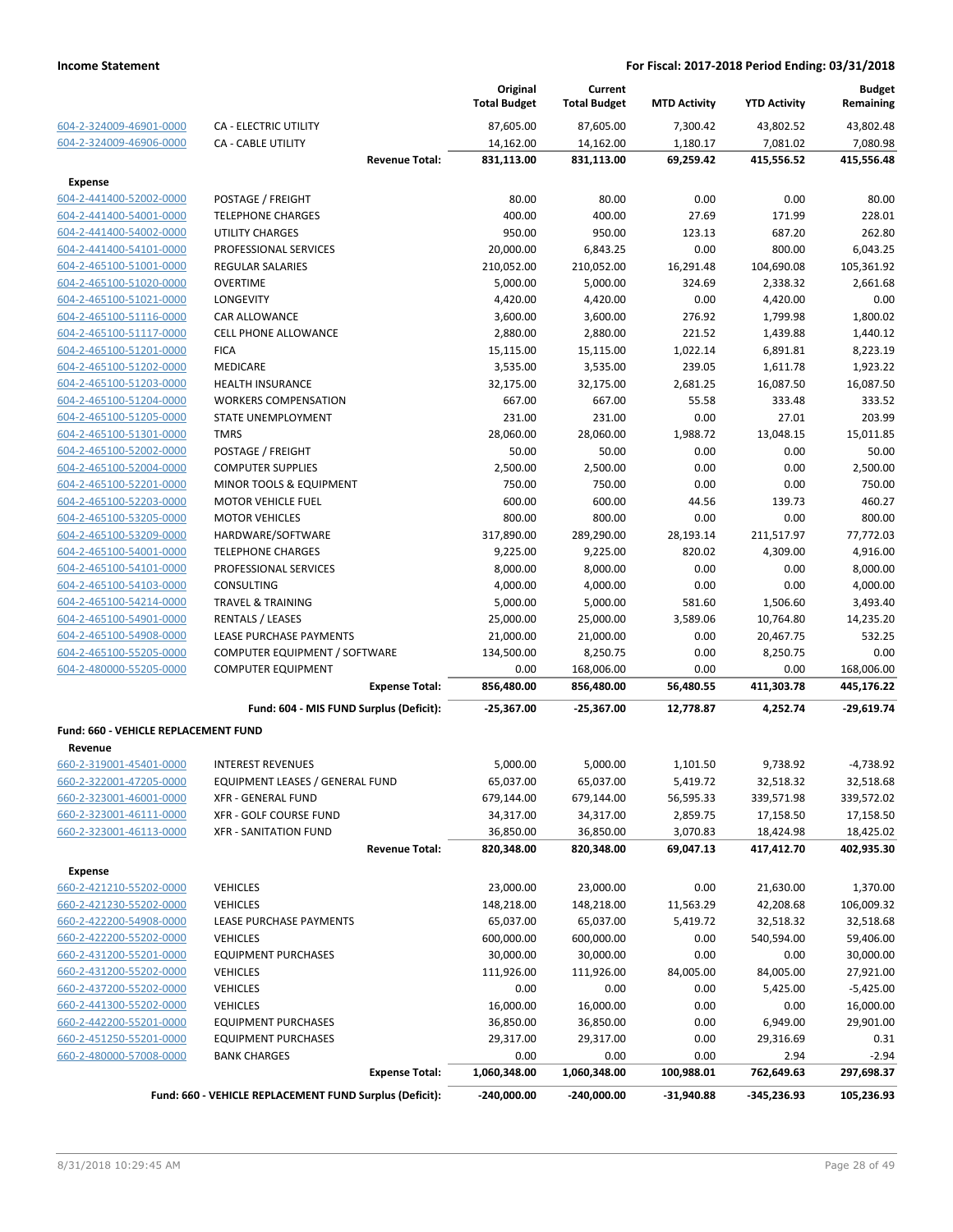**Income Statement** — **For Fiscal: 2017-2018 Period Ending: 03/31/2018**

| | | Original Total Budget | Current Total Budget | MTD Activity | YTD Activity | Budget Remaining |
|---|---|---|---|---|---|---|
| 604-2-324009-46901-0000 | CA - ELECTRIC UTILITY | 87,605.00 | 87,605.00 | 7,300.42 | 43,802.52 | 43,802.48 |
| 604-2-324009-46906-0000 | CA - CABLE UTILITY | 14,162.00 | 14,162.00 | 1,180.17 | 7,081.02 | 7,080.98 |
| | **Revenue Total:** | **831,113.00** | **831,113.00** | **69,259.42** | **415,556.52** | **415,556.48** |
| **Expense** | | | | | | |
| 604-2-441400-52002-0000 | POSTAGE / FREIGHT | 80.00 | 80.00 | 0.00 | 0.00 | 80.00 |
| 604-2-441400-54001-0000 | TELEPHONE CHARGES | 400.00 | 400.00 | 27.69 | 171.99 | 228.01 |
| 604-2-441400-54002-0000 | UTILITY CHARGES | 950.00 | 950.00 | 123.13 | 687.20 | 262.80 |
| 604-2-441400-54101-0000 | PROFESSIONAL SERVICES | 20,000.00 | 6,843.25 | 0.00 | 800.00 | 6,043.25 |
| 604-2-465100-51001-0000 | REGULAR SALARIES | 210,052.00 | 210,052.00 | 16,291.48 | 104,690.08 | 105,361.92 |
| 604-2-465100-51020-0000 | OVERTIME | 5,000.00 | 5,000.00 | 324.69 | 2,338.32 | 2,661.68 |
| 604-2-465100-51021-0000 | LONGEVITY | 4,420.00 | 4,420.00 | 0.00 | 4,420.00 | 0.00 |
| 604-2-465100-51116-0000 | CAR ALLOWANCE | 3,600.00 | 3,600.00 | 276.92 | 1,799.98 | 1,800.02 |
| 604-2-465100-51117-0000 | CELL PHONE ALLOWANCE | 2,880.00 | 2,880.00 | 221.52 | 1,439.88 | 1,440.12 |
| 604-2-465100-51201-0000 | FICA | 15,115.00 | 15,115.00 | 1,022.14 | 6,891.81 | 8,223.19 |
| 604-2-465100-51202-0000 | MEDICARE | 3,535.00 | 3,535.00 | 239.05 | 1,611.78 | 1,923.22 |
| 604-2-465100-51203-0000 | HEALTH INSURANCE | 32,175.00 | 32,175.00 | 2,681.25 | 16,087.50 | 16,087.50 |
| 604-2-465100-51204-0000 | WORKERS COMPENSATION | 667.00 | 667.00 | 55.58 | 333.48 | 333.52 |
| 604-2-465100-51205-0000 | STATE UNEMPLOYMENT | 231.00 | 231.00 | 0.00 | 27.01 | 203.99 |
| 604-2-465100-51301-0000 | TMRS | 28,060.00 | 28,060.00 | 1,988.72 | 13,048.15 | 15,011.85 |
| 604-2-465100-52002-0000 | POSTAGE / FREIGHT | 50.00 | 50.00 | 0.00 | 0.00 | 50.00 |
| 604-2-465100-52004-0000 | COMPUTER SUPPLIES | 2,500.00 | 2,500.00 | 0.00 | 0.00 | 2,500.00 |
| 604-2-465100-52201-0000 | MINOR TOOLS & EQUIPMENT | 750.00 | 750.00 | 0.00 | 0.00 | 750.00 |
| 604-2-465100-52203-0000 | MOTOR VEHICLE FUEL | 600.00 | 600.00 | 44.56 | 139.73 | 460.27 |
| 604-2-465100-53205-0000 | MOTOR VEHICLES | 800.00 | 800.00 | 0.00 | 0.00 | 800.00 |
| 604-2-465100-53209-0000 | HARDWARE/SOFTWARE | 317,890.00 | 289,290.00 | 28,193.14 | 211,517.97 | 77,772.03 |
| 604-2-465100-54001-0000 | TELEPHONE CHARGES | 9,225.00 | 9,225.00 | 820.02 | 4,309.00 | 4,916.00 |
| 604-2-465100-54101-0000 | PROFESSIONAL SERVICES | 8,000.00 | 8,000.00 | 0.00 | 0.00 | 8,000.00 |
| 604-2-465100-54103-0000 | CONSULTING | 4,000.00 | 4,000.00 | 0.00 | 0.00 | 4,000.00 |
| 604-2-465100-54214-0000 | TRAVEL & TRAINING | 5,000.00 | 5,000.00 | 581.60 | 1,506.60 | 3,493.40 |
| 604-2-465100-54901-0000 | RENTALS / LEASES | 25,000.00 | 25,000.00 | 3,589.06 | 10,764.80 | 14,235.20 |
| 604-2-465100-54908-0000 | LEASE PURCHASE PAYMENTS | 21,000.00 | 21,000.00 | 0.00 | 20,467.75 | 532.25 |
| 604-2-465100-55205-0000 | COMPUTER EQUIPMENT / SOFTWARE | 134,500.00 | 8,250.75 | 0.00 | 8,250.75 | 0.00 |
| 604-2-480000-55205-0000 | COMPUTER EQUIPMENT | 0.00 | 168,006.00 | 0.00 | 0.00 | 168,006.00 |
| | **Expense Total:** | **856,480.00** | **856,480.00** | **56,480.55** | **411,303.78** | **445,176.22** |
| | **Fund: 604 - MIS FUND Surplus (Deficit):** | **-25,367.00** | **-25,367.00** | **12,778.87** | **4,252.74** | **-29,619.74** |
| **Fund: 660 - VEHICLE REPLACEMENT FUND** | | | | | | |
| **Revenue** | | | | | | |
| 660-2-319001-45401-0000 | INTEREST REVENUES | 5,000.00 | 5,000.00 | 1,101.50 | 9,738.92 | -4,738.92 |
| 660-2-322001-47205-0000 | EQUIPMENT LEASES / GENERAL FUND | 65,037.00 | 65,037.00 | 5,419.72 | 32,518.32 | 32,518.68 |
| 660-2-323001-46001-0000 | XFR - GENERAL FUND | 679,144.00 | 679,144.00 | 56,595.33 | 339,571.98 | 339,572.02 |
| 660-2-323001-46111-0000 | XFR - GOLF COURSE FUND | 34,317.00 | 34,317.00 | 2,859.75 | 17,158.50 | 17,158.50 |
| 660-2-323001-46113-0000 | XFR - SANITATION FUND | 36,850.00 | 36,850.00 | 3,070.83 | 18,424.98 | 18,425.02 |
| | **Revenue Total:** | **820,348.00** | **820,348.00** | **69,047.13** | **417,412.70** | **402,935.30** |
| **Expense** | | | | | | |
| 660-2-421210-55202-0000 | VEHICLES | 23,000.00 | 23,000.00 | 0.00 | 21,630.00 | 1,370.00 |
| 660-2-421230-55202-0000 | VEHICLES | 148,218.00 | 148,218.00 | 11,563.29 | 42,208.68 | 106,009.32 |
| 660-2-422200-54908-0000 | LEASE PURCHASE PAYMENTS | 65,037.00 | 65,037.00 | 5,419.72 | 32,518.32 | 32,518.68 |
| 660-2-422200-55202-0000 | VEHICLES | 600,000.00 | 600,000.00 | 0.00 | 540,594.00 | 59,406.00 |
| 660-2-431200-55201-0000 | EQUIPMENT PURCHASES | 30,000.00 | 30,000.00 | 0.00 | 0.00 | 30,000.00 |
| 660-2-431200-55202-0000 | VEHICLES | 111,926.00 | 111,926.00 | 84,005.00 | 84,005.00 | 27,921.00 |
| 660-2-437200-55202-0000 | VEHICLES | 0.00 | 0.00 | 0.00 | 5,425.00 | -5,425.00 |
| 660-2-441300-55202-0000 | VEHICLES | 16,000.00 | 16,000.00 | 0.00 | 0.00 | 16,000.00 |
| 660-2-442200-55201-0000 | EQUIPMENT PURCHASES | 36,850.00 | 36,850.00 | 0.00 | 6,949.00 | 29,901.00 |
| 660-2-451250-55201-0000 | EQUIPMENT PURCHASES | 29,317.00 | 29,317.00 | 0.00 | 29,316.69 | 0.31 |
| 660-2-480000-57008-0000 | BANK CHARGES | 0.00 | 0.00 | 0.00 | 2.94 | -2.94 |
| | **Expense Total:** | **1,060,348.00** | **1,060,348.00** | **100,988.01** | **762,649.63** | **297,698.37** |
| | **Fund: 660 - VEHICLE REPLACEMENT FUND Surplus (Deficit):** | **-240,000.00** | **-240,000.00** | **-31,940.88** | **-345,236.93** | **105,236.93** |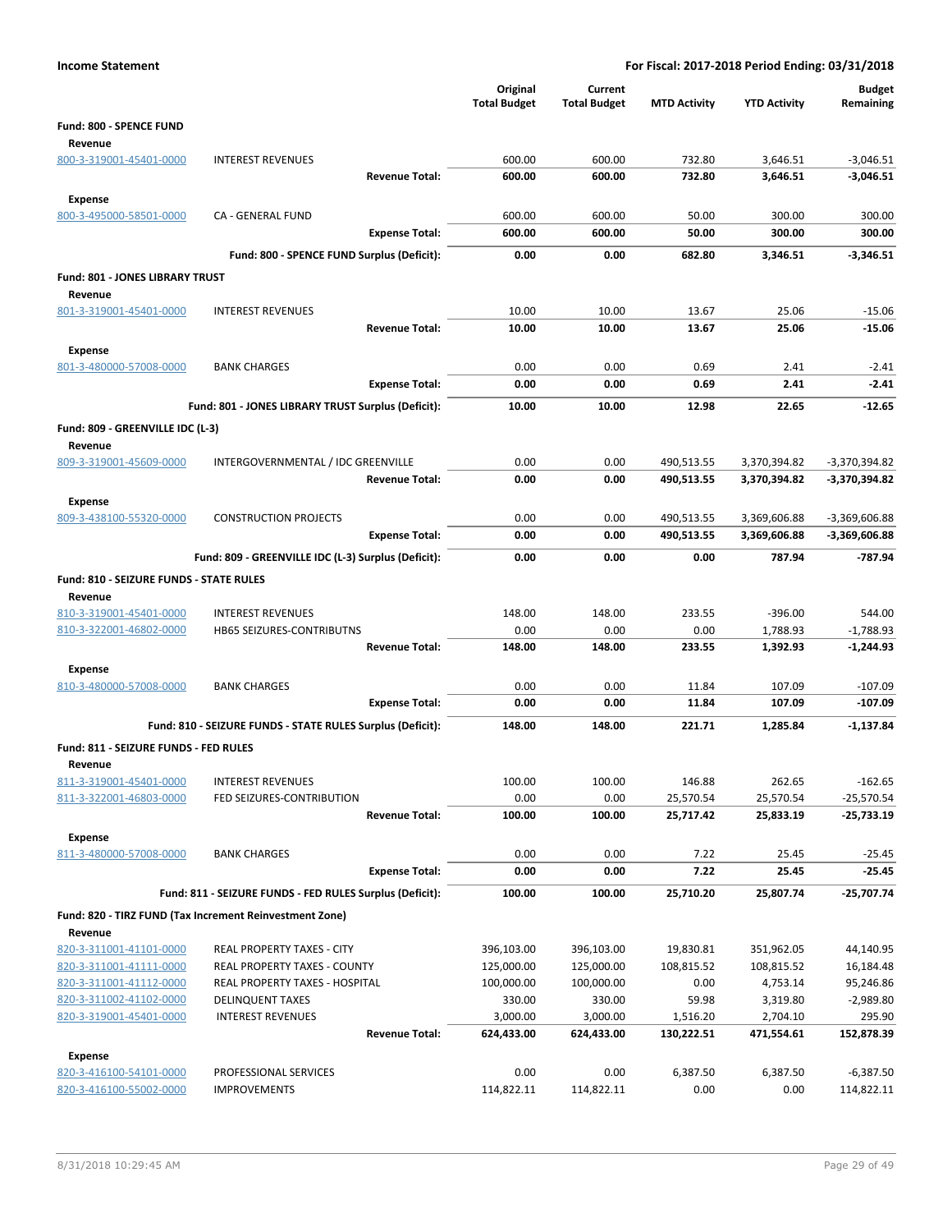**Income Statement** — For Fiscal: 2017-2018 Period Ending: 03/31/2018

| | | Original Total Budget | Current Total Budget | MTD Activity | YTD Activity | Budget Remaining |
|---|---|---|---|---|---|---|
| **Fund: 800 - SPENCE FUND** | | | | | | |
| **Revenue** | | | | | | |
| 800-3-319001-45401-0000 | INTEREST REVENUES | 600.00 | 600.00 | 732.80 | 3,646.51 | -3,046.51 |
| | **Revenue Total:** | **600.00** | **600.00** | **732.80** | **3,646.51** | **-3,046.51** |
| **Expense** | | | | | | |
| 800-3-495000-58501-0000 | CA - GENERAL FUND | 600.00 | 600.00 | 50.00 | 300.00 | 300.00 |
| | **Expense Total:** | **600.00** | **600.00** | **50.00** | **300.00** | **300.00** |
| | **Fund: 800 - SPENCE FUND Surplus (Deficit):** | **0.00** | **0.00** | **682.80** | **3,346.51** | **-3,346.51** |
| **Fund: 801 - JONES LIBRARY TRUST** | | | | | | |
| **Revenue** | | | | | | |
| 801-3-319001-45401-0000 | INTEREST REVENUES | 10.00 | 10.00 | 13.67 | 25.06 | -15.06 |
| | **Revenue Total:** | **10.00** | **10.00** | **13.67** | **25.06** | **-15.06** |
| **Expense** | | | | | | |
| 801-3-480000-57008-0000 | BANK CHARGES | 0.00 | 0.00 | 0.69 | 2.41 | -2.41 |
| | **Expense Total:** | **0.00** | **0.00** | **0.69** | **2.41** | **-2.41** |
| | **Fund: 801 - JONES LIBRARY TRUST Surplus (Deficit):** | **10.00** | **10.00** | **12.98** | **22.65** | **-12.65** |
| **Fund: 809 - GREENVILLE IDC (L-3)** | | | | | | |
| **Revenue** | | | | | | |
| 809-3-319001-45609-0000 | INTERGOVERNMENTAL / IDC GREENVILLE | 0.00 | 0.00 | 490,513.55 | 3,370,394.82 | -3,370,394.82 |
| | **Revenue Total:** | **0.00** | **0.00** | **490,513.55** | **3,370,394.82** | **-3,370,394.82** |
| **Expense** | | | | | | |
| 809-3-438100-55320-0000 | CONSTRUCTION PROJECTS | 0.00 | 0.00 | 490,513.55 | 3,369,606.88 | -3,369,606.88 |
| | **Expense Total:** | **0.00** | **0.00** | **490,513.55** | **3,369,606.88** | **-3,369,606.88** |
| | **Fund: 809 - GREENVILLE IDC (L-3) Surplus (Deficit):** | **0.00** | **0.00** | **0.00** | **787.94** | **-787.94** |
| **Fund: 810 - SEIZURE FUNDS - STATE RULES** | | | | | | |
| **Revenue** | | | | | | |
| 810-3-319001-45401-0000 | INTEREST REVENUES | 148.00 | 148.00 | 233.55 | -396.00 | 544.00 |
| 810-3-322001-46802-0000 | HB65 SEIZURES-CONTRIBUTNS | 0.00 | 0.00 | 0.00 | 1,788.93 | -1,788.93 |
| | **Revenue Total:** | **148.00** | **148.00** | **233.55** | **1,392.93** | **-1,244.93** |
| **Expense** | | | | | | |
| 810-3-480000-57008-0000 | BANK CHARGES | 0.00 | 0.00 | 11.84 | 107.09 | -107.09 |
| | **Expense Total:** | **0.00** | **0.00** | **11.84** | **107.09** | **-107.09** |
| | **Fund: 810 - SEIZURE FUNDS - STATE RULES Surplus (Deficit):** | **148.00** | **148.00** | **221.71** | **1,285.84** | **-1,137.84** |
| **Fund: 811 - SEIZURE FUNDS - FED RULES** | | | | | | |
| **Revenue** | | | | | | |
| 811-3-319001-45401-0000 | INTEREST REVENUES | 100.00 | 100.00 | 146.88 | 262.65 | -162.65 |
| 811-3-322001-46803-0000 | FED SEIZURES-CONTRIBUTION | 0.00 | 0.00 | 25,570.54 | 25,570.54 | -25,570.54 |
| | **Revenue Total:** | **100.00** | **100.00** | **25,717.42** | **25,833.19** | **-25,733.19** |
| **Expense** | | | | | | |
| 811-3-480000-57008-0000 | BANK CHARGES | 0.00 | 0.00 | 7.22 | 25.45 | -25.45 |
| | **Expense Total:** | **0.00** | **0.00** | **7.22** | **25.45** | **-25.45** |
| | **Fund: 811 - SEIZURE FUNDS - FED RULES Surplus (Deficit):** | **100.00** | **100.00** | **25,710.20** | **25,807.74** | **-25,707.74** |
| **Fund: 820 - TIRZ FUND (Tax Increment Reinvestment Zone)** | | | | | | |
| **Revenue** | | | | | | |
| 820-3-311001-41101-0000 | REAL PROPERTY TAXES - CITY | 396,103.00 | 396,103.00 | 19,830.81 | 351,962.05 | 44,140.95 |
| 820-3-311001-41111-0000 | REAL PROPERTY TAXES - COUNTY | 125,000.00 | 125,000.00 | 108,815.52 | 108,815.52 | 16,184.48 |
| 820-3-311001-41112-0000 | REAL PROPERTY TAXES - HOSPITAL | 100,000.00 | 100,000.00 | 0.00 | 4,753.14 | 95,246.86 |
| 820-3-311002-41102-0000 | DELINQUENT TAXES | 330.00 | 330.00 | 59.98 | 3,319.80 | -2,989.80 |
| 820-3-319001-45401-0000 | INTEREST REVENUES | 3,000.00 | 3,000.00 | 1,516.20 | 2,704.10 | 295.90 |
| | **Revenue Total:** | **624,433.00** | **624,433.00** | **130,222.51** | **471,554.61** | **152,878.39** |
| **Expense** | | | | | | |
| 820-3-416100-54101-0000 | PROFESSIONAL SERVICES | 0.00 | 0.00 | 6,387.50 | 6,387.50 | -6,387.50 |
| 820-3-416100-55002-0000 | IMPROVEMENTS | 114,822.11 | 114,822.11 | 0.00 | 0.00 | 114,822.11 |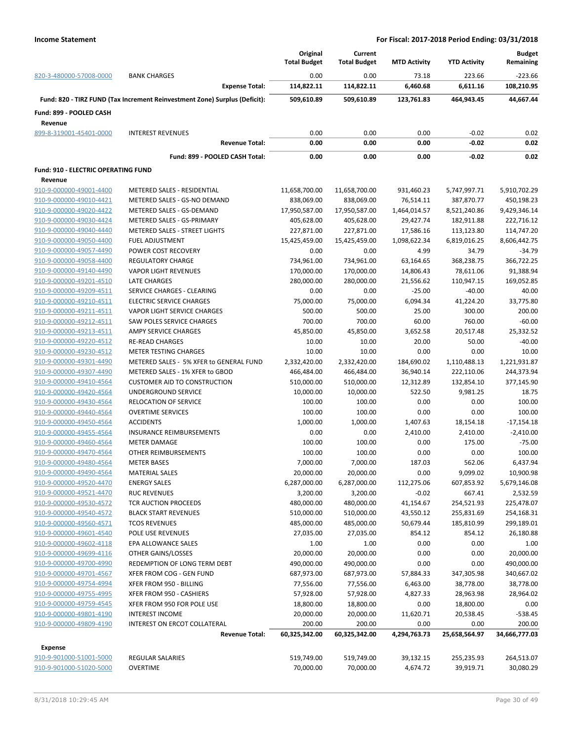**Income Statement** — **For Fiscal: 2017-2018 Period Ending: 03/31/2018**

| | | Original Total Budget | Current Total Budget | MTD Activity | YTD Activity | Budget Remaining |
|---|---|---|---|---|---|---|
| 820-3-480000-57008-0000 | BANK CHARGES | 0.00 | 0.00 | 73.18 | 223.66 | -223.66 |
| | **Expense Total:** | **114,822.11** | **114,822.11** | **6,460.68** | **6,611.16** | **108,210.95** |
| **Fund: 820 - TIRZ FUND (Tax Increment Reinvestment Zone) Surplus (Deficit):** | | **509,610.89** | **509,610.89** | **123,761.83** | **464,943.45** | **44,667.44** |
| **Fund: 899 - POOLED CASH** | | | | | | |
| **Revenue** | | | | | | |
| 899-8-319001-45401-0000 | INTEREST REVENUES | 0.00 | 0.00 | 0.00 | -0.02 | 0.02 |
| | **Revenue Total:** | **0.00** | **0.00** | **0.00** | **-0.02** | **0.02** |
| | **Fund: 899 - POOLED CASH Total:** | **0.00** | **0.00** | **0.00** | **-0.02** | **0.02** |
| **Fund: 910 - ELECTRIC OPERATING FUND** | | | | | | |
| **Revenue** | | | | | | |
| 910-9-000000-49001-4400 | METERED SALES - RESIDENTIAL | 11,658,700.00 | 11,658,700.00 | 931,460.23 | 5,747,997.71 | 5,910,702.29 |
| 910-9-000000-49010-4421 | METERED SALES - GS-NO DEMAND | 838,069.00 | 838,069.00 | 76,514.11 | 387,870.77 | 450,198.23 |
| 910-9-000000-49020-4422 | METERED SALES - GS-DEMAND | 17,950,587.00 | 17,950,587.00 | 1,464,014.57 | 8,521,240.86 | 9,429,346.14 |
| 910-9-000000-49030-4424 | METERED SALES - GS-PRIMARY | 405,628.00 | 405,628.00 | 29,427.74 | 182,911.88 | 222,716.12 |
| 910-9-000000-49040-4440 | METERED SALES - STREET LIGHTS | 227,871.00 | 227,871.00 | 17,586.16 | 113,123.80 | 114,747.20 |
| 910-9-000000-49050-4400 | FUEL ADJUSTMENT | 15,425,459.00 | 15,425,459.00 | 1,098,622.34 | 6,819,016.25 | 8,606,442.75 |
| 910-9-000000-49057-4490 | POWER COST RECOVERY | 0.00 | 0.00 | 4.99 | 34.79 | -34.79 |
| 910-9-000000-49058-4400 | REGULATORY CHARGE | 734,961.00 | 734,961.00 | 63,164.65 | 368,238.75 | 366,722.25 |
| 910-9-000000-49140-4490 | VAPOR LIGHT REVENUES | 170,000.00 | 170,000.00 | 14,806.43 | 78,611.06 | 91,388.94 |
| 910-9-000000-49201-4510 | LATE CHARGES | 280,000.00 | 280,000.00 | 21,556.62 | 110,947.15 | 169,052.85 |
| 910-9-000000-49209-4511 | SERVICE CHARGES - CLEARING | 0.00 | 0.00 | -25.00 | -40.00 | 40.00 |
| 910-9-000000-49210-4511 | ELECTRIC SERVICE CHARGES | 75,000.00 | 75,000.00 | 6,094.34 | 41,224.20 | 33,775.80 |
| 910-9-000000-49211-4511 | VAPOR LIGHT SERVICE CHARGES | 500.00 | 500.00 | 25.00 | 300.00 | 200.00 |
| 910-9-000000-49212-4511 | SAW POLES SERVICE CHARGES | 700.00 | 700.00 | 60.00 | 760.00 | -60.00 |
| 910-9-000000-49213-4511 | AMPY SERVICE CHARGES | 45,850.00 | 45,850.00 | 3,652.58 | 20,517.48 | 25,332.52 |
| 910-9-000000-49220-4512 | RE-READ CHARGES | 10.00 | 10.00 | 20.00 | 50.00 | -40.00 |
| 910-9-000000-49230-4512 | METER TESTING CHARGES | 10.00 | 10.00 | 0.00 | 0.00 | 10.00 |
| 910-9-000000-49301-4490 | METERED SALES - 5% XFER to GENERAL FUND | 2,332,420.00 | 2,332,420.00 | 184,690.02 | 1,110,488.13 | 1,221,931.87 |
| 910-9-000000-49307-4490 | METERED SALES - 1% XFER to GBOD | 466,484.00 | 466,484.00 | 36,940.14 | 222,110.06 | 244,373.94 |
| 910-9-000000-49410-4564 | CUSTOMER AID TO CONSTRUCTION | 510,000.00 | 510,000.00 | 12,312.89 | 132,854.10 | 377,145.90 |
| 910-9-000000-49420-4564 | UNDERGROUND SERVICE | 10,000.00 | 10,000.00 | 522.50 | 9,981.25 | 18.75 |
| 910-9-000000-49430-4564 | RELOCATION OF SERVICE | 100.00 | 100.00 | 0.00 | 0.00 | 100.00 |
| 910-9-000000-49440-4564 | OVERTIME SERVICES | 100.00 | 100.00 | 0.00 | 0.00 | 100.00 |
| 910-9-000000-49450-4564 | ACCIDENTS | 1,000.00 | 1,000.00 | 1,407.63 | 18,154.18 | -17,154.18 |
| 910-9-000000-49455-4564 | INSURANCE REIMBURSEMENTS | 0.00 | 0.00 | 2,410.00 | 2,410.00 | -2,410.00 |
| 910-9-000000-49460-4564 | METER DAMAGE | 100.00 | 100.00 | 0.00 | 175.00 | -75.00 |
| 910-9-000000-49470-4564 | OTHER REIMBURSEMENTS | 100.00 | 100.00 | 0.00 | 0.00 | 100.00 |
| 910-9-000000-49480-4564 | METER BASES | 7,000.00 | 7,000.00 | 187.03 | 562.06 | 6,437.94 |
| 910-9-000000-49490-4564 | MATERIAL SALES | 20,000.00 | 20,000.00 | 0.00 | 9,099.02 | 10,900.98 |
| 910-9-000000-49520-4470 | ENERGY SALES | 6,287,000.00 | 6,287,000.00 | 112,275.06 | 607,853.92 | 5,679,146.08 |
| 910-9-000000-49521-4470 | RUC REVENUES | 3,200.00 | 3,200.00 | -0.02 | 667.41 | 2,532.59 |
| 910-9-000000-49530-4572 | TCR AUCTION PROCEEDS | 480,000.00 | 480,000.00 | 41,154.67 | 254,521.93 | 225,478.07 |
| 910-9-000000-49540-4572 | BLACK START REVENUES | 510,000.00 | 510,000.00 | 43,550.12 | 255,831.69 | 254,168.31 |
| 910-9-000000-49560-4571 | TCOS REVENUES | 485,000.00 | 485,000.00 | 50,679.44 | 185,810.99 | 299,189.01 |
| 910-9-000000-49601-4540 | POLE USE REVENUES | 27,035.00 | 27,035.00 | 854.12 | 854.12 | 26,180.88 |
| 910-9-000000-49602-4118 | EPA ALLOWANCE SALES | 1.00 | 1.00 | 0.00 | 0.00 | 1.00 |
| 910-9-000000-49699-4116 | OTHER GAINS/LOSSES | 20,000.00 | 20,000.00 | 0.00 | 0.00 | 20,000.00 |
| 910-9-000000-49700-4990 | REDEMPTION OF LONG TERM DEBT | 490,000.00 | 490,000.00 | 0.00 | 0.00 | 490,000.00 |
| 910-9-000000-49701-4567 | XFER FROM COG - GEN FUND | 687,973.00 | 687,973.00 | 57,884.33 | 347,305.98 | 340,667.02 |
| 910-9-000000-49754-4994 | XFER FROM 950 - BILLING | 77,556.00 | 77,556.00 | 6,463.00 | 38,778.00 | 38,778.00 |
| 910-9-000000-49755-4995 | XFER FROM 950 - CASHIERS | 57,928.00 | 57,928.00 | 4,827.33 | 28,963.98 | 28,964.02 |
| 910-9-000000-49759-4545 | XFER FROM 950 FOR POLE USE | 18,800.00 | 18,800.00 | 0.00 | 18,800.00 | 0.00 |
| 910-9-000000-49801-4190 | INTEREST INCOME | 20,000.00 | 20,000.00 | 11,620.71 | 20,538.45 | -538.45 |
| 910-9-000000-49809-4190 | INTEREST ON ERCOT COLLATERAL | 200.00 | 200.00 | 0.00 | 0.00 | 200.00 |
| | **Revenue Total:** | **60,325,342.00** | **60,325,342.00** | **4,294,763.73** | **25,658,564.97** | **34,666,777.03** |
| **Expense** | | | | | | |
| 910-9-901000-51001-5000 | REGULAR SALARIES | 519,749.00 | 519,749.00 | 39,132.15 | 255,235.93 | 264,513.07 |
| 910-9-901000-51020-5000 | OVERTIME | 70,000.00 | 70,000.00 | 4,674.72 | 39,919.71 | 30,080.29 |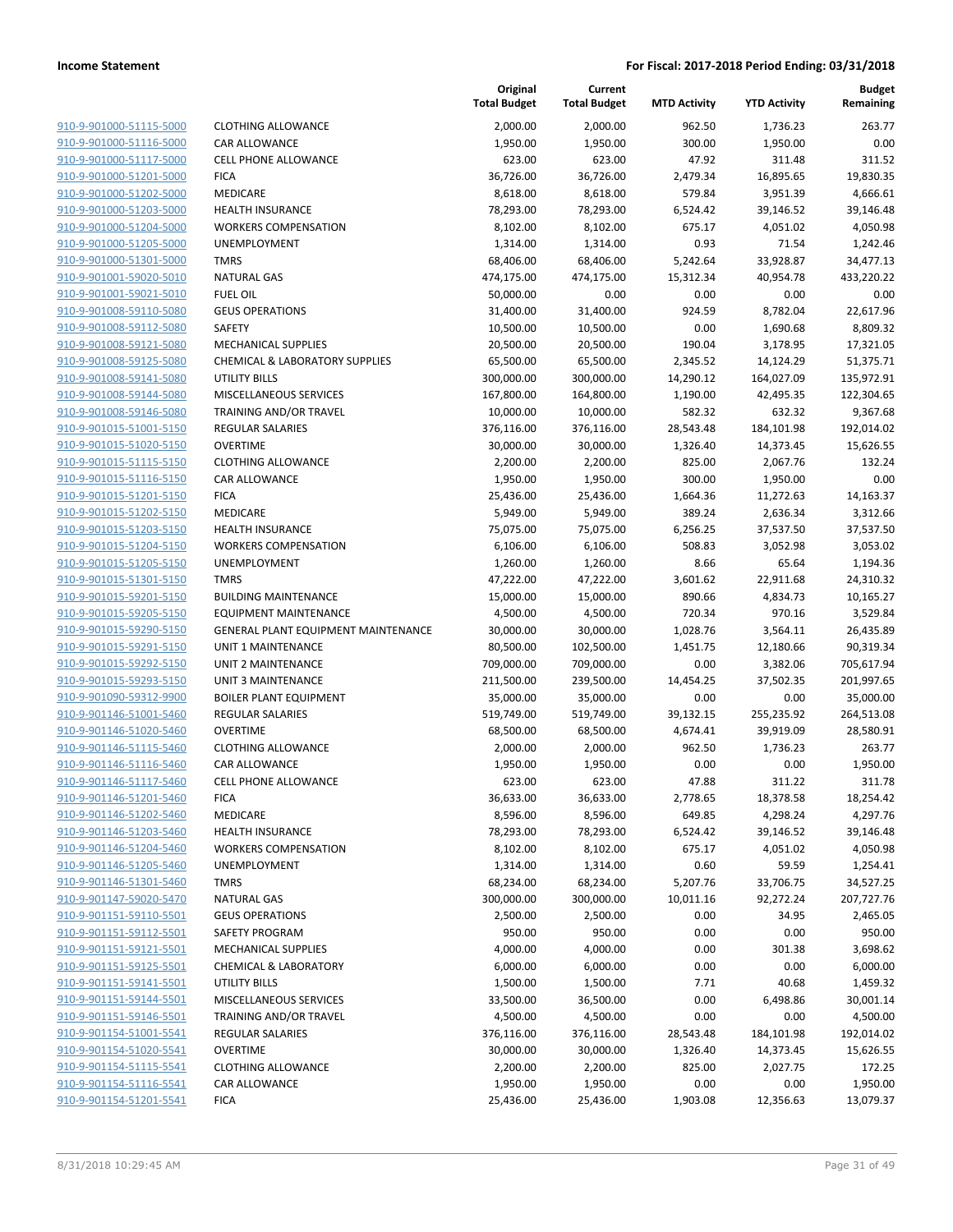**Income Statement** | **For Fiscal: 2017-2018 Period Ending: 03/31/2018**

| | | Original Total Budget | Current Total Budget | MTD Activity | YTD Activity | Budget Remaining |
|---|---|---|---|---|---|---|
| 910-9-901000-51115-5000 | CLOTHING ALLOWANCE | 2,000.00 | 2,000.00 | 962.50 | 1,736.23 | 263.77 |
| 910-9-901000-51116-5000 | CAR ALLOWANCE | 1,950.00 | 1,950.00 | 300.00 | 1,950.00 | 0.00 |
| 910-9-901000-51117-5000 | CELL PHONE ALLOWANCE | 623.00 | 623.00 | 47.92 | 311.48 | 311.52 |
| 910-9-901000-51201-5000 | FICA | 36,726.00 | 36,726.00 | 2,479.34 | 16,895.65 | 19,830.35 |
| 910-9-901000-51202-5000 | MEDICARE | 8,618.00 | 8,618.00 | 579.84 | 3,951.39 | 4,666.61 |
| 910-9-901000-51203-5000 | HEALTH INSURANCE | 78,293.00 | 78,293.00 | 6,524.42 | 39,146.52 | 39,146.48 |
| 910-9-901000-51204-5000 | WORKERS COMPENSATION | 8,102.00 | 8,102.00 | 675.17 | 4,051.02 | 4,050.98 |
| 910-9-901000-51205-5000 | UNEMPLOYMENT | 1,314.00 | 1,314.00 | 0.93 | 71.54 | 1,242.46 |
| 910-9-901000-51301-5000 | TMRS | 68,406.00 | 68,406.00 | 5,242.64 | 33,928.87 | 34,477.13 |
| 910-9-901001-59020-5010 | NATURAL GAS | 474,175.00 | 474,175.00 | 15,312.34 | 40,954.78 | 433,220.22 |
| 910-9-901001-59021-5010 | FUEL OIL | 50,000.00 | 0.00 | 0.00 | 0.00 | 0.00 |
| 910-9-901008-59110-5080 | GEUS OPERATIONS | 31,400.00 | 31,400.00 | 924.59 | 8,782.04 | 22,617.96 |
| 910-9-901008-59112-5080 | SAFETY | 10,500.00 | 10,500.00 | 0.00 | 1,690.68 | 8,809.32 |
| 910-9-901008-59121-5080 | MECHANICAL SUPPLIES | 20,500.00 | 20,500.00 | 190.04 | 3,178.95 | 17,321.05 |
| 910-9-901008-59125-5080 | CHEMICAL & LABORATORY SUPPLIES | 65,500.00 | 65,500.00 | 2,345.52 | 14,124.29 | 51,375.71 |
| 910-9-901008-59141-5080 | UTILITY BILLS | 300,000.00 | 300,000.00 | 14,290.12 | 164,027.09 | 135,972.91 |
| 910-9-901008-59144-5080 | MISCELLANEOUS SERVICES | 167,800.00 | 164,800.00 | 1,190.00 | 42,495.35 | 122,304.65 |
| 910-9-901008-59146-5080 | TRAINING AND/OR TRAVEL | 10,000.00 | 10,000.00 | 582.32 | 632.32 | 9,367.68 |
| 910-9-901015-51001-5150 | REGULAR SALARIES | 376,116.00 | 376,116.00 | 28,543.48 | 184,101.98 | 192,014.02 |
| 910-9-901015-51020-5150 | OVERTIME | 30,000.00 | 30,000.00 | 1,326.40 | 14,373.45 | 15,626.55 |
| 910-9-901015-51115-5150 | CLOTHING ALLOWANCE | 2,200.00 | 2,200.00 | 825.00 | 2,067.76 | 132.24 |
| 910-9-901015-51116-5150 | CAR ALLOWANCE | 1,950.00 | 1,950.00 | 300.00 | 1,950.00 | 0.00 |
| 910-9-901015-51201-5150 | FICA | 25,436.00 | 25,436.00 | 1,664.36 | 11,272.63 | 14,163.37 |
| 910-9-901015-51202-5150 | MEDICARE | 5,949.00 | 5,949.00 | 389.24 | 2,636.34 | 3,312.66 |
| 910-9-901015-51203-5150 | HEALTH INSURANCE | 75,075.00 | 75,075.00 | 6,256.25 | 37,537.50 | 37,537.50 |
| 910-9-901015-51204-5150 | WORKERS COMPENSATION | 6,106.00 | 6,106.00 | 508.83 | 3,052.98 | 3,053.02 |
| 910-9-901015-51205-5150 | UNEMPLOYMENT | 1,260.00 | 1,260.00 | 8.66 | 65.64 | 1,194.36 |
| 910-9-901015-51301-5150 | TMRS | 47,222.00 | 47,222.00 | 3,601.62 | 22,911.68 | 24,310.32 |
| 910-9-901015-59201-5150 | BUILDING MAINTENANCE | 15,000.00 | 15,000.00 | 890.66 | 4,834.73 | 10,165.27 |
| 910-9-901015-59205-5150 | EQUIPMENT MAINTENANCE | 4,500.00 | 4,500.00 | 720.34 | 970.16 | 3,529.84 |
| 910-9-901015-59290-5150 | GENERAL PLANT EQUIPMENT MAINTENANCE | 30,000.00 | 30,000.00 | 1,028.76 | 3,564.11 | 26,435.89 |
| 910-9-901015-59291-5150 | UNIT 1 MAINTENANCE | 80,500.00 | 102,500.00 | 1,451.75 | 12,180.66 | 90,319.34 |
| 910-9-901015-59292-5150 | UNIT 2 MAINTENANCE | 709,000.00 | 709,000.00 | 0.00 | 3,382.06 | 705,617.94 |
| 910-9-901015-59293-5150 | UNIT 3 MAINTENANCE | 211,500.00 | 239,500.00 | 14,454.25 | 37,502.35 | 201,997.65 |
| 910-9-901090-59312-9900 | BOILER PLANT EQUIPMENT | 35,000.00 | 35,000.00 | 0.00 | 0.00 | 35,000.00 |
| 910-9-901146-51001-5460 | REGULAR SALARIES | 519,749.00 | 519,749.00 | 39,132.15 | 255,235.92 | 264,513.08 |
| 910-9-901146-51020-5460 | OVERTIME | 68,500.00 | 68,500.00 | 4,674.41 | 39,919.09 | 28,580.91 |
| 910-9-901146-51115-5460 | CLOTHING ALLOWANCE | 2,000.00 | 2,000.00 | 962.50 | 1,736.23 | 263.77 |
| 910-9-901146-51116-5460 | CAR ALLOWANCE | 1,950.00 | 1,950.00 | 0.00 | 0.00 | 1,950.00 |
| 910-9-901146-51117-5460 | CELL PHONE ALLOWANCE | 623.00 | 623.00 | 47.88 | 311.22 | 311.78 |
| 910-9-901146-51201-5460 | FICA | 36,633.00 | 36,633.00 | 2,778.65 | 18,378.58 | 18,254.42 |
| 910-9-901146-51202-5460 | MEDICARE | 8,596.00 | 8,596.00 | 649.85 | 4,298.24 | 4,297.76 |
| 910-9-901146-51203-5460 | HEALTH INSURANCE | 78,293.00 | 78,293.00 | 6,524.42 | 39,146.52 | 39,146.48 |
| 910-9-901146-51204-5460 | WORKERS COMPENSATION | 8,102.00 | 8,102.00 | 675.17 | 4,051.02 | 4,050.98 |
| 910-9-901146-51205-5460 | UNEMPLOYMENT | 1,314.00 | 1,314.00 | 0.60 | 59.59 | 1,254.41 |
| 910-9-901146-51301-5460 | TMRS | 68,234.00 | 68,234.00 | 5,207.76 | 33,706.75 | 34,527.25 |
| 910-9-901147-59020-5470 | NATURAL GAS | 300,000.00 | 300,000.00 | 10,011.16 | 92,272.24 | 207,727.76 |
| 910-9-901151-59110-5501 | GEUS OPERATIONS | 2,500.00 | 2,500.00 | 0.00 | 34.95 | 2,465.05 |
| 910-9-901151-59112-5501 | SAFETY PROGRAM | 950.00 | 950.00 | 0.00 | 0.00 | 950.00 |
| 910-9-901151-59121-5501 | MECHANICAL SUPPLIES | 4,000.00 | 4,000.00 | 0.00 | 301.38 | 3,698.62 |
| 910-9-901151-59125-5501 | CHEMICAL & LABORATORY | 6,000.00 | 6,000.00 | 0.00 | 0.00 | 6,000.00 |
| 910-9-901151-59141-5501 | UTILITY BILLS | 1,500.00 | 1,500.00 | 7.71 | 40.68 | 1,459.32 |
| 910-9-901151-59144-5501 | MISCELLANEOUS SERVICES | 33,500.00 | 36,500.00 | 0.00 | 6,498.86 | 30,001.14 |
| 910-9-901151-59146-5501 | TRAINING AND/OR TRAVEL | 4,500.00 | 4,500.00 | 0.00 | 0.00 | 4,500.00 |
| 910-9-901154-51001-5541 | REGULAR SALARIES | 376,116.00 | 376,116.00 | 28,543.48 | 184,101.98 | 192,014.02 |
| 910-9-901154-51020-5541 | OVERTIME | 30,000.00 | 30,000.00 | 1,326.40 | 14,373.45 | 15,626.55 |
| 910-9-901154-51115-5541 | CLOTHING ALLOWANCE | 2,200.00 | 2,200.00 | 825.00 | 2,027.75 | 172.25 |
| 910-9-901154-51116-5541 | CAR ALLOWANCE | 1,950.00 | 1,950.00 | 0.00 | 0.00 | 1,950.00 |
| 910-9-901154-51201-5541 | FICA | 25,436.00 | 25,436.00 | 1,903.08 | 12,356.63 | 13,079.37 |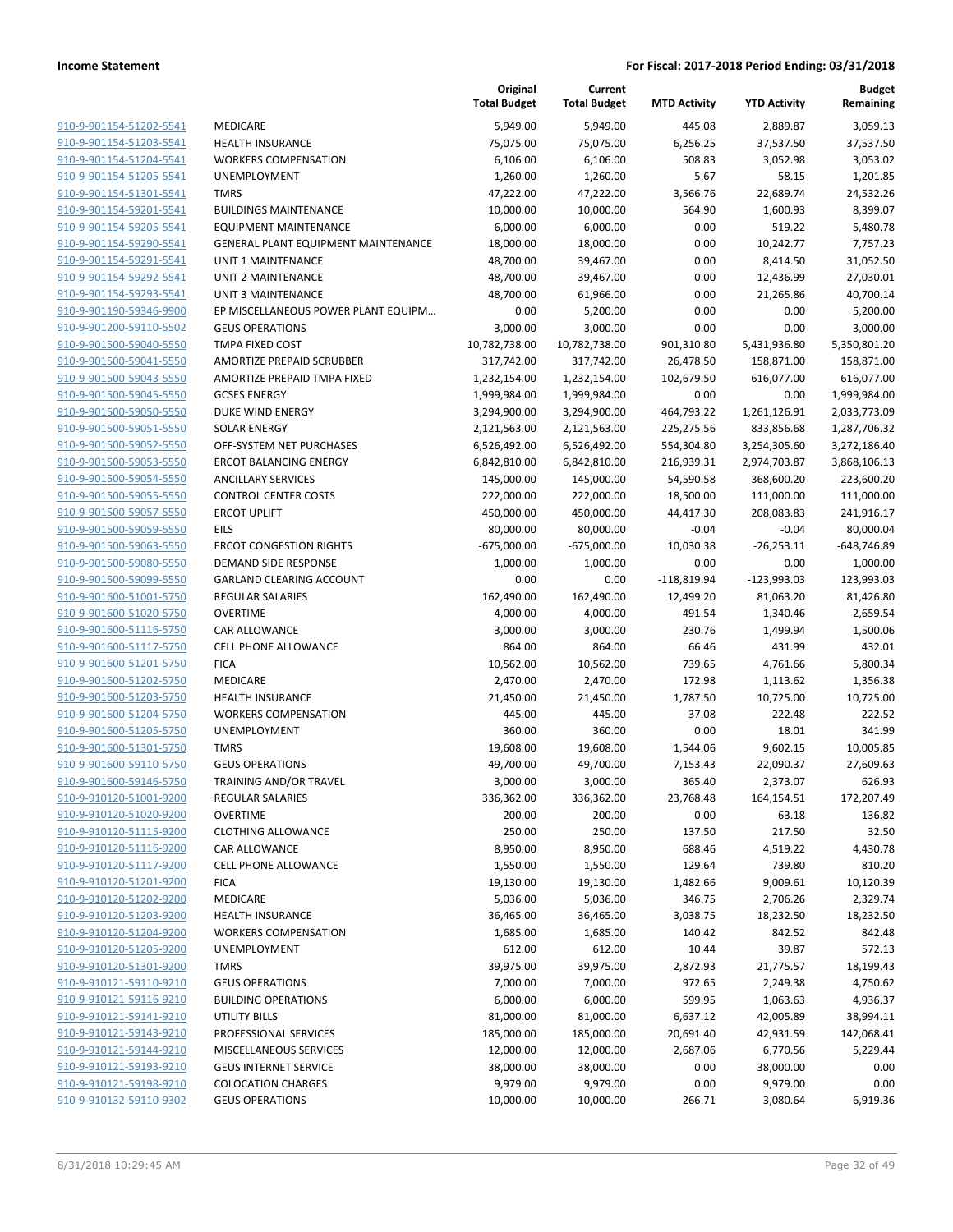**Income Statement** **For Fiscal: 2017-2018 Period Ending: 03/31/2018**

| | | Original Total Budget | Current Total Budget | MTD Activity | YTD Activity | Budget Remaining |
|---|---|---|---|---|---|---|
| 910-9-901154-51202-5541 | MEDICARE | 5,949.00 | 5,949.00 | 445.08 | 2,889.87 | 3,059.13 |
| 910-9-901154-51203-5541 | HEALTH INSURANCE | 75,075.00 | 75,075.00 | 6,256.25 | 37,537.50 | 37,537.50 |
| 910-9-901154-51204-5541 | WORKERS COMPENSATION | 6,106.00 | 6,106.00 | 508.83 | 3,052.98 | 3,053.02 |
| 910-9-901154-51205-5541 | UNEMPLOYMENT | 1,260.00 | 1,260.00 | 5.67 | 58.15 | 1,201.85 |
| 910-9-901154-51301-5541 | TMRS | 47,222.00 | 47,222.00 | 3,566.76 | 22,689.74 | 24,532.26 |
| 910-9-901154-59201-5541 | BUILDINGS MAINTENANCE | 10,000.00 | 10,000.00 | 564.90 | 1,600.93 | 8,399.07 |
| 910-9-901154-59205-5541 | EQUIPMENT MAINTENANCE | 6,000.00 | 6,000.00 | 0.00 | 519.22 | 5,480.78 |
| 910-9-901154-59290-5541 | GENERAL PLANT EQUIPMENT MAINTENANCE | 18,000.00 | 18,000.00 | 0.00 | 10,242.77 | 7,757.23 |
| 910-9-901154-59291-5541 | UNIT 1 MAINTENANCE | 48,700.00 | 39,467.00 | 0.00 | 8,414.50 | 31,052.50 |
| 910-9-901154-59292-5541 | UNIT 2 MAINTENANCE | 48,700.00 | 39,467.00 | 0.00 | 12,436.99 | 27,030.01 |
| 910-9-901154-59293-5541 | UNIT 3 MAINTENANCE | 48,700.00 | 61,966.00 | 0.00 | 21,265.86 | 40,700.14 |
| 910-9-901190-59346-9900 | EP MISCELLANEOUS POWER PLANT EQUIPM… | 0.00 | 5,200.00 | 0.00 | 0.00 | 5,200.00 |
| 910-9-901200-59110-5502 | GEUS OPERATIONS | 3,000.00 | 3,000.00 | 0.00 | 0.00 | 3,000.00 |
| 910-9-901500-59040-5550 | TMPA FIXED COST | 10,782,738.00 | 10,782,738.00 | 901,310.80 | 5,431,936.80 | 5,350,801.20 |
| 910-9-901500-59041-5550 | AMORTIZE PREPAID SCRUBBER | 317,742.00 | 317,742.00 | 26,478.50 | 158,871.00 | 158,871.00 |
| 910-9-901500-59043-5550 | AMORTIZE PREPAID TMPA FIXED | 1,232,154.00 | 1,232,154.00 | 102,679.50 | 616,077.00 | 616,077.00 |
| 910-9-901500-59045-5550 | GCSES ENERGY | 1,999,984.00 | 1,999,984.00 | 0.00 | 0.00 | 1,999,984.00 |
| 910-9-901500-59050-5550 | DUKE WIND ENERGY | 3,294,900.00 | 3,294,900.00 | 464,793.22 | 1,261,126.91 | 2,033,773.09 |
| 910-9-901500-59051-5550 | SOLAR ENERGY | 2,121,563.00 | 2,121,563.00 | 225,275.56 | 833,856.68 | 1,287,706.32 |
| 910-9-901500-59052-5550 | OFF-SYSTEM NET PURCHASES | 6,526,492.00 | 6,526,492.00 | 554,304.80 | 3,254,305.60 | 3,272,186.40 |
| 910-9-901500-59053-5550 | ERCOT BALANCING ENERGY | 6,842,810.00 | 6,842,810.00 | 216,939.31 | 2,974,703.87 | 3,868,106.13 |
| 910-9-901500-59054-5550 | ANCILLARY SERVICES | 145,000.00 | 145,000.00 | 54,590.58 | 368,600.20 | -223,600.20 |
| 910-9-901500-59055-5550 | CONTROL CENTER COSTS | 222,000.00 | 222,000.00 | 18,500.00 | 111,000.00 | 111,000.00 |
| 910-9-901500-59057-5550 | ERCOT UPLIFT | 450,000.00 | 450,000.00 | 44,417.30 | 208,083.83 | 241,916.17 |
| 910-9-901500-59059-5550 | EILS | 80,000.00 | 80,000.00 | -0.04 | -0.04 | 80,000.04 |
| 910-9-901500-59063-5550 | ERCOT CONGESTION RIGHTS | -675,000.00 | -675,000.00 | 10,030.38 | -26,253.11 | -648,746.89 |
| 910-9-901500-59080-5550 | DEMAND SIDE RESPONSE | 1,000.00 | 1,000.00 | 0.00 | 0.00 | 1,000.00 |
| 910-9-901500-59099-5550 | GARLAND CLEARING ACCOUNT | 0.00 | 0.00 | -118,819.94 | -123,993.03 | 123,993.03 |
| 910-9-901600-51001-5750 | REGULAR SALARIES | 162,490.00 | 162,490.00 | 12,499.20 | 81,063.20 | 81,426.80 |
| 910-9-901600-51020-5750 | OVERTIME | 4,000.00 | 4,000.00 | 491.54 | 1,340.46 | 2,659.54 |
| 910-9-901600-51116-5750 | CAR ALLOWANCE | 3,000.00 | 3,000.00 | 230.76 | 1,499.94 | 1,500.06 |
| 910-9-901600-51117-5750 | CELL PHONE ALLOWANCE | 864.00 | 864.00 | 66.46 | 431.99 | 432.01 |
| 910-9-901600-51201-5750 | FICA | 10,562.00 | 10,562.00 | 739.65 | 4,761.66 | 5,800.34 |
| 910-9-901600-51202-5750 | MEDICARE | 2,470.00 | 2,470.00 | 172.98 | 1,113.62 | 1,356.38 |
| 910-9-901600-51203-5750 | HEALTH INSURANCE | 21,450.00 | 21,450.00 | 1,787.50 | 10,725.00 | 10,725.00 |
| 910-9-901600-51204-5750 | WORKERS COMPENSATION | 445.00 | 445.00 | 37.08 | 222.48 | 222.52 |
| 910-9-901600-51205-5750 | UNEMPLOYMENT | 360.00 | 360.00 | 0.00 | 18.01 | 341.99 |
| 910-9-901600-51301-5750 | TMRS | 19,608.00 | 19,608.00 | 1,544.06 | 9,602.15 | 10,005.85 |
| 910-9-901600-59110-5750 | GEUS OPERATIONS | 49,700.00 | 49,700.00 | 7,153.43 | 22,090.37 | 27,609.63 |
| 910-9-901600-59146-5750 | TRAINING AND/OR TRAVEL | 3,000.00 | 3,000.00 | 365.40 | 2,373.07 | 626.93 |
| 910-9-910120-51001-9200 | REGULAR SALARIES | 336,362.00 | 336,362.00 | 23,768.48 | 164,154.51 | 172,207.49 |
| 910-9-910120-51020-9200 | OVERTIME | 200.00 | 200.00 | 0.00 | 63.18 | 136.82 |
| 910-9-910120-51115-9200 | CLOTHING ALLOWANCE | 250.00 | 250.00 | 137.50 | 217.50 | 32.50 |
| 910-9-910120-51116-9200 | CAR ALLOWANCE | 8,950.00 | 8,950.00 | 688.46 | 4,519.22 | 4,430.78 |
| 910-9-910120-51117-9200 | CELL PHONE ALLOWANCE | 1,550.00 | 1,550.00 | 129.64 | 739.80 | 810.20 |
| 910-9-910120-51201-9200 | FICA | 19,130.00 | 19,130.00 | 1,482.66 | 9,009.61 | 10,120.39 |
| 910-9-910120-51202-9200 | MEDICARE | 5,036.00 | 5,036.00 | 346.75 | 2,706.26 | 2,329.74 |
| 910-9-910120-51203-9200 | HEALTH INSURANCE | 36,465.00 | 36,465.00 | 3,038.75 | 18,232.50 | 18,232.50 |
| 910-9-910120-51204-9200 | WORKERS COMPENSATION | 1,685.00 | 1,685.00 | 140.42 | 842.52 | 842.48 |
| 910-9-910120-51205-9200 | UNEMPLOYMENT | 612.00 | 612.00 | 10.44 | 39.87 | 572.13 |
| 910-9-910120-51301-9200 | TMRS | 39,975.00 | 39,975.00 | 2,872.93 | 21,775.57 | 18,199.43 |
| 910-9-910121-59110-9210 | GEUS OPERATIONS | 7,000.00 | 7,000.00 | 972.65 | 2,249.38 | 4,750.62 |
| 910-9-910121-59116-9210 | BUILDING OPERATIONS | 6,000.00 | 6,000.00 | 599.95 | 1,063.63 | 4,936.37 |
| 910-9-910121-59141-9210 | UTILITY BILLS | 81,000.00 | 81,000.00 | 6,637.12 | 42,005.89 | 38,994.11 |
| 910-9-910121-59143-9210 | PROFESSIONAL SERVICES | 185,000.00 | 185,000.00 | 20,691.40 | 42,931.59 | 142,068.41 |
| 910-9-910121-59144-9210 | MISCELLANEOUS SERVICES | 12,000.00 | 12,000.00 | 2,687.06 | 6,770.56 | 5,229.44 |
| 910-9-910121-59193-9210 | GEUS INTERNET SERVICE | 38,000.00 | 38,000.00 | 0.00 | 38,000.00 | 0.00 |
| 910-9-910121-59198-9210 | COLOCATION CHARGES | 9,979.00 | 9,979.00 | 0.00 | 9,979.00 | 0.00 |
| 910-9-910132-59110-9302 | GEUS OPERATIONS | 10,000.00 | 10,000.00 | 266.71 | 3,080.64 | 6,919.36 |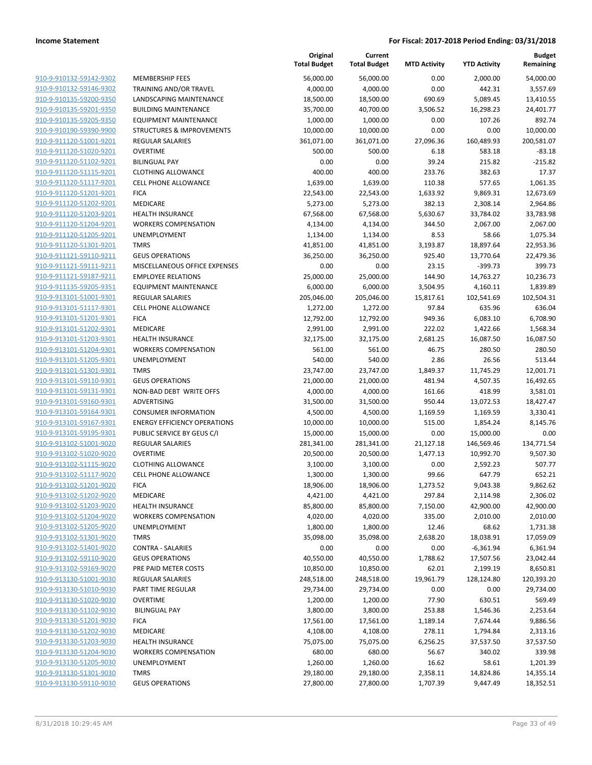**Income Statement** | **For Fiscal: 2017-2018 Period Ending: 03/31/2018**

| | | Original Total Budget | Current Total Budget | MTD Activity | YTD Activity | Budget Remaining |
|---|---|---|---|---|---|---|
| 910-9-910132-59142-9302 | MEMBERSHIP FEES | 56,000.00 | 56,000.00 | 0.00 | 2,000.00 | 54,000.00 |
| 910-9-910132-59146-9302 | TRAINING AND/OR TRAVEL | 4,000.00 | 4,000.00 | 0.00 | 442.31 | 3,557.69 |
| 910-9-910135-59200-9350 | LANDSCAPING MAINTENANCE | 18,500.00 | 18,500.00 | 690.69 | 5,089.45 | 13,410.55 |
| 910-9-910135-59201-9350 | BUILDING MAINTENANCE | 35,700.00 | 40,700.00 | 3,506.52 | 16,298.23 | 24,401.77 |
| 910-9-910135-59205-9350 | EQUIPMENT MAINTENANCE | 1,000.00 | 1,000.00 | 0.00 | 107.26 | 892.74 |
| 910-9-910190-59390-9900 | STRUCTURES & IMPROVEMENTS | 10,000.00 | 10,000.00 | 0.00 | 0.00 | 10,000.00 |
| 910-9-911120-51001-9201 | REGULAR SALARIES | 361,071.00 | 361,071.00 | 27,096.36 | 160,489.93 | 200,581.07 |
| 910-9-911120-51020-9201 | OVERTIME | 500.00 | 500.00 | 6.18 | 583.18 | -83.18 |
| 910-9-911120-51102-9201 | BILINGUAL PAY | 0.00 | 0.00 | 39.24 | 215.82 | -215.82 |
| 910-9-911120-51115-9201 | CLOTHING ALLOWANCE | 400.00 | 400.00 | 233.76 | 382.63 | 17.37 |
| 910-9-911120-51117-9201 | CELL PHONE ALLOWANCE | 1,639.00 | 1,639.00 | 110.38 | 577.65 | 1,061.35 |
| 910-9-911120-51201-9201 | FICA | 22,543.00 | 22,543.00 | 1,633.92 | 9,869.31 | 12,673.69 |
| 910-9-911120-51202-9201 | MEDICARE | 5,273.00 | 5,273.00 | 382.13 | 2,308.14 | 2,964.86 |
| 910-9-911120-51203-9201 | HEALTH INSURANCE | 67,568.00 | 67,568.00 | 5,630.67 | 33,784.02 | 33,783.98 |
| 910-9-911120-51204-9201 | WORKERS COMPENSATION | 4,134.00 | 4,134.00 | 344.50 | 2,067.00 | 2,067.00 |
| 910-9-911120-51205-9201 | UNEMPLOYMENT | 1,134.00 | 1,134.00 | 8.53 | 58.66 | 1,075.34 |
| 910-9-911120-51301-9201 | TMRS | 41,851.00 | 41,851.00 | 3,193.87 | 18,897.64 | 22,953.36 |
| 910-9-911121-59110-9211 | GEUS OPERATIONS | 36,250.00 | 36,250.00 | 925.40 | 13,770.64 | 22,479.36 |
| 910-9-911121-59111-9211 | MISCELLANEOUS OFFICE EXPENSES | 0.00 | 0.00 | 23.15 | -399.73 | 399.73 |
| 910-9-911121-59187-9211 | EMPLOYEE RELATIONS | 25,000.00 | 25,000.00 | 144.90 | 14,763.27 | 10,236.73 |
| 910-9-911135-59205-9351 | EQUIPMENT MAINTENANCE | 6,000.00 | 6,000.00 | 3,504.95 | 4,160.11 | 1,839.89 |
| 910-9-913101-51001-9301 | REGULAR SALARIES | 205,046.00 | 205,046.00 | 15,817.61 | 102,541.69 | 102,504.31 |
| 910-9-913101-51117-9301 | CELL PHONE ALLOWANCE | 1,272.00 | 1,272.00 | 97.84 | 635.96 | 636.04 |
| 910-9-913101-51201-9301 | FICA | 12,792.00 | 12,792.00 | 949.36 | 6,083.10 | 6,708.90 |
| 910-9-913101-51202-9301 | MEDICARE | 2,991.00 | 2,991.00 | 222.02 | 1,422.66 | 1,568.34 |
| 910-9-913101-51203-9301 | HEALTH INSURANCE | 32,175.00 | 32,175.00 | 2,681.25 | 16,087.50 | 16,087.50 |
| 910-9-913101-51204-9301 | WORKERS COMPENSATION | 561.00 | 561.00 | 46.75 | 280.50 | 280.50 |
| 910-9-913101-51205-9301 | UNEMPLOYMENT | 540.00 | 540.00 | 2.86 | 26.56 | 513.44 |
| 910-9-913101-51301-9301 | TMRS | 23,747.00 | 23,747.00 | 1,849.37 | 11,745.29 | 12,001.71 |
| 910-9-913101-59110-9301 | GEUS OPERATIONS | 21,000.00 | 21,000.00 | 481.94 | 4,507.35 | 16,492.65 |
| 910-9-913101-59131-9301 | NON-BAD DEBT WRITE OFFS | 4,000.00 | 4,000.00 | 161.66 | 418.99 | 3,581.01 |
| 910-9-913101-59160-9301 | ADVERTISING | 31,500.00 | 31,500.00 | 950.44 | 13,072.53 | 18,427.47 |
| 910-9-913101-59164-9301 | CONSUMER INFORMATION | 4,500.00 | 4,500.00 | 1,169.59 | 1,169.59 | 3,330.41 |
| 910-9-913101-59167-9301 | ENERGY EFFICIENCY OPERATIONS | 10,000.00 | 10,000.00 | 515.00 | 1,854.24 | 8,145.76 |
| 910-9-913101-59195-9301 | PUBLIC SERVICE BY GEUS C/I | 15,000.00 | 15,000.00 | 0.00 | 15,000.00 | 0.00 |
| 910-9-913102-51001-9020 | REGULAR SALARIES | 281,341.00 | 281,341.00 | 21,127.18 | 146,569.46 | 134,771.54 |
| 910-9-913102-51020-9020 | OVERTIME | 20,500.00 | 20,500.00 | 1,477.13 | 10,992.70 | 9,507.30 |
| 910-9-913102-51115-9020 | CLOTHING ALLOWANCE | 3,100.00 | 3,100.00 | 0.00 | 2,592.23 | 507.77 |
| 910-9-913102-51117-9020 | CELL PHONE ALLOWANCE | 1,300.00 | 1,300.00 | 99.66 | 647.79 | 652.21 |
| 910-9-913102-51201-9020 | FICA | 18,906.00 | 18,906.00 | 1,273.52 | 9,043.38 | 9,862.62 |
| 910-9-913102-51202-9020 | MEDICARE | 4,421.00 | 4,421.00 | 297.84 | 2,114.98 | 2,306.02 |
| 910-9-913102-51203-9020 | HEALTH INSURANCE | 85,800.00 | 85,800.00 | 7,150.00 | 42,900.00 | 42,900.00 |
| 910-9-913102-51204-9020 | WORKERS COMPENSATION | 4,020.00 | 4,020.00 | 335.00 | 2,010.00 | 2,010.00 |
| 910-9-913102-51205-9020 | UNEMPLOYMENT | 1,800.00 | 1,800.00 | 12.46 | 68.62 | 1,731.38 |
| 910-9-913102-51301-9020 | TMRS | 35,098.00 | 35,098.00 | 2,638.20 | 18,038.91 | 17,059.09 |
| 910-9-913102-51401-9020 | CONTRA - SALARIES | 0.00 | 0.00 | 0.00 | -6,361.94 | 6,361.94 |
| 910-9-913102-59110-9020 | GEUS OPERATIONS | 40,550.00 | 40,550.00 | 1,788.62 | 17,507.56 | 23,042.44 |
| 910-9-913102-59169-9020 | PRE PAID METER COSTS | 10,850.00 | 10,850.00 | 62.01 | 2,199.19 | 8,650.81 |
| 910-9-913130-51001-9030 | REGULAR SALARIES | 248,518.00 | 248,518.00 | 19,961.79 | 128,124.80 | 120,393.20 |
| 910-9-913130-51010-9030 | PART TIME REGULAR | 29,734.00 | 29,734.00 | 0.00 | 0.00 | 29,734.00 |
| 910-9-913130-51020-9030 | OVERTIME | 1,200.00 | 1,200.00 | 77.90 | 630.51 | 569.49 |
| 910-9-913130-51102-9030 | BILINGUAL PAY | 3,800.00 | 3,800.00 | 253.88 | 1,546.36 | 2,253.64 |
| 910-9-913130-51201-9030 | FICA | 17,561.00 | 17,561.00 | 1,189.14 | 7,674.44 | 9,886.56 |
| 910-9-913130-51202-9030 | MEDICARE | 4,108.00 | 4,108.00 | 278.11 | 1,794.84 | 2,313.16 |
| 910-9-913130-51203-9030 | HEALTH INSURANCE | 75,075.00 | 75,075.00 | 6,256.25 | 37,537.50 | 37,537.50 |
| 910-9-913130-51204-9030 | WORKERS COMPENSATION | 680.00 | 680.00 | 56.67 | 340.02 | 339.98 |
| 910-9-913130-51205-9030 | UNEMPLOYMENT | 1,260.00 | 1,260.00 | 16.62 | 58.61 | 1,201.39 |
| 910-9-913130-51301-9030 | TMRS | 29,180.00 | 29,180.00 | 2,358.11 | 14,824.86 | 14,355.14 |
| 910-9-913130-59110-9030 | GEUS OPERATIONS | 27,800.00 | 27,800.00 | 1,707.39 | 9,447.49 | 18,352.51 |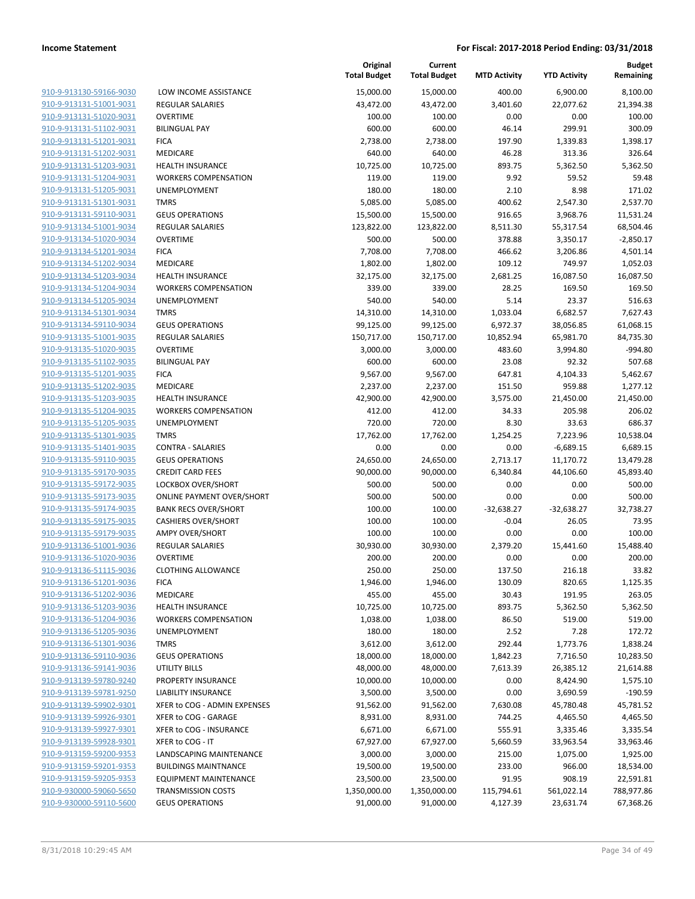**Income Statement** **For Fiscal: 2017-2018 Period Ending: 03/31/2018**

| | | Original Total Budget | Current Total Budget | MTD Activity | YTD Activity | Budget Remaining |
|---|---|---|---|---|---|---|
| 910-9-913130-59166-9030 | LOW INCOME ASSISTANCE | 15,000.00 | 15,000.00 | 400.00 | 6,900.00 | 8,100.00 |
| 910-9-913131-51001-9031 | REGULAR SALARIES | 43,472.00 | 43,472.00 | 3,401.60 | 22,077.62 | 21,394.38 |
| 910-9-913131-51020-9031 | OVERTIME | 100.00 | 100.00 | 0.00 | 0.00 | 100.00 |
| 910-9-913131-51102-9031 | BILINGUAL PAY | 600.00 | 600.00 | 46.14 | 299.91 | 300.09 |
| 910-9-913131-51201-9031 | FICA | 2,738.00 | 2,738.00 | 197.90 | 1,339.83 | 1,398.17 |
| 910-9-913131-51202-9031 | MEDICARE | 640.00 | 640.00 | 46.28 | 313.36 | 326.64 |
| 910-9-913131-51203-9031 | HEALTH INSURANCE | 10,725.00 | 10,725.00 | 893.75 | 5,362.50 | 5,362.50 |
| 910-9-913131-51204-9031 | WORKERS COMPENSATION | 119.00 | 119.00 | 9.92 | 59.52 | 59.48 |
| 910-9-913131-51205-9031 | UNEMPLOYMENT | 180.00 | 180.00 | 2.10 | 8.98 | 171.02 |
| 910-9-913131-51301-9031 | TMRS | 5,085.00 | 5,085.00 | 400.62 | 2,547.30 | 2,537.70 |
| 910-9-913131-59110-9031 | GEUS OPERATIONS | 15,500.00 | 15,500.00 | 916.65 | 3,968.76 | 11,531.24 |
| 910-9-913134-51001-9034 | REGULAR SALARIES | 123,822.00 | 123,822.00 | 8,511.30 | 55,317.54 | 68,504.46 |
| 910-9-913134-51020-9034 | OVERTIME | 500.00 | 500.00 | 378.88 | 3,350.17 | -2,850.17 |
| 910-9-913134-51201-9034 | FICA | 7,708.00 | 7,708.00 | 466.62 | 3,206.86 | 4,501.14 |
| 910-9-913134-51202-9034 | MEDICARE | 1,802.00 | 1,802.00 | 109.12 | 749.97 | 1,052.03 |
| 910-9-913134-51203-9034 | HEALTH INSURANCE | 32,175.00 | 32,175.00 | 2,681.25 | 16,087.50 | 16,087.50 |
| 910-9-913134-51204-9034 | WORKERS COMPENSATION | 339.00 | 339.00 | 28.25 | 169.50 | 169.50 |
| 910-9-913134-51205-9034 | UNEMPLOYMENT | 540.00 | 540.00 | 5.14 | 23.37 | 516.63 |
| 910-9-913134-51301-9034 | TMRS | 14,310.00 | 14,310.00 | 1,033.04 | 6,682.57 | 7,627.43 |
| 910-9-913134-59110-9034 | GEUS OPERATIONS | 99,125.00 | 99,125.00 | 6,972.37 | 38,056.85 | 61,068.15 |
| 910-9-913135-51001-9035 | REGULAR SALARIES | 150,717.00 | 150,717.00 | 10,852.94 | 65,981.70 | 84,735.30 |
| 910-9-913135-51020-9035 | OVERTIME | 3,000.00 | 3,000.00 | 483.60 | 3,994.80 | -994.80 |
| 910-9-913135-51102-9035 | BILINGUAL PAY | 600.00 | 600.00 | 23.08 | 92.32 | 507.68 |
| 910-9-913135-51201-9035 | FICA | 9,567.00 | 9,567.00 | 647.81 | 4,104.33 | 5,462.67 |
| 910-9-913135-51202-9035 | MEDICARE | 2,237.00 | 2,237.00 | 151.50 | 959.88 | 1,277.12 |
| 910-9-913135-51203-9035 | HEALTH INSURANCE | 42,900.00 | 42,900.00 | 3,575.00 | 21,450.00 | 21,450.00 |
| 910-9-913135-51204-9035 | WORKERS COMPENSATION | 412.00 | 412.00 | 34.33 | 205.98 | 206.02 |
| 910-9-913135-51205-9035 | UNEMPLOYMENT | 720.00 | 720.00 | 8.30 | 33.63 | 686.37 |
| 910-9-913135-51301-9035 | TMRS | 17,762.00 | 17,762.00 | 1,254.25 | 7,223.96 | 10,538.04 |
| 910-9-913135-51401-9035 | CONTRA - SALARIES | 0.00 | 0.00 | 0.00 | -6,689.15 | 6,689.15 |
| 910-9-913135-59110-9035 | GEUS OPERATIONS | 24,650.00 | 24,650.00 | 2,713.17 | 11,170.72 | 13,479.28 |
| 910-9-913135-59170-9035 | CREDIT CARD FEES | 90,000.00 | 90,000.00 | 6,340.84 | 44,106.60 | 45,893.40 |
| 910-9-913135-59172-9035 | LOCKBOX OVER/SHORT | 500.00 | 500.00 | 0.00 | 0.00 | 500.00 |
| 910-9-913135-59173-9035 | ONLINE PAYMENT OVER/SHORT | 500.00 | 500.00 | 0.00 | 0.00 | 500.00 |
| 910-9-913135-59174-9035 | BANK RECS OVER/SHORT | 100.00 | 100.00 | -32,638.27 | -32,638.27 | 32,738.27 |
| 910-9-913135-59175-9035 | CASHIERS OVER/SHORT | 100.00 | 100.00 | -0.04 | 26.05 | 73.95 |
| 910-9-913135-59179-9035 | AMPY OVER/SHORT | 100.00 | 100.00 | 0.00 | 0.00 | 100.00 |
| 910-9-913136-51001-9036 | REGULAR SALARIES | 30,930.00 | 30,930.00 | 2,379.20 | 15,441.60 | 15,488.40 |
| 910-9-913136-51020-9036 | OVERTIME | 200.00 | 200.00 | 0.00 | 0.00 | 200.00 |
| 910-9-913136-51115-9036 | CLOTHING ALLOWANCE | 250.00 | 250.00 | 137.50 | 216.18 | 33.82 |
| 910-9-913136-51201-9036 | FICA | 1,946.00 | 1,946.00 | 130.09 | 820.65 | 1,125.35 |
| 910-9-913136-51202-9036 | MEDICARE | 455.00 | 455.00 | 30.43 | 191.95 | 263.05 |
| 910-9-913136-51203-9036 | HEALTH INSURANCE | 10,725.00 | 10,725.00 | 893.75 | 5,362.50 | 5,362.50 |
| 910-9-913136-51204-9036 | WORKERS COMPENSATION | 1,038.00 | 1,038.00 | 86.50 | 519.00 | 519.00 |
| 910-9-913136-51205-9036 | UNEMPLOYMENT | 180.00 | 180.00 | 2.52 | 7.28 | 172.72 |
| 910-9-913136-51301-9036 | TMRS | 3,612.00 | 3,612.00 | 292.44 | 1,773.76 | 1,838.24 |
| 910-9-913136-59110-9036 | GEUS OPERATIONS | 18,000.00 | 18,000.00 | 1,842.23 | 7,716.50 | 10,283.50 |
| 910-9-913136-59141-9036 | UTILITY BILLS | 48,000.00 | 48,000.00 | 7,613.39 | 26,385.12 | 21,614.88 |
| 910-9-913139-59780-9240 | PROPERTY INSURANCE | 10,000.00 | 10,000.00 | 0.00 | 8,424.90 | 1,575.10 |
| 910-9-913139-59781-9250 | LIABILITY INSURANCE | 3,500.00 | 3,500.00 | 0.00 | 3,690.59 | -190.59 |
| 910-9-913139-59902-9301 | XFER to COG - ADMIN EXPENSES | 91,562.00 | 91,562.00 | 7,630.08 | 45,780.48 | 45,781.52 |
| 910-9-913139-59926-9301 | XFER to COG - GARAGE | 8,931.00 | 8,931.00 | 744.25 | 4,465.50 | 4,465.50 |
| 910-9-913139-59927-9301 | XFER to COG - INSURANCE | 6,671.00 | 6,671.00 | 555.91 | 3,335.46 | 3,335.54 |
| 910-9-913139-59928-9301 | XFER to COG - IT | 67,927.00 | 67,927.00 | 5,660.59 | 33,963.54 | 33,963.46 |
| 910-9-913159-59200-9353 | LANDSCAPING MAINTENANCE | 3,000.00 | 3,000.00 | 215.00 | 1,075.00 | 1,925.00 |
| 910-9-913159-59201-9353 | BUILDINGS MAINTNANCE | 19,500.00 | 19,500.00 | 233.00 | 966.00 | 18,534.00 |
| 910-9-913159-59205-9353 | EQUIPMENT MAINTENANCE | 23,500.00 | 23,500.00 | 91.95 | 908.19 | 22,591.81 |
| 910-9-930000-59060-5650 | TRANSMISSION COSTS | 1,350,000.00 | 1,350,000.00 | 115,794.61 | 561,022.14 | 788,977.86 |
| 910-9-930000-59110-5600 | GEUS OPERATIONS | 91,000.00 | 91,000.00 | 4,127.39 | 23,631.74 | 67,368.26 |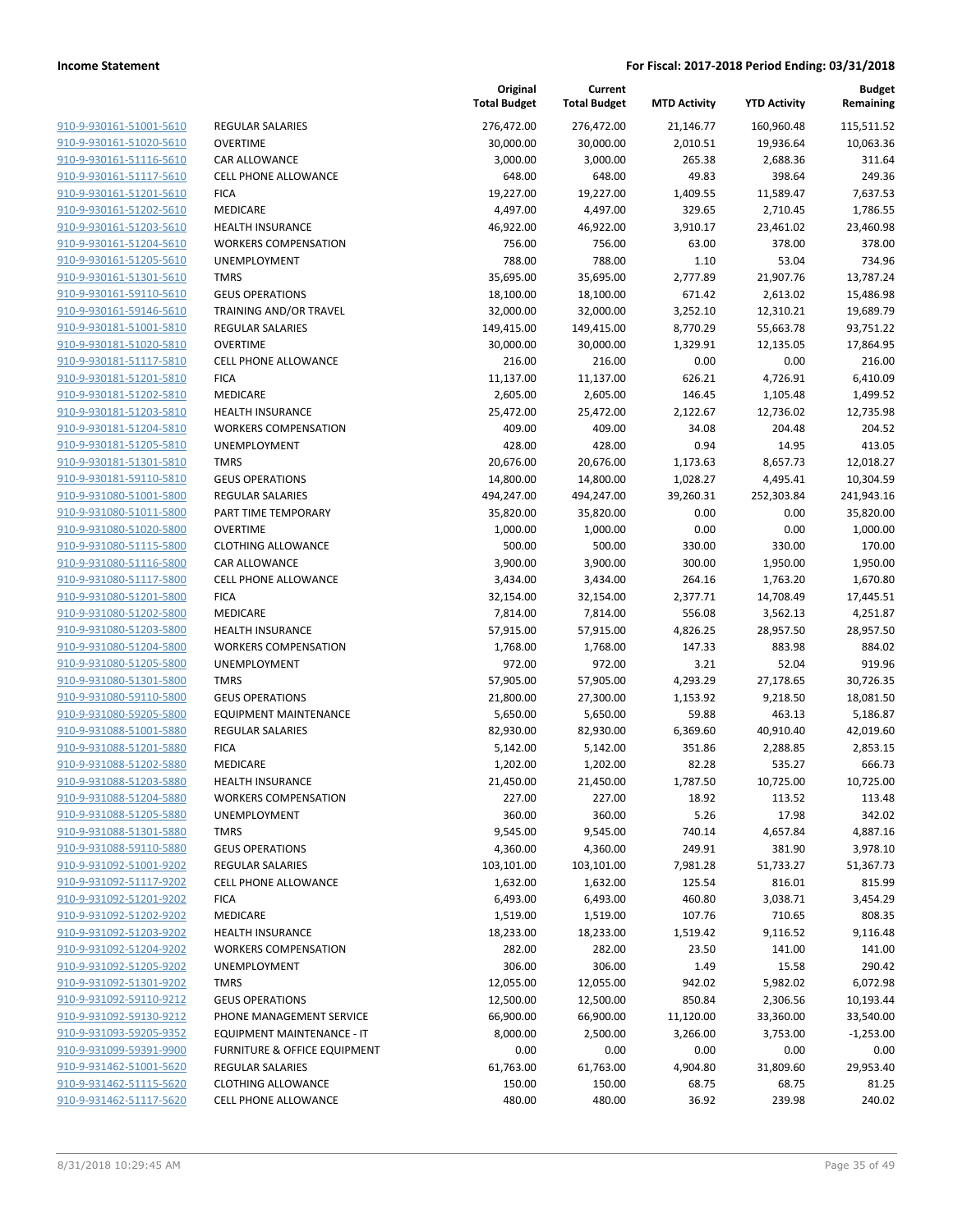**Income Statement** | **For Fiscal: 2017-2018 Period Ending: 03/31/2018**

| | | Original Total Budget | Current Total Budget | MTD Activity | YTD Activity | Budget Remaining |
|---|---|---|---|---|---|---|
| 910-9-930161-51001-5610 | REGULAR SALARIES | 276,472.00 | 276,472.00 | 21,146.77 | 160,960.48 | 115,511.52 |
| 910-9-930161-51020-5610 | OVERTIME | 30,000.00 | 30,000.00 | 2,010.51 | 19,936.64 | 10,063.36 |
| 910-9-930161-51116-5610 | CAR ALLOWANCE | 3,000.00 | 3,000.00 | 265.38 | 2,688.36 | 311.64 |
| 910-9-930161-51117-5610 | CELL PHONE ALLOWANCE | 648.00 | 648.00 | 49.83 | 398.64 | 249.36 |
| 910-9-930161-51201-5610 | FICA | 19,227.00 | 19,227.00 | 1,409.55 | 11,589.47 | 7,637.53 |
| 910-9-930161-51202-5610 | MEDICARE | 4,497.00 | 4,497.00 | 329.65 | 2,710.45 | 1,786.55 |
| 910-9-930161-51203-5610 | HEALTH INSURANCE | 46,922.00 | 46,922.00 | 3,910.17 | 23,461.02 | 23,460.98 |
| 910-9-930161-51204-5610 | WORKERS COMPENSATION | 756.00 | 756.00 | 63.00 | 378.00 | 378.00 |
| 910-9-930161-51205-5610 | UNEMPLOYMENT | 788.00 | 788.00 | 1.10 | 53.04 | 734.96 |
| 910-9-930161-51301-5610 | TMRS | 35,695.00 | 35,695.00 | 2,777.89 | 21,907.76 | 13,787.24 |
| 910-9-930161-59110-5610 | GEUS OPERATIONS | 18,100.00 | 18,100.00 | 671.42 | 2,613.02 | 15,486.98 |
| 910-9-930161-59146-5610 | TRAINING AND/OR TRAVEL | 32,000.00 | 32,000.00 | 3,252.10 | 12,310.21 | 19,689.79 |
| 910-9-930181-51001-5810 | REGULAR SALARIES | 149,415.00 | 149,415.00 | 8,770.29 | 55,663.78 | 93,751.22 |
| 910-9-930181-51020-5810 | OVERTIME | 30,000.00 | 30,000.00 | 1,329.91 | 12,135.05 | 17,864.95 |
| 910-9-930181-51117-5810 | CELL PHONE ALLOWANCE | 216.00 | 216.00 | 0.00 | 0.00 | 216.00 |
| 910-9-930181-51201-5810 | FICA | 11,137.00 | 11,137.00 | 626.21 | 4,726.91 | 6,410.09 |
| 910-9-930181-51202-5810 | MEDICARE | 2,605.00 | 2,605.00 | 146.45 | 1,105.48 | 1,499.52 |
| 910-9-930181-51203-5810 | HEALTH INSURANCE | 25,472.00 | 25,472.00 | 2,122.67 | 12,736.02 | 12,735.98 |
| 910-9-930181-51204-5810 | WORKERS COMPENSATION | 409.00 | 409.00 | 34.08 | 204.48 | 204.52 |
| 910-9-930181-51205-5810 | UNEMPLOYMENT | 428.00 | 428.00 | 0.94 | 14.95 | 413.05 |
| 910-9-930181-51301-5810 | TMRS | 20,676.00 | 20,676.00 | 1,173.63 | 8,657.73 | 12,018.27 |
| 910-9-930181-59110-5810 | GEUS OPERATIONS | 14,800.00 | 14,800.00 | 1,028.27 | 4,495.41 | 10,304.59 |
| 910-9-931080-51001-5800 | REGULAR SALARIES | 494,247.00 | 494,247.00 | 39,260.31 | 252,303.84 | 241,943.16 |
| 910-9-931080-51011-5800 | PART TIME TEMPORARY | 35,820.00 | 35,820.00 | 0.00 | 0.00 | 35,820.00 |
| 910-9-931080-51020-5800 | OVERTIME | 1,000.00 | 1,000.00 | 0.00 | 0.00 | 1,000.00 |
| 910-9-931080-51115-5800 | CLOTHING ALLOWANCE | 500.00 | 500.00 | 330.00 | 330.00 | 170.00 |
| 910-9-931080-51116-5800 | CAR ALLOWANCE | 3,900.00 | 3,900.00 | 300.00 | 1,950.00 | 1,950.00 |
| 910-9-931080-51117-5800 | CELL PHONE ALLOWANCE | 3,434.00 | 3,434.00 | 264.16 | 1,763.20 | 1,670.80 |
| 910-9-931080-51201-5800 | FICA | 32,154.00 | 32,154.00 | 2,377.71 | 14,708.49 | 17,445.51 |
| 910-9-931080-51202-5800 | MEDICARE | 7,814.00 | 7,814.00 | 556.08 | 3,562.13 | 4,251.87 |
| 910-9-931080-51203-5800 | HEALTH INSURANCE | 57,915.00 | 57,915.00 | 4,826.25 | 28,957.50 | 28,957.50 |
| 910-9-931080-51204-5800 | WORKERS COMPENSATION | 1,768.00 | 1,768.00 | 147.33 | 883.98 | 884.02 |
| 910-9-931080-51205-5800 | UNEMPLOYMENT | 972.00 | 972.00 | 3.21 | 52.04 | 919.96 |
| 910-9-931080-51301-5800 | TMRS | 57,905.00 | 57,905.00 | 4,293.29 | 27,178.65 | 30,726.35 |
| 910-9-931080-59110-5800 | GEUS OPERATIONS | 21,800.00 | 27,300.00 | 1,153.92 | 9,218.50 | 18,081.50 |
| 910-9-931080-59205-5800 | EQUIPMENT MAINTENANCE | 5,650.00 | 5,650.00 | 59.88 | 463.13 | 5,186.87 |
| 910-9-931088-51001-5880 | REGULAR SALARIES | 82,930.00 | 82,930.00 | 6,369.60 | 40,910.40 | 42,019.60 |
| 910-9-931088-51201-5880 | FICA | 5,142.00 | 5,142.00 | 351.86 | 2,288.85 | 2,853.15 |
| 910-9-931088-51202-5880 | MEDICARE | 1,202.00 | 1,202.00 | 82.28 | 535.27 | 666.73 |
| 910-9-931088-51203-5880 | HEALTH INSURANCE | 21,450.00 | 21,450.00 | 1,787.50 | 10,725.00 | 10,725.00 |
| 910-9-931088-51204-5880 | WORKERS COMPENSATION | 227.00 | 227.00 | 18.92 | 113.52 | 113.48 |
| 910-9-931088-51205-5880 | UNEMPLOYMENT | 360.00 | 360.00 | 5.26 | 17.98 | 342.02 |
| 910-9-931088-51301-5880 | TMRS | 9,545.00 | 9,545.00 | 740.14 | 4,657.84 | 4,887.16 |
| 910-9-931088-59110-5880 | GEUS OPERATIONS | 4,360.00 | 4,360.00 | 249.91 | 381.90 | 3,978.10 |
| 910-9-931092-51001-9202 | REGULAR SALARIES | 103,101.00 | 103,101.00 | 7,981.28 | 51,733.27 | 51,367.73 |
| 910-9-931092-51117-9202 | CELL PHONE ALLOWANCE | 1,632.00 | 1,632.00 | 125.54 | 816.01 | 815.99 |
| 910-9-931092-51201-9202 | FICA | 6,493.00 | 6,493.00 | 460.80 | 3,038.71 | 3,454.29 |
| 910-9-931092-51202-9202 | MEDICARE | 1,519.00 | 1,519.00 | 107.76 | 710.65 | 808.35 |
| 910-9-931092-51203-9202 | HEALTH INSURANCE | 18,233.00 | 18,233.00 | 1,519.42 | 9,116.52 | 9,116.48 |
| 910-9-931092-51204-9202 | WORKERS COMPENSATION | 282.00 | 282.00 | 23.50 | 141.00 | 141.00 |
| 910-9-931092-51205-9202 | UNEMPLOYMENT | 306.00 | 306.00 | 1.49 | 15.58 | 290.42 |
| 910-9-931092-51301-9202 | TMRS | 12,055.00 | 12,055.00 | 942.02 | 5,982.02 | 6,072.98 |
| 910-9-931092-59110-9212 | GEUS OPERATIONS | 12,500.00 | 12,500.00 | 850.84 | 2,306.56 | 10,193.44 |
| 910-9-931092-59130-9212 | PHONE MANAGEMENT SERVICE | 66,900.00 | 66,900.00 | 11,120.00 | 33,360.00 | 33,540.00 |
| 910-9-931093-59205-9352 | EQUIPMENT MAINTENANCE - IT | 8,000.00 | 2,500.00 | 3,266.00 | 3,753.00 | -1,253.00 |
| 910-9-931099-59391-9900 | FURNITURE & OFFICE EQUIPMENT | 0.00 | 0.00 | 0.00 | 0.00 | 0.00 |
| 910-9-931462-51001-5620 | REGULAR SALARIES | 61,763.00 | 61,763.00 | 4,904.80 | 31,809.60 | 29,953.40 |
| 910-9-931462-51115-5620 | CLOTHING ALLOWANCE | 150.00 | 150.00 | 68.75 | 68.75 | 81.25 |
| 910-9-931462-51117-5620 | CELL PHONE ALLOWANCE | 480.00 | 480.00 | 36.92 | 239.98 | 240.02 |

8/31/2018 10:29:45 AM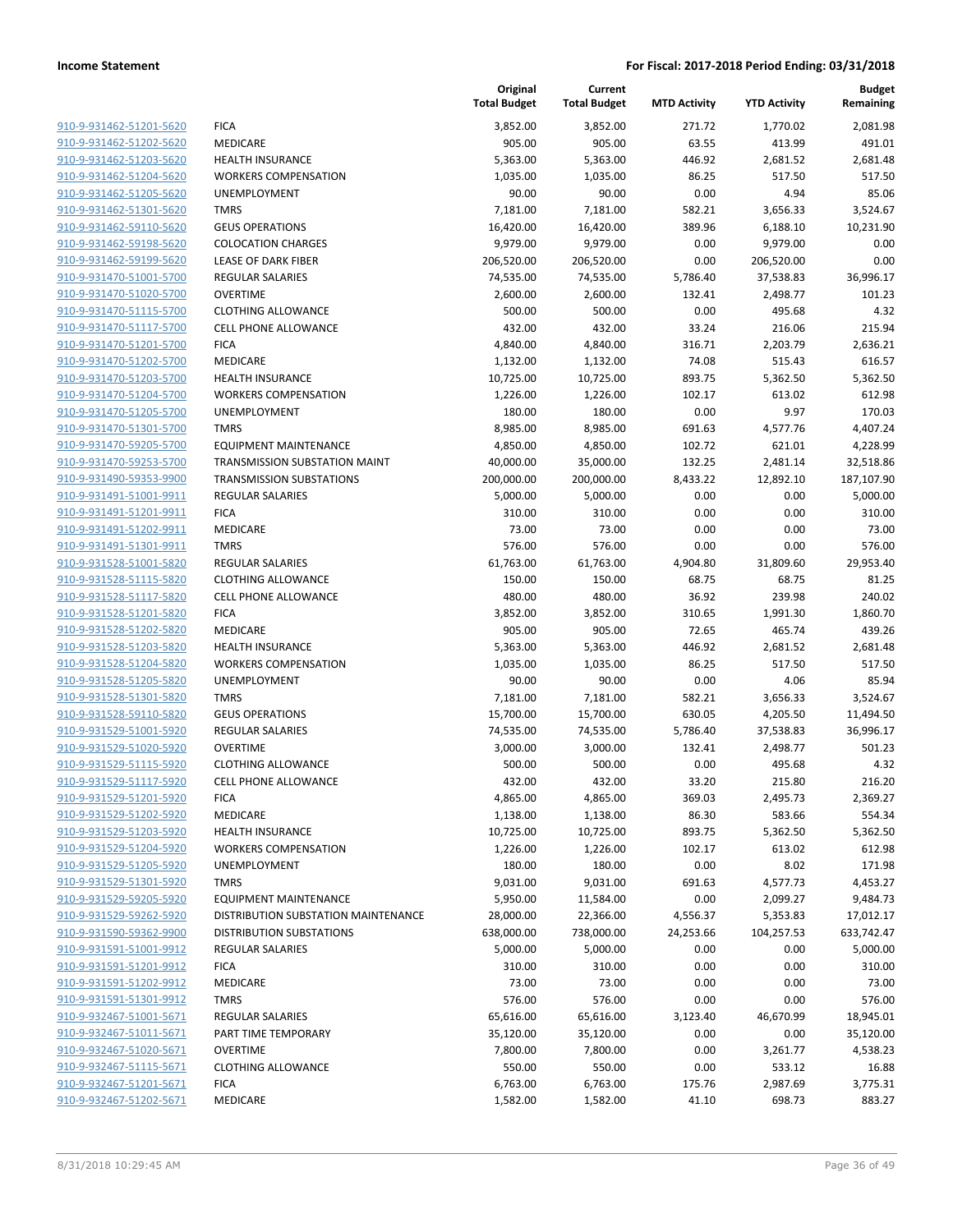| | | Original Total Budget | Current Total Budget | MTD Activity | YTD Activity | Budget Remaining |
|---|---|---|---|---|---|---|
| 910-9-931462-51201-5620 | FICA | 3,852.00 | 3,852.00 | 271.72 | 1,770.02 | 2,081.98 |
| 910-9-931462-51202-5620 | MEDICARE | 905.00 | 905.00 | 63.55 | 413.99 | 491.01 |
| 910-9-931462-51203-5620 | HEALTH INSURANCE | 5,363.00 | 5,363.00 | 446.92 | 2,681.52 | 2,681.48 |
| 910-9-931462-51204-5620 | WORKERS COMPENSATION | 1,035.00 | 1,035.00 | 86.25 | 517.50 | 517.50 |
| 910-9-931462-51205-5620 | UNEMPLOYMENT | 90.00 | 90.00 | 0.00 | 4.94 | 85.06 |
| 910-9-931462-51301-5620 | TMRS | 7,181.00 | 7,181.00 | 582.21 | 3,656.33 | 3,524.67 |
| 910-9-931462-59110-5620 | GEUS OPERATIONS | 16,420.00 | 16,420.00 | 389.96 | 6,188.10 | 10,231.90 |
| 910-9-931462-59198-5620 | COLOCATION CHARGES | 9,979.00 | 9,979.00 | 0.00 | 9,979.00 | 0.00 |
| 910-9-931462-59199-5620 | LEASE OF DARK FIBER | 206,520.00 | 206,520.00 | 0.00 | 206,520.00 | 0.00 |
| 910-9-931470-51001-5700 | REGULAR SALARIES | 74,535.00 | 74,535.00 | 5,786.40 | 37,538.83 | 36,996.17 |
| 910-9-931470-51020-5700 | OVERTIME | 2,600.00 | 2,600.00 | 132.41 | 2,498.77 | 101.23 |
| 910-9-931470-51115-5700 | CLOTHING ALLOWANCE | 500.00 | 500.00 | 0.00 | 495.68 | 4.32 |
| 910-9-931470-51117-5700 | CELL PHONE ALLOWANCE | 432.00 | 432.00 | 33.24 | 216.06 | 215.94 |
| 910-9-931470-51201-5700 | FICA | 4,840.00 | 4,840.00 | 316.71 | 2,203.79 | 2,636.21 |
| 910-9-931470-51202-5700 | MEDICARE | 1,132.00 | 1,132.00 | 74.08 | 515.43 | 616.57 |
| 910-9-931470-51203-5700 | HEALTH INSURANCE | 10,725.00 | 10,725.00 | 893.75 | 5,362.50 | 5,362.50 |
| 910-9-931470-51204-5700 | WORKERS COMPENSATION | 1,226.00 | 1,226.00 | 102.17 | 613.02 | 612.98 |
| 910-9-931470-51205-5700 | UNEMPLOYMENT | 180.00 | 180.00 | 0.00 | 9.97 | 170.03 |
| 910-9-931470-51301-5700 | TMRS | 8,985.00 | 8,985.00 | 691.63 | 4,577.76 | 4,407.24 |
| 910-9-931470-59205-5700 | EQUIPMENT MAINTENANCE | 4,850.00 | 4,850.00 | 102.72 | 621.01 | 4,228.99 |
| 910-9-931470-59253-5700 | TRANSMISSION SUBSTATION MAINT | 40,000.00 | 35,000.00 | 132.25 | 2,481.14 | 32,518.86 |
| 910-9-931490-59353-9900 | TRANSMISSION SUBSTATIONS | 200,000.00 | 200,000.00 | 8,433.22 | 12,892.10 | 187,107.90 |
| 910-9-931491-51001-9911 | REGULAR SALARIES | 5,000.00 | 5,000.00 | 0.00 | 0.00 | 5,000.00 |
| 910-9-931491-51201-9911 | FICA | 310.00 | 310.00 | 0.00 | 0.00 | 310.00 |
| 910-9-931491-51202-9911 | MEDICARE | 73.00 | 73.00 | 0.00 | 0.00 | 73.00 |
| 910-9-931491-51301-9911 | TMRS | 576.00 | 576.00 | 0.00 | 0.00 | 576.00 |
| 910-9-931528-51001-5820 | REGULAR SALARIES | 61,763.00 | 61,763.00 | 4,904.80 | 31,809.60 | 29,953.40 |
| 910-9-931528-51115-5820 | CLOTHING ALLOWANCE | 150.00 | 150.00 | 68.75 | 68.75 | 81.25 |
| 910-9-931528-51117-5820 | CELL PHONE ALLOWANCE | 480.00 | 480.00 | 36.92 | 239.98 | 240.02 |
| 910-9-931528-51201-5820 | FICA | 3,852.00 | 3,852.00 | 310.65 | 1,991.30 | 1,860.70 |
| 910-9-931528-51202-5820 | MEDICARE | 905.00 | 905.00 | 72.65 | 465.74 | 439.26 |
| 910-9-931528-51203-5820 | HEALTH INSURANCE | 5,363.00 | 5,363.00 | 446.92 | 2,681.52 | 2,681.48 |
| 910-9-931528-51204-5820 | WORKERS COMPENSATION | 1,035.00 | 1,035.00 | 86.25 | 517.50 | 517.50 |
| 910-9-931528-51205-5820 | UNEMPLOYMENT | 90.00 | 90.00 | 0.00 | 4.06 | 85.94 |
| 910-9-931528-51301-5820 | TMRS | 7,181.00 | 7,181.00 | 582.21 | 3,656.33 | 3,524.67 |
| 910-9-931528-59110-5820 | GEUS OPERATIONS | 15,700.00 | 15,700.00 | 630.05 | 4,205.50 | 11,494.50 |
| 910-9-931529-51001-5920 | REGULAR SALARIES | 74,535.00 | 74,535.00 | 5,786.40 | 37,538.83 | 36,996.17 |
| 910-9-931529-51020-5920 | OVERTIME | 3,000.00 | 3,000.00 | 132.41 | 2,498.77 | 501.23 |
| 910-9-931529-51115-5920 | CLOTHING ALLOWANCE | 500.00 | 500.00 | 0.00 | 495.68 | 4.32 |
| 910-9-931529-51117-5920 | CELL PHONE ALLOWANCE | 432.00 | 432.00 | 33.20 | 215.80 | 216.20 |
| 910-9-931529-51201-5920 | FICA | 4,865.00 | 4,865.00 | 369.03 | 2,495.73 | 2,369.27 |
| 910-9-931529-51202-5920 | MEDICARE | 1,138.00 | 1,138.00 | 86.30 | 583.66 | 554.34 |
| 910-9-931529-51203-5920 | HEALTH INSURANCE | 10,725.00 | 10,725.00 | 893.75 | 5,362.50 | 5,362.50 |
| 910-9-931529-51204-5920 | WORKERS COMPENSATION | 1,226.00 | 1,226.00 | 102.17 | 613.02 | 612.98 |
| 910-9-931529-51205-5920 | UNEMPLOYMENT | 180.00 | 180.00 | 0.00 | 8.02 | 171.98 |
| 910-9-931529-51301-5920 | TMRS | 9,031.00 | 9,031.00 | 691.63 | 4,577.73 | 4,453.27 |
| 910-9-931529-59205-5920 | EQUIPMENT MAINTENANCE | 5,950.00 | 11,584.00 | 0.00 | 2,099.27 | 9,484.73 |
| 910-9-931529-59262-5920 | DISTRIBUTION SUBSTATION MAINTENANCE | 28,000.00 | 22,366.00 | 4,556.37 | 5,353.83 | 17,012.17 |
| 910-9-931590-59362-9900 | DISTRIBUTION SUBSTATIONS | 638,000.00 | 738,000.00 | 24,253.66 | 104,257.53 | 633,742.47 |
| 910-9-931591-51001-9912 | REGULAR SALARIES | 5,000.00 | 5,000.00 | 0.00 | 0.00 | 5,000.00 |
| 910-9-931591-51201-9912 | FICA | 310.00 | 310.00 | 0.00 | 0.00 | 310.00 |
| 910-9-931591-51202-9912 | MEDICARE | 73.00 | 73.00 | 0.00 | 0.00 | 73.00 |
| 910-9-931591-51301-9912 | TMRS | 576.00 | 576.00 | 0.00 | 0.00 | 576.00 |
| 910-9-932467-51001-5671 | REGULAR SALARIES | 65,616.00 | 65,616.00 | 3,123.40 | 46,670.99 | 18,945.01 |
| 910-9-932467-51011-5671 | PART TIME TEMPORARY | 35,120.00 | 35,120.00 | 0.00 | 0.00 | 35,120.00 |
| 910-9-932467-51020-5671 | OVERTIME | 7,800.00 | 7,800.00 | 0.00 | 3,261.77 | 4,538.23 |
| 910-9-932467-51115-5671 | CLOTHING ALLOWANCE | 550.00 | 550.00 | 0.00 | 533.12 | 16.88 |
| 910-9-932467-51201-5671 | FICA | 6,763.00 | 6,763.00 | 175.76 | 2,987.69 | 3,775.31 |
| 910-9-932467-51202-5671 | MEDICARE | 1,582.00 | 1,582.00 | 41.10 | 698.73 | 883.27 |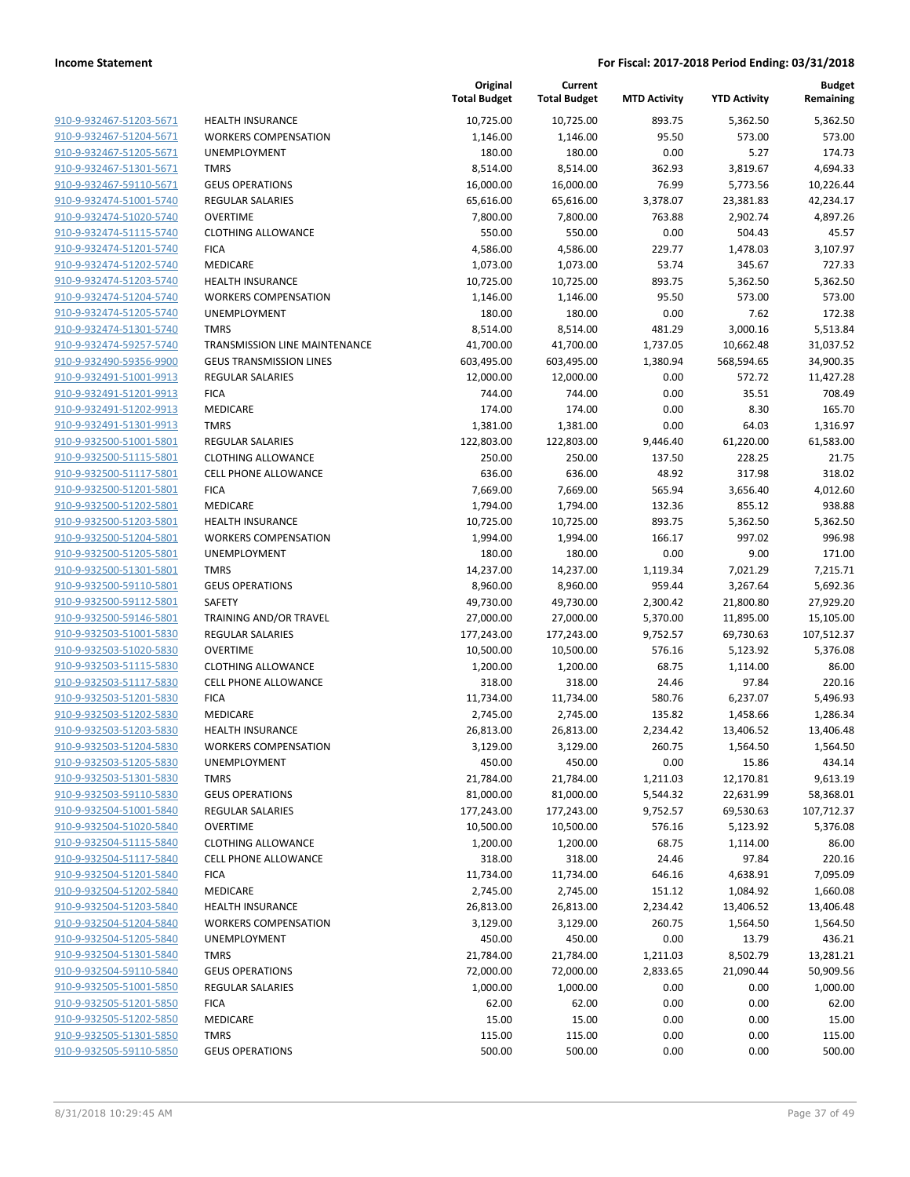**Income Statement** **For Fiscal: 2017-2018 Period Ending: 03/31/2018**

| | | Original Total Budget | Current Total Budget | MTD Activity | YTD Activity | Budget Remaining |
|---|---|---|---|---|---|---|
| 910-9-932467-51203-5671 | HEALTH INSURANCE | 10,725.00 | 10,725.00 | 893.75 | 5,362.50 | 5,362.50 |
| 910-9-932467-51204-5671 | WORKERS COMPENSATION | 1,146.00 | 1,146.00 | 95.50 | 573.00 | 573.00 |
| 910-9-932467-51205-5671 | UNEMPLOYMENT | 180.00 | 180.00 | 0.00 | 5.27 | 174.73 |
| 910-9-932467-51301-5671 | TMRS | 8,514.00 | 8,514.00 | 362.93 | 3,819.67 | 4,694.33 |
| 910-9-932467-59110-5671 | GEUS OPERATIONS | 16,000.00 | 16,000.00 | 76.99 | 5,773.56 | 10,226.44 |
| 910-9-932474-51001-5740 | REGULAR SALARIES | 65,616.00 | 65,616.00 | 3,378.07 | 23,381.83 | 42,234.17 |
| 910-9-932474-51020-5740 | OVERTIME | 7,800.00 | 7,800.00 | 763.88 | 2,902.74 | 4,897.26 |
| 910-9-932474-51115-5740 | CLOTHING ALLOWANCE | 550.00 | 550.00 | 0.00 | 504.43 | 45.57 |
| 910-9-932474-51201-5740 | FICA | 4,586.00 | 4,586.00 | 229.77 | 1,478.03 | 3,107.97 |
| 910-9-932474-51202-5740 | MEDICARE | 1,073.00 | 1,073.00 | 53.74 | 345.67 | 727.33 |
| 910-9-932474-51203-5740 | HEALTH INSURANCE | 10,725.00 | 10,725.00 | 893.75 | 5,362.50 | 5,362.50 |
| 910-9-932474-51204-5740 | WORKERS COMPENSATION | 1,146.00 | 1,146.00 | 95.50 | 573.00 | 573.00 |
| 910-9-932474-51205-5740 | UNEMPLOYMENT | 180.00 | 180.00 | 0.00 | 7.62 | 172.38 |
| 910-9-932474-51301-5740 | TMRS | 8,514.00 | 8,514.00 | 481.29 | 3,000.16 | 5,513.84 |
| 910-9-932474-59257-5740 | TRANSMISSION LINE MAINTENANCE | 41,700.00 | 41,700.00 | 1,737.05 | 10,662.48 | 31,037.52 |
| 910-9-932490-59356-9900 | GEUS TRANSMISSION LINES | 603,495.00 | 603,495.00 | 1,380.94 | 568,594.65 | 34,900.35 |
| 910-9-932491-51001-9913 | REGULAR SALARIES | 12,000.00 | 12,000.00 | 0.00 | 572.72 | 11,427.28 |
| 910-9-932491-51201-9913 | FICA | 744.00 | 744.00 | 0.00 | 35.51 | 708.49 |
| 910-9-932491-51202-9913 | MEDICARE | 174.00 | 174.00 | 0.00 | 8.30 | 165.70 |
| 910-9-932491-51301-9913 | TMRS | 1,381.00 | 1,381.00 | 0.00 | 64.03 | 1,316.97 |
| 910-9-932500-51001-5801 | REGULAR SALARIES | 122,803.00 | 122,803.00 | 9,446.40 | 61,220.00 | 61,583.00 |
| 910-9-932500-51115-5801 | CLOTHING ALLOWANCE | 250.00 | 250.00 | 137.50 | 228.25 | 21.75 |
| 910-9-932500-51117-5801 | CELL PHONE ALLOWANCE | 636.00 | 636.00 | 48.92 | 317.98 | 318.02 |
| 910-9-932500-51201-5801 | FICA | 7,669.00 | 7,669.00 | 565.94 | 3,656.40 | 4,012.60 |
| 910-9-932500-51202-5801 | MEDICARE | 1,794.00 | 1,794.00 | 132.36 | 855.12 | 938.88 |
| 910-9-932500-51203-5801 | HEALTH INSURANCE | 10,725.00 | 10,725.00 | 893.75 | 5,362.50 | 5,362.50 |
| 910-9-932500-51204-5801 | WORKERS COMPENSATION | 1,994.00 | 1,994.00 | 166.17 | 997.02 | 996.98 |
| 910-9-932500-51205-5801 | UNEMPLOYMENT | 180.00 | 180.00 | 0.00 | 9.00 | 171.00 |
| 910-9-932500-51301-5801 | TMRS | 14,237.00 | 14,237.00 | 1,119.34 | 7,021.29 | 7,215.71 |
| 910-9-932500-59110-5801 | GEUS OPERATIONS | 8,960.00 | 8,960.00 | 959.44 | 3,267.64 | 5,692.36 |
| 910-9-932500-59112-5801 | SAFETY | 49,730.00 | 49,730.00 | 2,300.42 | 21,800.80 | 27,929.20 |
| 910-9-932500-59146-5801 | TRAINING AND/OR TRAVEL | 27,000.00 | 27,000.00 | 5,370.00 | 11,895.00 | 15,105.00 |
| 910-9-932503-51001-5830 | REGULAR SALARIES | 177,243.00 | 177,243.00 | 9,752.57 | 69,730.63 | 107,512.37 |
| 910-9-932503-51020-5830 | OVERTIME | 10,500.00 | 10,500.00 | 576.16 | 5,123.92 | 5,376.08 |
| 910-9-932503-51115-5830 | CLOTHING ALLOWANCE | 1,200.00 | 1,200.00 | 68.75 | 1,114.00 | 86.00 |
| 910-9-932503-51117-5830 | CELL PHONE ALLOWANCE | 318.00 | 318.00 | 24.46 | 97.84 | 220.16 |
| 910-9-932503-51201-5830 | FICA | 11,734.00 | 11,734.00 | 580.76 | 6,237.07 | 5,496.93 |
| 910-9-932503-51202-5830 | MEDICARE | 2,745.00 | 2,745.00 | 135.82 | 1,458.66 | 1,286.34 |
| 910-9-932503-51203-5830 | HEALTH INSURANCE | 26,813.00 | 26,813.00 | 2,234.42 | 13,406.52 | 13,406.48 |
| 910-9-932503-51204-5830 | WORKERS COMPENSATION | 3,129.00 | 3,129.00 | 260.75 | 1,564.50 | 1,564.50 |
| 910-9-932503-51205-5830 | UNEMPLOYMENT | 450.00 | 450.00 | 0.00 | 15.86 | 434.14 |
| 910-9-932503-51301-5830 | TMRS | 21,784.00 | 21,784.00 | 1,211.03 | 12,170.81 | 9,613.19 |
| 910-9-932503-59110-5830 | GEUS OPERATIONS | 81,000.00 | 81,000.00 | 5,544.32 | 22,631.99 | 58,368.01 |
| 910-9-932504-51001-5840 | REGULAR SALARIES | 177,243.00 | 177,243.00 | 9,752.57 | 69,530.63 | 107,712.37 |
| 910-9-932504-51020-5840 | OVERTIME | 10,500.00 | 10,500.00 | 576.16 | 5,123.92 | 5,376.08 |
| 910-9-932504-51115-5840 | CLOTHING ALLOWANCE | 1,200.00 | 1,200.00 | 68.75 | 1,114.00 | 86.00 |
| 910-9-932504-51117-5840 | CELL PHONE ALLOWANCE | 318.00 | 318.00 | 24.46 | 97.84 | 220.16 |
| 910-9-932504-51201-5840 | FICA | 11,734.00 | 11,734.00 | 646.16 | 4,638.91 | 7,095.09 |
| 910-9-932504-51202-5840 | MEDICARE | 2,745.00 | 2,745.00 | 151.12 | 1,084.92 | 1,660.08 |
| 910-9-932504-51203-5840 | HEALTH INSURANCE | 26,813.00 | 26,813.00 | 2,234.42 | 13,406.52 | 13,406.48 |
| 910-9-932504-51204-5840 | WORKERS COMPENSATION | 3,129.00 | 3,129.00 | 260.75 | 1,564.50 | 1,564.50 |
| 910-9-932504-51205-5840 | UNEMPLOYMENT | 450.00 | 450.00 | 0.00 | 13.79 | 436.21 |
| 910-9-932504-51301-5840 | TMRS | 21,784.00 | 21,784.00 | 1,211.03 | 8,502.79 | 13,281.21 |
| 910-9-932504-59110-5840 | GEUS OPERATIONS | 72,000.00 | 72,000.00 | 2,833.65 | 21,090.44 | 50,909.56 |
| 910-9-932505-51001-5850 | REGULAR SALARIES | 1,000.00 | 1,000.00 | 0.00 | 0.00 | 1,000.00 |
| 910-9-932505-51201-5850 | FICA | 62.00 | 62.00 | 0.00 | 0.00 | 62.00 |
| 910-9-932505-51202-5850 | MEDICARE | 15.00 | 15.00 | 0.00 | 0.00 | 15.00 |
| 910-9-932505-51301-5850 | TMRS | 115.00 | 115.00 | 0.00 | 0.00 | 115.00 |
| 910-9-932505-59110-5850 | GEUS OPERATIONS | 500.00 | 500.00 | 0.00 | 0.00 | 500.00 |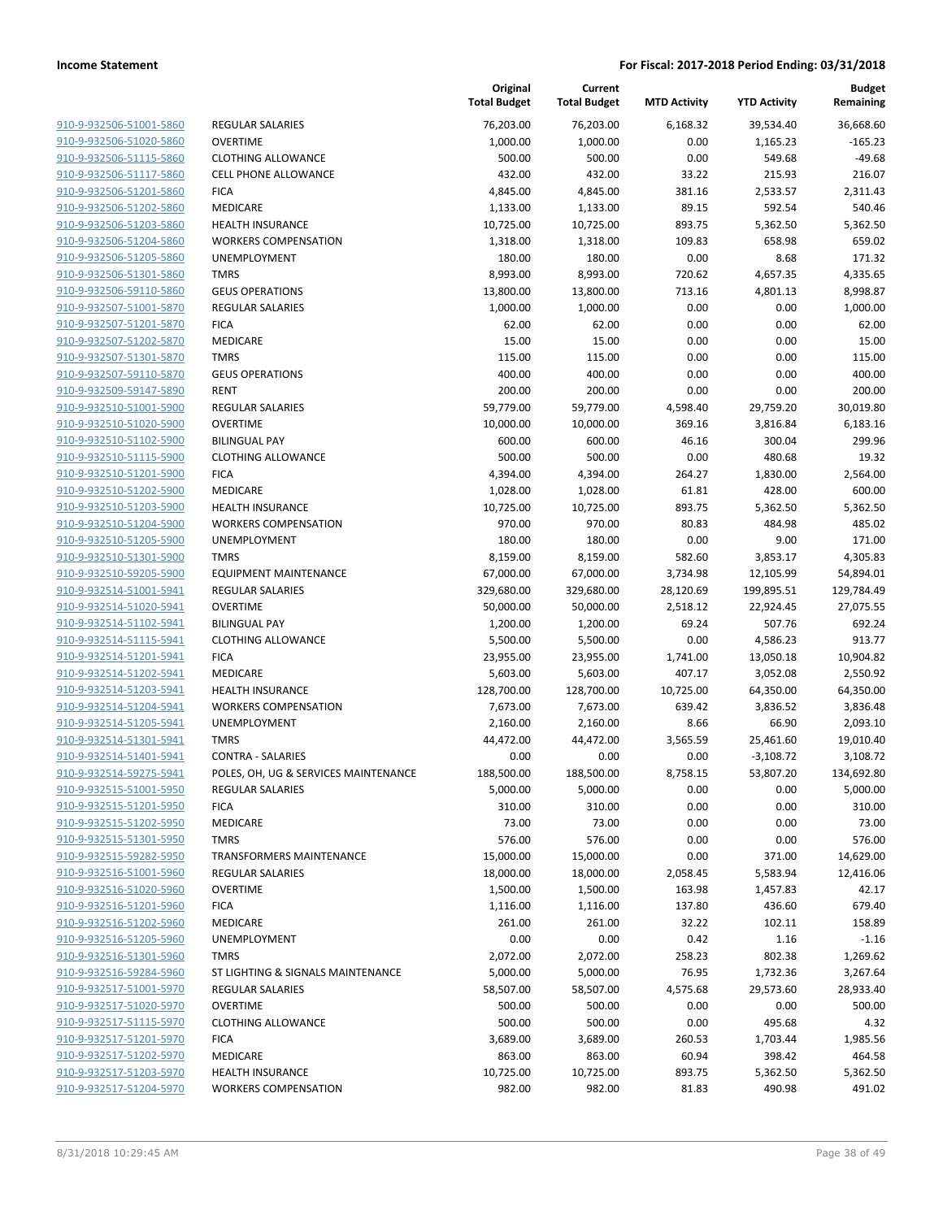| | | Original Total Budget | Current Total Budget | MTD Activity | YTD Activity | Budget Remaining |
|---|---|---|---|---|---|---|
| 910-9-932506-51001-5860 | REGULAR SALARIES | 76,203.00 | 76,203.00 | 6,168.32 | 39,534.40 | 36,668.60 |
| 910-9-932506-51020-5860 | OVERTIME | 1,000.00 | 1,000.00 | 0.00 | 1,165.23 | -165.23 |
| 910-9-932506-51115-5860 | CLOTHING ALLOWANCE | 500.00 | 500.00 | 0.00 | 549.68 | -49.68 |
| 910-9-932506-51117-5860 | CELL PHONE ALLOWANCE | 432.00 | 432.00 | 33.22 | 215.93 | 216.07 |
| 910-9-932506-51201-5860 | FICA | 4,845.00 | 4,845.00 | 381.16 | 2,533.57 | 2,311.43 |
| 910-9-932506-51202-5860 | MEDICARE | 1,133.00 | 1,133.00 | 89.15 | 592.54 | 540.46 |
| 910-9-932506-51203-5860 | HEALTH INSURANCE | 10,725.00 | 10,725.00 | 893.75 | 5,362.50 | 5,362.50 |
| 910-9-932506-51204-5860 | WORKERS COMPENSATION | 1,318.00 | 1,318.00 | 109.83 | 658.98 | 659.02 |
| 910-9-932506-51205-5860 | UNEMPLOYMENT | 180.00 | 180.00 | 0.00 | 8.68 | 171.32 |
| 910-9-932506-51301-5860 | TMRS | 8,993.00 | 8,993.00 | 720.62 | 4,657.35 | 4,335.65 |
| 910-9-932506-59110-5860 | GEUS OPERATIONS | 13,800.00 | 13,800.00 | 713.16 | 4,801.13 | 8,998.87 |
| 910-9-932507-51001-5870 | REGULAR SALARIES | 1,000.00 | 1,000.00 | 0.00 | 0.00 | 1,000.00 |
| 910-9-932507-51201-5870 | FICA | 62.00 | 62.00 | 0.00 | 0.00 | 62.00 |
| 910-9-932507-51202-5870 | MEDICARE | 15.00 | 15.00 | 0.00 | 0.00 | 15.00 |
| 910-9-932507-51301-5870 | TMRS | 115.00 | 115.00 | 0.00 | 0.00 | 115.00 |
| 910-9-932507-59110-5870 | GEUS OPERATIONS | 400.00 | 400.00 | 0.00 | 0.00 | 400.00 |
| 910-9-932509-59147-5890 | RENT | 200.00 | 200.00 | 0.00 | 0.00 | 200.00 |
| 910-9-932510-51001-5900 | REGULAR SALARIES | 59,779.00 | 59,779.00 | 4,598.40 | 29,759.20 | 30,019.80 |
| 910-9-932510-51020-5900 | OVERTIME | 10,000.00 | 10,000.00 | 369.16 | 3,816.84 | 6,183.16 |
| 910-9-932510-51102-5900 | BILINGUAL PAY | 600.00 | 600.00 | 46.16 | 300.04 | 299.96 |
| 910-9-932510-51115-5900 | CLOTHING ALLOWANCE | 500.00 | 500.00 | 0.00 | 480.68 | 19.32 |
| 910-9-932510-51201-5900 | FICA | 4,394.00 | 4,394.00 | 264.27 | 1,830.00 | 2,564.00 |
| 910-9-932510-51202-5900 | MEDICARE | 1,028.00 | 1,028.00 | 61.81 | 428.00 | 600.00 |
| 910-9-932510-51203-5900 | HEALTH INSURANCE | 10,725.00 | 10,725.00 | 893.75 | 5,362.50 | 5,362.50 |
| 910-9-932510-51204-5900 | WORKERS COMPENSATION | 970.00 | 970.00 | 80.83 | 484.98 | 485.02 |
| 910-9-932510-51205-5900 | UNEMPLOYMENT | 180.00 | 180.00 | 0.00 | 9.00 | 171.00 |
| 910-9-932510-51301-5900 | TMRS | 8,159.00 | 8,159.00 | 582.60 | 3,853.17 | 4,305.83 |
| 910-9-932510-59205-5900 | EQUIPMENT MAINTENANCE | 67,000.00 | 67,000.00 | 3,734.98 | 12,105.99 | 54,894.01 |
| 910-9-932514-51001-5941 | REGULAR SALARIES | 329,680.00 | 329,680.00 | 28,120.69 | 199,895.51 | 129,784.49 |
| 910-9-932514-51020-5941 | OVERTIME | 50,000.00 | 50,000.00 | 2,518.12 | 22,924.45 | 27,075.55 |
| 910-9-932514-51102-5941 | BILINGUAL PAY | 1,200.00 | 1,200.00 | 69.24 | 507.76 | 692.24 |
| 910-9-932514-51115-5941 | CLOTHING ALLOWANCE | 5,500.00 | 5,500.00 | 0.00 | 4,586.23 | 913.77 |
| 910-9-932514-51201-5941 | FICA | 23,955.00 | 23,955.00 | 1,741.00 | 13,050.18 | 10,904.82 |
| 910-9-932514-51202-5941 | MEDICARE | 5,603.00 | 5,603.00 | 407.17 | 3,052.08 | 2,550.92 |
| 910-9-932514-51203-5941 | HEALTH INSURANCE | 128,700.00 | 128,700.00 | 10,725.00 | 64,350.00 | 64,350.00 |
| 910-9-932514-51204-5941 | WORKERS COMPENSATION | 7,673.00 | 7,673.00 | 639.42 | 3,836.52 | 3,836.48 |
| 910-9-932514-51205-5941 | UNEMPLOYMENT | 2,160.00 | 2,160.00 | 8.66 | 66.90 | 2,093.10 |
| 910-9-932514-51301-5941 | TMRS | 44,472.00 | 44,472.00 | 3,565.59 | 25,461.60 | 19,010.40 |
| 910-9-932514-51401-5941 | CONTRA - SALARIES | 0.00 | 0.00 | 0.00 | -3,108.72 | 3,108.72 |
| 910-9-932514-59275-5941 | POLES, OH, UG & SERVICES MAINTENANCE | 188,500.00 | 188,500.00 | 8,758.15 | 53,807.20 | 134,692.80 |
| 910-9-932515-51001-5950 | REGULAR SALARIES | 5,000.00 | 5,000.00 | 0.00 | 0.00 | 5,000.00 |
| 910-9-932515-51201-5950 | FICA | 310.00 | 310.00 | 0.00 | 0.00 | 310.00 |
| 910-9-932515-51202-5950 | MEDICARE | 73.00 | 73.00 | 0.00 | 0.00 | 73.00 |
| 910-9-932515-51301-5950 | TMRS | 576.00 | 576.00 | 0.00 | 0.00 | 576.00 |
| 910-9-932515-59282-5950 | TRANSFORMERS MAINTENANCE | 15,000.00 | 15,000.00 | 0.00 | 371.00 | 14,629.00 |
| 910-9-932516-51001-5960 | REGULAR SALARIES | 18,000.00 | 18,000.00 | 2,058.45 | 5,583.94 | 12,416.06 |
| 910-9-932516-51020-5960 | OVERTIME | 1,500.00 | 1,500.00 | 163.98 | 1,457.83 | 42.17 |
| 910-9-932516-51201-5960 | FICA | 1,116.00 | 1,116.00 | 137.80 | 436.60 | 679.40 |
| 910-9-932516-51202-5960 | MEDICARE | 261.00 | 261.00 | 32.22 | 102.11 | 158.89 |
| 910-9-932516-51205-5960 | UNEMPLOYMENT | 0.00 | 0.00 | 0.42 | 1.16 | -1.16 |
| 910-9-932516-51301-5960 | TMRS | 2,072.00 | 2,072.00 | 258.23 | 802.38 | 1,269.62 |
| 910-9-932516-59284-5960 | ST LIGHTING & SIGNALS MAINTENANCE | 5,000.00 | 5,000.00 | 76.95 | 1,732.36 | 3,267.64 |
| 910-9-932517-51001-5970 | REGULAR SALARIES | 58,507.00 | 58,507.00 | 4,575.68 | 29,573.60 | 28,933.40 |
| 910-9-932517-51020-5970 | OVERTIME | 500.00 | 500.00 | 0.00 | 0.00 | 500.00 |
| 910-9-932517-51115-5970 | CLOTHING ALLOWANCE | 500.00 | 500.00 | 0.00 | 495.68 | 4.32 |
| 910-9-932517-51201-5970 | FICA | 3,689.00 | 3,689.00 | 260.53 | 1,703.44 | 1,985.56 |
| 910-9-932517-51202-5970 | MEDICARE | 863.00 | 863.00 | 60.94 | 398.42 | 464.58 |
| 910-9-932517-51203-5970 | HEALTH INSURANCE | 10,725.00 | 10,725.00 | 893.75 | 5,362.50 | 5,362.50 |
| 910-9-932517-51204-5970 | WORKERS COMPENSATION | 982.00 | 982.00 | 81.83 | 490.98 | 491.02 |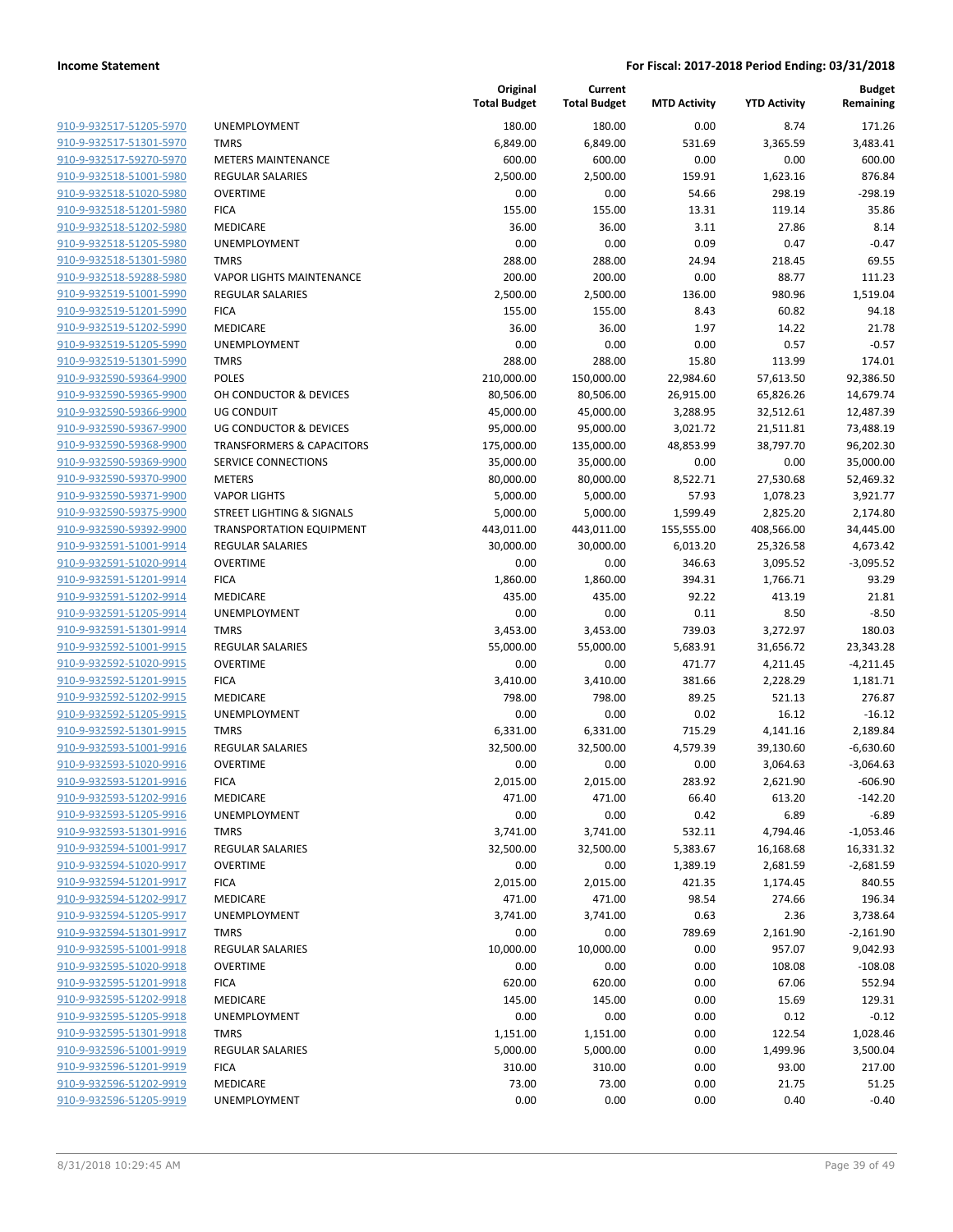**Income Statement** — **For Fiscal: 2017-2018 Period Ending: 03/31/2018**

| | | Original Total Budget | Current Total Budget | MTD Activity | YTD Activity | Budget Remaining |
|---|---|---|---|---|---|---|
| 910-9-932517-51205-5970 | UNEMPLOYMENT | 180.00 | 180.00 | 0.00 | 8.74 | 171.26 |
| 910-9-932517-51301-5970 | TMRS | 6,849.00 | 6,849.00 | 531.69 | 3,365.59 | 3,483.41 |
| 910-9-932517-59270-5970 | METERS MAINTENANCE | 600.00 | 600.00 | 0.00 | 0.00 | 600.00 |
| 910-9-932518-51001-5980 | REGULAR SALARIES | 2,500.00 | 2,500.00 | 159.91 | 1,623.16 | 876.84 |
| 910-9-932518-51020-5980 | OVERTIME | 0.00 | 0.00 | 54.66 | 298.19 | -298.19 |
| 910-9-932518-51201-5980 | FICA | 155.00 | 155.00 | 13.31 | 119.14 | 35.86 |
| 910-9-932518-51202-5980 | MEDICARE | 36.00 | 36.00 | 3.11 | 27.86 | 8.14 |
| 910-9-932518-51205-5980 | UNEMPLOYMENT | 0.00 | 0.00 | 0.09 | 0.47 | -0.47 |
| 910-9-932518-51301-5980 | TMRS | 288.00 | 288.00 | 24.94 | 218.45 | 69.55 |
| 910-9-932518-59288-5980 | VAPOR LIGHTS MAINTENANCE | 200.00 | 200.00 | 0.00 | 88.77 | 111.23 |
| 910-9-932519-51001-5990 | REGULAR SALARIES | 2,500.00 | 2,500.00 | 136.00 | 980.96 | 1,519.04 |
| 910-9-932519-51201-5990 | FICA | 155.00 | 155.00 | 8.43 | 60.82 | 94.18 |
| 910-9-932519-51202-5990 | MEDICARE | 36.00 | 36.00 | 1.97 | 14.22 | 21.78 |
| 910-9-932519-51205-5990 | UNEMPLOYMENT | 0.00 | 0.00 | 0.00 | 0.57 | -0.57 |
| 910-9-932519-51301-5990 | TMRS | 288.00 | 288.00 | 15.80 | 113.99 | 174.01 |
| 910-9-932590-59364-9900 | POLES | 210,000.00 | 150,000.00 | 22,984.60 | 57,613.50 | 92,386.50 |
| 910-9-932590-59365-9900 | OH CONDUCTOR & DEVICES | 80,506.00 | 80,506.00 | 26,915.00 | 65,826.26 | 14,679.74 |
| 910-9-932590-59366-9900 | UG CONDUIT | 45,000.00 | 45,000.00 | 3,288.95 | 32,512.61 | 12,487.39 |
| 910-9-932590-59367-9900 | UG CONDUCTOR & DEVICES | 95,000.00 | 95,000.00 | 3,021.72 | 21,511.81 | 73,488.19 |
| 910-9-932590-59368-9900 | TRANSFORMERS & CAPACITORS | 175,000.00 | 135,000.00 | 48,853.99 | 38,797.70 | 96,202.30 |
| 910-9-932590-59369-9900 | SERVICE CONNECTIONS | 35,000.00 | 35,000.00 | 0.00 | 0.00 | 35,000.00 |
| 910-9-932590-59370-9900 | METERS | 80,000.00 | 80,000.00 | 8,522.71 | 27,530.68 | 52,469.32 |
| 910-9-932590-59371-9900 | VAPOR LIGHTS | 5,000.00 | 5,000.00 | 57.93 | 1,078.23 | 3,921.77 |
| 910-9-932590-59375-9900 | STREET LIGHTING & SIGNALS | 5,000.00 | 5,000.00 | 1,599.49 | 2,825.20 | 2,174.80 |
| 910-9-932590-59392-9900 | TRANSPORTATION EQUIPMENT | 443,011.00 | 443,011.00 | 155,555.00 | 408,566.00 | 34,445.00 |
| 910-9-932591-51001-9914 | REGULAR SALARIES | 30,000.00 | 30,000.00 | 6,013.20 | 25,326.58 | 4,673.42 |
| 910-9-932591-51020-9914 | OVERTIME | 0.00 | 0.00 | 346.63 | 3,095.52 | -3,095.52 |
| 910-9-932591-51201-9914 | FICA | 1,860.00 | 1,860.00 | 394.31 | 1,766.71 | 93.29 |
| 910-9-932591-51202-9914 | MEDICARE | 435.00 | 435.00 | 92.22 | 413.19 | 21.81 |
| 910-9-932591-51205-9914 | UNEMPLOYMENT | 0.00 | 0.00 | 0.11 | 8.50 | -8.50 |
| 910-9-932591-51301-9914 | TMRS | 3,453.00 | 3,453.00 | 739.03 | 3,272.97 | 180.03 |
| 910-9-932592-51001-9915 | REGULAR SALARIES | 55,000.00 | 55,000.00 | 5,683.91 | 31,656.72 | 23,343.28 |
| 910-9-932592-51020-9915 | OVERTIME | 0.00 | 0.00 | 471.77 | 4,211.45 | -4,211.45 |
| 910-9-932592-51201-9915 | FICA | 3,410.00 | 3,410.00 | 381.66 | 2,228.29 | 1,181.71 |
| 910-9-932592-51202-9915 | MEDICARE | 798.00 | 798.00 | 89.25 | 521.13 | 276.87 |
| 910-9-932592-51205-9915 | UNEMPLOYMENT | 0.00 | 0.00 | 0.02 | 16.12 | -16.12 |
| 910-9-932592-51301-9915 | TMRS | 6,331.00 | 6,331.00 | 715.29 | 4,141.16 | 2,189.84 |
| 910-9-932593-51001-9916 | REGULAR SALARIES | 32,500.00 | 32,500.00 | 4,579.39 | 39,130.60 | -6,630.60 |
| 910-9-932593-51020-9916 | OVERTIME | 0.00 | 0.00 | 0.00 | 3,064.63 | -3,064.63 |
| 910-9-932593-51201-9916 | FICA | 2,015.00 | 2,015.00 | 283.92 | 2,621.90 | -606.90 |
| 910-9-932593-51202-9916 | MEDICARE | 471.00 | 471.00 | 66.40 | 613.20 | -142.20 |
| 910-9-932593-51205-9916 | UNEMPLOYMENT | 0.00 | 0.00 | 0.42 | 6.89 | -6.89 |
| 910-9-932593-51301-9916 | TMRS | 3,741.00 | 3,741.00 | 532.11 | 4,794.46 | -1,053.46 |
| 910-9-932594-51001-9917 | REGULAR SALARIES | 32,500.00 | 32,500.00 | 5,383.67 | 16,168.68 | 16,331.32 |
| 910-9-932594-51020-9917 | OVERTIME | 0.00 | 0.00 | 1,389.19 | 2,681.59 | -2,681.59 |
| 910-9-932594-51201-9917 | FICA | 2,015.00 | 2,015.00 | 421.35 | 1,174.45 | 840.55 |
| 910-9-932594-51202-9917 | MEDICARE | 471.00 | 471.00 | 98.54 | 274.66 | 196.34 |
| 910-9-932594-51205-9917 | UNEMPLOYMENT | 3,741.00 | 3,741.00 | 0.63 | 2.36 | 3,738.64 |
| 910-9-932594-51301-9917 | TMRS | 0.00 | 0.00 | 789.69 | 2,161.90 | -2,161.90 |
| 910-9-932595-51001-9918 | REGULAR SALARIES | 10,000.00 | 10,000.00 | 0.00 | 957.07 | 9,042.93 |
| 910-9-932595-51020-9918 | OVERTIME | 0.00 | 0.00 | 0.00 | 108.08 | -108.08 |
| 910-9-932595-51201-9918 | FICA | 620.00 | 620.00 | 0.00 | 67.06 | 552.94 |
| 910-9-932595-51202-9918 | MEDICARE | 145.00 | 145.00 | 0.00 | 15.69 | 129.31 |
| 910-9-932595-51205-9918 | UNEMPLOYMENT | 0.00 | 0.00 | 0.00 | 0.12 | -0.12 |
| 910-9-932595-51301-9918 | TMRS | 1,151.00 | 1,151.00 | 0.00 | 122.54 | 1,028.46 |
| 910-9-932596-51001-9919 | REGULAR SALARIES | 5,000.00 | 5,000.00 | 0.00 | 1,499.96 | 3,500.04 |
| 910-9-932596-51201-9919 | FICA | 310.00 | 310.00 | 0.00 | 93.00 | 217.00 |
| 910-9-932596-51202-9919 | MEDICARE | 73.00 | 73.00 | 0.00 | 21.75 | 51.25 |
| 910-9-932596-51205-9919 | UNEMPLOYMENT | 0.00 | 0.00 | 0.00 | 0.40 | -0.40 |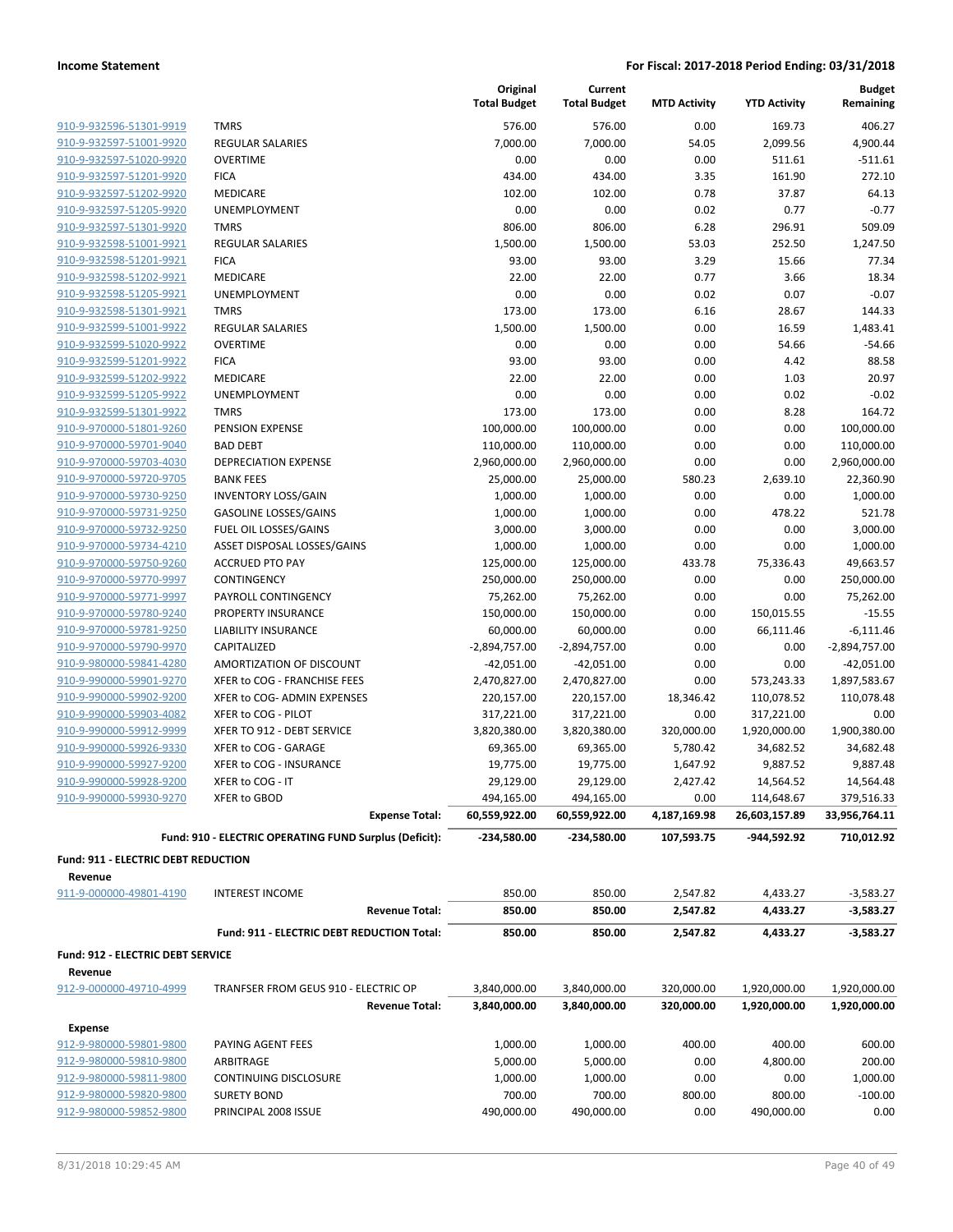| | | Original Total Budget | Current Total Budget | MTD Activity | YTD Activity | Budget Remaining |
|---|---|---|---|---|---|---|
| 910-9-932596-51301-9919 | TMRS | 576.00 | 576.00 | 0.00 | 169.73 | 406.27 |
| 910-9-932597-51001-9920 | REGULAR SALARIES | 7,000.00 | 7,000.00 | 54.05 | 2,099.56 | 4,900.44 |
| 910-9-932597-51020-9920 | OVERTIME | 0.00 | 0.00 | 0.00 | 511.61 | -511.61 |
| 910-9-932597-51201-9920 | FICA | 434.00 | 434.00 | 3.35 | 161.90 | 272.10 |
| 910-9-932597-51202-9920 | MEDICARE | 102.00 | 102.00 | 0.78 | 37.87 | 64.13 |
| 910-9-932597-51205-9920 | UNEMPLOYMENT | 0.00 | 0.00 | 0.02 | 0.77 | -0.77 |
| 910-9-932597-51301-9920 | TMRS | 806.00 | 806.00 | 6.28 | 296.91 | 509.09 |
| 910-9-932598-51001-9921 | REGULAR SALARIES | 1,500.00 | 1,500.00 | 53.03 | 252.50 | 1,247.50 |
| 910-9-932598-51201-9921 | FICA | 93.00 | 93.00 | 3.29 | 15.66 | 77.34 |
| 910-9-932598-51202-9921 | MEDICARE | 22.00 | 22.00 | 0.77 | 3.66 | 18.34 |
| 910-9-932598-51205-9921 | UNEMPLOYMENT | 0.00 | 0.00 | 0.02 | 0.07 | -0.07 |
| 910-9-932598-51301-9921 | TMRS | 173.00 | 173.00 | 6.16 | 28.67 | 144.33 |
| 910-9-932599-51001-9922 | REGULAR SALARIES | 1,500.00 | 1,500.00 | 0.00 | 16.59 | 1,483.41 |
| 910-9-932599-51020-9922 | OVERTIME | 0.00 | 0.00 | 0.00 | 54.66 | -54.66 |
| 910-9-932599-51201-9922 | FICA | 93.00 | 93.00 | 0.00 | 4.42 | 88.58 |
| 910-9-932599-51202-9922 | MEDICARE | 22.00 | 22.00 | 0.00 | 1.03 | 20.97 |
| 910-9-932599-51205-9922 | UNEMPLOYMENT | 0.00 | 0.00 | 0.00 | 0.02 | -0.02 |
| 910-9-932599-51301-9922 | TMRS | 173.00 | 173.00 | 0.00 | 8.28 | 164.72 |
| 910-9-970000-51801-9260 | PENSION EXPENSE | 100,000.00 | 100,000.00 | 0.00 | 0.00 | 100,000.00 |
| 910-9-970000-59701-9040 | BAD DEBT | 110,000.00 | 110,000.00 | 0.00 | 0.00 | 110,000.00 |
| 910-9-970000-59703-4030 | DEPRECIATION EXPENSE | 2,960,000.00 | 2,960,000.00 | 0.00 | 0.00 | 2,960,000.00 |
| 910-9-970000-59720-9705 | BANK FEES | 25,000.00 | 25,000.00 | 580.23 | 2,639.10 | 22,360.90 |
| 910-9-970000-59730-9250 | INVENTORY LOSS/GAIN | 1,000.00 | 1,000.00 | 0.00 | 0.00 | 1,000.00 |
| 910-9-970000-59731-9250 | GASOLINE LOSSES/GAINS | 1,000.00 | 1,000.00 | 0.00 | 478.22 | 521.78 |
| 910-9-970000-59732-9250 | FUEL OIL LOSSES/GAINS | 3,000.00 | 3,000.00 | 0.00 | 0.00 | 3,000.00 |
| 910-9-970000-59734-4210 | ASSET DISPOSAL LOSSES/GAINS | 1,000.00 | 1,000.00 | 0.00 | 0.00 | 1,000.00 |
| 910-9-970000-59750-9260 | ACCRUED PTO PAY | 125,000.00 | 125,000.00 | 433.78 | 75,336.43 | 49,663.57 |
| 910-9-970000-59770-9997 | CONTINGENCY | 250,000.00 | 250,000.00 | 0.00 | 0.00 | 250,000.00 |
| 910-9-970000-59771-9997 | PAYROLL CONTINGENCY | 75,262.00 | 75,262.00 | 0.00 | 0.00 | 75,262.00 |
| 910-9-970000-59780-9240 | PROPERTY INSURANCE | 150,000.00 | 150,000.00 | 0.00 | 150,015.55 | -15.55 |
| 910-9-970000-59781-9250 | LIABILITY INSURANCE | 60,000.00 | 60,000.00 | 0.00 | 66,111.46 | -6,111.46 |
| 910-9-970000-59790-9970 | CAPITALIZED | -2,894,757.00 | -2,894,757.00 | 0.00 | 0.00 | -2,894,757.00 |
| 910-9-980000-59841-4280 | AMORTIZATION OF DISCOUNT | -42,051.00 | -42,051.00 | 0.00 | 0.00 | -42,051.00 |
| 910-9-990000-59901-9270 | XFER to COG - FRANCHISE FEES | 2,470,827.00 | 2,470,827.00 | 0.00 | 573,243.33 | 1,897,583.67 |
| 910-9-990000-59902-9200 | XFER to COG- ADMIN EXPENSES | 220,157.00 | 220,157.00 | 18,346.42 | 110,078.52 | 110,078.48 |
| 910-9-990000-59903-4082 | XFER to COG - PILOT | 317,221.00 | 317,221.00 | 0.00 | 317,221.00 | 0.00 |
| 910-9-990000-59912-9999 | XFER TO 912 - DEBT SERVICE | 3,820,380.00 | 3,820,380.00 | 320,000.00 | 1,920,000.00 | 1,900,380.00 |
| 910-9-990000-59926-9330 | XFER to COG - GARAGE | 69,365.00 | 69,365.00 | 5,780.42 | 34,682.52 | 34,682.48 |
| 910-9-990000-59927-9200 | XFER to COG - INSURANCE | 19,775.00 | 19,775.00 | 1,647.92 | 9,887.52 | 9,887.48 |
| 910-9-990000-59928-9200 | XFER to COG - IT | 29,129.00 | 29,129.00 | 2,427.42 | 14,564.52 | 14,564.48 |
| 910-9-990000-59930-9270 | XFER to GBOD | 494,165.00 | 494,165.00 | 0.00 | 114,648.67 | 379,516.33 |
| | **Expense Total:** | **60,559,922.00** | **60,559,922.00** | **4,187,169.98** | **26,603,157.89** | **33,956,764.11** |
| | **Fund: 910 - ELECTRIC OPERATING FUND Surplus (Deficit):** | **-234,580.00** | **-234,580.00** | **107,593.75** | **-944,592.92** | **710,012.92** |

**Fund: 911 - ELECTRIC DEBT REDUCTION**

**Revenue**

| | | Original Total Budget | Current Total Budget | MTD Activity | YTD Activity | Budget Remaining |
|---|---|---|---|---|---|---|
| 911-9-000000-49801-4190 | INTEREST INCOME | 850.00 | 850.00 | 2,547.82 | 4,433.27 | -3,583.27 |
| | **Revenue Total:** | **850.00** | **850.00** | **2,547.82** | **4,433.27** | **-3,583.27** |
| | **Fund: 911 - ELECTRIC DEBT REDUCTION Total:** | **850.00** | **850.00** | **2,547.82** | **4,433.27** | **-3,583.27** |

**Fund: 912 - ELECTRIC DEBT SERVICE**

**Revenue**

| | | Original Total Budget | Current Total Budget | MTD Activity | YTD Activity | Budget Remaining |
|---|---|---|---|---|---|---|
| 912-9-000000-49710-4999 | TRANFSER FROM GEUS 910 - ELECTRIC OP | 3,840,000.00 | 3,840,000.00 | 320,000.00 | 1,920,000.00 | 1,920,000.00 |
| | **Revenue Total:** | **3,840,000.00** | **3,840,000.00** | **320,000.00** | **1,920,000.00** | **1,920,000.00** |

**Expense**

| | | Original Total Budget | Current Total Budget | MTD Activity | YTD Activity | Budget Remaining |
|---|---|---|---|---|---|---|
| 912-9-980000-59801-9800 | PAYING AGENT FEES | 1,000.00 | 1,000.00 | 400.00 | 400.00 | 600.00 |
| 912-9-980000-59810-9800 | ARBITRAGE | 5,000.00 | 5,000.00 | 0.00 | 4,800.00 | 200.00 |
| 912-9-980000-59811-9800 | CONTINUING DISCLOSURE | 1,000.00 | 1,000.00 | 0.00 | 0.00 | 1,000.00 |
| 912-9-980000-59820-9800 | SURETY BOND | 700.00 | 700.00 | 800.00 | 800.00 | -100.00 |
| 912-9-980000-59852-9800 | PRINCIPAL 2008 ISSUE | 490,000.00 | 490,000.00 | 0.00 | 490,000.00 | 0.00 |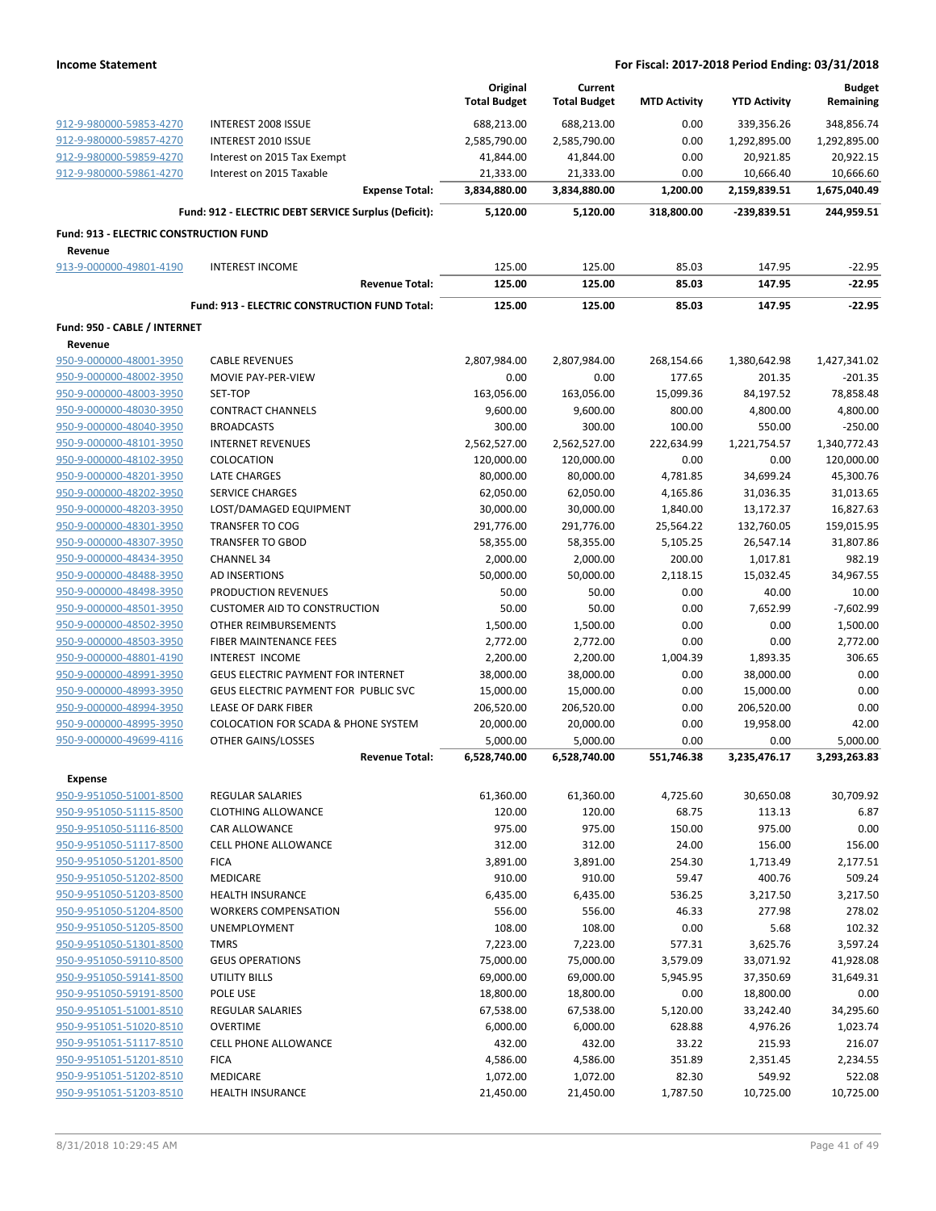**Income Statement** — **For Fiscal: 2017-2018 Period Ending: 03/31/2018**

| | | Original Total Budget | Current Total Budget | MTD Activity | YTD Activity | Budget Remaining |
|---|---|---|---|---|---|---|
| 912-9-980000-59853-4270 | INTEREST 2008 ISSUE | 688,213.00 | 688,213.00 | 0.00 | 339,356.26 | 348,856.74 |
| 912-9-980000-59857-4270 | INTEREST 2010 ISSUE | 2,585,790.00 | 2,585,790.00 | 0.00 | 1,292,895.00 | 1,292,895.00 |
| 912-9-980000-59859-4270 | Interest on 2015 Tax Exempt | 41,844.00 | 41,844.00 | 0.00 | 20,921.85 | 20,922.15 |
| 912-9-980000-59861-4270 | Interest on 2015 Taxable | 21,333.00 | 21,333.00 | 0.00 | 10,666.40 | 10,666.60 |
| | **Expense Total:** | **3,834,880.00** | **3,834,880.00** | **1,200.00** | **2,159,839.51** | **1,675,040.49** |
| | **Fund: 912 - ELECTRIC DEBT SERVICE Surplus (Deficit):** | **5,120.00** | **5,120.00** | **318,800.00** | **-239,839.51** | **244,959.51** |
| **Fund: 913 - ELECTRIC CONSTRUCTION FUND** | | | | | | |
| **Revenue** | | | | | | |
| 913-9-000000-49801-4190 | INTEREST INCOME | 125.00 | 125.00 | 85.03 | 147.95 | -22.95 |
| | **Revenue Total:** | **125.00** | **125.00** | **85.03** | **147.95** | **-22.95** |
| | **Fund: 913 - ELECTRIC CONSTRUCTION FUND Total:** | **125.00** | **125.00** | **85.03** | **147.95** | **-22.95** |
| **Fund: 950 - CABLE / INTERNET** | | | | | | |
| **Revenue** | | | | | | |
| 950-9-000000-48001-3950 | CABLE REVENUES | 2,807,984.00 | 2,807,984.00 | 268,154.66 | 1,380,642.98 | 1,427,341.02 |
| 950-9-000000-48002-3950 | MOVIE PAY-PER-VIEW | 0.00 | 0.00 | 177.65 | 201.35 | -201.35 |
| 950-9-000000-48003-3950 | SET-TOP | 163,056.00 | 163,056.00 | 15,099.36 | 84,197.52 | 78,858.48 |
| 950-9-000000-48030-3950 | CONTRACT CHANNELS | 9,600.00 | 9,600.00 | 800.00 | 4,800.00 | 4,800.00 |
| 950-9-000000-48040-3950 | BROADCASTS | 300.00 | 300.00 | 100.00 | 550.00 | -250.00 |
| 950-9-000000-48101-3950 | INTERNET REVENUES | 2,562,527.00 | 2,562,527.00 | 222,634.99 | 1,221,754.57 | 1,340,772.43 |
| 950-9-000000-48102-3950 | COLOCATION | 120,000.00 | 120,000.00 | 0.00 | 0.00 | 120,000.00 |
| 950-9-000000-48201-3950 | LATE CHARGES | 80,000.00 | 80,000.00 | 4,781.85 | 34,699.24 | 45,300.76 |
| 950-9-000000-48202-3950 | SERVICE CHARGES | 62,050.00 | 62,050.00 | 4,165.86 | 31,036.35 | 31,013.65 |
| 950-9-000000-48203-3950 | LOST/DAMAGED EQUIPMENT | 30,000.00 | 30,000.00 | 1,840.00 | 13,172.37 | 16,827.63 |
| 950-9-000000-48301-3950 | TRANSFER TO COG | 291,776.00 | 291,776.00 | 25,564.22 | 132,760.05 | 159,015.95 |
| 950-9-000000-48307-3950 | TRANSFER TO GBOD | 58,355.00 | 58,355.00 | 5,105.25 | 26,547.14 | 31,807.86 |
| 950-9-000000-48434-3950 | CHANNEL 34 | 2,000.00 | 2,000.00 | 200.00 | 1,017.81 | 982.19 |
| 950-9-000000-48488-3950 | AD INSERTIONS | 50,000.00 | 50,000.00 | 2,118.15 | 15,032.45 | 34,967.55 |
| 950-9-000000-48498-3950 | PRODUCTION REVENUES | 50.00 | 50.00 | 0.00 | 40.00 | 10.00 |
| 950-9-000000-48501-3950 | CUSTOMER AID TO CONSTRUCTION | 50.00 | 50.00 | 0.00 | 7,652.99 | -7,602.99 |
| 950-9-000000-48502-3950 | OTHER REIMBURSEMENTS | 1,500.00 | 1,500.00 | 0.00 | 0.00 | 1,500.00 |
| 950-9-000000-48503-3950 | FIBER MAINTENANCE FEES | 2,772.00 | 2,772.00 | 0.00 | 0.00 | 2,772.00 |
| 950-9-000000-48801-4190 | INTEREST INCOME | 2,200.00 | 2,200.00 | 1,004.39 | 1,893.35 | 306.65 |
| 950-9-000000-48991-3950 | GEUS ELECTRIC PAYMENT FOR INTERNET | 38,000.00 | 38,000.00 | 0.00 | 38,000.00 | 0.00 |
| 950-9-000000-48993-3950 | GEUS ELECTRIC PAYMENT FOR PUBLIC SVC | 15,000.00 | 15,000.00 | 0.00 | 15,000.00 | 0.00 |
| 950-9-000000-48994-3950 | LEASE OF DARK FIBER | 206,520.00 | 206,520.00 | 0.00 | 206,520.00 | 0.00 |
| 950-9-000000-48995-3950 | COLOCATION FOR SCADA & PHONE SYSTEM | 20,000.00 | 20,000.00 | 0.00 | 19,958.00 | 42.00 |
| 950-9-000000-49699-4116 | OTHER GAINS/LOSSES | 5,000.00 | 5,000.00 | 0.00 | 0.00 | 5,000.00 |
| | **Revenue Total:** | **6,528,740.00** | **6,528,740.00** | **551,746.38** | **3,235,476.17** | **3,293,263.83** |
| **Expense** | | | | | | |
| 950-9-951050-51001-8500 | REGULAR SALARIES | 61,360.00 | 61,360.00 | 4,725.60 | 30,650.08 | 30,709.92 |
| 950-9-951050-51115-8500 | CLOTHING ALLOWANCE | 120.00 | 120.00 | 68.75 | 113.13 | 6.87 |
| 950-9-951050-51116-8500 | CAR ALLOWANCE | 975.00 | 975.00 | 150.00 | 975.00 | 0.00 |
| 950-9-951050-51117-8500 | CELL PHONE ALLOWANCE | 312.00 | 312.00 | 24.00 | 156.00 | 156.00 |
| 950-9-951050-51201-8500 | FICA | 3,891.00 | 3,891.00 | 254.30 | 1,713.49 | 2,177.51 |
| 950-9-951050-51202-8500 | MEDICARE | 910.00 | 910.00 | 59.47 | 400.76 | 509.24 |
| 950-9-951050-51203-8500 | HEALTH INSURANCE | 6,435.00 | 6,435.00 | 536.25 | 3,217.50 | 3,217.50 |
| 950-9-951050-51204-8500 | WORKERS COMPENSATION | 556.00 | 556.00 | 46.33 | 277.98 | 278.02 |
| 950-9-951050-51205-8500 | UNEMPLOYMENT | 108.00 | 108.00 | 0.00 | 5.68 | 102.32 |
| 950-9-951050-51301-8500 | TMRS | 7,223.00 | 7,223.00 | 577.31 | 3,625.76 | 3,597.24 |
| 950-9-951050-59110-8500 | GEUS OPERATIONS | 75,000.00 | 75,000.00 | 3,579.09 | 33,071.92 | 41,928.08 |
| 950-9-951050-59141-8500 | UTILITY BILLS | 69,000.00 | 69,000.00 | 5,945.95 | 37,350.69 | 31,649.31 |
| 950-9-951050-59191-8500 | POLE USE | 18,800.00 | 18,800.00 | 0.00 | 18,800.00 | 0.00 |
| 950-9-951051-51001-8510 | REGULAR SALARIES | 67,538.00 | 67,538.00 | 5,120.00 | 33,242.40 | 34,295.60 |
| 950-9-951051-51020-8510 | OVERTIME | 6,000.00 | 6,000.00 | 628.88 | 4,976.26 | 1,023.74 |
| 950-9-951051-51117-8510 | CELL PHONE ALLOWANCE | 432.00 | 432.00 | 33.22 | 215.93 | 216.07 |
| 950-9-951051-51201-8510 | FICA | 4,586.00 | 4,586.00 | 351.89 | 2,351.45 | 2,234.55 |
| 950-9-951051-51202-8510 | MEDICARE | 1,072.00 | 1,072.00 | 82.30 | 549.92 | 522.08 |
| 950-9-951051-51203-8510 | HEALTH INSURANCE | 21,450.00 | 21,450.00 | 1,787.50 | 10,725.00 | 10,725.00 |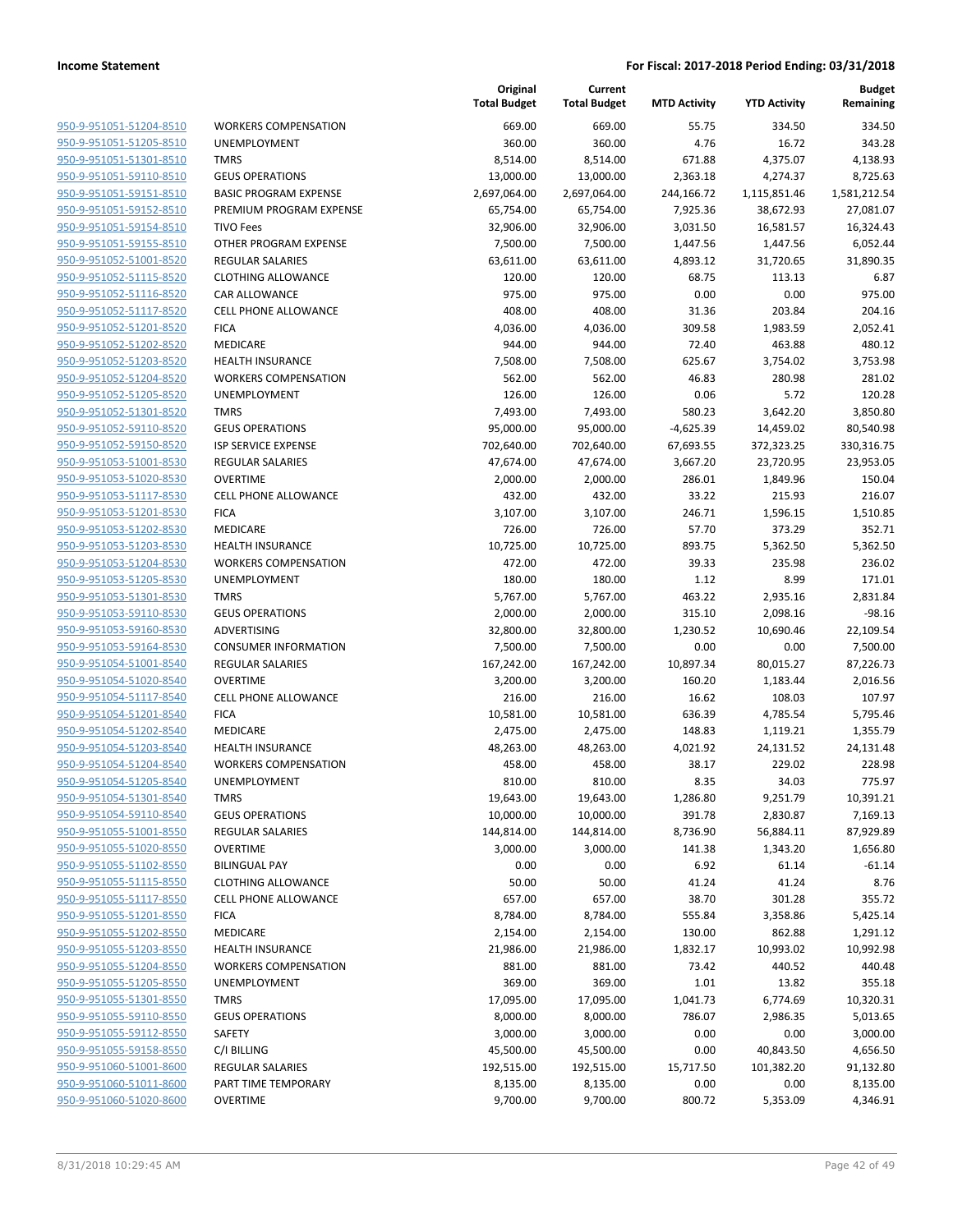**Income Statement** **For Fiscal: 2017-2018 Period Ending: 03/31/2018**

| | | Original Total Budget | Current Total Budget | MTD Activity | YTD Activity | Budget Remaining |
|---|---|---|---|---|---|---|
| 950-9-951051-51204-8510 | WORKERS COMPENSATION | 669.00 | 669.00 | 55.75 | 334.50 | 334.50 |
| 950-9-951051-51205-8510 | UNEMPLOYMENT | 360.00 | 360.00 | 4.76 | 16.72 | 343.28 |
| 950-9-951051-51301-8510 | TMRS | 8,514.00 | 8,514.00 | 671.88 | 4,375.07 | 4,138.93 |
| 950-9-951051-59110-8510 | GEUS OPERATIONS | 13,000.00 | 13,000.00 | 2,363.18 | 4,274.37 | 8,725.63 |
| 950-9-951051-59151-8510 | BASIC PROGRAM EXPENSE | 2,697,064.00 | 2,697,064.00 | 244,166.72 | 1,115,851.46 | 1,581,212.54 |
| 950-9-951051-59152-8510 | PREMIUM PROGRAM EXPENSE | 65,754.00 | 65,754.00 | 7,925.36 | 38,672.93 | 27,081.07 |
| 950-9-951051-59154-8510 | TIVO Fees | 32,906.00 | 32,906.00 | 3,031.50 | 16,581.57 | 16,324.43 |
| 950-9-951051-59155-8510 | OTHER PROGRAM EXPENSE | 7,500.00 | 7,500.00 | 1,447.56 | 1,447.56 | 6,052.44 |
| 950-9-951052-51001-8520 | REGULAR SALARIES | 63,611.00 | 63,611.00 | 4,893.12 | 31,720.65 | 31,890.35 |
| 950-9-951052-51115-8520 | CLOTHING ALLOWANCE | 120.00 | 120.00 | 68.75 | 113.13 | 6.87 |
| 950-9-951052-51116-8520 | CAR ALLOWANCE | 975.00 | 975.00 | 0.00 | 0.00 | 975.00 |
| 950-9-951052-51117-8520 | CELL PHONE ALLOWANCE | 408.00 | 408.00 | 31.36 | 203.84 | 204.16 |
| 950-9-951052-51201-8520 | FICA | 4,036.00 | 4,036.00 | 309.58 | 1,983.59 | 2,052.41 |
| 950-9-951052-51202-8520 | MEDICARE | 944.00 | 944.00 | 72.40 | 463.88 | 480.12 |
| 950-9-951052-51203-8520 | HEALTH INSURANCE | 7,508.00 | 7,508.00 | 625.67 | 3,754.02 | 3,753.98 |
| 950-9-951052-51204-8520 | WORKERS COMPENSATION | 562.00 | 562.00 | 46.83 | 280.98 | 281.02 |
| 950-9-951052-51205-8520 | UNEMPLOYMENT | 126.00 | 126.00 | 0.06 | 5.72 | 120.28 |
| 950-9-951052-51301-8520 | TMRS | 7,493.00 | 7,493.00 | 580.23 | 3,642.20 | 3,850.80 |
| 950-9-951052-59110-8520 | GEUS OPERATIONS | 95,000.00 | 95,000.00 | -4,625.39 | 14,459.02 | 80,540.98 |
| 950-9-951052-59150-8520 | ISP SERVICE EXPENSE | 702,640.00 | 702,640.00 | 67,693.55 | 372,323.25 | 330,316.75 |
| 950-9-951053-51001-8530 | REGULAR SALARIES | 47,674.00 | 47,674.00 | 3,667.20 | 23,720.95 | 23,953.05 |
| 950-9-951053-51020-8530 | OVERTIME | 2,000.00 | 2,000.00 | 286.01 | 1,849.96 | 150.04 |
| 950-9-951053-51117-8530 | CELL PHONE ALLOWANCE | 432.00 | 432.00 | 33.22 | 215.93 | 216.07 |
| 950-9-951053-51201-8530 | FICA | 3,107.00 | 3,107.00 | 246.71 | 1,596.15 | 1,510.85 |
| 950-9-951053-51202-8530 | MEDICARE | 726.00 | 726.00 | 57.70 | 373.29 | 352.71 |
| 950-9-951053-51203-8530 | HEALTH INSURANCE | 10,725.00 | 10,725.00 | 893.75 | 5,362.50 | 5,362.50 |
| 950-9-951053-51204-8530 | WORKERS COMPENSATION | 472.00 | 472.00 | 39.33 | 235.98 | 236.02 |
| 950-9-951053-51205-8530 | UNEMPLOYMENT | 180.00 | 180.00 | 1.12 | 8.99 | 171.01 |
| 950-9-951053-51301-8530 | TMRS | 5,767.00 | 5,767.00 | 463.22 | 2,935.16 | 2,831.84 |
| 950-9-951053-59110-8530 | GEUS OPERATIONS | 2,000.00 | 2,000.00 | 315.10 | 2,098.16 | -98.16 |
| 950-9-951053-59160-8530 | ADVERTISING | 32,800.00 | 32,800.00 | 1,230.52 | 10,690.46 | 22,109.54 |
| 950-9-951053-59164-8530 | CONSUMER INFORMATION | 7,500.00 | 7,500.00 | 0.00 | 0.00 | 7,500.00 |
| 950-9-951054-51001-8540 | REGULAR SALARIES | 167,242.00 | 167,242.00 | 10,897.34 | 80,015.27 | 87,226.73 |
| 950-9-951054-51020-8540 | OVERTIME | 3,200.00 | 3,200.00 | 160.20 | 1,183.44 | 2,016.56 |
| 950-9-951054-51117-8540 | CELL PHONE ALLOWANCE | 216.00 | 216.00 | 16.62 | 108.03 | 107.97 |
| 950-9-951054-51201-8540 | FICA | 10,581.00 | 10,581.00 | 636.39 | 4,785.54 | 5,795.46 |
| 950-9-951054-51202-8540 | MEDICARE | 2,475.00 | 2,475.00 | 148.83 | 1,119.21 | 1,355.79 |
| 950-9-951054-51203-8540 | HEALTH INSURANCE | 48,263.00 | 48,263.00 | 4,021.92 | 24,131.52 | 24,131.48 |
| 950-9-951054-51204-8540 | WORKERS COMPENSATION | 458.00 | 458.00 | 38.17 | 229.02 | 228.98 |
| 950-9-951054-51205-8540 | UNEMPLOYMENT | 810.00 | 810.00 | 8.35 | 34.03 | 775.97 |
| 950-9-951054-51301-8540 | TMRS | 19,643.00 | 19,643.00 | 1,286.80 | 9,251.79 | 10,391.21 |
| 950-9-951054-59110-8540 | GEUS OPERATIONS | 10,000.00 | 10,000.00 | 391.78 | 2,830.87 | 7,169.13 |
| 950-9-951055-51001-8550 | REGULAR SALARIES | 144,814.00 | 144,814.00 | 8,736.90 | 56,884.11 | 87,929.89 |
| 950-9-951055-51020-8550 | OVERTIME | 3,000.00 | 3,000.00 | 141.38 | 1,343.20 | 1,656.80 |
| 950-9-951055-51102-8550 | BILINGUAL PAY | 0.00 | 0.00 | 6.92 | 61.14 | -61.14 |
| 950-9-951055-51115-8550 | CLOTHING ALLOWANCE | 50.00 | 50.00 | 41.24 | 41.24 | 8.76 |
| 950-9-951055-51117-8550 | CELL PHONE ALLOWANCE | 657.00 | 657.00 | 38.70 | 301.28 | 355.72 |
| 950-9-951055-51201-8550 | FICA | 8,784.00 | 8,784.00 | 555.84 | 3,358.86 | 5,425.14 |
| 950-9-951055-51202-8550 | MEDICARE | 2,154.00 | 2,154.00 | 130.00 | 862.88 | 1,291.12 |
| 950-9-951055-51203-8550 | HEALTH INSURANCE | 21,986.00 | 21,986.00 | 1,832.17 | 10,993.02 | 10,992.98 |
| 950-9-951055-51204-8550 | WORKERS COMPENSATION | 881.00 | 881.00 | 73.42 | 440.52 | 440.48 |
| 950-9-951055-51205-8550 | UNEMPLOYMENT | 369.00 | 369.00 | 1.01 | 13.82 | 355.18 |
| 950-9-951055-51301-8550 | TMRS | 17,095.00 | 17,095.00 | 1,041.73 | 6,774.69 | 10,320.31 |
| 950-9-951055-59110-8550 | GEUS OPERATIONS | 8,000.00 | 8,000.00 | 786.07 | 2,986.35 | 5,013.65 |
| 950-9-951055-59112-8550 | SAFETY | 3,000.00 | 3,000.00 | 0.00 | 0.00 | 3,000.00 |
| 950-9-951055-59158-8550 | C/I BILLING | 45,500.00 | 45,500.00 | 0.00 | 40,843.50 | 4,656.50 |
| 950-9-951060-51001-8600 | REGULAR SALARIES | 192,515.00 | 192,515.00 | 15,717.50 | 101,382.20 | 91,132.80 |
| 950-9-951060-51011-8600 | PART TIME TEMPORARY | 8,135.00 | 8,135.00 | 0.00 | 0.00 | 8,135.00 |
| 950-9-951060-51020-8600 | OVERTIME | 9,700.00 | 9,700.00 | 800.72 | 5,353.09 | 4,346.91 |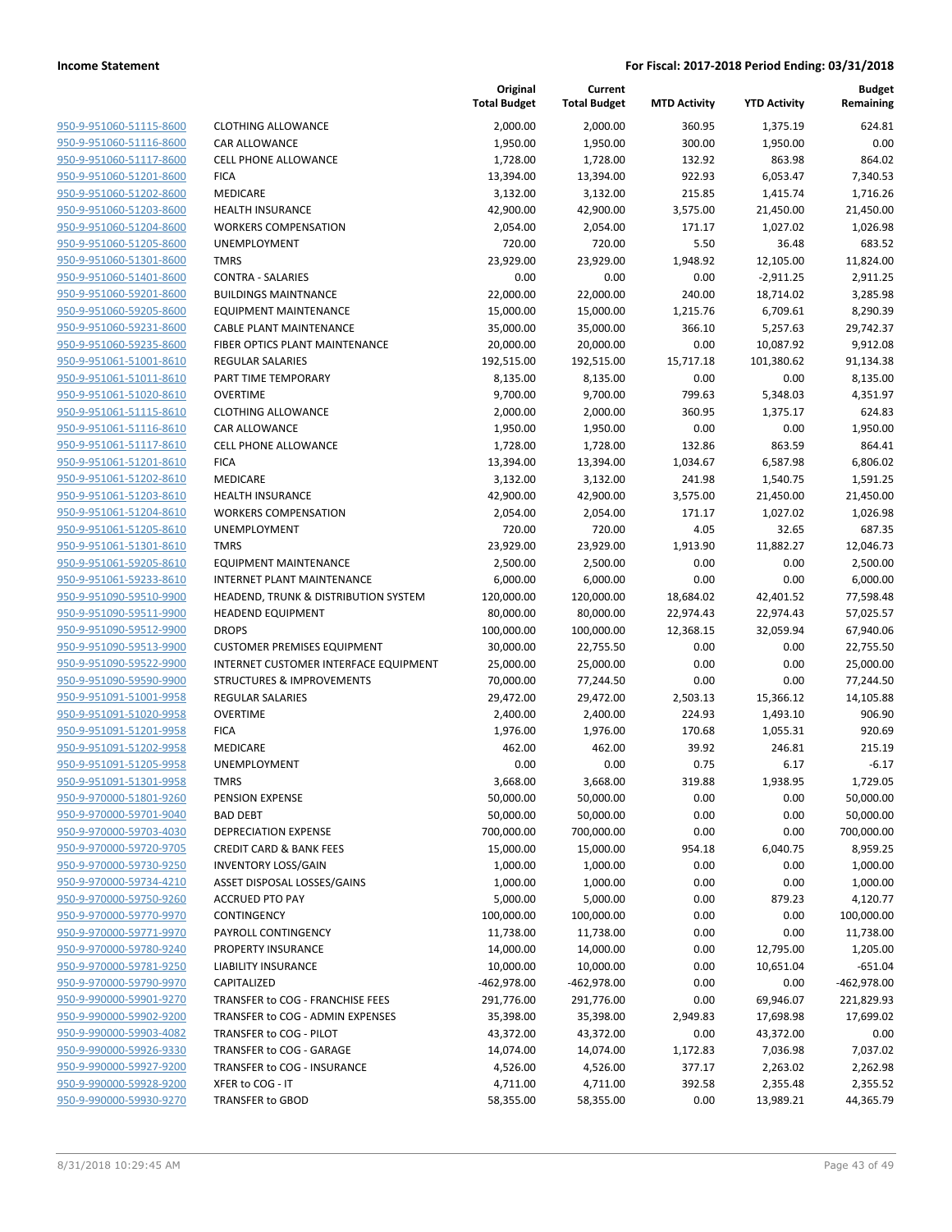**Income Statement** — **For Fiscal: 2017-2018 Period Ending: 03/31/2018**

| | | Original Total Budget | Current Total Budget | MTD Activity | YTD Activity | Budget Remaining |
|---|---|---|---|---|---|---|
| 950-9-951060-51115-8600 | CLOTHING ALLOWANCE | 2,000.00 | 2,000.00 | 360.95 | 1,375.19 | 624.81 |
| 950-9-951060-51116-8600 | CAR ALLOWANCE | 1,950.00 | 1,950.00 | 300.00 | 1,950.00 | 0.00 |
| 950-9-951060-51117-8600 | CELL PHONE ALLOWANCE | 1,728.00 | 1,728.00 | 132.92 | 863.98 | 864.02 |
| 950-9-951060-51201-8600 | FICA | 13,394.00 | 13,394.00 | 922.93 | 6,053.47 | 7,340.53 |
| 950-9-951060-51202-8600 | MEDICARE | 3,132.00 | 3,132.00 | 215.85 | 1,415.74 | 1,716.26 |
| 950-9-951060-51203-8600 | HEALTH INSURANCE | 42,900.00 | 42,900.00 | 3,575.00 | 21,450.00 | 21,450.00 |
| 950-9-951060-51204-8600 | WORKERS COMPENSATION | 2,054.00 | 2,054.00 | 171.17 | 1,027.02 | 1,026.98 |
| 950-9-951060-51205-8600 | UNEMPLOYMENT | 720.00 | 720.00 | 5.50 | 36.48 | 683.52 |
| 950-9-951060-51301-8600 | TMRS | 23,929.00 | 23,929.00 | 1,948.92 | 12,105.00 | 11,824.00 |
| 950-9-951060-51401-8600 | CONTRA - SALARIES | 0.00 | 0.00 | 0.00 | -2,911.25 | 2,911.25 |
| 950-9-951060-59201-8600 | BUILDINGS MAINTNANCE | 22,000.00 | 22,000.00 | 240.00 | 18,714.02 | 3,285.98 |
| 950-9-951060-59205-8600 | EQUIPMENT MAINTENANCE | 15,000.00 | 15,000.00 | 1,215.76 | 6,709.61 | 8,290.39 |
| 950-9-951060-59231-8600 | CABLE PLANT MAINTENANCE | 35,000.00 | 35,000.00 | 366.10 | 5,257.63 | 29,742.37 |
| 950-9-951060-59235-8600 | FIBER OPTICS PLANT MAINTENANCE | 20,000.00 | 20,000.00 | 0.00 | 10,087.92 | 9,912.08 |
| 950-9-951061-51001-8610 | REGULAR SALARIES | 192,515.00 | 192,515.00 | 15,717.18 | 101,380.62 | 91,134.38 |
| 950-9-951061-51011-8610 | PART TIME TEMPORARY | 8,135.00 | 8,135.00 | 0.00 | 0.00 | 8,135.00 |
| 950-9-951061-51020-8610 | OVERTIME | 9,700.00 | 9,700.00 | 799.63 | 5,348.03 | 4,351.97 |
| 950-9-951061-51115-8610 | CLOTHING ALLOWANCE | 2,000.00 | 2,000.00 | 360.95 | 1,375.17 | 624.83 |
| 950-9-951061-51116-8610 | CAR ALLOWANCE | 1,950.00 | 1,950.00 | 0.00 | 0.00 | 1,950.00 |
| 950-9-951061-51117-8610 | CELL PHONE ALLOWANCE | 1,728.00 | 1,728.00 | 132.86 | 863.59 | 864.41 |
| 950-9-951061-51201-8610 | FICA | 13,394.00 | 13,394.00 | 1,034.67 | 6,587.98 | 6,806.02 |
| 950-9-951061-51202-8610 | MEDICARE | 3,132.00 | 3,132.00 | 241.98 | 1,540.75 | 1,591.25 |
| 950-9-951061-51203-8610 | HEALTH INSURANCE | 42,900.00 | 42,900.00 | 3,575.00 | 21,450.00 | 21,450.00 |
| 950-9-951061-51204-8610 | WORKERS COMPENSATION | 2,054.00 | 2,054.00 | 171.17 | 1,027.02 | 1,026.98 |
| 950-9-951061-51205-8610 | UNEMPLOYMENT | 720.00 | 720.00 | 4.05 | 32.65 | 687.35 |
| 950-9-951061-51301-8610 | TMRS | 23,929.00 | 23,929.00 | 1,913.90 | 11,882.27 | 12,046.73 |
| 950-9-951061-59205-8610 | EQUIPMENT MAINTENANCE | 2,500.00 | 2,500.00 | 0.00 | 0.00 | 2,500.00 |
| 950-9-951061-59233-8610 | INTERNET PLANT MAINTENANCE | 6,000.00 | 6,000.00 | 0.00 | 0.00 | 6,000.00 |
| 950-9-951090-59510-9900 | HEADEND, TRUNK & DISTRIBUTION SYSTEM | 120,000.00 | 120,000.00 | 18,684.02 | 42,401.52 | 77,598.48 |
| 950-9-951090-59511-9900 | HEADEND EQUIPMENT | 80,000.00 | 80,000.00 | 22,974.43 | 22,974.43 | 57,025.57 |
| 950-9-951090-59512-9900 | DROPS | 100,000.00 | 100,000.00 | 12,368.15 | 32,059.94 | 67,940.06 |
| 950-9-951090-59513-9900 | CUSTOMER PREMISES EQUIPMENT | 30,000.00 | 22,755.50 | 0.00 | 0.00 | 22,755.50 |
| 950-9-951090-59522-9900 | INTERNET CUSTOMER INTERFACE EQUIPMENT | 25,000.00 | 25,000.00 | 0.00 | 0.00 | 25,000.00 |
| 950-9-951090-59590-9900 | STRUCTURES & IMPROVEMENTS | 70,000.00 | 77,244.50 | 0.00 | 0.00 | 77,244.50 |
| 950-9-951091-51001-9958 | REGULAR SALARIES | 29,472.00 | 29,472.00 | 2,503.13 | 15,366.12 | 14,105.88 |
| 950-9-951091-51020-9958 | OVERTIME | 2,400.00 | 2,400.00 | 224.93 | 1,493.10 | 906.90 |
| 950-9-951091-51201-9958 | FICA | 1,976.00 | 1,976.00 | 170.68 | 1,055.31 | 920.69 |
| 950-9-951091-51202-9958 | MEDICARE | 462.00 | 462.00 | 39.92 | 246.81 | 215.19 |
| 950-9-951091-51205-9958 | UNEMPLOYMENT | 0.00 | 0.00 | 0.75 | 6.17 | -6.17 |
| 950-9-951091-51301-9958 | TMRS | 3,668.00 | 3,668.00 | 319.88 | 1,938.95 | 1,729.05 |
| 950-9-970000-51801-9260 | PENSION EXPENSE | 50,000.00 | 50,000.00 | 0.00 | 0.00 | 50,000.00 |
| 950-9-970000-59701-9040 | BAD DEBT | 50,000.00 | 50,000.00 | 0.00 | 0.00 | 50,000.00 |
| 950-9-970000-59703-4030 | DEPRECIATION EXPENSE | 700,000.00 | 700,000.00 | 0.00 | 0.00 | 700,000.00 |
| 950-9-970000-59720-9705 | CREDIT CARD & BANK FEES | 15,000.00 | 15,000.00 | 954.18 | 6,040.75 | 8,959.25 |
| 950-9-970000-59730-9250 | INVENTORY LOSS/GAIN | 1,000.00 | 1,000.00 | 0.00 | 0.00 | 1,000.00 |
| 950-9-970000-59734-4210 | ASSET DISPOSAL LOSSES/GAINS | 1,000.00 | 1,000.00 | 0.00 | 0.00 | 1,000.00 |
| 950-9-970000-59750-9260 | ACCRUED PTO PAY | 5,000.00 | 5,000.00 | 0.00 | 879.23 | 4,120.77 |
| 950-9-970000-59770-9970 | CONTINGENCY | 100,000.00 | 100,000.00 | 0.00 | 0.00 | 100,000.00 |
| 950-9-970000-59771-9970 | PAYROLL CONTINGENCY | 11,738.00 | 11,738.00 | 0.00 | 0.00 | 11,738.00 |
| 950-9-970000-59780-9240 | PROPERTY INSURANCE | 14,000.00 | 14,000.00 | 0.00 | 12,795.00 | 1,205.00 |
| 950-9-970000-59781-9250 | LIABILITY INSURANCE | 10,000.00 | 10,000.00 | 0.00 | 10,651.04 | -651.04 |
| 950-9-970000-59790-9970 | CAPITALIZED | -462,978.00 | -462,978.00 | 0.00 | 0.00 | -462,978.00 |
| 950-9-990000-59901-9270 | TRANSFER to COG - FRANCHISE FEES | 291,776.00 | 291,776.00 | 0.00 | 69,946.07 | 221,829.93 |
| 950-9-990000-59902-9200 | TRANSFER to COG - ADMIN EXPENSES | 35,398.00 | 35,398.00 | 2,949.83 | 17,698.98 | 17,699.02 |
| 950-9-990000-59903-4082 | TRANSFER to COG - PILOT | 43,372.00 | 43,372.00 | 0.00 | 43,372.00 | 0.00 |
| 950-9-990000-59926-9330 | TRANSFER to COG - GARAGE | 14,074.00 | 14,074.00 | 1,172.83 | 7,036.98 | 7,037.02 |
| 950-9-990000-59927-9200 | TRANSFER to COG - INSURANCE | 4,526.00 | 4,526.00 | 377.17 | 2,263.02 | 2,262.98 |
| 950-9-990000-59928-9200 | XFER to COG - IT | 4,711.00 | 4,711.00 | 392.58 | 2,355.48 | 2,355.52 |
| 950-9-990000-59930-9270 | TRANSFER to GBOD | 58,355.00 | 58,355.00 | 0.00 | 13,989.21 | 44,365.79 |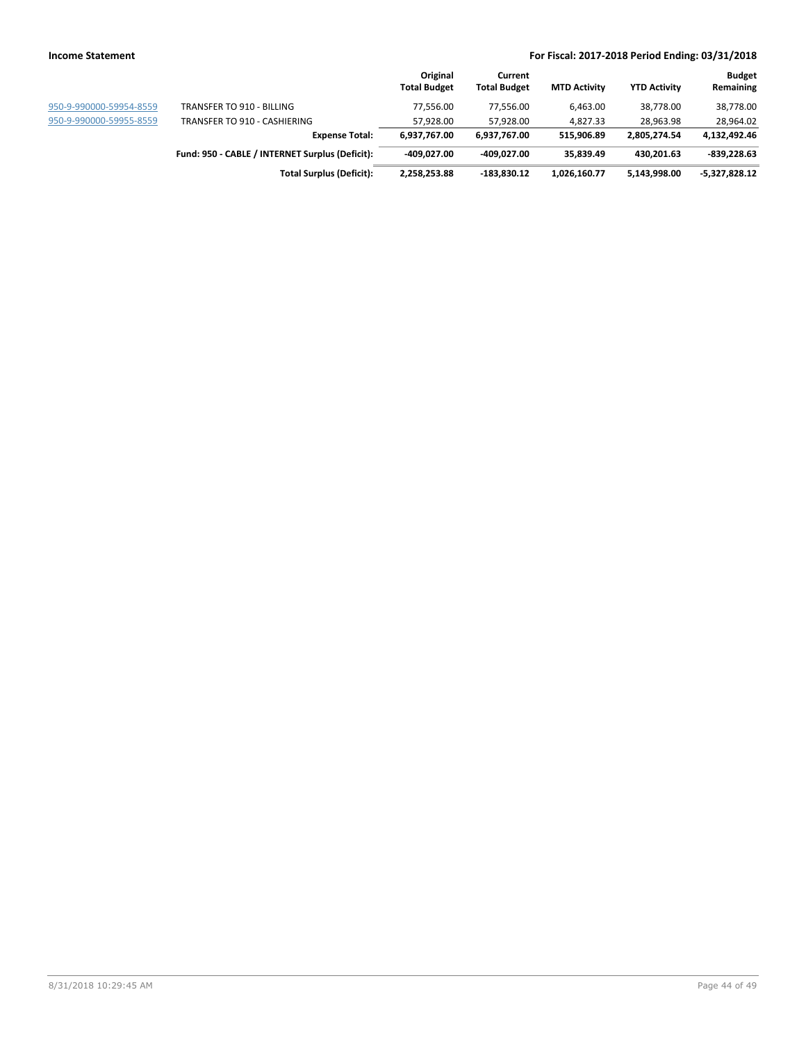| | | Original Total Budget | Current Total Budget | MTD Activity | YTD Activity | Budget Remaining |
|---|---|---|---|---|---|---|
| 950-9-990000-59954-8559 | TRANSFER TO 910 - BILLING | 77,556.00 | 77,556.00 | 6,463.00 | 38,778.00 | 38,778.00 |
| 950-9-990000-59955-8559 | TRANSFER TO 910 - CASHIERING | 57,928.00 | 57,928.00 | 4,827.33 | 28,963.98 | 28,964.02 |
| | **Expense Total:** | **6,937,767.00** | **6,937,767.00** | **515,906.89** | **2,805,274.54** | **4,132,492.46** |
| | **Fund: 950 - CABLE / INTERNET Surplus (Deficit):** | **-409,027.00** | **-409,027.00** | **35,839.49** | **430,201.63** | **-839,228.63** |
| | **Total Surplus (Deficit):** | **2,258,253.88** | **-183,830.12** | **1,026,160.77** | **5,143,998.00** | **-5,327,828.12** |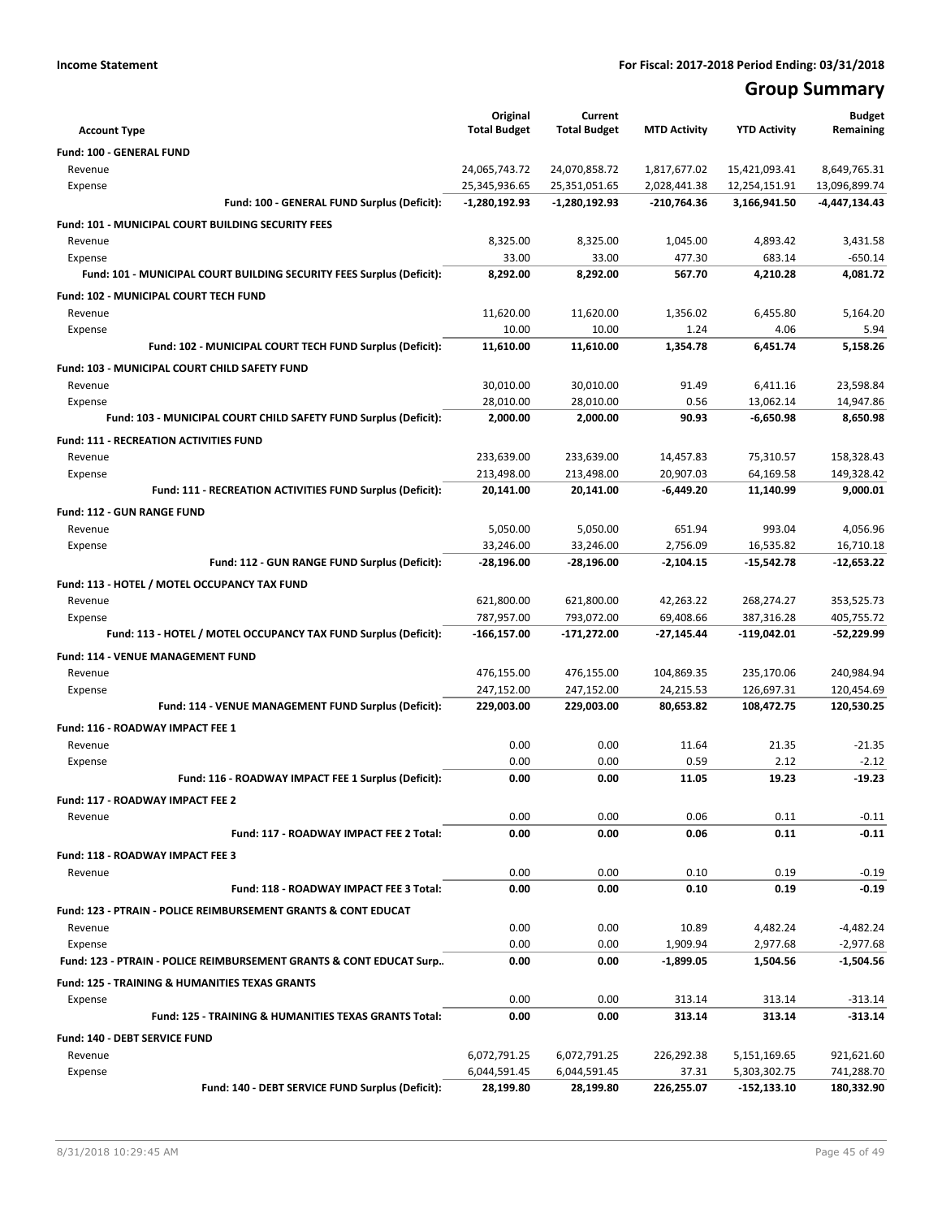**Income Statement** **For Fiscal: 2017-2018 Period Ending: 03/31/2018**

# Group Summary

| Account Type | Original Total Budget | Current Total Budget | MTD Activity | YTD Activity | Budget Remaining |
|---|---|---|---|---|---|
| **Fund: 100 - GENERAL FUND** | | | | | |
| Revenue | 24,065,743.72 | 24,070,858.72 | 1,817,677.02 | 15,421,093.41 | 8,649,765.31 |
| Expense | 25,345,936.65 | 25,351,051.65 | 2,028,441.38 | 12,254,151.91 | 13,096,899.74 |
| **Fund: 100 - GENERAL FUND Surplus (Deficit):** | **-1,280,192.93** | **-1,280,192.93** | **-210,764.36** | **3,166,941.50** | **-4,447,134.43** |
| **Fund: 101 - MUNICIPAL COURT BUILDING SECURITY FEES** | | | | | |
| Revenue | 8,325.00 | 8,325.00 | 1,045.00 | 4,893.42 | 3,431.58 |
| Expense | 33.00 | 33.00 | 477.30 | 683.14 | -650.14 |
| **Fund: 101 - MUNICIPAL COURT BUILDING SECURITY FEES Surplus (Deficit):** | **8,292.00** | **8,292.00** | **567.70** | **4,210.28** | **4,081.72** |
| **Fund: 102 - MUNICIPAL COURT TECH FUND** | | | | | |
| Revenue | 11,620.00 | 11,620.00 | 1,356.02 | 6,455.80 | 5,164.20 |
| Expense | 10.00 | 10.00 | 1.24 | 4.06 | 5.94 |
| **Fund: 102 - MUNICIPAL COURT TECH FUND Surplus (Deficit):** | **11,610.00** | **11,610.00** | **1,354.78** | **6,451.74** | **5,158.26** |
| **Fund: 103 - MUNICIPAL COURT CHILD SAFETY FUND** | | | | | |
| Revenue | 30,010.00 | 30,010.00 | 91.49 | 6,411.16 | 23,598.84 |
| Expense | 28,010.00 | 28,010.00 | 0.56 | 13,062.14 | 14,947.86 |
| **Fund: 103 - MUNICIPAL COURT CHILD SAFETY FUND Surplus (Deficit):** | **2,000.00** | **2,000.00** | **90.93** | **-6,650.98** | **8,650.98** |
| **Fund: 111 - RECREATION ACTIVITIES FUND** | | | | | |
| Revenue | 233,639.00 | 233,639.00 | 14,457.83 | 75,310.57 | 158,328.43 |
| Expense | 213,498.00 | 213,498.00 | 20,907.03 | 64,169.58 | 149,328.42 |
| **Fund: 111 - RECREATION ACTIVITIES FUND Surplus (Deficit):** | **20,141.00** | **20,141.00** | **-6,449.20** | **11,140.99** | **9,000.01** |
| **Fund: 112 - GUN RANGE FUND** | | | | | |
| Revenue | 5,050.00 | 5,050.00 | 651.94 | 993.04 | 4,056.96 |
| Expense | 33,246.00 | 33,246.00 | 2,756.09 | 16,535.82 | 16,710.18 |
| **Fund: 112 - GUN RANGE FUND Surplus (Deficit):** | **-28,196.00** | **-28,196.00** | **-2,104.15** | **-15,542.78** | **-12,653.22** |
| **Fund: 113 - HOTEL / MOTEL OCCUPANCY TAX FUND** | | | | | |
| Revenue | 621,800.00 | 621,800.00 | 42,263.22 | 268,274.27 | 353,525.73 |
| Expense | 787,957.00 | 793,072.00 | 69,408.66 | 387,316.28 | 405,755.72 |
| **Fund: 113 - HOTEL / MOTEL OCCUPANCY TAX FUND Surplus (Deficit):** | **-166,157.00** | **-171,272.00** | **-27,145.44** | **-119,042.01** | **-52,229.99** |
| **Fund: 114 - VENUE MANAGEMENT FUND** | | | | | |
| Revenue | 476,155.00 | 476,155.00 | 104,869.35 | 235,170.06 | 240,984.94 |
| Expense | 247,152.00 | 247,152.00 | 24,215.53 | 126,697.31 | 120,454.69 |
| **Fund: 114 - VENUE MANAGEMENT FUND Surplus (Deficit):** | **229,003.00** | **229,003.00** | **80,653.82** | **108,472.75** | **120,530.25** |
| **Fund: 116 - ROADWAY IMPACT FEE 1** | | | | | |
| Revenue | 0.00 | 0.00 | 11.64 | 21.35 | -21.35 |
| Expense | 0.00 | 0.00 | 0.59 | 2.12 | -2.12 |
| **Fund: 116 - ROADWAY IMPACT FEE 1 Surplus (Deficit):** | **0.00** | **0.00** | **11.05** | **19.23** | **-19.23** |
| **Fund: 117 - ROADWAY IMPACT FEE 2** | | | | | |
| Revenue | 0.00 | 0.00 | 0.06 | 0.11 | -0.11 |
| **Fund: 117 - ROADWAY IMPACT FEE 2 Total:** | **0.00** | **0.00** | **0.06** | **0.11** | **-0.11** |
| **Fund: 118 - ROADWAY IMPACT FEE 3** | | | | | |
| Revenue | 0.00 | 0.00 | 0.10 | 0.19 | -0.19 |
| **Fund: 118 - ROADWAY IMPACT FEE 3 Total:** | **0.00** | **0.00** | **0.10** | **0.19** | **-0.19** |
| **Fund: 123 - PTRAIN - POLICE REIMBURSEMENT GRANTS & CONT EDUCAT** | | | | | |
| Revenue | 0.00 | 0.00 | 10.89 | 4,482.24 | -4,482.24 |
| Expense | 0.00 | 0.00 | 1,909.94 | 2,977.68 | -2,977.68 |
| **Fund: 123 - PTRAIN - POLICE REIMBURSEMENT GRANTS & CONT EDUCAT Surp..** | **0.00** | **0.00** | **-1,899.05** | **1,504.56** | **-1,504.56** |
| **Fund: 125 - TRAINING & HUMANITIES TEXAS GRANTS** | | | | | |
| Expense | 0.00 | 0.00 | 313.14 | 313.14 | -313.14 |
| **Fund: 125 - TRAINING & HUMANITIES TEXAS GRANTS Total:** | **0.00** | **0.00** | **313.14** | **313.14** | **-313.14** |
| **Fund: 140 - DEBT SERVICE FUND** | | | | | |
| Revenue | 6,072,791.25 | 6,072,791.25 | 226,292.38 | 5,151,169.65 | 921,621.60 |
| Expense | 6,044,591.45 | 6,044,591.45 | 37.31 | 5,303,302.75 | 741,288.70 |
| **Fund: 140 - DEBT SERVICE FUND Surplus (Deficit):** | **28,199.80** | **28,199.80** | **226,255.07** | **-152,133.10** | **180,332.90** |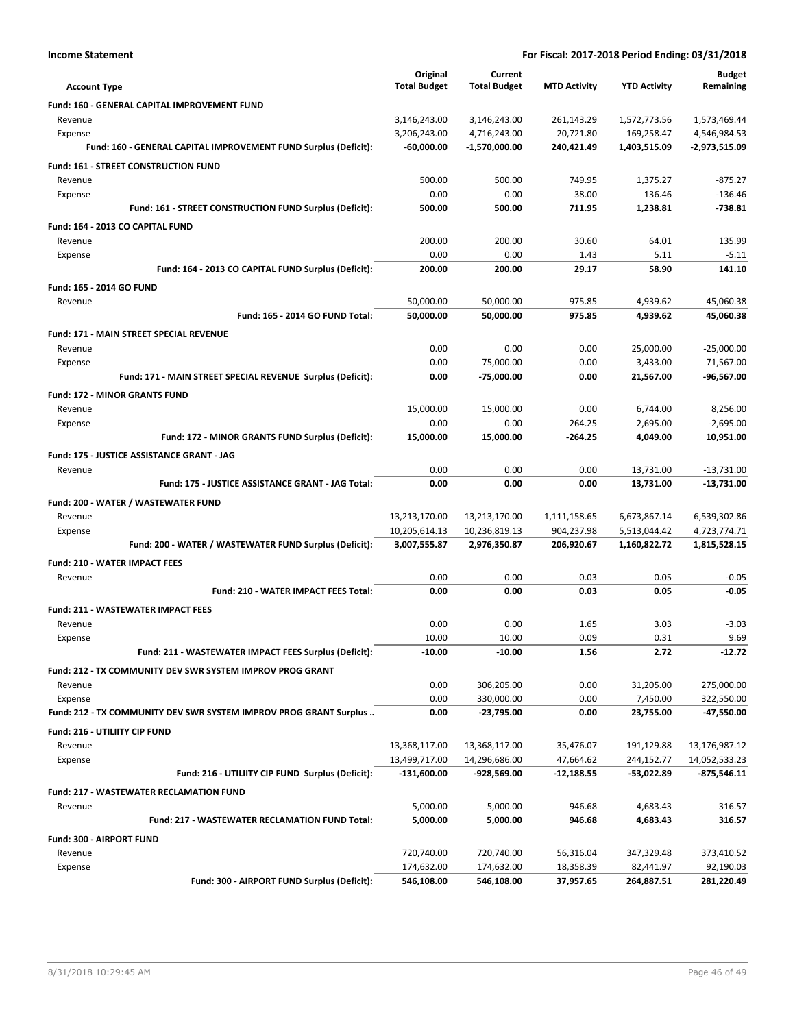**Income Statement** — For Fiscal: 2017-2018 Period Ending: 03/31/2018

| Account Type | Original Total Budget | Current Total Budget | MTD Activity | YTD Activity | Budget Remaining |
|---|---|---|---|---|---|
| **Fund: 160 - GENERAL CAPITAL IMPROVEMENT FUND** | | | | | |
| Revenue | 3,146,243.00 | 3,146,243.00 | 261,143.29 | 1,572,773.56 | 1,573,469.44 |
| Expense | 3,206,243.00 | 4,716,243.00 | 20,721.80 | 169,258.47 | 4,546,984.53 |
| **Fund: 160 - GENERAL CAPITAL IMPROVEMENT FUND Surplus (Deficit):** | **-60,000.00** | **-1,570,000.00** | **240,421.49** | **1,403,515.09** | **-2,973,515.09** |
| **Fund: 161 - STREET CONSTRUCTION FUND** | | | | | |
| Revenue | 500.00 | 500.00 | 749.95 | 1,375.27 | -875.27 |
| Expense | 0.00 | 0.00 | 38.00 | 136.46 | -136.46 |
| **Fund: 161 - STREET CONSTRUCTION FUND Surplus (Deficit):** | **500.00** | **500.00** | **711.95** | **1,238.81** | **-738.81** |
| **Fund: 164 - 2013 CO CAPITAL FUND** | | | | | |
| Revenue | 200.00 | 200.00 | 30.60 | 64.01 | 135.99 |
| Expense | 0.00 | 0.00 | 1.43 | 5.11 | -5.11 |
| **Fund: 164 - 2013 CO CAPITAL FUND Surplus (Deficit):** | **200.00** | **200.00** | **29.17** | **58.90** | **141.10** |
| **Fund: 165 - 2014 GO FUND** | | | | | |
| Revenue | 50,000.00 | 50,000.00 | 975.85 | 4,939.62 | 45,060.38 |
| **Fund: 165 - 2014 GO FUND Total:** | **50,000.00** | **50,000.00** | **975.85** | **4,939.62** | **45,060.38** |
| **Fund: 171 - MAIN STREET SPECIAL REVENUE** | | | | | |
| Revenue | 0.00 | 0.00 | 0.00 | 25,000.00 | -25,000.00 |
| Expense | 0.00 | 75,000.00 | 0.00 | 3,433.00 | 71,567.00 |
| **Fund: 171 - MAIN STREET SPECIAL REVENUE Surplus (Deficit):** | **0.00** | **-75,000.00** | **0.00** | **21,567.00** | **-96,567.00** |
| **Fund: 172 - MINOR GRANTS FUND** | | | | | |
| Revenue | 15,000.00 | 15,000.00 | 0.00 | 6,744.00 | 8,256.00 |
| Expense | 0.00 | 0.00 | 264.25 | 2,695.00 | -2,695.00 |
| **Fund: 172 - MINOR GRANTS FUND Surplus (Deficit):** | **15,000.00** | **15,000.00** | **-264.25** | **4,049.00** | **10,951.00** |
| **Fund: 175 - JUSTICE ASSISTANCE GRANT - JAG** | | | | | |
| Revenue | 0.00 | 0.00 | 0.00 | 13,731.00 | -13,731.00 |
| **Fund: 175 - JUSTICE ASSISTANCE GRANT - JAG Total:** | **0.00** | **0.00** | **0.00** | **13,731.00** | **-13,731.00** |
| **Fund: 200 - WATER / WASTEWATER FUND** | | | | | |
| Revenue | 13,213,170.00 | 13,213,170.00 | 1,111,158.65 | 6,673,867.14 | 6,539,302.86 |
| Expense | 10,205,614.13 | 10,236,819.13 | 904,237.98 | 5,513,044.42 | 4,723,774.71 |
| **Fund: 200 - WATER / WASTEWATER FUND Surplus (Deficit):** | **3,007,555.87** | **2,976,350.87** | **206,920.67** | **1,160,822.72** | **1,815,528.15** |
| **Fund: 210 - WATER IMPACT FEES** | | | | | |
| Revenue | 0.00 | 0.00 | 0.03 | 0.05 | -0.05 |
| **Fund: 210 - WATER IMPACT FEES Total:** | **0.00** | **0.00** | **0.03** | **0.05** | **-0.05** |
| **Fund: 211 - WASTEWATER IMPACT FEES** | | | | | |
| Revenue | 0.00 | 0.00 | 1.65 | 3.03 | -3.03 |
| Expense | 10.00 | 10.00 | 0.09 | 0.31 | 9.69 |
| **Fund: 211 - WASTEWATER IMPACT FEES Surplus (Deficit):** | **-10.00** | **-10.00** | **1.56** | **2.72** | **-12.72** |
| **Fund: 212 - TX COMMUNITY DEV SWR SYSTEM IMPROV PROG GRANT** | | | | | |
| Revenue | 0.00 | 306,205.00 | 0.00 | 31,205.00 | 275,000.00 |
| Expense | 0.00 | 330,000.00 | 0.00 | 7,450.00 | 322,550.00 |
| **Fund: 212 - TX COMMUNITY DEV SWR SYSTEM IMPROV PROG GRANT Surplus ..** | **0.00** | **-23,795.00** | **0.00** | **23,755.00** | **-47,550.00** |
| **Fund: 216 - UTILIITY CIP FUND** | | | | | |
| Revenue | 13,368,117.00 | 13,368,117.00 | 35,476.07 | 191,129.88 | 13,176,987.12 |
| Expense | 13,499,717.00 | 14,296,686.00 | 47,664.62 | 244,152.77 | 14,052,533.23 |
| **Fund: 216 - UTILIITY CIP FUND Surplus (Deficit):** | **-131,600.00** | **-928,569.00** | **-12,188.55** | **-53,022.89** | **-875,546.11** |
| **Fund: 217 - WASTEWATER RECLAMATION FUND** | | | | | |
| Revenue | 5,000.00 | 5,000.00 | 946.68 | 4,683.43 | 316.57 |
| **Fund: 217 - WASTEWATER RECLAMATION FUND Total:** | **5,000.00** | **5,000.00** | **946.68** | **4,683.43** | **316.57** |
| **Fund: 300 - AIRPORT FUND** | | | | | |
| Revenue | 720,740.00 | 720,740.00 | 56,316.04 | 347,329.48 | 373,410.52 |
| Expense | 174,632.00 | 174,632.00 | 18,358.39 | 82,441.97 | 92,190.03 |
| **Fund: 300 - AIRPORT FUND Surplus (Deficit):** | **546,108.00** | **546,108.00** | **37,957.65** | **264,887.51** | **281,220.49** |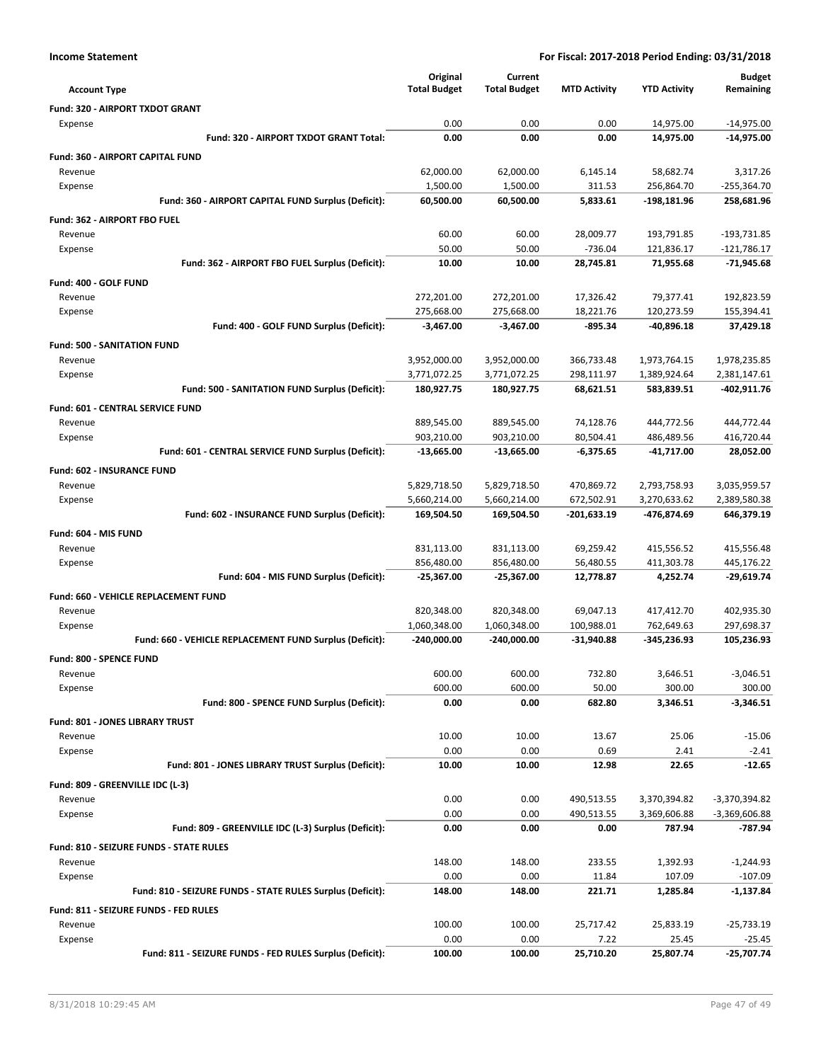**Income Statement** — For Fiscal: 2017-2018 Period Ending: 03/31/2018

| Account Type | Original Total Budget | Current Total Budget | MTD Activity | YTD Activity | Budget Remaining |
|---|---|---|---|---|---|
| **Fund: 320 - AIRPORT TXDOT GRANT** | | | | | |
| Expense | 0.00 | 0.00 | 0.00 | 14,975.00 | -14,975.00 |
| **Fund: 320 - AIRPORT TXDOT GRANT Total:** | **0.00** | **0.00** | **0.00** | **14,975.00** | **-14,975.00** |
| **Fund: 360 - AIRPORT CAPITAL FUND** | | | | | |
| Revenue | 62,000.00 | 62,000.00 | 6,145.14 | 58,682.74 | 3,317.26 |
| Expense | 1,500.00 | 1,500.00 | 311.53 | 256,864.70 | -255,364.70 |
| **Fund: 360 - AIRPORT CAPITAL FUND Surplus (Deficit):** | **60,500.00** | **60,500.00** | **5,833.61** | **-198,181.96** | **258,681.96** |
| **Fund: 362 - AIRPORT FBO FUEL** | | | | | |
| Revenue | 60.00 | 60.00 | 28,009.77 | 193,791.85 | -193,731.85 |
| Expense | 50.00 | 50.00 | -736.04 | 121,836.17 | -121,786.17 |
| **Fund: 362 - AIRPORT FBO FUEL Surplus (Deficit):** | **10.00** | **10.00** | **28,745.81** | **71,955.68** | **-71,945.68** |
| **Fund: 400 - GOLF FUND** | | | | | |
| Revenue | 272,201.00 | 272,201.00 | 17,326.42 | 79,377.41 | 192,823.59 |
| Expense | 275,668.00 | 275,668.00 | 18,221.76 | 120,273.59 | 155,394.41 |
| **Fund: 400 - GOLF FUND Surplus (Deficit):** | **-3,467.00** | **-3,467.00** | **-895.34** | **-40,896.18** | **37,429.18** |
| **Fund: 500 - SANITATION FUND** | | | | | |
| Revenue | 3,952,000.00 | 3,952,000.00 | 366,733.48 | 1,973,764.15 | 1,978,235.85 |
| Expense | 3,771,072.25 | 3,771,072.25 | 298,111.97 | 1,389,924.64 | 2,381,147.61 |
| **Fund: 500 - SANITATION FUND Surplus (Deficit):** | **180,927.75** | **180,927.75** | **68,621.51** | **583,839.51** | **-402,911.76** |
| **Fund: 601 - CENTRAL SERVICE FUND** | | | | | |
| Revenue | 889,545.00 | 889,545.00 | 74,128.76 | 444,772.56 | 444,772.44 |
| Expense | 903,210.00 | 903,210.00 | 80,504.41 | 486,489.56 | 416,720.44 |
| **Fund: 601 - CENTRAL SERVICE FUND Surplus (Deficit):** | **-13,665.00** | **-13,665.00** | **-6,375.65** | **-41,717.00** | **28,052.00** |
| **Fund: 602 - INSURANCE FUND** | | | | | |
| Revenue | 5,829,718.50 | 5,829,718.50 | 470,869.72 | 2,793,758.93 | 3,035,959.57 |
| Expense | 5,660,214.00 | 5,660,214.00 | 672,502.91 | 3,270,633.62 | 2,389,580.38 |
| **Fund: 602 - INSURANCE FUND Surplus (Deficit):** | **169,504.50** | **169,504.50** | **-201,633.19** | **-476,874.69** | **646,379.19** |
| **Fund: 604 - MIS FUND** | | | | | |
| Revenue | 831,113.00 | 831,113.00 | 69,259.42 | 415,556.52 | 415,556.48 |
| Expense | 856,480.00 | 856,480.00 | 56,480.55 | 411,303.78 | 445,176.22 |
| **Fund: 604 - MIS FUND Surplus (Deficit):** | **-25,367.00** | **-25,367.00** | **12,778.87** | **4,252.74** | **-29,619.74** |
| **Fund: 660 - VEHICLE REPLACEMENT FUND** | | | | | |
| Revenue | 820,348.00 | 820,348.00 | 69,047.13 | 417,412.70 | 402,935.30 |
| Expense | 1,060,348.00 | 1,060,348.00 | 100,988.01 | 762,649.63 | 297,698.37 |
| **Fund: 660 - VEHICLE REPLACEMENT FUND Surplus (Deficit):** | **-240,000.00** | **-240,000.00** | **-31,940.88** | **-345,236.93** | **105,236.93** |
| **Fund: 800 - SPENCE FUND** | | | | | |
| Revenue | 600.00 | 600.00 | 732.80 | 3,646.51 | -3,046.51 |
| Expense | 600.00 | 600.00 | 50.00 | 300.00 | 300.00 |
| **Fund: 800 - SPENCE FUND Surplus (Deficit):** | **0.00** | **0.00** | **682.80** | **3,346.51** | **-3,346.51** |
| **Fund: 801 - JONES LIBRARY TRUST** | | | | | |
| Revenue | 10.00 | 10.00 | 13.67 | 25.06 | -15.06 |
| Expense | 0.00 | 0.00 | 0.69 | 2.41 | -2.41 |
| **Fund: 801 - JONES LIBRARY TRUST Surplus (Deficit):** | **10.00** | **10.00** | **12.98** | **22.65** | **-12.65** |
| **Fund: 809 - GREENVILLE IDC (L-3)** | | | | | |
| Revenue | 0.00 | 0.00 | 490,513.55 | 3,370,394.82 | -3,370,394.82 |
| Expense | 0.00 | 0.00 | 490,513.55 | 3,369,606.88 | -3,369,606.88 |
| **Fund: 809 - GREENVILLE IDC (L-3) Surplus (Deficit):** | **0.00** | **0.00** | **0.00** | **787.94** | **-787.94** |
| **Fund: 810 - SEIZURE FUNDS - STATE RULES** | | | | | |
| Revenue | 148.00 | 148.00 | 233.55 | 1,392.93 | -1,244.93 |
| Expense | 0.00 | 0.00 | 11.84 | 107.09 | -107.09 |
| **Fund: 810 - SEIZURE FUNDS - STATE RULES Surplus (Deficit):** | **148.00** | **148.00** | **221.71** | **1,285.84** | **-1,137.84** |
| **Fund: 811 - SEIZURE FUNDS - FED RULES** | | | | | |
| Revenue | 100.00 | 100.00 | 25,717.42 | 25,833.19 | -25,733.19 |
| Expense | 0.00 | 0.00 | 7.22 | 25.45 | -25.45 |
| **Fund: 811 - SEIZURE FUNDS - FED RULES Surplus (Deficit):** | **100.00** | **100.00** | **25,710.20** | **25,807.74** | **-25,707.74** |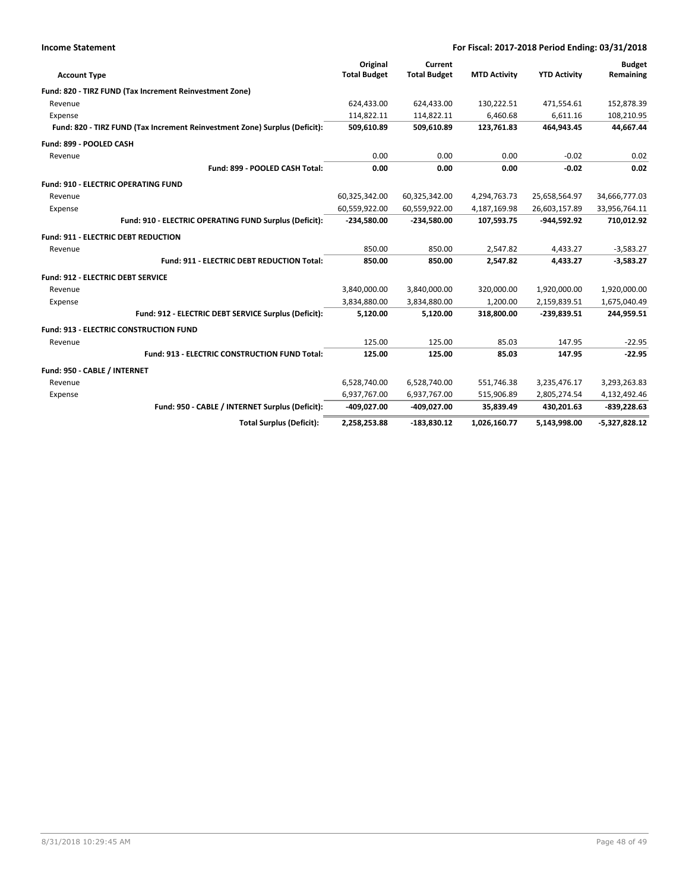**Income Statement** | **For Fiscal: 2017-2018 Period Ending: 03/31/2018**

| Account Type | Original Total Budget | Current Total Budget | MTD Activity | YTD Activity | Budget Remaining |
|---|---|---|---|---|---|
| **Fund: 820 - TIRZ FUND (Tax Increment Reinvestment Zone)** | | | | | |
| Revenue | 624,433.00 | 624,433.00 | 130,222.51 | 471,554.61 | 152,878.39 |
| Expense | 114,822.11 | 114,822.11 | 6,460.68 | 6,611.16 | 108,210.95 |
| **Fund: 820 - TIRZ FUND (Tax Increment Reinvestment Zone) Surplus (Deficit):** | **509,610.89** | **509,610.89** | **123,761.83** | **464,943.45** | **44,667.44** |
| **Fund: 899 - POOLED CASH** | | | | | |
| Revenue | 0.00 | 0.00 | 0.00 | -0.02 | 0.02 |
| **Fund: 899 - POOLED CASH Total:** | **0.00** | **0.00** | **0.00** | **-0.02** | **0.02** |
| **Fund: 910 - ELECTRIC OPERATING FUND** | | | | | |
| Revenue | 60,325,342.00 | 60,325,342.00 | 4,294,763.73 | 25,658,564.97 | 34,666,777.03 |
| Expense | 60,559,922.00 | 60,559,922.00 | 4,187,169.98 | 26,603,157.89 | 33,956,764.11 |
| **Fund: 910 - ELECTRIC OPERATING FUND Surplus (Deficit):** | **-234,580.00** | **-234,580.00** | **107,593.75** | **-944,592.92** | **710,012.92** |
| **Fund: 911 - ELECTRIC DEBT REDUCTION** | | | | | |
| Revenue | 850.00 | 850.00 | 2,547.82 | 4,433.27 | -3,583.27 |
| **Fund: 911 - ELECTRIC DEBT REDUCTION Total:** | **850.00** | **850.00** | **2,547.82** | **4,433.27** | **-3,583.27** |
| **Fund: 912 - ELECTRIC DEBT SERVICE** | | | | | |
| Revenue | 3,840,000.00 | 3,840,000.00 | 320,000.00 | 1,920,000.00 | 1,920,000.00 |
| Expense | 3,834,880.00 | 3,834,880.00 | 1,200.00 | 2,159,839.51 | 1,675,040.49 |
| **Fund: 912 - ELECTRIC DEBT SERVICE Surplus (Deficit):** | **5,120.00** | **5,120.00** | **318,800.00** | **-239,839.51** | **244,959.51** |
| **Fund: 913 - ELECTRIC CONSTRUCTION FUND** | | | | | |
| Revenue | 125.00 | 125.00 | 85.03 | 147.95 | -22.95 |
| **Fund: 913 - ELECTRIC CONSTRUCTION FUND Total:** | **125.00** | **125.00** | **85.03** | **147.95** | **-22.95** |
| **Fund: 950 - CABLE / INTERNET** | | | | | |
| Revenue | 6,528,740.00 | 6,528,740.00 | 551,746.38 | 3,235,476.17 | 3,293,263.83 |
| Expense | 6,937,767.00 | 6,937,767.00 | 515,906.89 | 2,805,274.54 | 4,132,492.46 |
| **Fund: 950 - CABLE / INTERNET Surplus (Deficit):** | **-409,027.00** | **-409,027.00** | **35,839.49** | **430,201.63** | **-839,228.63** |
| **Total Surplus (Deficit):** | **2,258,253.88** | **-183,830.12** | **1,026,160.77** | **5,143,998.00** | **-5,327,828.12** |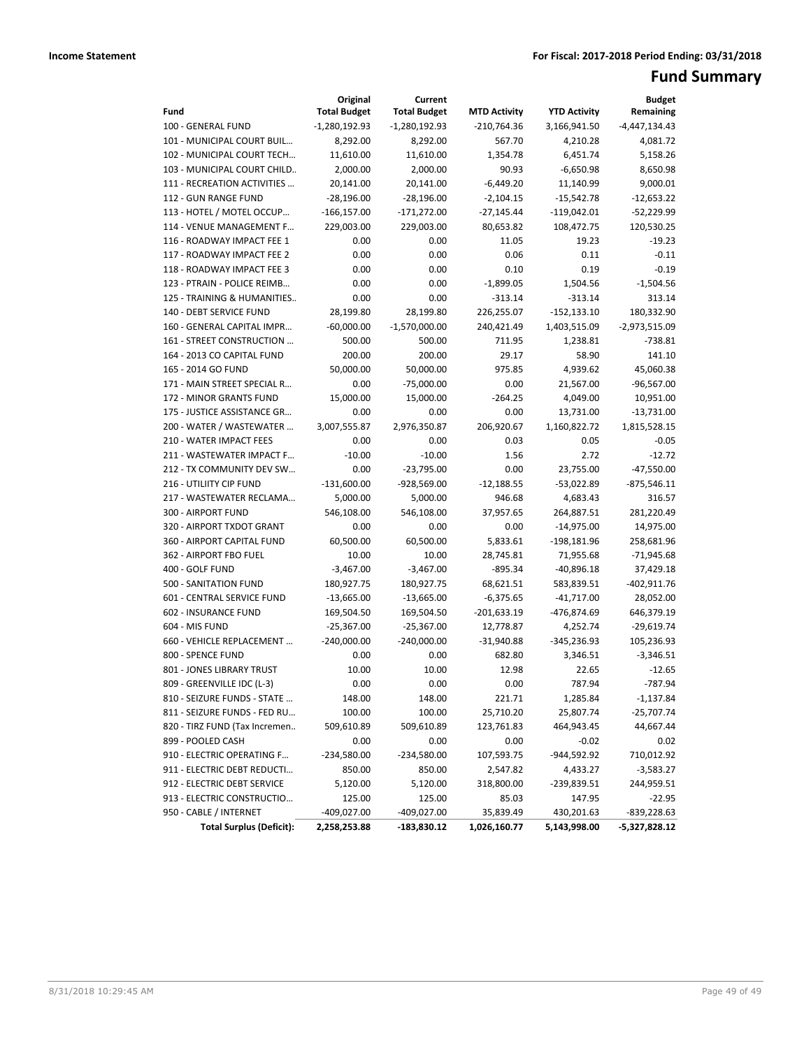**Income Statement** **For Fiscal: 2017-2018 Period Ending: 03/31/2018**

# Fund Summary

| Fund | Original Total Budget | Current Total Budget | MTD Activity | YTD Activity | Budget Remaining |
|---|---|---|---|---|---|
| 100 - GENERAL FUND | -1,280,192.93 | -1,280,192.93 | -210,764.36 | 3,166,941.50 | -4,447,134.43 |
| 101 - MUNICIPAL COURT BUIL… | 8,292.00 | 8,292.00 | 567.70 | 4,210.28 | 4,081.72 |
| 102 - MUNICIPAL COURT TECH… | 11,610.00 | 11,610.00 | 1,354.78 | 6,451.74 | 5,158.26 |
| 103 - MUNICIPAL COURT CHILD.. | 2,000.00 | 2,000.00 | 90.93 | -6,650.98 | 8,650.98 |
| 111 - RECREATION ACTIVITIES … | 20,141.00 | 20,141.00 | -6,449.20 | 11,140.99 | 9,000.01 |
| 112 - GUN RANGE FUND | -28,196.00 | -28,196.00 | -2,104.15 | -15,542.78 | -12,653.22 |
| 113 - HOTEL / MOTEL OCCUP… | -166,157.00 | -171,272.00 | -27,145.44 | -119,042.01 | -52,229.99 |
| 114 - VENUE MANAGEMENT F… | 229,003.00 | 229,003.00 | 80,653.82 | 108,472.75 | 120,530.25 |
| 116 - ROADWAY IMPACT FEE 1 | 0.00 | 0.00 | 11.05 | 19.23 | -19.23 |
| 117 - ROADWAY IMPACT FEE 2 | 0.00 | 0.00 | 0.06 | 0.11 | -0.11 |
| 118 - ROADWAY IMPACT FEE 3 | 0.00 | 0.00 | 0.10 | 0.19 | -0.19 |
| 123 - PTRAIN - POLICE REIMB… | 0.00 | 0.00 | -1,899.05 | 1,504.56 | -1,504.56 |
| 125 - TRAINING & HUMANITIES.. | 0.00 | 0.00 | -313.14 | -313.14 | 313.14 |
| 140 - DEBT SERVICE FUND | 28,199.80 | 28,199.80 | 226,255.07 | -152,133.10 | 180,332.90 |
| 160 - GENERAL CAPITAL IMPR… | -60,000.00 | -1,570,000.00 | 240,421.49 | 1,403,515.09 | -2,973,515.09 |
| 161 - STREET CONSTRUCTION … | 500.00 | 500.00 | 711.95 | 1,238.81 | -738.81 |
| 164 - 2013 CO CAPITAL FUND | 200.00 | 200.00 | 29.17 | 58.90 | 141.10 |
| 165 - 2014 GO FUND | 50,000.00 | 50,000.00 | 975.85 | 4,939.62 | 45,060.38 |
| 171 - MAIN STREET SPECIAL R… | 0.00 | -75,000.00 | 0.00 | 21,567.00 | -96,567.00 |
| 172 - MINOR GRANTS FUND | 15,000.00 | 15,000.00 | -264.25 | 4,049.00 | 10,951.00 |
| 175 - JUSTICE ASSISTANCE GR… | 0.00 | 0.00 | 0.00 | 13,731.00 | -13,731.00 |
| 200 - WATER / WASTEWATER … | 3,007,555.87 | 2,976,350.87 | 206,920.67 | 1,160,822.72 | 1,815,528.15 |
| 210 - WATER IMPACT FEES | 0.00 | 0.00 | 0.03 | 0.05 | -0.05 |
| 211 - WASTEWATER IMPACT F… | -10.00 | -10.00 | 1.56 | 2.72 | -12.72 |
| 212 - TX COMMUNITY DEV SW… | 0.00 | -23,795.00 | 0.00 | 23,755.00 | -47,550.00 |
| 216 - UTILIITY CIP FUND | -131,600.00 | -928,569.00 | -12,188.55 | -53,022.89 | -875,546.11 |
| 217 - WASTEWATER RECLAMA… | 5,000.00 | 5,000.00 | 946.68 | 4,683.43 | 316.57 |
| 300 - AIRPORT FUND | 546,108.00 | 546,108.00 | 37,957.65 | 264,887.51 | 281,220.49 |
| 320 - AIRPORT TXDOT GRANT | 0.00 | 0.00 | 0.00 | -14,975.00 | 14,975.00 |
| 360 - AIRPORT CAPITAL FUND | 60,500.00 | 60,500.00 | 5,833.61 | -198,181.96 | 258,681.96 |
| 362 - AIRPORT FBO FUEL | 10.00 | 10.00 | 28,745.81 | 71,955.68 | -71,945.68 |
| 400 - GOLF FUND | -3,467.00 | -3,467.00 | -895.34 | -40,896.18 | 37,429.18 |
| 500 - SANITATION FUND | 180,927.75 | 180,927.75 | 68,621.51 | 583,839.51 | -402,911.76 |
| 601 - CENTRAL SERVICE FUND | -13,665.00 | -13,665.00 | -6,375.65 | -41,717.00 | 28,052.00 |
| 602 - INSURANCE FUND | 169,504.50 | 169,504.50 | -201,633.19 | -476,874.69 | 646,379.19 |
| 604 - MIS FUND | -25,367.00 | -25,367.00 | 12,778.87 | 4,252.74 | -29,619.74 |
| 660 - VEHICLE REPLACEMENT … | -240,000.00 | -240,000.00 | -31,940.88 | -345,236.93 | 105,236.93 |
| 800 - SPENCE FUND | 0.00 | 0.00 | 682.80 | 3,346.51 | -3,346.51 |
| 801 - JONES LIBRARY TRUST | 10.00 | 10.00 | 12.98 | 22.65 | -12.65 |
| 809 - GREENVILLE IDC (L-3) | 0.00 | 0.00 | 0.00 | 787.94 | -787.94 |
| 810 - SEIZURE FUNDS - STATE … | 148.00 | 148.00 | 221.71 | 1,285.84 | -1,137.84 |
| 811 - SEIZURE FUNDS - FED RU… | 100.00 | 100.00 | 25,710.20 | 25,807.74 | -25,707.74 |
| 820 - TIRZ FUND (Tax Incremen.. | 509,610.89 | 509,610.89 | 123,761.83 | 464,943.45 | 44,667.44 |
| 899 - POOLED CASH | 0.00 | 0.00 | 0.00 | -0.02 | 0.02 |
| 910 - ELECTRIC OPERATING F… | -234,580.00 | -234,580.00 | 107,593.75 | -944,592.92 | 710,012.92 |
| 911 - ELECTRIC DEBT REDUCTI… | 850.00 | 850.00 | 2,547.82 | 4,433.27 | -3,583.27 |
| 912 - ELECTRIC DEBT SERVICE | 5,120.00 | 5,120.00 | 318,800.00 | -239,839.51 | 244,959.51 |
| 913 - ELECTRIC CONSTRUCTIO… | 125.00 | 125.00 | 85.03 | 147.95 | -22.95 |
| 950 - CABLE / INTERNET | -409,027.00 | -409,027.00 | 35,839.49 | 430,201.63 | -839,228.63 |
| **Total Surplus (Deficit):** | **2,258,253.88** | **-183,830.12** | **1,026,160.77** | **5,143,998.00** | **-5,327,828.12** |

8/31/2018 10:29:45 AM